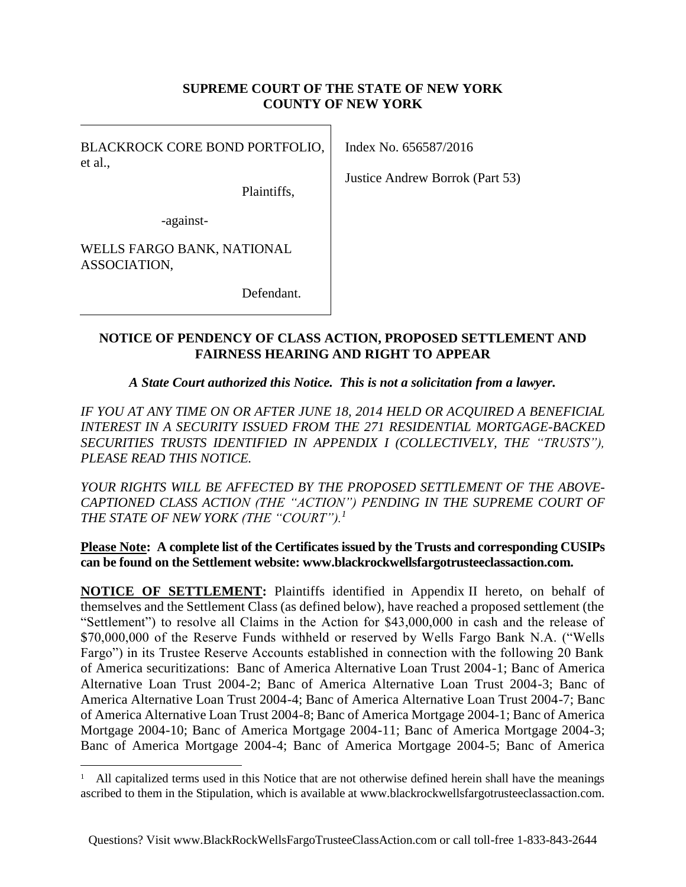**SUPREME COURT OF THE STATE OF NEW YORK**
**COUNTY OF NEW YORK**

| | |
|---|---|
| BLACKROCK CORE BOND PORTFOLIO, et al.,<br><br>Plaintiffs,<br><br>-against-<br><br>WELLS FARGO BANK, NATIONAL ASSOCIATION,<br><br>Defendant. | Index No. 656587/2016<br><br>Justice Andrew Borrok (Part 53) |

## NOTICE OF PENDENCY OF CLASS ACTION, PROPOSED SETTLEMENT AND FAIRNESS HEARING AND RIGHT TO APPEAR

***A State Court authorized this Notice. This is not a solicitation from a lawyer.***

*IF YOU AT ANY TIME ON OR AFTER JUNE 18, 2014 HELD OR ACQUIRED A BENEFICIAL INTEREST IN A SECURITY ISSUED FROM THE 271 RESIDENTIAL MORTGAGE-BACKED SECURITIES TRUSTS IDENTIFIED IN APPENDIX I (COLLECTIVELY, THE "TRUSTS"), PLEASE READ THIS NOTICE.*

*YOUR RIGHTS WILL BE AFFECTED BY THE PROPOSED SETTLEMENT OF THE ABOVE-CAPTIONED CLASS ACTION (THE "ACTION") PENDING IN THE SUPREME COURT OF THE STATE OF NEW YORK (THE "COURT").*[1]

**Please Note: A complete list of the Certificates issued by the Trusts and corresponding CUSIPs can be found on the Settlement website: www.blackrockwellsfargotrusteeclassaction.com.**

**NOTICE OF SETTLEMENT:** Plaintiffs identified in Appendix II hereto, on behalf of themselves and the Settlement Class (as defined below), have reached a proposed settlement (the "Settlement") to resolve all Claims in the Action for $43,000,000 in cash and the release of $70,000,000 of the Reserve Funds withheld or reserved by Wells Fargo Bank N.A. ("Wells Fargo") in its Trustee Reserve Accounts established in connection with the following 20 Bank of America securitizations: Banc of America Alternative Loan Trust 2004-1; Banc of America Alternative Loan Trust 2004-2; Banc of America Alternative Loan Trust 2004-3; Banc of America Alternative Loan Trust 2004-4; Banc of America Alternative Loan Trust 2004-7; Banc of America Alternative Loan Trust 2004-8; Banc of America Mortgage 2004-1; Banc of America Mortgage 2004-10; Banc of America Mortgage 2004-11; Banc of America Mortgage 2004-3; Banc of America Mortgage 2004-4; Banc of America Mortgage 2004-5; Banc of America

[1] All capitalized terms used in this Notice that are not otherwise defined herein shall have the meanings ascribed to them in the Stipulation, which is available at www.blackrockwellsfargotrusteeclassaction.com.

Questions? Visit www.BlackRockWellsFargoTrusteeClassAction.com or call toll-free 1-833-843-2644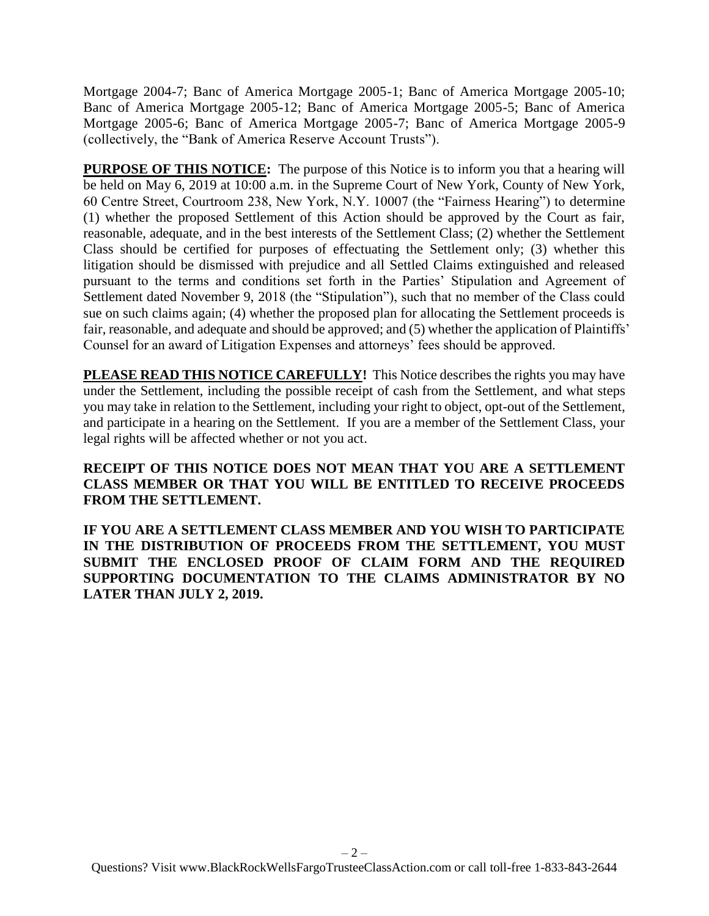Mortgage 2004-7; Banc of America Mortgage 2005-1; Banc of America Mortgage 2005-10; Banc of America Mortgage 2005-12; Banc of America Mortgage 2005-5; Banc of America Mortgage 2005-6; Banc of America Mortgage 2005-7; Banc of America Mortgage 2005-9 (collectively, the "Bank of America Reserve Account Trusts").

**PURPOSE OF THIS NOTICE:** The purpose of this Notice is to inform you that a hearing will be held on May 6, 2019 at 10:00 a.m. in the Supreme Court of New York, County of New York, 60 Centre Street, Courtroom 238, New York, N.Y. 10007 (the "Fairness Hearing") to determine (1) whether the proposed Settlement of this Action should be approved by the Court as fair, reasonable, adequate, and in the best interests of the Settlement Class; (2) whether the Settlement Class should be certified for purposes of effectuating the Settlement only; (3) whether this litigation should be dismissed with prejudice and all Settled Claims extinguished and released pursuant to the terms and conditions set forth in the Parties' Stipulation and Agreement of Settlement dated November 9, 2018 (the "Stipulation"), such that no member of the Class could sue on such claims again; (4) whether the proposed plan for allocating the Settlement proceeds is fair, reasonable, and adequate and should be approved; and (5) whether the application of Plaintiffs' Counsel for an award of Litigation Expenses and attorneys' fees should be approved.

**PLEASE READ THIS NOTICE CAREFULLY!** This Notice describes the rights you may have under the Settlement, including the possible receipt of cash from the Settlement, and what steps you may take in relation to the Settlement, including your right to object, opt-out of the Settlement, and participate in a hearing on the Settlement. If you are a member of the Settlement Class, your legal rights will be affected whether or not you act.

**RECEIPT OF THIS NOTICE DOES NOT MEAN THAT YOU ARE A SETTLEMENT CLASS MEMBER OR THAT YOU WILL BE ENTITLED TO RECEIVE PROCEEDS FROM THE SETTLEMENT.**

**IF YOU ARE A SETTLEMENT CLASS MEMBER AND YOU WISH TO PARTICIPATE IN THE DISTRIBUTION OF PROCEEDS FROM THE SETTLEMENT, YOU MUST SUBMIT THE ENCLOSED PROOF OF CLAIM FORM AND THE REQUIRED SUPPORTING DOCUMENTATION TO THE CLAIMS ADMINISTRATOR BY NO LATER THAN JULY 2, 2019.**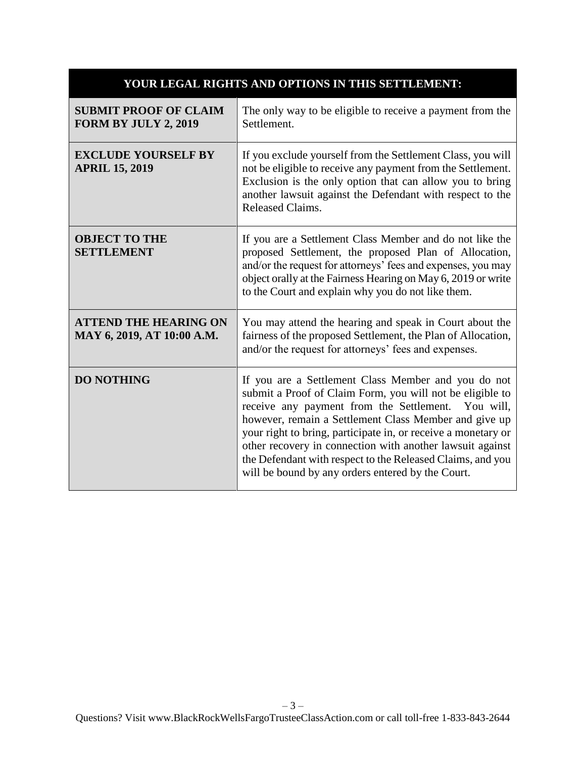| YOUR LEGAL RIGHTS AND OPTIONS IN THIS SETTLEMENT: | |
|---|---|
| **SUBMIT PROOF OF CLAIM FORM BY JULY 2, 2019** | The only way to be eligible to receive a payment from the Settlement. |
| **EXCLUDE YOURSELF BY APRIL 15, 2019** | If you exclude yourself from the Settlement Class, you will not be eligible to receive any payment from the Settlement. Exclusion is the only option that can allow you to bring another lawsuit against the Defendant with respect to the Released Claims. |
| **OBJECT TO THE SETTLEMENT** | If you are a Settlement Class Member and do not like the proposed Settlement, the proposed Plan of Allocation, and/or the request for attorneys' fees and expenses, you may object orally at the Fairness Hearing on May 6, 2019 or write to the Court and explain why you do not like them. |
| **ATTEND THE HEARING ON MAY 6, 2019, AT 10:00 A.M.** | You may attend the hearing and speak in Court about the fairness of the proposed Settlement, the Plan of Allocation, and/or the request for attorneys' fees and expenses. |
| **DO NOTHING** | If you are a Settlement Class Member and you do not submit a Proof of Claim Form, you will not be eligible to receive any payment from the Settlement. You will, however, remain a Settlement Class Member and give up your right to bring, participate in, or receive a monetary or other recovery in connection with another lawsuit against the Defendant with respect to the Released Claims, and you will be bound by any orders entered by the Court. |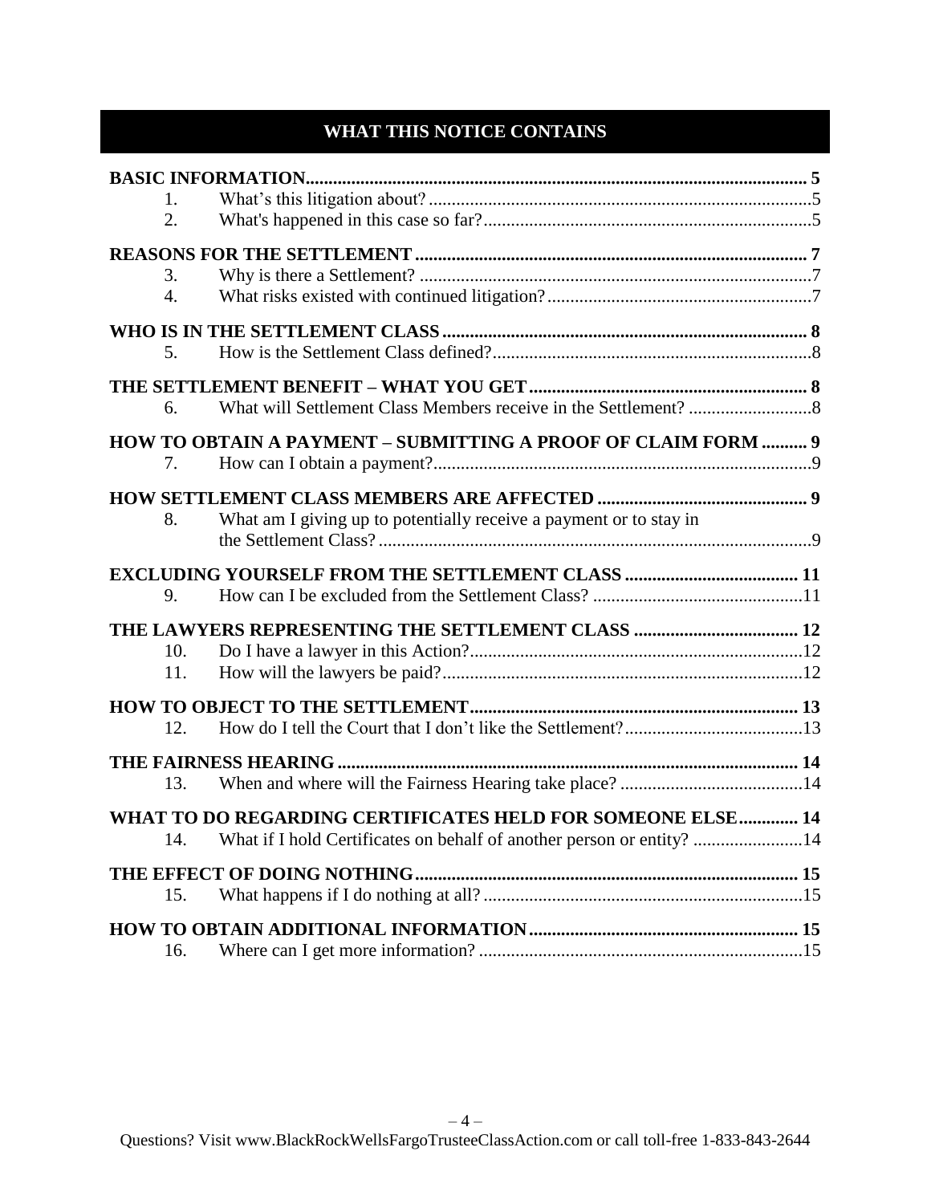## WHAT THIS NOTICE CONTAINS

| | | |
|---|---|---|
| **BASIC INFORMATION** | | **5** |
| 1. | What's this litigation about? | 5 |
| 2. | What's happened in this case so far? | 5 |
| **REASONS FOR THE SETTLEMENT** | | **7** |
| 3. | Why is there a Settlement? | 7 |
| 4. | What risks existed with continued litigation? | 7 |
| **WHO IS IN THE SETTLEMENT CLASS** | | **8** |
| 5. | How is the Settlement Class defined? | 8 |
| **THE SETTLEMENT BENEFIT – WHAT YOU GET** | | **8** |
| 6. | What will Settlement Class Members receive in the Settlement? | 8 |
| **HOW TO OBTAIN A PAYMENT – SUBMITTING A PROOF OF CLAIM FORM** | | **9** |
| 7. | How can I obtain a payment? | 9 |
| **HOW SETTLEMENT CLASS MEMBERS ARE AFFECTED** | | **9** |
| 8. | What am I giving up to potentially receive a payment or to stay in the Settlement Class? | 9 |
| **EXCLUDING YOURSELF FROM THE SETTLEMENT CLASS** | | **11** |
| 9. | How can I be excluded from the Settlement Class? | 11 |
| **THE LAWYERS REPRESENTING THE SETTLEMENT CLASS** | | **12** |
| 10. | Do I have a lawyer in this Action? | 12 |
| 11. | How will the lawyers be paid? | 12 |
| **HOW TO OBJECT TO THE SETTLEMENT** | | **13** |
| 12. | How do I tell the Court that I don't like the Settlement? | 13 |
| **THE FAIRNESS HEARING** | | **14** |
| 13. | When and where will the Fairness Hearing take place? | 14 |
| **WHAT TO DO REGARDING CERTIFICATES HELD FOR SOMEONE ELSE** | | **14** |
| 14. | What if I hold Certificates on behalf of another person or entity? | 14 |
| **THE EFFECT OF DOING NOTHING** | | **15** |
| 15. | What happens if I do nothing at all? | 15 |
| **HOW TO OBTAIN ADDITIONAL INFORMATION** | | **15** |
| 16. | Where can I get more information? | 15 |

Questions? Visit www.BlackRockWellsFargoTrusteeClassAction.com or call toll-free 1-833-843-2644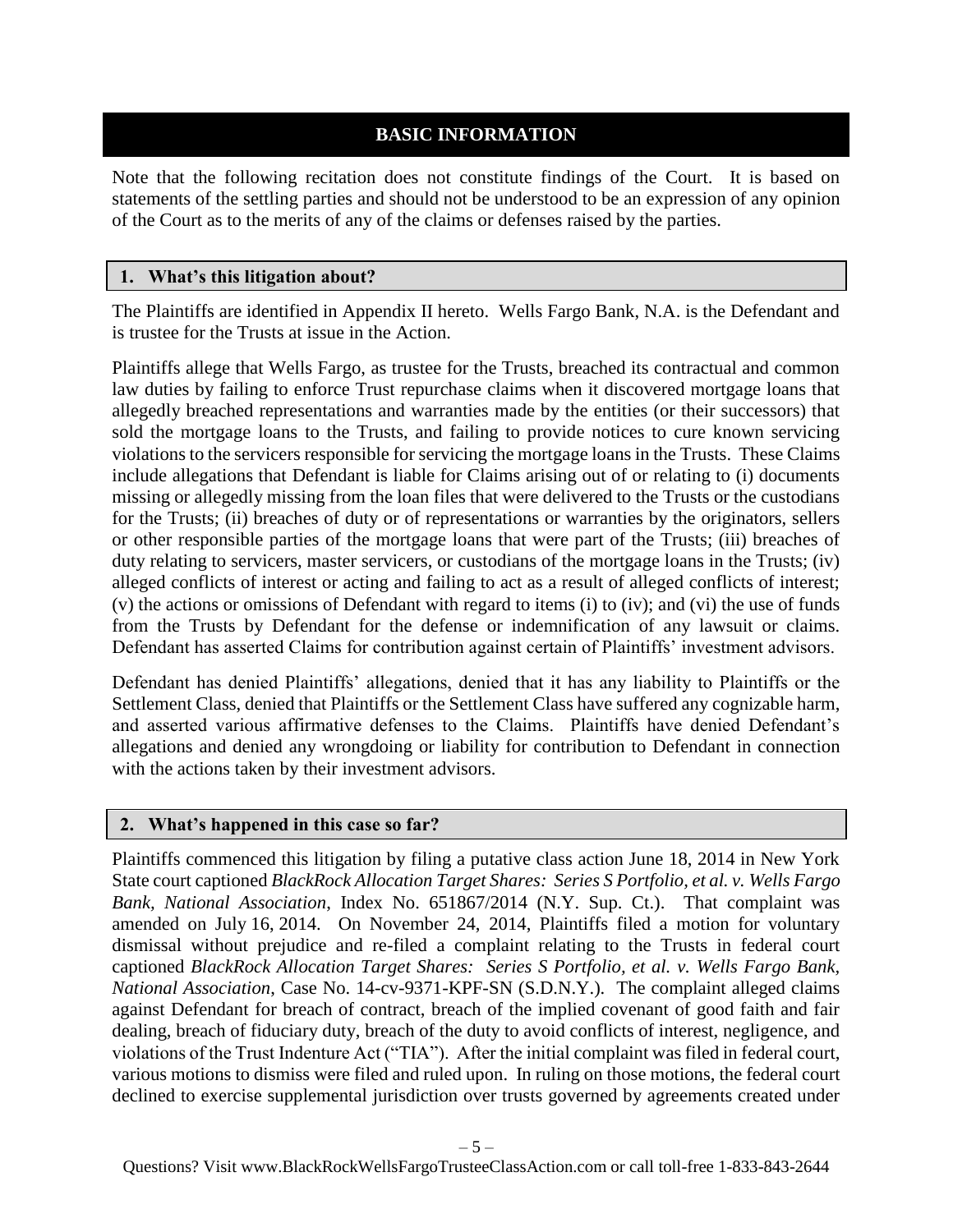## BASIC INFORMATION

Note that the following recitation does not constitute findings of the Court. It is based on statements of the settling parties and should not be understood to be an expression of any opinion of the Court as to the merits of any of the claims or defenses raised by the parties.

### 1. What's this litigation about?

The Plaintiffs are identified in Appendix II hereto. Wells Fargo Bank, N.A. is the Defendant and is trustee for the Trusts at issue in the Action.

Plaintiffs allege that Wells Fargo, as trustee for the Trusts, breached its contractual and common law duties by failing to enforce Trust repurchase claims when it discovered mortgage loans that allegedly breached representations and warranties made by the entities (or their successors) that sold the mortgage loans to the Trusts, and failing to provide notices to cure known servicing violations to the servicers responsible for servicing the mortgage loans in the Trusts. These Claims include allegations that Defendant is liable for Claims arising out of or relating to (i) documents missing or allegedly missing from the loan files that were delivered to the Trusts or the custodians for the Trusts; (ii) breaches of duty or of representations or warranties by the originators, sellers or other responsible parties of the mortgage loans that were part of the Trusts; (iii) breaches of duty relating to servicers, master servicers, or custodians of the mortgage loans in the Trusts; (iv) alleged conflicts of interest or acting and failing to act as a result of alleged conflicts of interest; (v) the actions or omissions of Defendant with regard to items (i) to (iv); and (vi) the use of funds from the Trusts by Defendant for the defense or indemnification of any lawsuit or claims. Defendant has asserted Claims for contribution against certain of Plaintiffs' investment advisors.

Defendant has denied Plaintiffs' allegations, denied that it has any liability to Plaintiffs or the Settlement Class, denied that Plaintiffs or the Settlement Class have suffered any cognizable harm, and asserted various affirmative defenses to the Claims. Plaintiffs have denied Defendant's allegations and denied any wrongdoing or liability for contribution to Defendant in connection with the actions taken by their investment advisors.

### 2. What's happened in this case so far?

Plaintiffs commenced this litigation by filing a putative class action June 18, 2014 in New York State court captioned *BlackRock Allocation Target Shares: Series S Portfolio, et al. v. Wells Fargo Bank, National Association*, Index No. 651867/2014 (N.Y. Sup. Ct.). That complaint was amended on July 16, 2014. On November 24, 2014, Plaintiffs filed a motion for voluntary dismissal without prejudice and re-filed a complaint relating to the Trusts in federal court captioned *BlackRock Allocation Target Shares: Series S Portfolio, et al. v. Wells Fargo Bank, National Association*, Case No. 14-cv-9371-KPF-SN (S.D.N.Y.). The complaint alleged claims against Defendant for breach of contract, breach of the implied covenant of good faith and fair dealing, breach of fiduciary duty, breach of the duty to avoid conflicts of interest, negligence, and violations of the Trust Indenture Act ("TIA"). After the initial complaint was filed in federal court, various motions to dismiss were filed and ruled upon. In ruling on those motions, the federal court declined to exercise supplemental jurisdiction over trusts governed by agreements created under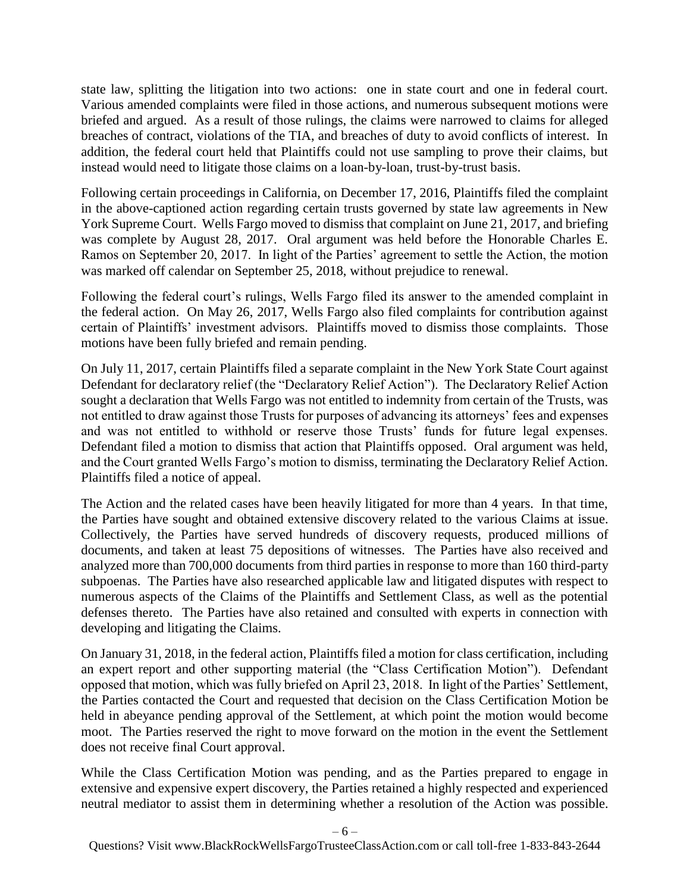state law, splitting the litigation into two actions: one in state court and one in federal court. Various amended complaints were filed in those actions, and numerous subsequent motions were briefed and argued. As a result of those rulings, the claims were narrowed to claims for alleged breaches of contract, violations of the TIA, and breaches of duty to avoid conflicts of interest. In addition, the federal court held that Plaintiffs could not use sampling to prove their claims, but instead would need to litigate those claims on a loan-by-loan, trust-by-trust basis.

Following certain proceedings in California, on December 17, 2016, Plaintiffs filed the complaint in the above-captioned action regarding certain trusts governed by state law agreements in New York Supreme Court. Wells Fargo moved to dismiss that complaint on June 21, 2017, and briefing was complete by August 28, 2017. Oral argument was held before the Honorable Charles E. Ramos on September 20, 2017. In light of the Parties' agreement to settle the Action, the motion was marked off calendar on September 25, 2018, without prejudice to renewal.

Following the federal court's rulings, Wells Fargo filed its answer to the amended complaint in the federal action. On May 26, 2017, Wells Fargo also filed complaints for contribution against certain of Plaintiffs' investment advisors. Plaintiffs moved to dismiss those complaints. Those motions have been fully briefed and remain pending.

On July 11, 2017, certain Plaintiffs filed a separate complaint in the New York State Court against Defendant for declaratory relief (the "Declaratory Relief Action"). The Declaratory Relief Action sought a declaration that Wells Fargo was not entitled to indemnity from certain of the Trusts, was not entitled to draw against those Trusts for purposes of advancing its attorneys' fees and expenses and was not entitled to withhold or reserve those Trusts' funds for future legal expenses. Defendant filed a motion to dismiss that action that Plaintiffs opposed. Oral argument was held, and the Court granted Wells Fargo's motion to dismiss, terminating the Declaratory Relief Action. Plaintiffs filed a notice of appeal.

The Action and the related cases have been heavily litigated for more than 4 years. In that time, the Parties have sought and obtained extensive discovery related to the various Claims at issue. Collectively, the Parties have served hundreds of discovery requests, produced millions of documents, and taken at least 75 depositions of witnesses. The Parties have also received and analyzed more than 700,000 documents from third parties in response to more than 160 third-party subpoenas. The Parties have also researched applicable law and litigated disputes with respect to numerous aspects of the Claims of the Plaintiffs and Settlement Class, as well as the potential defenses thereto. The Parties have also retained and consulted with experts in connection with developing and litigating the Claims.

On January 31, 2018, in the federal action, Plaintiffs filed a motion for class certification, including an expert report and other supporting material (the "Class Certification Motion"). Defendant opposed that motion, which was fully briefed on April 23, 2018. In light of the Parties' Settlement, the Parties contacted the Court and requested that decision on the Class Certification Motion be held in abeyance pending approval of the Settlement, at which point the motion would become moot. The Parties reserved the right to move forward on the motion in the event the Settlement does not receive final Court approval.

While the Class Certification Motion was pending, and as the Parties prepared to engage in extensive and expensive expert discovery, the Parties retained a highly respected and experienced neutral mediator to assist them in determining whether a resolution of the Action was possible.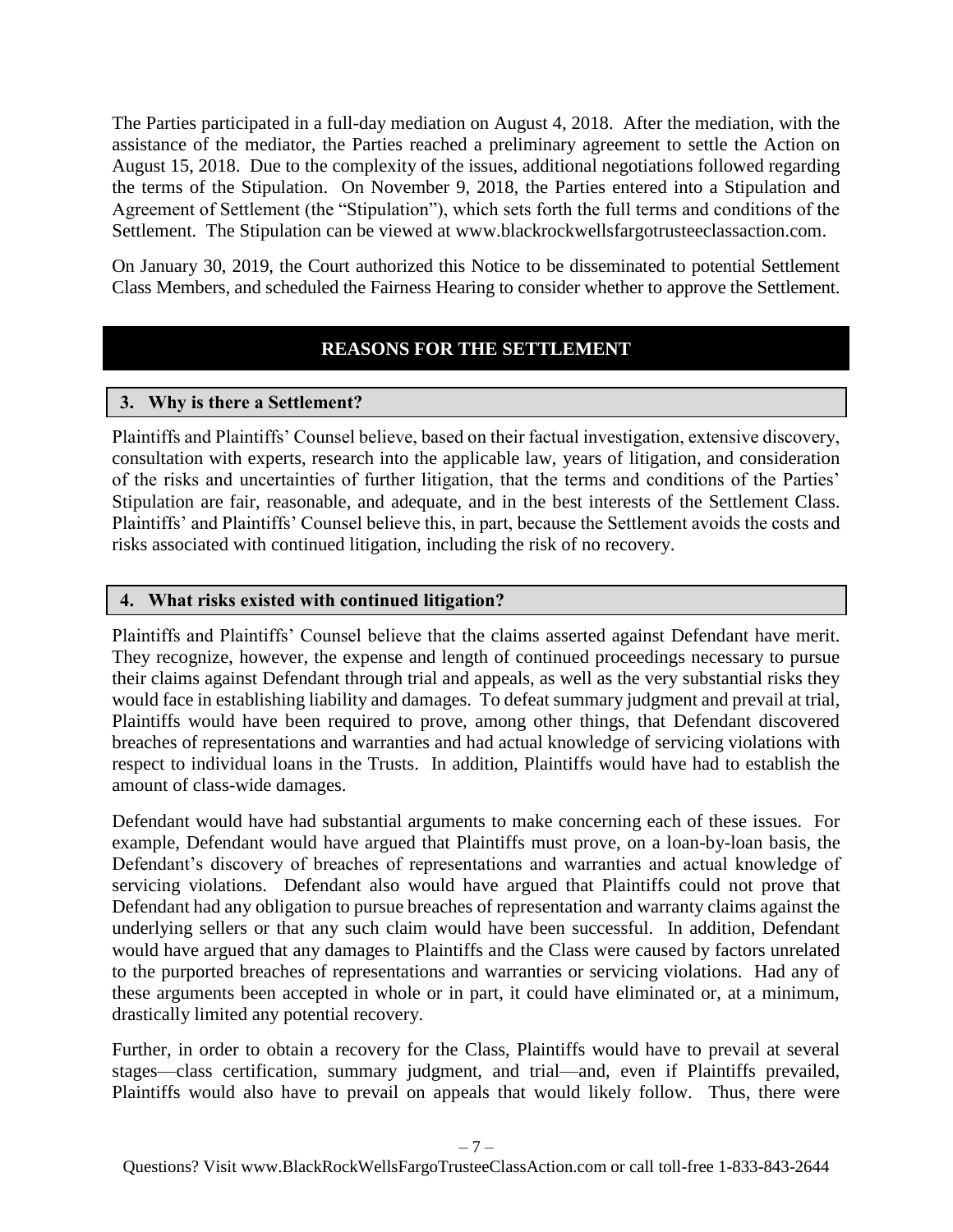The Parties participated in a full-day mediation on August 4, 2018. After the mediation, with the assistance of the mediator, the Parties reached a preliminary agreement to settle the Action on August 15, 2018. Due to the complexity of the issues, additional negotiations followed regarding the terms of the Stipulation. On November 9, 2018, the Parties entered into a Stipulation and Agreement of Settlement (the "Stipulation"), which sets forth the full terms and conditions of the Settlement. The Stipulation can be viewed at www.blackrockwellsfargotrusteeclassaction.com.

On January 30, 2019, the Court authorized this Notice to be disseminated to potential Settlement Class Members, and scheduled the Fairness Hearing to consider whether to approve the Settlement.

## REASONS FOR THE SETTLEMENT

### 3. Why is there a Settlement?

Plaintiffs and Plaintiffs' Counsel believe, based on their factual investigation, extensive discovery, consultation with experts, research into the applicable law, years of litigation, and consideration of the risks and uncertainties of further litigation, that the terms and conditions of the Parties' Stipulation are fair, reasonable, and adequate, and in the best interests of the Settlement Class. Plaintiffs' and Plaintiffs' Counsel believe this, in part, because the Settlement avoids the costs and risks associated with continued litigation, including the risk of no recovery.

### 4. What risks existed with continued litigation?

Plaintiffs and Plaintiffs' Counsel believe that the claims asserted against Defendant have merit. They recognize, however, the expense and length of continued proceedings necessary to pursue their claims against Defendant through trial and appeals, as well as the very substantial risks they would face in establishing liability and damages. To defeat summary judgment and prevail at trial, Plaintiffs would have been required to prove, among other things, that Defendant discovered breaches of representations and warranties and had actual knowledge of servicing violations with respect to individual loans in the Trusts. In addition, Plaintiffs would have had to establish the amount of class-wide damages.

Defendant would have had substantial arguments to make concerning each of these issues. For example, Defendant would have argued that Plaintiffs must prove, on a loan-by-loan basis, the Defendant's discovery of breaches of representations and warranties and actual knowledge of servicing violations. Defendant also would have argued that Plaintiffs could not prove that Defendant had any obligation to pursue breaches of representation and warranty claims against the underlying sellers or that any such claim would have been successful. In addition, Defendant would have argued that any damages to Plaintiffs and the Class were caused by factors unrelated to the purported breaches of representations and warranties or servicing violations. Had any of these arguments been accepted in whole or in part, it could have eliminated or, at a minimum, drastically limited any potential recovery.

Further, in order to obtain a recovery for the Class, Plaintiffs would have to prevail at several stages—class certification, summary judgment, and trial—and, even if Plaintiffs prevailed, Plaintiffs would also have to prevail on appeals that would likely follow. Thus, there were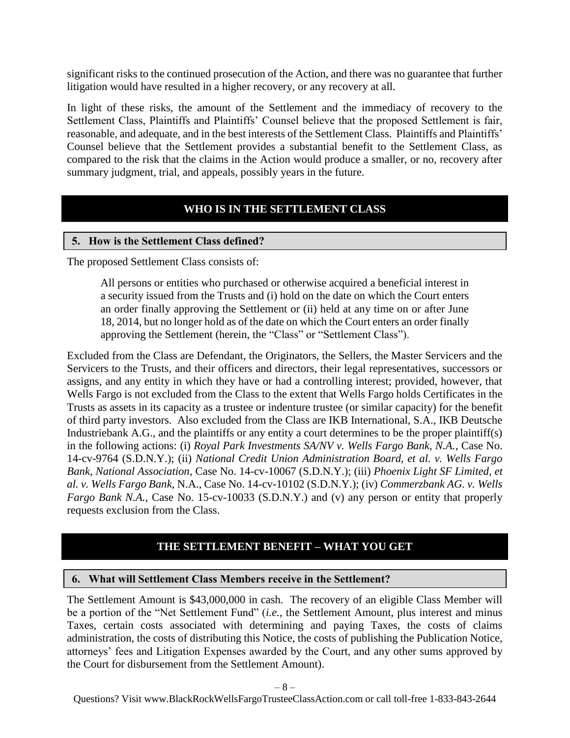significant risks to the continued prosecution of the Action, and there was no guarantee that further litigation would have resulted in a higher recovery, or any recovery at all.

In light of these risks, the amount of the Settlement and the immediacy of recovery to the Settlement Class, Plaintiffs and Plaintiffs' Counsel believe that the proposed Settlement is fair, reasonable, and adequate, and in the best interests of the Settlement Class. Plaintiffs and Plaintiffs' Counsel believe that the Settlement provides a substantial benefit to the Settlement Class, as compared to the risk that the claims in the Action would produce a smaller, or no, recovery after summary judgment, trial, and appeals, possibly years in the future.

## WHO IS IN THE SETTLEMENT CLASS

### 5. How is the Settlement Class defined?

The proposed Settlement Class consists of:

> All persons or entities who purchased or otherwise acquired a beneficial interest in a security issued from the Trusts and (i) hold on the date on which the Court enters an order finally approving the Settlement or (ii) held at any time on or after June 18, 2014, but no longer hold as of the date on which the Court enters an order finally approving the Settlement (herein, the "Class" or "Settlement Class").

Excluded from the Class are Defendant, the Originators, the Sellers, the Master Servicers and the Servicers to the Trusts, and their officers and directors, their legal representatives, successors or assigns, and any entity in which they have or had a controlling interest; provided, however, that Wells Fargo is not excluded from the Class to the extent that Wells Fargo holds Certificates in the Trusts as assets in its capacity as a trustee or indenture trustee (or similar capacity) for the benefit of third party investors. Also excluded from the Class are IKB International, S.A., IKB Deutsche Industriebank A.G., and the plaintiffs or any entity a court determines to be the proper plaintiff(s) in the following actions: (i) *Royal Park Investments SA/NV v. Wells Fargo Bank, N.A.*, Case No. 14-cv-9764 (S.D.N.Y.); (ii) *National Credit Union Administration Board, et al. v. Wells Fargo Bank, National Association*, Case No. 14-cv-10067 (S.D.N.Y.); (iii) *Phoenix Light SF Limited, et al. v. Wells Fargo Bank*, N.A., Case No. 14-cv-10102 (S.D.N.Y.); (iv) *Commerzbank AG. v. Wells Fargo Bank N.A.*, Case No. 15-cv-10033 (S.D.N.Y.) and (v) any person or entity that properly requests exclusion from the Class.

## THE SETTLEMENT BENEFIT – WHAT YOU GET

### 6. What will Settlement Class Members receive in the Settlement?

The Settlement Amount is $43,000,000 in cash. The recovery of an eligible Class Member will be a portion of the "Net Settlement Fund" (*i.e.*, the Settlement Amount, plus interest and minus Taxes, certain costs associated with determining and paying Taxes, the costs of claims administration, the costs of distributing this Notice, the costs of publishing the Publication Notice, attorneys' fees and Litigation Expenses awarded by the Court, and any other sums approved by the Court for disbursement from the Settlement Amount).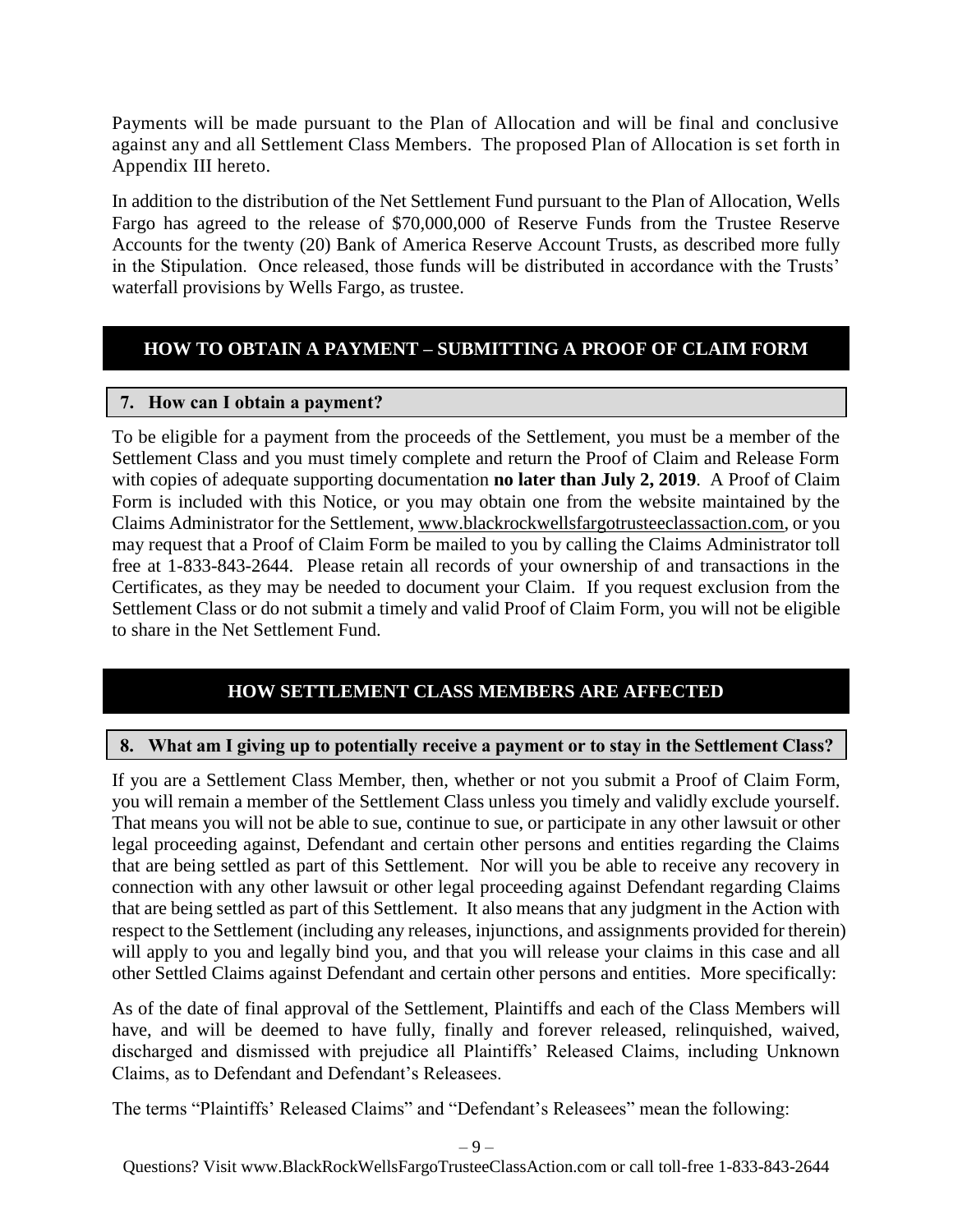Payments will be made pursuant to the Plan of Allocation and will be final and conclusive against any and all Settlement Class Members. The proposed Plan of Allocation is set forth in Appendix III hereto.

In addition to the distribution of the Net Settlement Fund pursuant to the Plan of Allocation, Wells Fargo has agreed to the release of $70,000,000 of Reserve Funds from the Trustee Reserve Accounts for the twenty (20) Bank of America Reserve Account Trusts, as described more fully in the Stipulation. Once released, those funds will be distributed in accordance with the Trusts' waterfall provisions by Wells Fargo, as trustee.

## HOW TO OBTAIN A PAYMENT – SUBMITTING A PROOF OF CLAIM FORM

### 7. How can I obtain a payment?

To be eligible for a payment from the proceeds of the Settlement, you must be a member of the Settlement Class and you must timely complete and return the Proof of Claim and Release Form with copies of adequate supporting documentation **no later than July 2, 2019**. A Proof of Claim Form is included with this Notice, or you may obtain one from the website maintained by the Claims Administrator for the Settlement, www.blackrockwellsfargotrusteeclassaction.com, or you may request that a Proof of Claim Form be mailed to you by calling the Claims Administrator toll free at 1-833-843-2644. Please retain all records of your ownership of and transactions in the Certificates, as they may be needed to document your Claim. If you request exclusion from the Settlement Class or do not submit a timely and valid Proof of Claim Form, you will not be eligible to share in the Net Settlement Fund.

## HOW SETTLEMENT CLASS MEMBERS ARE AFFECTED

### 8. What am I giving up to potentially receive a payment or to stay in the Settlement Class?

If you are a Settlement Class Member, then, whether or not you submit a Proof of Claim Form, you will remain a member of the Settlement Class unless you timely and validly exclude yourself. That means you will not be able to sue, continue to sue, or participate in any other lawsuit or other legal proceeding against, Defendant and certain other persons and entities regarding the Claims that are being settled as part of this Settlement. Nor will you be able to receive any recovery in connection with any other lawsuit or other legal proceeding against Defendant regarding Claims that are being settled as part of this Settlement. It also means that any judgment in the Action with respect to the Settlement (including any releases, injunctions, and assignments provided for therein) will apply to you and legally bind you, and that you will release your claims in this case and all other Settled Claims against Defendant and certain other persons and entities. More specifically:

As of the date of final approval of the Settlement, Plaintiffs and each of the Class Members will have, and will be deemed to have fully, finally and forever released, relinquished, waived, discharged and dismissed with prejudice all Plaintiffs' Released Claims, including Unknown Claims, as to Defendant and Defendant's Releasees.

The terms "Plaintiffs' Released Claims" and "Defendant's Releasees" mean the following: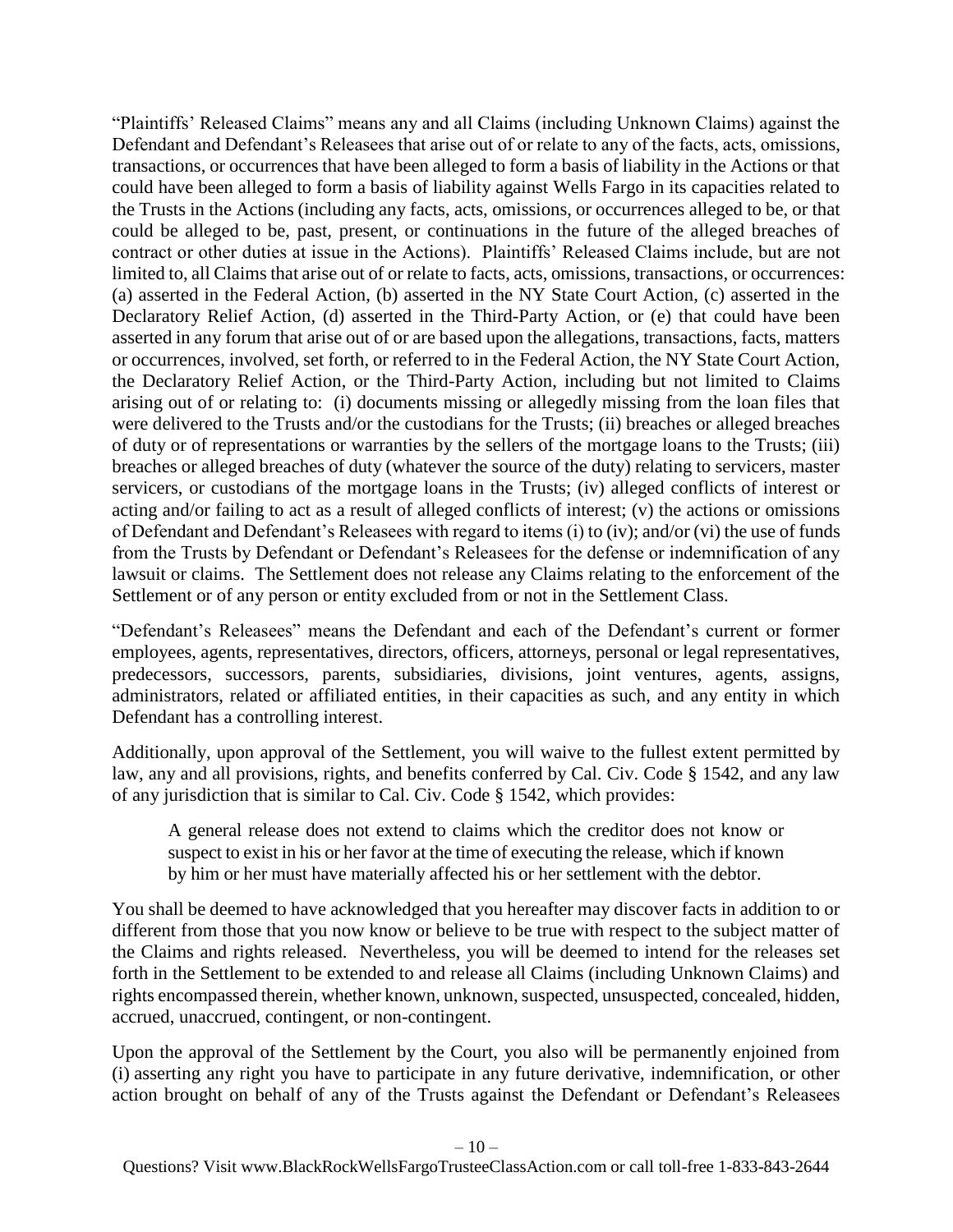"Plaintiffs' Released Claims" means any and all Claims (including Unknown Claims) against the Defendant and Defendant's Releasees that arise out of or relate to any of the facts, acts, omissions, transactions, or occurrences that have been alleged to form a basis of liability in the Actions or that could have been alleged to form a basis of liability against Wells Fargo in its capacities related to the Trusts in the Actions (including any facts, acts, omissions, or occurrences alleged to be, or that could be alleged to be, past, present, or continuations in the future of the alleged breaches of contract or other duties at issue in the Actions). Plaintiffs' Released Claims include, but are not limited to, all Claims that arise out of or relate to facts, acts, omissions, transactions, or occurrences: (a) asserted in the Federal Action, (b) asserted in the NY State Court Action, (c) asserted in the Declaratory Relief Action, (d) asserted in the Third-Party Action, or (e) that could have been asserted in any forum that arise out of or are based upon the allegations, transactions, facts, matters or occurrences, involved, set forth, or referred to in the Federal Action, the NY State Court Action, the Declaratory Relief Action, or the Third-Party Action, including but not limited to Claims arising out of or relating to: (i) documents missing or allegedly missing from the loan files that were delivered to the Trusts and/or the custodians for the Trusts; (ii) breaches or alleged breaches of duty or of representations or warranties by the sellers of the mortgage loans to the Trusts; (iii) breaches or alleged breaches of duty (whatever the source of the duty) relating to servicers, master servicers, or custodians of the mortgage loans in the Trusts; (iv) alleged conflicts of interest or acting and/or failing to act as a result of alleged conflicts of interest; (v) the actions or omissions of Defendant and Defendant's Releasees with regard to items (i) to (iv); and/or (vi) the use of funds from the Trusts by Defendant or Defendant's Releasees for the defense or indemnification of any lawsuit or claims. The Settlement does not release any Claims relating to the enforcement of the Settlement or of any person or entity excluded from or not in the Settlement Class.

"Defendant's Releasees" means the Defendant and each of the Defendant's current or former employees, agents, representatives, directors, officers, attorneys, personal or legal representatives, predecessors, successors, parents, subsidiaries, divisions, joint ventures, agents, assigns, administrators, related or affiliated entities, in their capacities as such, and any entity in which Defendant has a controlling interest.

Additionally, upon approval of the Settlement, you will waive to the fullest extent permitted by law, any and all provisions, rights, and benefits conferred by Cal. Civ. Code § 1542, and any law of any jurisdiction that is similar to Cal. Civ. Code § 1542, which provides:

> A general release does not extend to claims which the creditor does not know or suspect to exist in his or her favor at the time of executing the release, which if known by him or her must have materially affected his or her settlement with the debtor.

You shall be deemed to have acknowledged that you hereafter may discover facts in addition to or different from those that you now know or believe to be true with respect to the subject matter of the Claims and rights released. Nevertheless, you will be deemed to intend for the releases set forth in the Settlement to be extended to and release all Claims (including Unknown Claims) and rights encompassed therein, whether known, unknown, suspected, unsuspected, concealed, hidden, accrued, unaccrued, contingent, or non-contingent.

Upon the approval of the Settlement by the Court, you also will be permanently enjoined from (i) asserting any right you have to participate in any future derivative, indemnification, or other action brought on behalf of any of the Trusts against the Defendant or Defendant's Releasees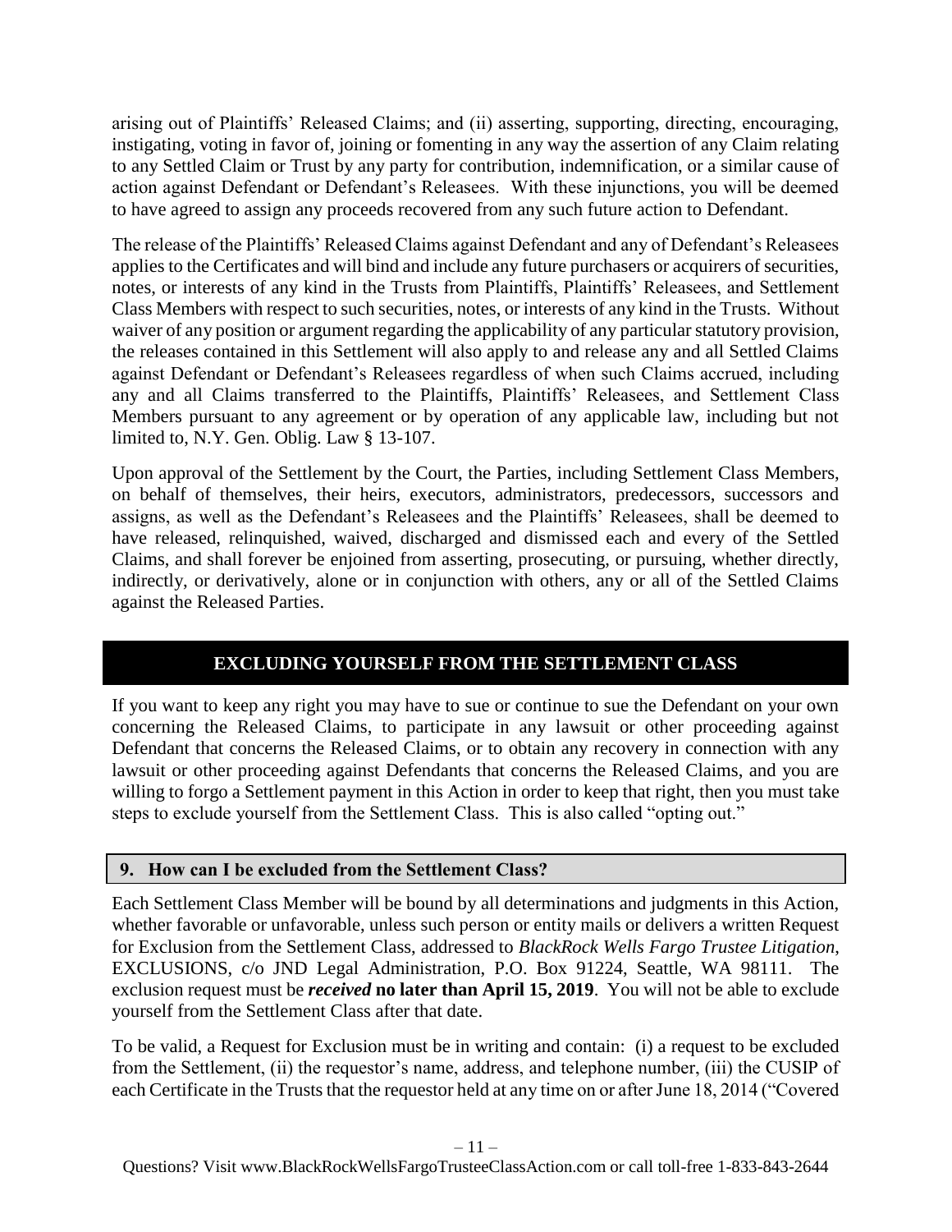arising out of Plaintiffs' Released Claims; and (ii) asserting, supporting, directing, encouraging, instigating, voting in favor of, joining or fomenting in any way the assertion of any Claim relating to any Settled Claim or Trust by any party for contribution, indemnification, or a similar cause of action against Defendant or Defendant's Releasees. With these injunctions, you will be deemed to have agreed to assign any proceeds recovered from any such future action to Defendant.

The release of the Plaintiffs' Released Claims against Defendant and any of Defendant's Releasees applies to the Certificates and will bind and include any future purchasers or acquirers of securities, notes, or interests of any kind in the Trusts from Plaintiffs, Plaintiffs' Releasees, and Settlement Class Members with respect to such securities, notes, or interests of any kind in the Trusts. Without waiver of any position or argument regarding the applicability of any particular statutory provision, the releases contained in this Settlement will also apply to and release any and all Settled Claims against Defendant or Defendant's Releasees regardless of when such Claims accrued, including any and all Claims transferred to the Plaintiffs, Plaintiffs' Releasees, and Settlement Class Members pursuant to any agreement or by operation of any applicable law, including but not limited to, N.Y. Gen. Oblig. Law § 13-107.

Upon approval of the Settlement by the Court, the Parties, including Settlement Class Members, on behalf of themselves, their heirs, executors, administrators, predecessors, successors and assigns, as well as the Defendant's Releasees and the Plaintiffs' Releasees, shall be deemed to have released, relinquished, waived, discharged and dismissed each and every of the Settled Claims, and shall forever be enjoined from asserting, prosecuting, or pursuing, whether directly, indirectly, or derivatively, alone or in conjunction with others, any or all of the Settled Claims against the Released Parties.

## EXCLUDING YOURSELF FROM THE SETTLEMENT CLASS

If you want to keep any right you may have to sue or continue to sue the Defendant on your own concerning the Released Claims, to participate in any lawsuit or other proceeding against Defendant that concerns the Released Claims, or to obtain any recovery in connection with any lawsuit or other proceeding against Defendants that concerns the Released Claims, and you are willing to forgo a Settlement payment in this Action in order to keep that right, then you must take steps to exclude yourself from the Settlement Class. This is also called "opting out."

### 9. How can I be excluded from the Settlement Class?

Each Settlement Class Member will be bound by all determinations and judgments in this Action, whether favorable or unfavorable, unless such person or entity mails or delivers a written Request for Exclusion from the Settlement Class, addressed to *BlackRock Wells Fargo Trustee Litigation*, EXCLUSIONS, c/o JND Legal Administration, P.O. Box 91224, Seattle, WA 98111. The exclusion request must be ***received*** **no later than April 15, 2019**. You will not be able to exclude yourself from the Settlement Class after that date.

To be valid, a Request for Exclusion must be in writing and contain: (i) a request to be excluded from the Settlement, (ii) the requestor's name, address, and telephone number, (iii) the CUSIP of each Certificate in the Trusts that the requestor held at any time on or after June 18, 2014 ("Covered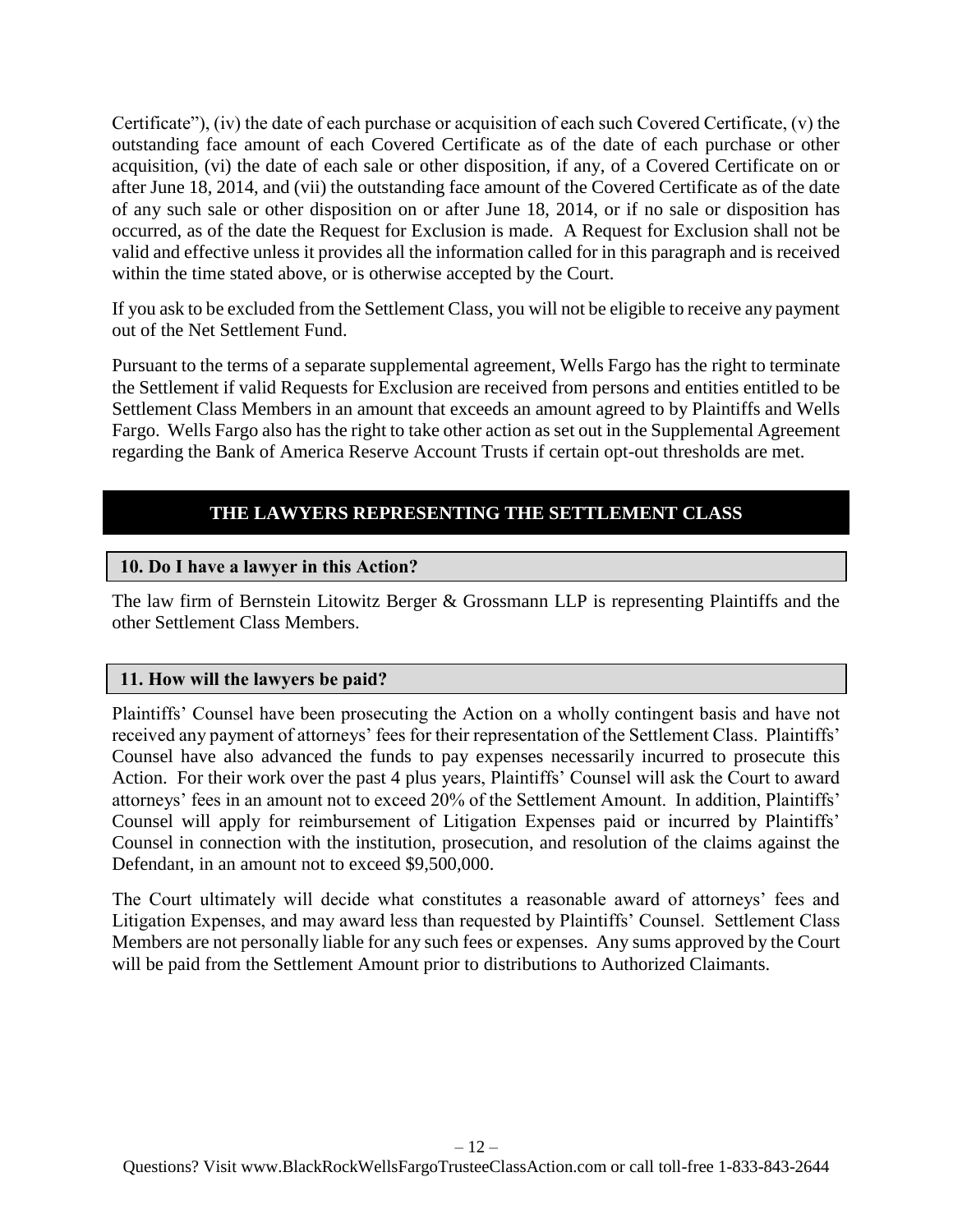Certificate"), (iv) the date of each purchase or acquisition of each such Covered Certificate, (v) the outstanding face amount of each Covered Certificate as of the date of each purchase or other acquisition, (vi) the date of each sale or other disposition, if any, of a Covered Certificate on or after June 18, 2014, and (vii) the outstanding face amount of the Covered Certificate as of the date of any such sale or other disposition on or after June 18, 2014, or if no sale or disposition has occurred, as of the date the Request for Exclusion is made. A Request for Exclusion shall not be valid and effective unless it provides all the information called for in this paragraph and is received within the time stated above, or is otherwise accepted by the Court.

If you ask to be excluded from the Settlement Class, you will not be eligible to receive any payment out of the Net Settlement Fund.

Pursuant to the terms of a separate supplemental agreement, Wells Fargo has the right to terminate the Settlement if valid Requests for Exclusion are received from persons and entities entitled to be Settlement Class Members in an amount that exceeds an amount agreed to by Plaintiffs and Wells Fargo. Wells Fargo also has the right to take other action as set out in the Supplemental Agreement regarding the Bank of America Reserve Account Trusts if certain opt-out thresholds are met.

## THE LAWYERS REPRESENTING THE SETTLEMENT CLASS

### 10. Do I have a lawyer in this Action?

The law firm of Bernstein Litowitz Berger & Grossmann LLP is representing Plaintiffs and the other Settlement Class Members.

### 11. How will the lawyers be paid?

Plaintiffs' Counsel have been prosecuting the Action on a wholly contingent basis and have not received any payment of attorneys' fees for their representation of the Settlement Class. Plaintiffs' Counsel have also advanced the funds to pay expenses necessarily incurred to prosecute this Action. For their work over the past 4 plus years, Plaintiffs' Counsel will ask the Court to award attorneys' fees in an amount not to exceed 20% of the Settlement Amount. In addition, Plaintiffs' Counsel will apply for reimbursement of Litigation Expenses paid or incurred by Plaintiffs' Counsel in connection with the institution, prosecution, and resolution of the claims against the Defendant, in an amount not to exceed $9,500,000.

The Court ultimately will decide what constitutes a reasonable award of attorneys' fees and Litigation Expenses, and may award less than requested by Plaintiffs' Counsel. Settlement Class Members are not personally liable for any such fees or expenses. Any sums approved by the Court will be paid from the Settlement Amount prior to distributions to Authorized Claimants.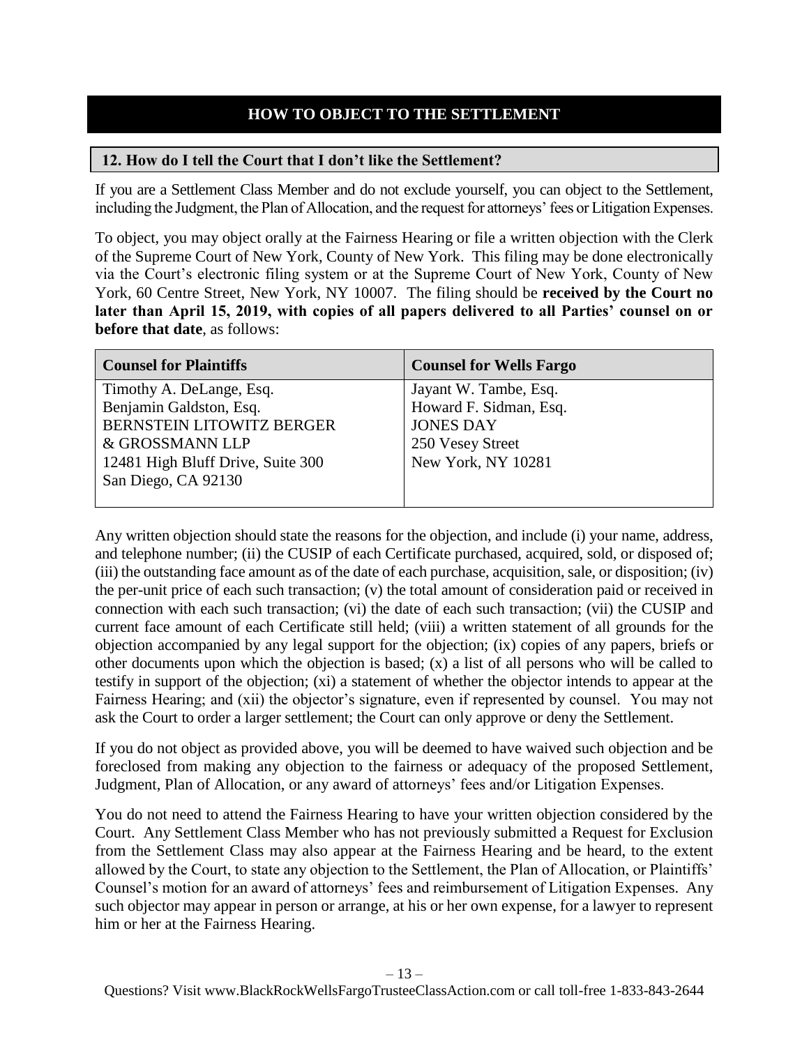## HOW TO OBJECT TO THE SETTLEMENT

### 12. How do I tell the Court that I don't like the Settlement?

If you are a Settlement Class Member and do not exclude yourself, you can object to the Settlement, including the Judgment, the Plan of Allocation, and the request for attorneys' fees or Litigation Expenses.

To object, you may object orally at the Fairness Hearing or file a written objection with the Clerk of the Supreme Court of New York, County of New York. This filing may be done electronically via the Court's electronic filing system or at the Supreme Court of New York, County of New York, 60 Centre Street, New York, NY 10007. The filing should be **received by the Court no later than April 15, 2019, with copies of all papers delivered to all Parties' counsel on or before that date**, as follows:

| Counsel for Plaintiffs | Counsel for Wells Fargo |
|---|---|
| Timothy A. DeLange, Esq.<br>Benjamin Galdston, Esq.<br>BERNSTEIN LITOWITZ BERGER & GROSSMANN LLP<br>12481 High Bluff Drive, Suite 300<br>San Diego, CA 92130 | Jayant W. Tambe, Esq.<br>Howard F. Sidman, Esq.<br>JONES DAY<br>250 Vesey Street<br>New York, NY 10281 |

Any written objection should state the reasons for the objection, and include (i) your name, address, and telephone number; (ii) the CUSIP of each Certificate purchased, acquired, sold, or disposed of; (iii) the outstanding face amount as of the date of each purchase, acquisition, sale, or disposition; (iv) the per-unit price of each such transaction; (v) the total amount of consideration paid or received in connection with each such transaction; (vi) the date of each such transaction; (vii) the CUSIP and current face amount of each Certificate still held; (viii) a written statement of all grounds for the objection accompanied by any legal support for the objection; (ix) copies of any papers, briefs or other documents upon which the objection is based; (x) a list of all persons who will be called to testify in support of the objection; (xi) a statement of whether the objector intends to appear at the Fairness Hearing; and (xii) the objector's signature, even if represented by counsel. You may not ask the Court to order a larger settlement; the Court can only approve or deny the Settlement.

If you do not object as provided above, you will be deemed to have waived such objection and be foreclosed from making any objection to the fairness or adequacy of the proposed Settlement, Judgment, Plan of Allocation, or any award of attorneys' fees and/or Litigation Expenses.

You do not need to attend the Fairness Hearing to have your written objection considered by the Court. Any Settlement Class Member who has not previously submitted a Request for Exclusion from the Settlement Class may also appear at the Fairness Hearing and be heard, to the extent allowed by the Court, to state any objection to the Settlement, the Plan of Allocation, or Plaintiffs' Counsel's motion for an award of attorneys' fees and reimbursement of Litigation Expenses. Any such objector may appear in person or arrange, at his or her own expense, for a lawyer to represent him or her at the Fairness Hearing.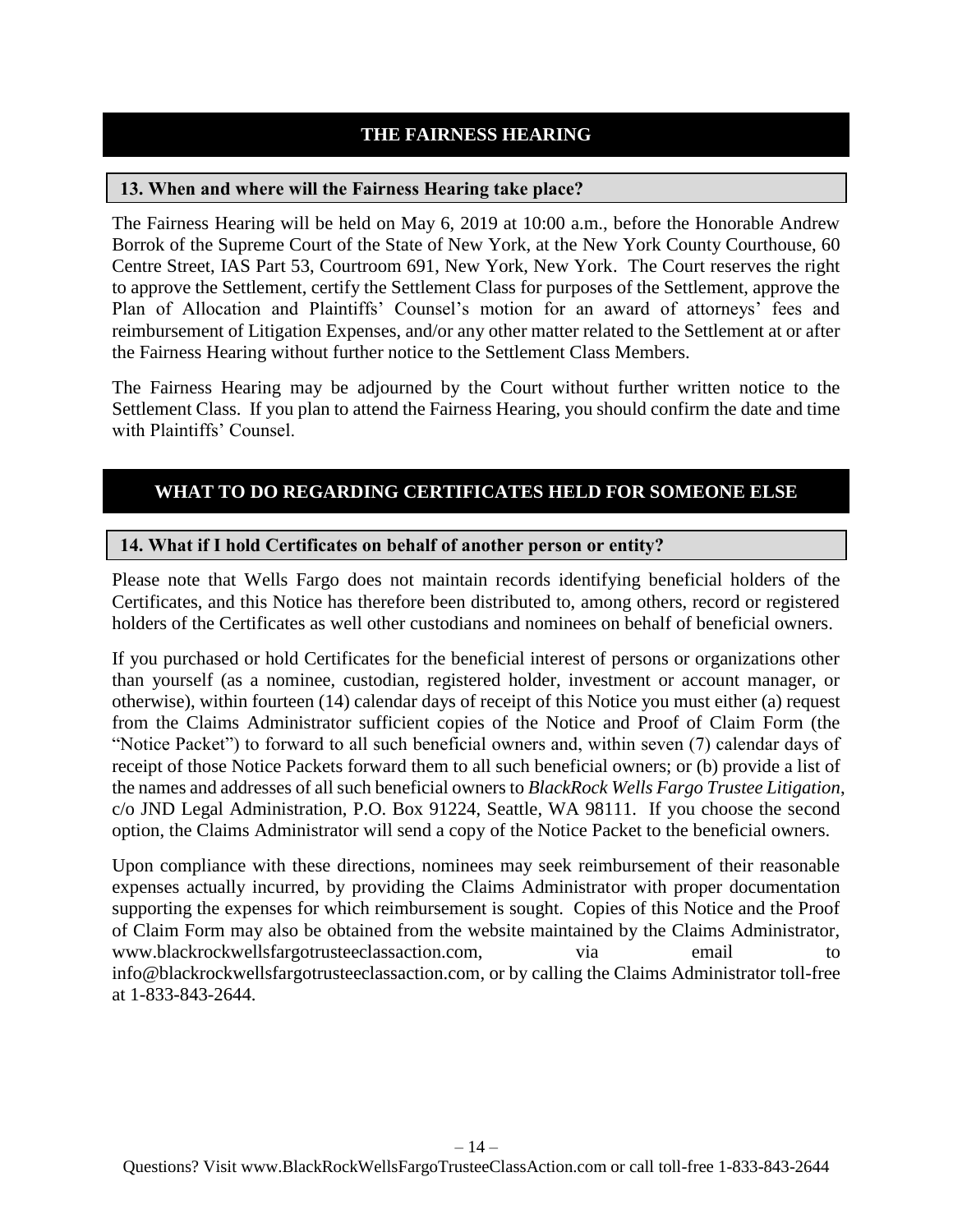## THE FAIRNESS HEARING

### 13. When and where will the Fairness Hearing take place?

The Fairness Hearing will be held on May 6, 2019 at 10:00 a.m., before the Honorable Andrew Borrok of the Supreme Court of the State of New York, at the New York County Courthouse, 60 Centre Street, IAS Part 53, Courtroom 691, New York, New York. The Court reserves the right to approve the Settlement, certify the Settlement Class for purposes of the Settlement, approve the Plan of Allocation and Plaintiffs' Counsel's motion for an award of attorneys' fees and reimbursement of Litigation Expenses, and/or any other matter related to the Settlement at or after the Fairness Hearing without further notice to the Settlement Class Members.

The Fairness Hearing may be adjourned by the Court without further written notice to the Settlement Class. If you plan to attend the Fairness Hearing, you should confirm the date and time with Plaintiffs' Counsel.

## WHAT TO DO REGARDING CERTIFICATES HELD FOR SOMEONE ELSE

### 14. What if I hold Certificates on behalf of another person or entity?

Please note that Wells Fargo does not maintain records identifying beneficial holders of the Certificates, and this Notice has therefore been distributed to, among others, record or registered holders of the Certificates as well other custodians and nominees on behalf of beneficial owners.

If you purchased or hold Certificates for the beneficial interest of persons or organizations other than yourself (as a nominee, custodian, registered holder, investment or account manager, or otherwise), within fourteen (14) calendar days of receipt of this Notice you must either (a) request from the Claims Administrator sufficient copies of the Notice and Proof of Claim Form (the "Notice Packet") to forward to all such beneficial owners and, within seven (7) calendar days of receipt of those Notice Packets forward them to all such beneficial owners; or (b) provide a list of the names and addresses of all such beneficial owners to *BlackRock Wells Fargo Trustee Litigation*, c/o JND Legal Administration, P.O. Box 91224, Seattle, WA 98111. If you choose the second option, the Claims Administrator will send a copy of the Notice Packet to the beneficial owners.

Upon compliance with these directions, nominees may seek reimbursement of their reasonable expenses actually incurred, by providing the Claims Administrator with proper documentation supporting the expenses for which reimbursement is sought. Copies of this Notice and the Proof of Claim Form may also be obtained from the website maintained by the Claims Administrator, www.blackrockwellsfargotrusteeclassaction.com, via email to info@blackrockwellsfargotrusteeclassaction.com, or by calling the Claims Administrator toll-free at 1-833-843-2644.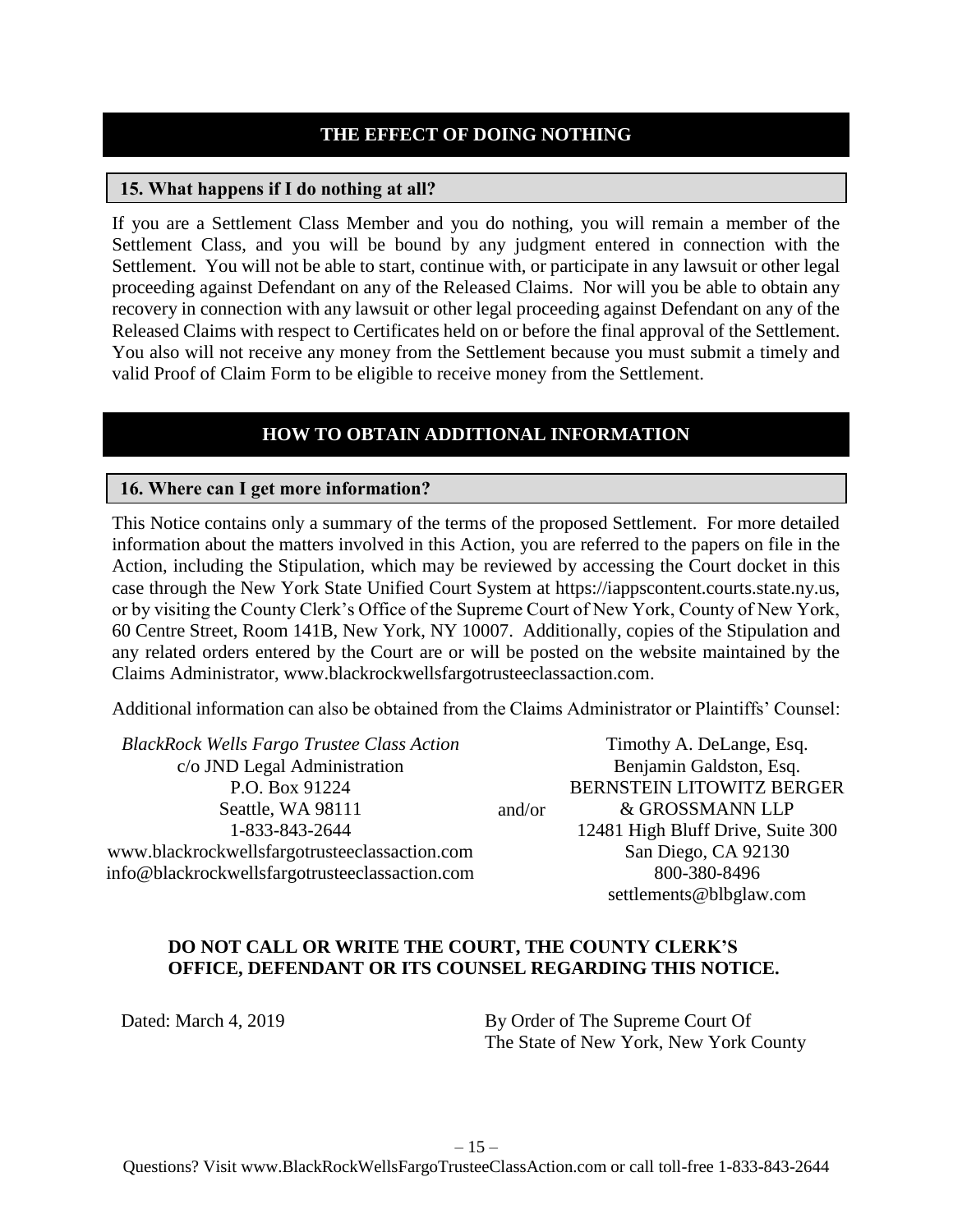## THE EFFECT OF DOING NOTHING

### 15. What happens if I do nothing at all?

If you are a Settlement Class Member and you do nothing, you will remain a member of the Settlement Class, and you will be bound by any judgment entered in connection with the Settlement. You will not be able to start, continue with, or participate in any lawsuit or other legal proceeding against Defendant on any of the Released Claims. Nor will you be able to obtain any recovery in connection with any lawsuit or other legal proceeding against Defendant on any of the Released Claims with respect to Certificates held on or before the final approval of the Settlement. You also will not receive any money from the Settlement because you must submit a timely and valid Proof of Claim Form to be eligible to receive money from the Settlement.

## HOW TO OBTAIN ADDITIONAL INFORMATION

### 16. Where can I get more information?

This Notice contains only a summary of the terms of the proposed Settlement. For more detailed information about the matters involved in this Action, you are referred to the papers on file in the Action, including the Stipulation, which may be reviewed by accessing the Court docket in this case through the New York State Unified Court System at https://iappscontent.courts.state.ny.us, or by visiting the County Clerk's Office of the Supreme Court of New York, County of New York, 60 Centre Street, Room 141B, New York, NY 10007. Additionally, copies of the Stipulation and any related orders entered by the Court are or will be posted on the website maintained by the Claims Administrator, www.blackrockwellsfargotrusteeclassaction.com.

Additional information can also be obtained from the Claims Administrator or Plaintiffs' Counsel:

*BlackRock Wells Fargo Trustee Class Action*
c/o JND Legal Administration
P.O. Box 91224
Seattle, WA 98111
1-833-843-2644
www.blackrockwellsfargotrusteeclassaction.com
info@blackrockwellsfargotrusteeclassaction.com

and/or

Timothy A. DeLange, Esq.
Benjamin Galdston, Esq.
BERNSTEIN LITOWITZ BERGER & GROSSMANN LLP
12481 High Bluff Drive, Suite 300
San Diego, CA 92130
800-380-8496
settlements@blbglaw.com

**DO NOT CALL OR WRITE THE COURT, THE COUNTY CLERK'S OFFICE, DEFENDANT OR ITS COUNSEL REGARDING THIS NOTICE.**

Dated: March 4, 2019

By Order of The Supreme Court Of
The State of New York, New York County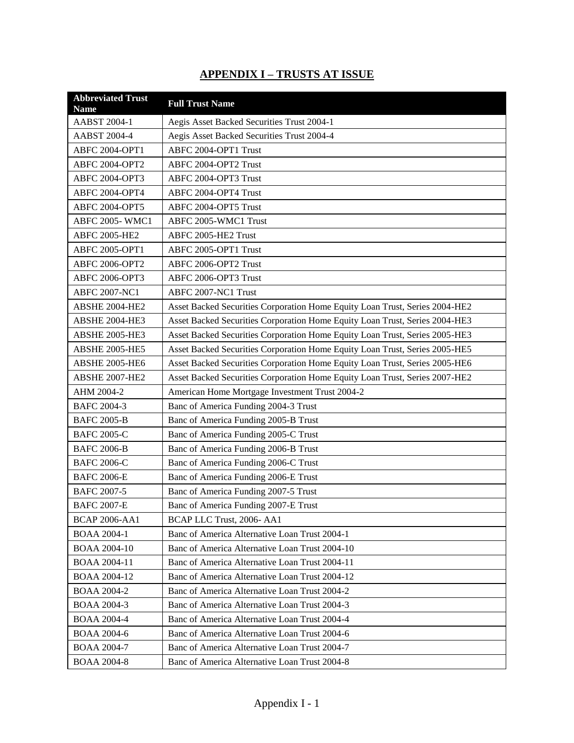## APPENDIX I – TRUSTS AT ISSUE

| Abbreviated Trust Name | Full Trust Name |
|---|---|
| AABST 2004-1 | Aegis Asset Backed Securities Trust 2004-1 |
| AABST 2004-4 | Aegis Asset Backed Securities Trust 2004-4 |
| ABFC 2004-OPT1 | ABFC 2004-OPT1 Trust |
| ABFC 2004-OPT2 | ABFC 2004-OPT2 Trust |
| ABFC 2004-OPT3 | ABFC 2004-OPT3 Trust |
| ABFC 2004-OPT4 | ABFC 2004-OPT4 Trust |
| ABFC 2004-OPT5 | ABFC 2004-OPT5 Trust |
| ABFC 2005- WMC1 | ABFC 2005-WMC1 Trust |
| ABFC 2005-HE2 | ABFC 2005-HE2 Trust |
| ABFC 2005-OPT1 | ABFC 2005-OPT1 Trust |
| ABFC 2006-OPT2 | ABFC 2006-OPT2 Trust |
| ABFC 2006-OPT3 | ABFC 2006-OPT3 Trust |
| ABFC 2007-NC1 | ABFC 2007-NC1 Trust |
| ABSHE 2004-HE2 | Asset Backed Securities Corporation Home Equity Loan Trust, Series 2004-HE2 |
| ABSHE 2004-HE3 | Asset Backed Securities Corporation Home Equity Loan Trust, Series 2004-HE3 |
| ABSHE 2005-HE3 | Asset Backed Securities Corporation Home Equity Loan Trust, Series 2005-HE3 |
| ABSHE 2005-HE5 | Asset Backed Securities Corporation Home Equity Loan Trust, Series 2005-HE5 |
| ABSHE 2005-HE6 | Asset Backed Securities Corporation Home Equity Loan Trust, Series 2005-HE6 |
| ABSHE 2007-HE2 | Asset Backed Securities Corporation Home Equity Loan Trust, Series 2007-HE2 |
| AHM 2004-2 | American Home Mortgage Investment Trust 2004-2 |
| BAFC 2004-3 | Banc of America Funding 2004-3 Trust |
| BAFC 2005-B | Banc of America Funding 2005-B Trust |
| BAFC 2005-C | Banc of America Funding 2005-C Trust |
| BAFC 2006-B | Banc of America Funding 2006-B Trust |
| BAFC 2006-C | Banc of America Funding 2006-C Trust |
| BAFC 2006-E | Banc of America Funding 2006-E Trust |
| BAFC 2007-5 | Banc of America Funding 2007-5 Trust |
| BAFC 2007-E | Banc of America Funding 2007-E Trust |
| BCAP 2006-AA1 | BCAP LLC Trust, 2006- AA1 |
| BOAA 2004-1 | Banc of America Alternative Loan Trust 2004-1 |
| BOAA 2004-10 | Banc of America Alternative Loan Trust 2004-10 |
| BOAA 2004-11 | Banc of America Alternative Loan Trust 2004-11 |
| BOAA 2004-12 | Banc of America Alternative Loan Trust 2004-12 |
| BOAA 2004-2 | Banc of America Alternative Loan Trust 2004-2 |
| BOAA 2004-3 | Banc of America Alternative Loan Trust 2004-3 |
| BOAA 2004-4 | Banc of America Alternative Loan Trust 2004-4 |
| BOAA 2004-6 | Banc of America Alternative Loan Trust 2004-6 |
| BOAA 2004-7 | Banc of America Alternative Loan Trust 2004-7 |
| BOAA 2004-8 | Banc of America Alternative Loan Trust 2004-8 |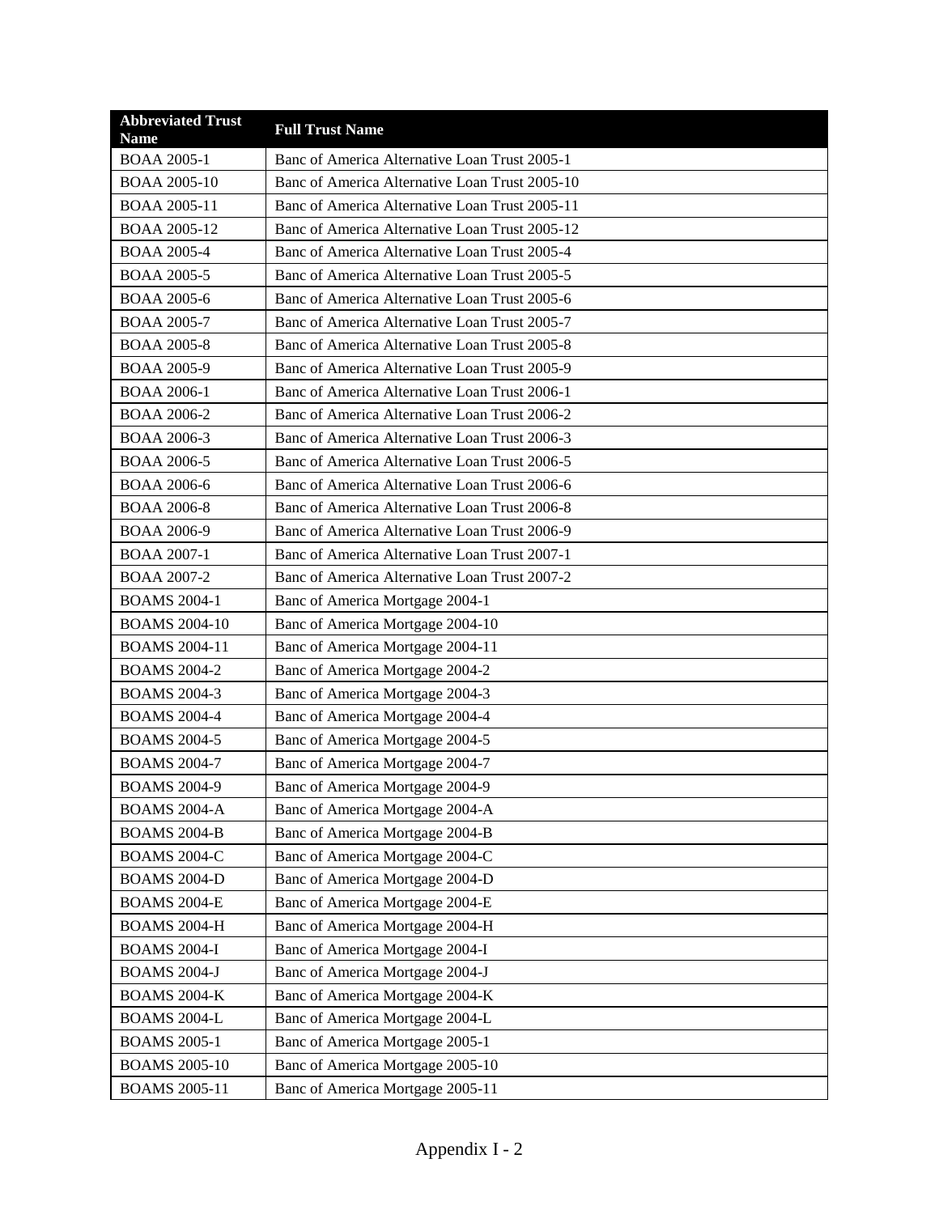| Abbreviated Trust Name | Full Trust Name |
| --- | --- |
| BOAA 2005-1 | Banc of America Alternative Loan Trust 2005-1 |
| BOAA 2005-10 | Banc of America Alternative Loan Trust 2005-10 |
| BOAA 2005-11 | Banc of America Alternative Loan Trust 2005-11 |
| BOAA 2005-12 | Banc of America Alternative Loan Trust 2005-12 |
| BOAA 2005-4 | Banc of America Alternative Loan Trust 2005-4 |
| BOAA 2005-5 | Banc of America Alternative Loan Trust 2005-5 |
| BOAA 2005-6 | Banc of America Alternative Loan Trust 2005-6 |
| BOAA 2005-7 | Banc of America Alternative Loan Trust 2005-7 |
| BOAA 2005-8 | Banc of America Alternative Loan Trust 2005-8 |
| BOAA 2005-9 | Banc of America Alternative Loan Trust 2005-9 |
| BOAA 2006-1 | Banc of America Alternative Loan Trust 2006-1 |
| BOAA 2006-2 | Banc of America Alternative Loan Trust 2006-2 |
| BOAA 2006-3 | Banc of America Alternative Loan Trust 2006-3 |
| BOAA 2006-5 | Banc of America Alternative Loan Trust 2006-5 |
| BOAA 2006-6 | Banc of America Alternative Loan Trust 2006-6 |
| BOAA 2006-8 | Banc of America Alternative Loan Trust 2006-8 |
| BOAA 2006-9 | Banc of America Alternative Loan Trust 2006-9 |
| BOAA 2007-1 | Banc of America Alternative Loan Trust 2007-1 |
| BOAA 2007-2 | Banc of America Alternative Loan Trust 2007-2 |
| BOAMS 2004-1 | Banc of America Mortgage 2004-1 |
| BOAMS 2004-10 | Banc of America Mortgage 2004-10 |
| BOAMS 2004-11 | Banc of America Mortgage 2004-11 |
| BOAMS 2004-2 | Banc of America Mortgage 2004-2 |
| BOAMS 2004-3 | Banc of America Mortgage 2004-3 |
| BOAMS 2004-4 | Banc of America Mortgage 2004-4 |
| BOAMS 2004-5 | Banc of America Mortgage 2004-5 |
| BOAMS 2004-7 | Banc of America Mortgage 2004-7 |
| BOAMS 2004-9 | Banc of America Mortgage 2004-9 |
| BOAMS 2004-A | Banc of America Mortgage 2004-A |
| BOAMS 2004-B | Banc of America Mortgage 2004-B |
| BOAMS 2004-C | Banc of America Mortgage 2004-C |
| BOAMS 2004-D | Banc of America Mortgage 2004-D |
| BOAMS 2004-E | Banc of America Mortgage 2004-E |
| BOAMS 2004-H | Banc of America Mortgage 2004-H |
| BOAMS 2004-I | Banc of America Mortgage 2004-I |
| BOAMS 2004-J | Banc of America Mortgage 2004-J |
| BOAMS 2004-K | Banc of America Mortgage 2004-K |
| BOAMS 2004-L | Banc of America Mortgage 2004-L |
| BOAMS 2005-1 | Banc of America Mortgage 2005-1 |
| BOAMS 2005-10 | Banc of America Mortgage 2005-10 |
| BOAMS 2005-11 | Banc of America Mortgage 2005-11 |

Appendix I - 2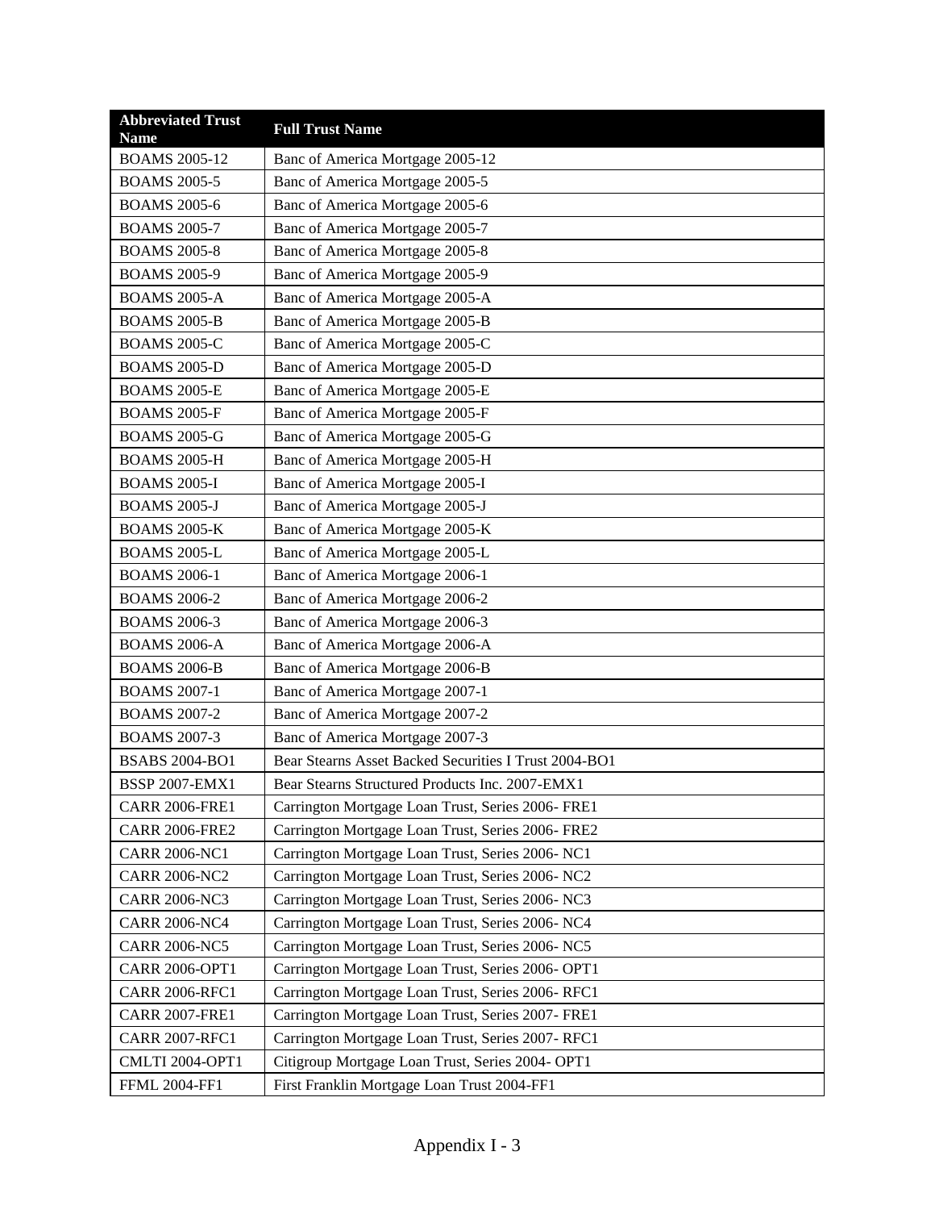| Abbreviated Trust Name | Full Trust Name |
|---|---|
| BOAMS 2005-12 | Banc of America Mortgage 2005-12 |
| BOAMS 2005-5 | Banc of America Mortgage 2005-5 |
| BOAMS 2005-6 | Banc of America Mortgage 2005-6 |
| BOAMS 2005-7 | Banc of America Mortgage 2005-7 |
| BOAMS 2005-8 | Banc of America Mortgage 2005-8 |
| BOAMS 2005-9 | Banc of America Mortgage 2005-9 |
| BOAMS 2005-A | Banc of America Mortgage 2005-A |
| BOAMS 2005-B | Banc of America Mortgage 2005-B |
| BOAMS 2005-C | Banc of America Mortgage 2005-C |
| BOAMS 2005-D | Banc of America Mortgage 2005-D |
| BOAMS 2005-E | Banc of America Mortgage 2005-E |
| BOAMS 2005-F | Banc of America Mortgage 2005-F |
| BOAMS 2005-G | Banc of America Mortgage 2005-G |
| BOAMS 2005-H | Banc of America Mortgage 2005-H |
| BOAMS 2005-I | Banc of America Mortgage 2005-I |
| BOAMS 2005-J | Banc of America Mortgage 2005-J |
| BOAMS 2005-K | Banc of America Mortgage 2005-K |
| BOAMS 2005-L | Banc of America Mortgage 2005-L |
| BOAMS 2006-1 | Banc of America Mortgage 2006-1 |
| BOAMS 2006-2 | Banc of America Mortgage 2006-2 |
| BOAMS 2006-3 | Banc of America Mortgage 2006-3 |
| BOAMS 2006-A | Banc of America Mortgage 2006-A |
| BOAMS 2006-B | Banc of America Mortgage 2006-B |
| BOAMS 2007-1 | Banc of America Mortgage 2007-1 |
| BOAMS 2007-2 | Banc of America Mortgage 2007-2 |
| BOAMS 2007-3 | Banc of America Mortgage 2007-3 |
| BSABS 2004-BO1 | Bear Stearns Asset Backed Securities I Trust 2004-BO1 |
| BSSP 2007-EMX1 | Bear Stearns Structured Products Inc. 2007-EMX1 |
| CARR 2006-FRE1 | Carrington Mortgage Loan Trust, Series 2006- FRE1 |
| CARR 2006-FRE2 | Carrington Mortgage Loan Trust, Series 2006- FRE2 |
| CARR 2006-NC1 | Carrington Mortgage Loan Trust, Series 2006- NC1 |
| CARR 2006-NC2 | Carrington Mortgage Loan Trust, Series 2006- NC2 |
| CARR 2006-NC3 | Carrington Mortgage Loan Trust, Series 2006- NC3 |
| CARR 2006-NC4 | Carrington Mortgage Loan Trust, Series 2006- NC4 |
| CARR 2006-NC5 | Carrington Mortgage Loan Trust, Series 2006- NC5 |
| CARR 2006-OPT1 | Carrington Mortgage Loan Trust, Series 2006- OPT1 |
| CARR 2006-RFC1 | Carrington Mortgage Loan Trust, Series 2006- RFC1 |
| CARR 2007-FRE1 | Carrington Mortgage Loan Trust, Series 2007- FRE1 |
| CARR 2007-RFC1 | Carrington Mortgage Loan Trust, Series 2007- RFC1 |
| CMLTI 2004-OPT1 | Citigroup Mortgage Loan Trust, Series 2004- OPT1 |
| FFML 2004-FF1 | First Franklin Mortgage Loan Trust 2004-FF1 |

Appendix I - 3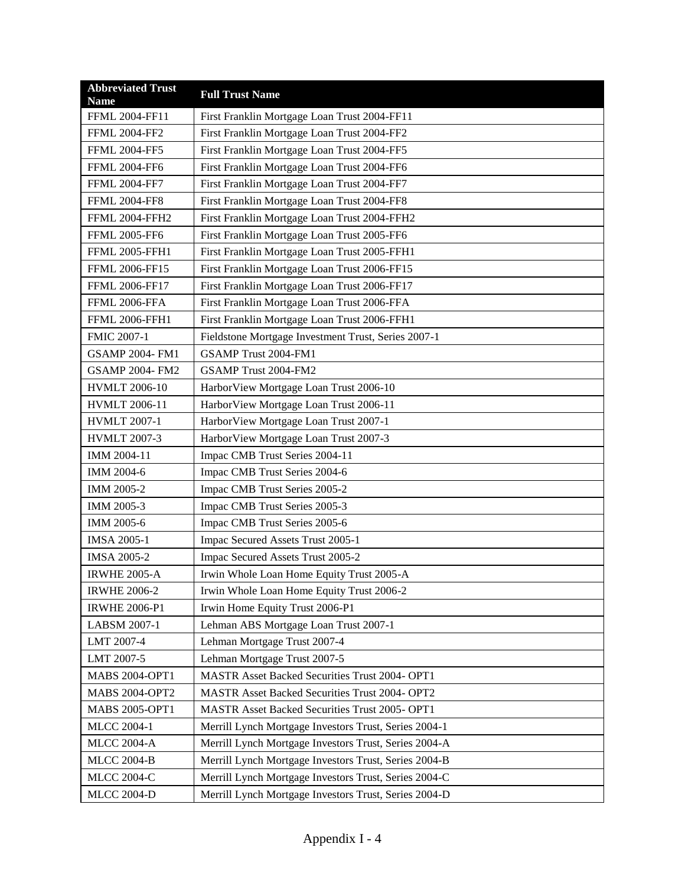| Abbreviated Trust Name | Full Trust Name |
| --- | --- |
| FFML 2004-FF11 | First Franklin Mortgage Loan Trust 2004-FF11 |
| FFML 2004-FF2 | First Franklin Mortgage Loan Trust 2004-FF2 |
| FFML 2004-FF5 | First Franklin Mortgage Loan Trust 2004-FF5 |
| FFML 2004-FF6 | First Franklin Mortgage Loan Trust 2004-FF6 |
| FFML 2004-FF7 | First Franklin Mortgage Loan Trust 2004-FF7 |
| FFML 2004-FF8 | First Franklin Mortgage Loan Trust 2004-FF8 |
| FFML 2004-FFH2 | First Franklin Mortgage Loan Trust 2004-FFH2 |
| FFML 2005-FF6 | First Franklin Mortgage Loan Trust 2005-FF6 |
| FFML 2005-FFH1 | First Franklin Mortgage Loan Trust 2005-FFH1 |
| FFML 2006-FF15 | First Franklin Mortgage Loan Trust 2006-FF15 |
| FFML 2006-FF17 | First Franklin Mortgage Loan Trust 2006-FF17 |
| FFML 2006-FFA | First Franklin Mortgage Loan Trust 2006-FFA |
| FFML 2006-FFH1 | First Franklin Mortgage Loan Trust 2006-FFH1 |
| FMIC 2007-1 | Fieldstone Mortgage Investment Trust, Series 2007-1 |
| GSAMP 2004- FM1 | GSAMP Trust 2004-FM1 |
| GSAMP 2004- FM2 | GSAMP Trust 2004-FM2 |
| HVMLT 2006-10 | HarborView Mortgage Loan Trust 2006-10 |
| HVMLT 2006-11 | HarborView Mortgage Loan Trust 2006-11 |
| HVMLT 2007-1 | HarborView Mortgage Loan Trust 2007-1 |
| HVMLT 2007-3 | HarborView Mortgage Loan Trust 2007-3 |
| IMM 2004-11 | Impac CMB Trust Series 2004-11 |
| IMM 2004-6 | Impac CMB Trust Series 2004-6 |
| IMM 2005-2 | Impac CMB Trust Series 2005-2 |
| IMM 2005-3 | Impac CMB Trust Series 2005-3 |
| IMM 2005-6 | Impac CMB Trust Series 2005-6 |
| IMSA 2005-1 | Impac Secured Assets Trust 2005-1 |
| IMSA 2005-2 | Impac Secured Assets Trust 2005-2 |
| IRWHE 2005-A | Irwin Whole Loan Home Equity Trust 2005-A |
| IRWHE 2006-2 | Irwin Whole Loan Home Equity Trust 2006-2 |
| IRWHE 2006-P1 | Irwin Home Equity Trust 2006-P1 |
| LABSM 2007-1 | Lehman ABS Mortgage Loan Trust 2007-1 |
| LMT 2007-4 | Lehman Mortgage Trust 2007-4 |
| LMT 2007-5 | Lehman Mortgage Trust 2007-5 |
| MABS 2004-OPT1 | MASTR Asset Backed Securities Trust 2004- OPT1 |
| MABS 2004-OPT2 | MASTR Asset Backed Securities Trust 2004- OPT2 |
| MABS 2005-OPT1 | MASTR Asset Backed Securities Trust 2005- OPT1 |
| MLCC 2004-1 | Merrill Lynch Mortgage Investors Trust, Series 2004-1 |
| MLCC 2004-A | Merrill Lynch Mortgage Investors Trust, Series 2004-A |
| MLCC 2004-B | Merrill Lynch Mortgage Investors Trust, Series 2004-B |
| MLCC 2004-C | Merrill Lynch Mortgage Investors Trust, Series 2004-C |
| MLCC 2004-D | Merrill Lynch Mortgage Investors Trust, Series 2004-D |

Appendix I - 4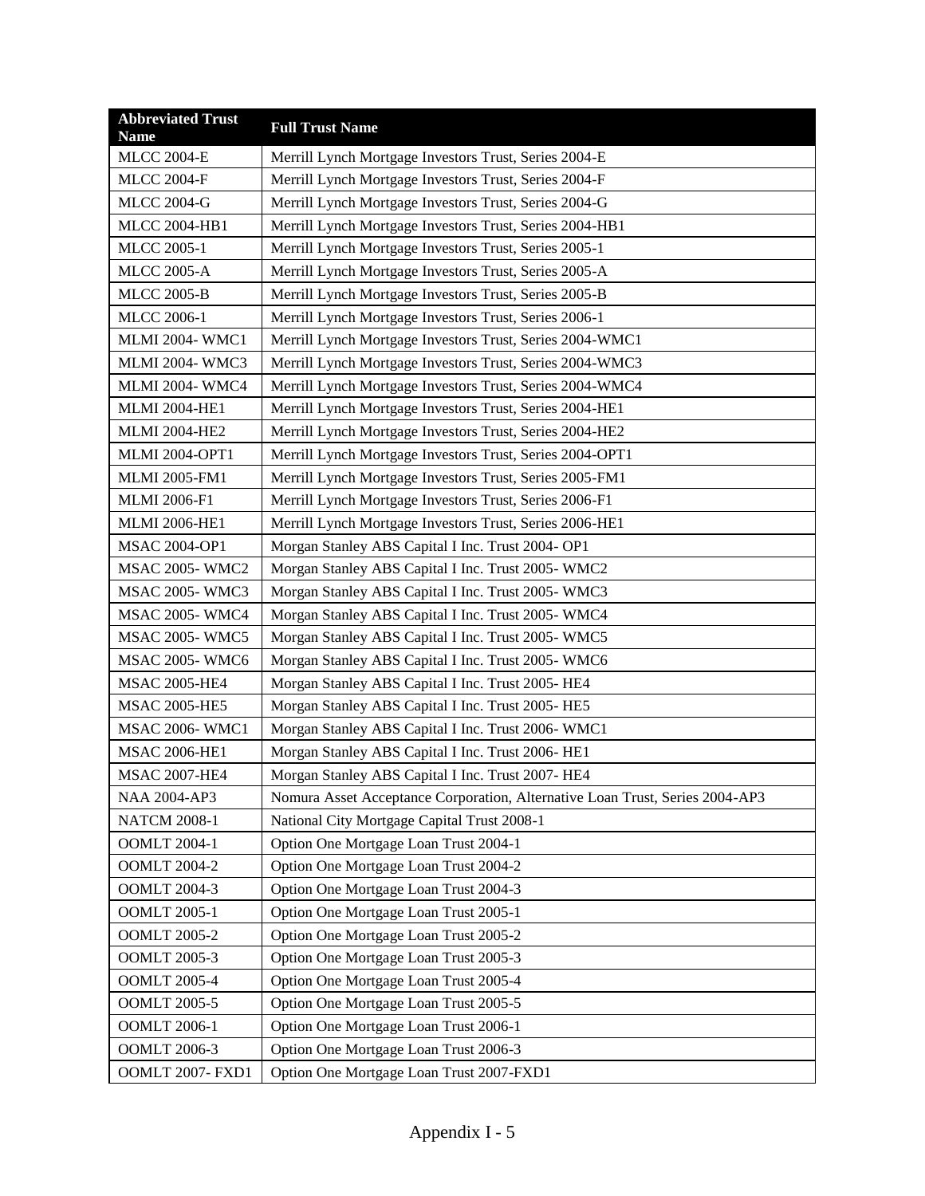| Abbreviated Trust Name | Full Trust Name |
|---|---|
| MLCC 2004-E | Merrill Lynch Mortgage Investors Trust, Series 2004-E |
| MLCC 2004-F | Merrill Lynch Mortgage Investors Trust, Series 2004-F |
| MLCC 2004-G | Merrill Lynch Mortgage Investors Trust, Series 2004-G |
| MLCC 2004-HB1 | Merrill Lynch Mortgage Investors Trust, Series 2004-HB1 |
| MLCC 2005-1 | Merrill Lynch Mortgage Investors Trust, Series 2005-1 |
| MLCC 2005-A | Merrill Lynch Mortgage Investors Trust, Series 2005-A |
| MLCC 2005-B | Merrill Lynch Mortgage Investors Trust, Series 2005-B |
| MLCC 2006-1 | Merrill Lynch Mortgage Investors Trust, Series 2006-1 |
| MLMI 2004- WMC1 | Merrill Lynch Mortgage Investors Trust, Series 2004-WMC1 |
| MLMI 2004- WMC3 | Merrill Lynch Mortgage Investors Trust, Series 2004-WMC3 |
| MLMI 2004- WMC4 | Merrill Lynch Mortgage Investors Trust, Series 2004-WMC4 |
| MLMI 2004-HE1 | Merrill Lynch Mortgage Investors Trust, Series 2004-HE1 |
| MLMI 2004-HE2 | Merrill Lynch Mortgage Investors Trust, Series 2004-HE2 |
| MLMI 2004-OPT1 | Merrill Lynch Mortgage Investors Trust, Series 2004-OPT1 |
| MLMI 2005-FM1 | Merrill Lynch Mortgage Investors Trust, Series 2005-FM1 |
| MLMI 2006-F1 | Merrill Lynch Mortgage Investors Trust, Series 2006-F1 |
| MLMI 2006-HE1 | Merrill Lynch Mortgage Investors Trust, Series 2006-HE1 |
| MSAC 2004-OP1 | Morgan Stanley ABS Capital I Inc. Trust 2004- OP1 |
| MSAC 2005- WMC2 | Morgan Stanley ABS Capital I Inc. Trust 2005- WMC2 |
| MSAC 2005- WMC3 | Morgan Stanley ABS Capital I Inc. Trust 2005- WMC3 |
| MSAC 2005- WMC4 | Morgan Stanley ABS Capital I Inc. Trust 2005- WMC4 |
| MSAC 2005- WMC5 | Morgan Stanley ABS Capital I Inc. Trust 2005- WMC5 |
| MSAC 2005- WMC6 | Morgan Stanley ABS Capital I Inc. Trust 2005- WMC6 |
| MSAC 2005-HE4 | Morgan Stanley ABS Capital I Inc. Trust 2005- HE4 |
| MSAC 2005-HE5 | Morgan Stanley ABS Capital I Inc. Trust 2005- HE5 |
| MSAC 2006- WMC1 | Morgan Stanley ABS Capital I Inc. Trust 2006- WMC1 |
| MSAC 2006-HE1 | Morgan Stanley ABS Capital I Inc. Trust 2006- HE1 |
| MSAC 2007-HE4 | Morgan Stanley ABS Capital I Inc. Trust 2007- HE4 |
| NAA 2004-AP3 | Nomura Asset Acceptance Corporation, Alternative Loan Trust, Series 2004-AP3 |
| NATCM 2008-1 | National City Mortgage Capital Trust 2008-1 |
| OOMLT 2004-1 | Option One Mortgage Loan Trust 2004-1 |
| OOMLT 2004-2 | Option One Mortgage Loan Trust 2004-2 |
| OOMLT 2004-3 | Option One Mortgage Loan Trust 2004-3 |
| OOMLT 2005-1 | Option One Mortgage Loan Trust 2005-1 |
| OOMLT 2005-2 | Option One Mortgage Loan Trust 2005-2 |
| OOMLT 2005-3 | Option One Mortgage Loan Trust 2005-3 |
| OOMLT 2005-4 | Option One Mortgage Loan Trust 2005-4 |
| OOMLT 2005-5 | Option One Mortgage Loan Trust 2005-5 |
| OOMLT 2006-1 | Option One Mortgage Loan Trust 2006-1 |
| OOMLT 2006-3 | Option One Mortgage Loan Trust 2006-3 |
| OOMLT 2007- FXD1 | Option One Mortgage Loan Trust 2007-FXD1 |

Appendix I - 5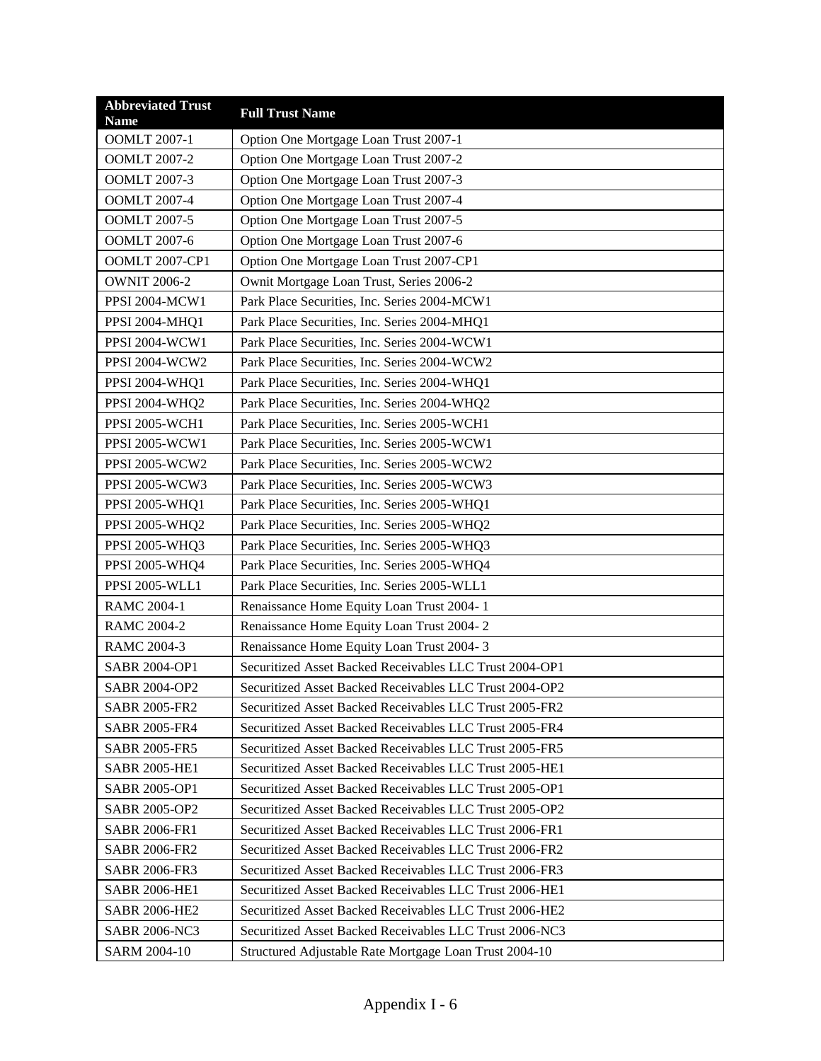| Abbreviated Trust Name | Full Trust Name |
|---|---|
| OOMLT 2007-1 | Option One Mortgage Loan Trust 2007-1 |
| OOMLT 2007-2 | Option One Mortgage Loan Trust 2007-2 |
| OOMLT 2007-3 | Option One Mortgage Loan Trust 2007-3 |
| OOMLT 2007-4 | Option One Mortgage Loan Trust 2007-4 |
| OOMLT 2007-5 | Option One Mortgage Loan Trust 2007-5 |
| OOMLT 2007-6 | Option One Mortgage Loan Trust 2007-6 |
| OOMLT 2007-CP1 | Option One Mortgage Loan Trust 2007-CP1 |
| OWNIT 2006-2 | Ownit Mortgage Loan Trust, Series 2006-2 |
| PPSI 2004-MCW1 | Park Place Securities, Inc. Series 2004-MCW1 |
| PPSI 2004-MHQ1 | Park Place Securities, Inc. Series 2004-MHQ1 |
| PPSI 2004-WCW1 | Park Place Securities, Inc. Series 2004-WCW1 |
| PPSI 2004-WCW2 | Park Place Securities, Inc. Series 2004-WCW2 |
| PPSI 2004-WHQ1 | Park Place Securities, Inc. Series 2004-WHQ1 |
| PPSI 2004-WHQ2 | Park Place Securities, Inc. Series 2004-WHQ2 |
| PPSI 2005-WCH1 | Park Place Securities, Inc. Series 2005-WCH1 |
| PPSI 2005-WCW1 | Park Place Securities, Inc. Series 2005-WCW1 |
| PPSI 2005-WCW2 | Park Place Securities, Inc. Series 2005-WCW2 |
| PPSI 2005-WCW3 | Park Place Securities, Inc. Series 2005-WCW3 |
| PPSI 2005-WHQ1 | Park Place Securities, Inc. Series 2005-WHQ1 |
| PPSI 2005-WHQ2 | Park Place Securities, Inc. Series 2005-WHQ2 |
| PPSI 2005-WHQ3 | Park Place Securities, Inc. Series 2005-WHQ3 |
| PPSI 2005-WHQ4 | Park Place Securities, Inc. Series 2005-WHQ4 |
| PPSI 2005-WLL1 | Park Place Securities, Inc. Series 2005-WLL1 |
| RAMC 2004-1 | Renaissance Home Equity Loan Trust 2004- 1 |
| RAMC 2004-2 | Renaissance Home Equity Loan Trust 2004- 2 |
| RAMC 2004-3 | Renaissance Home Equity Loan Trust 2004- 3 |
| SABR 2004-OP1 | Securitized Asset Backed Receivables LLC Trust 2004-OP1 |
| SABR 2004-OP2 | Securitized Asset Backed Receivables LLC Trust 2004-OP2 |
| SABR 2005-FR2 | Securitized Asset Backed Receivables LLC Trust 2005-FR2 |
| SABR 2005-FR4 | Securitized Asset Backed Receivables LLC Trust 2005-FR4 |
| SABR 2005-FR5 | Securitized Asset Backed Receivables LLC Trust 2005-FR5 |
| SABR 2005-HE1 | Securitized Asset Backed Receivables LLC Trust 2005-HE1 |
| SABR 2005-OP1 | Securitized Asset Backed Receivables LLC Trust 2005-OP1 |
| SABR 2005-OP2 | Securitized Asset Backed Receivables LLC Trust 2005-OP2 |
| SABR 2006-FR1 | Securitized Asset Backed Receivables LLC Trust 2006-FR1 |
| SABR 2006-FR2 | Securitized Asset Backed Receivables LLC Trust 2006-FR2 |
| SABR 2006-FR3 | Securitized Asset Backed Receivables LLC Trust 2006-FR3 |
| SABR 2006-HE1 | Securitized Asset Backed Receivables LLC Trust 2006-HE1 |
| SABR 2006-HE2 | Securitized Asset Backed Receivables LLC Trust 2006-HE2 |
| SABR 2006-NC3 | Securitized Asset Backed Receivables LLC Trust 2006-NC3 |
| SARM 2004-10 | Structured Adjustable Rate Mortgage Loan Trust 2004-10 |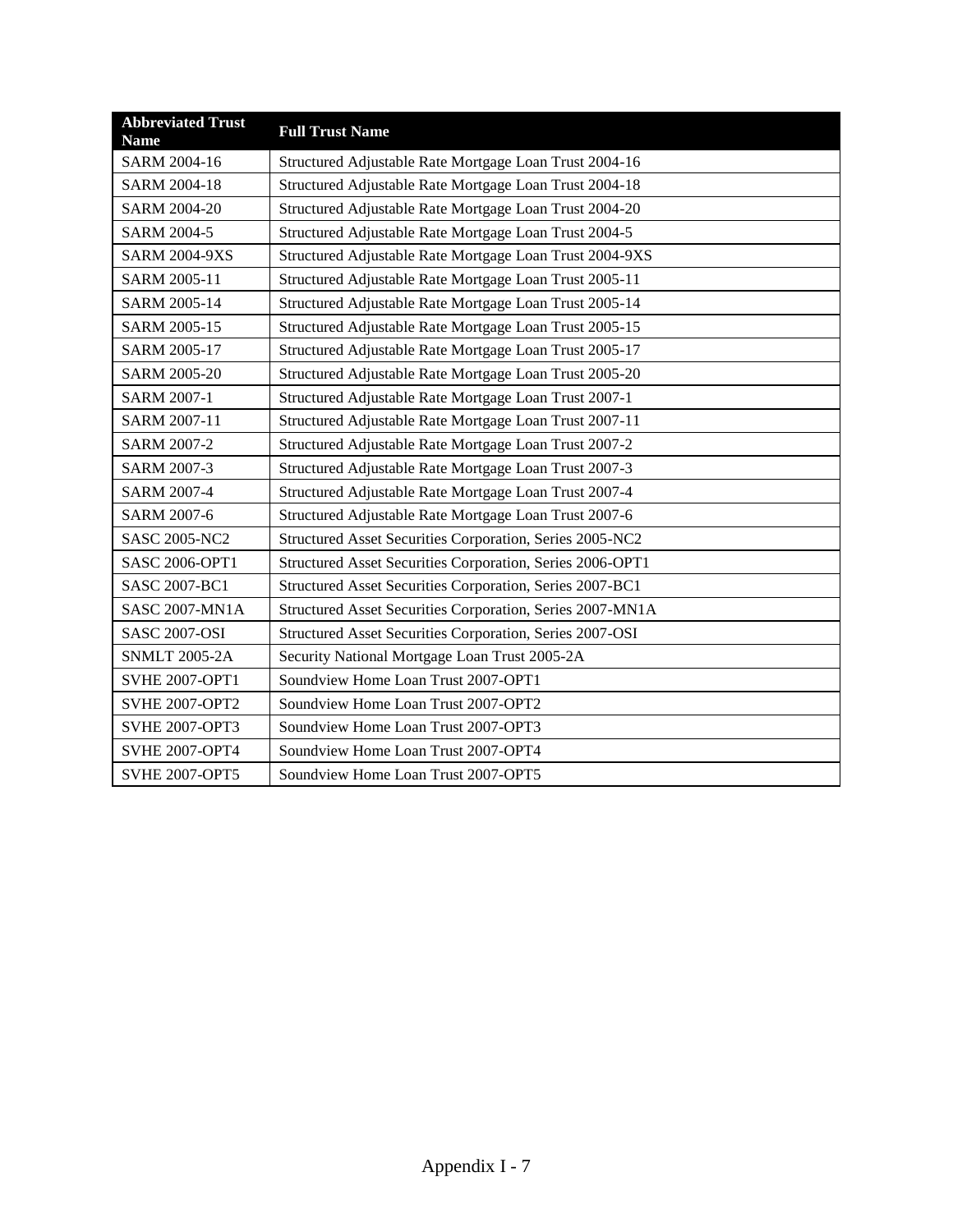| Abbreviated Trust Name | Full Trust Name |
| --- | --- |
| SARM 2004-16 | Structured Adjustable Rate Mortgage Loan Trust 2004-16 |
| SARM 2004-18 | Structured Adjustable Rate Mortgage Loan Trust 2004-18 |
| SARM 2004-20 | Structured Adjustable Rate Mortgage Loan Trust 2004-20 |
| SARM 2004-5 | Structured Adjustable Rate Mortgage Loan Trust 2004-5 |
| SARM 2004-9XS | Structured Adjustable Rate Mortgage Loan Trust 2004-9XS |
| SARM 2005-11 | Structured Adjustable Rate Mortgage Loan Trust 2005-11 |
| SARM 2005-14 | Structured Adjustable Rate Mortgage Loan Trust 2005-14 |
| SARM 2005-15 | Structured Adjustable Rate Mortgage Loan Trust 2005-15 |
| SARM 2005-17 | Structured Adjustable Rate Mortgage Loan Trust 2005-17 |
| SARM 2005-20 | Structured Adjustable Rate Mortgage Loan Trust 2005-20 |
| SARM 2007-1 | Structured Adjustable Rate Mortgage Loan Trust 2007-1 |
| SARM 2007-11 | Structured Adjustable Rate Mortgage Loan Trust 2007-11 |
| SARM 2007-2 | Structured Adjustable Rate Mortgage Loan Trust 2007-2 |
| SARM 2007-3 | Structured Adjustable Rate Mortgage Loan Trust 2007-3 |
| SARM 2007-4 | Structured Adjustable Rate Mortgage Loan Trust 2007-4 |
| SARM 2007-6 | Structured Adjustable Rate Mortgage Loan Trust 2007-6 |
| SASC 2005-NC2 | Structured Asset Securities Corporation, Series 2005-NC2 |
| SASC 2006-OPT1 | Structured Asset Securities Corporation, Series 2006-OPT1 |
| SASC 2007-BC1 | Structured Asset Securities Corporation, Series 2007-BC1 |
| SASC 2007-MN1A | Structured Asset Securities Corporation, Series 2007-MN1A |
| SASC 2007-OSI | Structured Asset Securities Corporation, Series 2007-OSI |
| SNMLT 2005-2A | Security National Mortgage Loan Trust 2005-2A |
| SVHE 2007-OPT1 | Soundview Home Loan Trust 2007-OPT1 |
| SVHE 2007-OPT2 | Soundview Home Loan Trust 2007-OPT2 |
| SVHE 2007-OPT3 | Soundview Home Loan Trust 2007-OPT3 |
| SVHE 2007-OPT4 | Soundview Home Loan Trust 2007-OPT4 |
| SVHE 2007-OPT5 | Soundview Home Loan Trust 2007-OPT5 |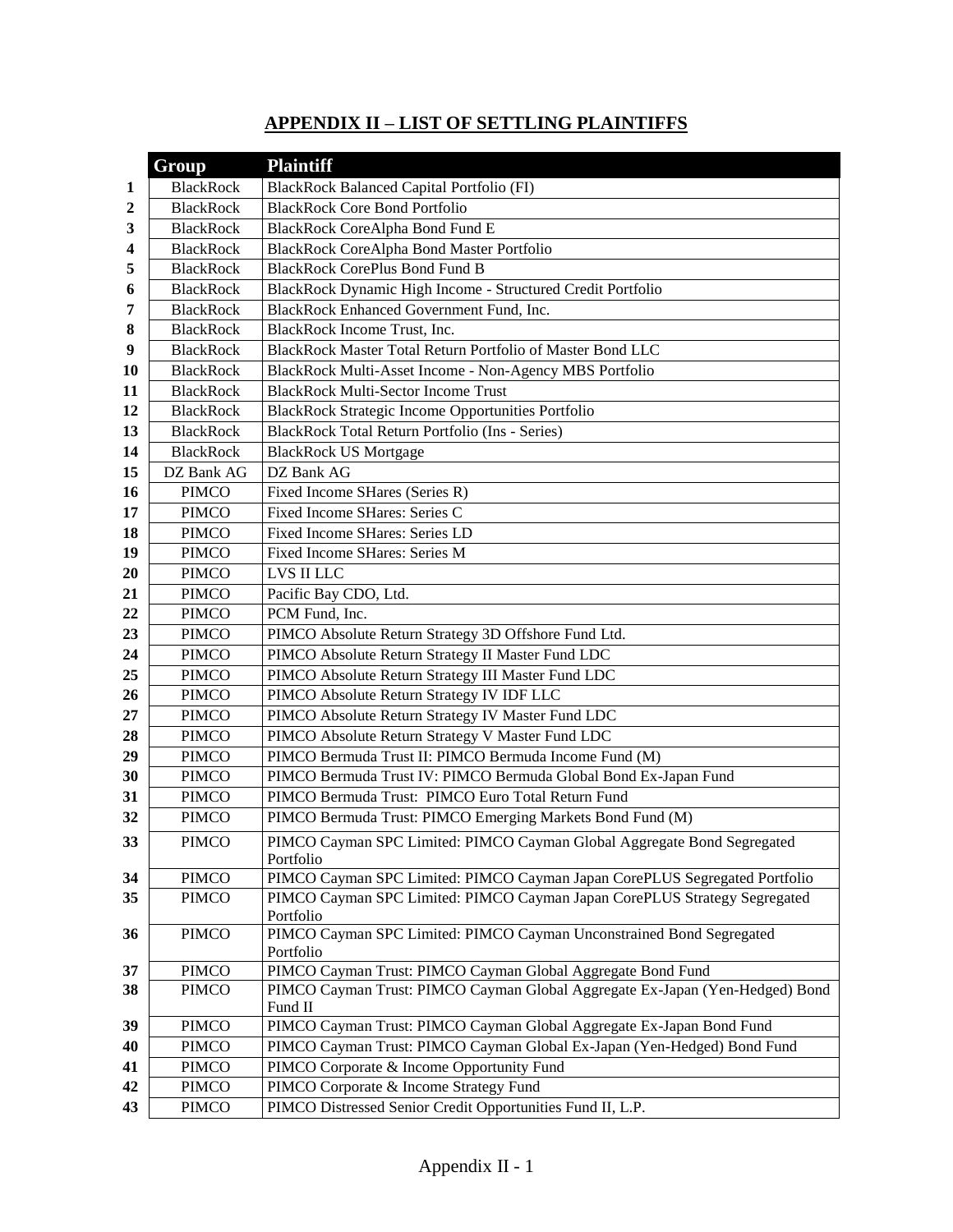## APPENDIX II – LIST OF SETTLING PLAINTIFFS

| | Group | Plaintiff |
|---|---|---|
| 1 | BlackRock | BlackRock Balanced Capital Portfolio (FI) |
| 2 | BlackRock | BlackRock Core Bond Portfolio |
| 3 | BlackRock | BlackRock CoreAlpha Bond Fund E |
| 4 | BlackRock | BlackRock CoreAlpha Bond Master Portfolio |
| 5 | BlackRock | BlackRock CorePlus Bond Fund B |
| 6 | BlackRock | BlackRock Dynamic High Income - Structured Credit Portfolio |
| 7 | BlackRock | BlackRock Enhanced Government Fund, Inc. |
| 8 | BlackRock | BlackRock Income Trust, Inc. |
| 9 | BlackRock | BlackRock Master Total Return Portfolio of Master Bond LLC |
| 10 | BlackRock | BlackRock Multi-Asset Income - Non-Agency MBS Portfolio |
| 11 | BlackRock | BlackRock Multi-Sector Income Trust |
| 12 | BlackRock | BlackRock Strategic Income Opportunities Portfolio |
| 13 | BlackRock | BlackRock Total Return Portfolio (Ins - Series) |
| 14 | BlackRock | BlackRock US Mortgage |
| 15 | DZ Bank AG | DZ Bank AG |
| 16 | PIMCO | Fixed Income SHares (Series R) |
| 17 | PIMCO | Fixed Income SHares: Series C |
| 18 | PIMCO | Fixed Income SHares: Series LD |
| 19 | PIMCO | Fixed Income SHares: Series M |
| 20 | PIMCO | LVS II LLC |
| 21 | PIMCO | Pacific Bay CDO, Ltd. |
| 22 | PIMCO | PCM Fund, Inc. |
| 23 | PIMCO | PIMCO Absolute Return Strategy 3D Offshore Fund Ltd. |
| 24 | PIMCO | PIMCO Absolute Return Strategy II Master Fund LDC |
| 25 | PIMCO | PIMCO Absolute Return Strategy III Master Fund LDC |
| 26 | PIMCO | PIMCO Absolute Return Strategy IV IDF LLC |
| 27 | PIMCO | PIMCO Absolute Return Strategy IV Master Fund LDC |
| 28 | PIMCO | PIMCO Absolute Return Strategy V Master Fund LDC |
| 29 | PIMCO | PIMCO Bermuda Trust II: PIMCO Bermuda Income Fund (M) |
| 30 | PIMCO | PIMCO Bermuda Trust IV: PIMCO Bermuda Global Bond Ex-Japan Fund |
| 31 | PIMCO | PIMCO Bermuda Trust: PIMCO Euro Total Return Fund |
| 32 | PIMCO | PIMCO Bermuda Trust: PIMCO Emerging Markets Bond Fund (M) |
| 33 | PIMCO | PIMCO Cayman SPC Limited: PIMCO Cayman Global Aggregate Bond Segregated Portfolio |
| 34 | PIMCO | PIMCO Cayman SPC Limited: PIMCO Cayman Japan CorePLUS Segregated Portfolio |
| 35 | PIMCO | PIMCO Cayman SPC Limited: PIMCO Cayman Japan CorePLUS Strategy Segregated Portfolio |
| 36 | PIMCO | PIMCO Cayman SPC Limited: PIMCO Cayman Unconstrained Bond Segregated Portfolio |
| 37 | PIMCO | PIMCO Cayman Trust: PIMCO Cayman Global Aggregate Bond Fund |
| 38 | PIMCO | PIMCO Cayman Trust: PIMCO Cayman Global Aggregate Ex-Japan (Yen-Hedged) Bond Fund II |
| 39 | PIMCO | PIMCO Cayman Trust: PIMCO Cayman Global Aggregate Ex-Japan Bond Fund |
| 40 | PIMCO | PIMCO Cayman Trust: PIMCO Cayman Global Ex-Japan (Yen-Hedged) Bond Fund |
| 41 | PIMCO | PIMCO Corporate & Income Opportunity Fund |
| 42 | PIMCO | PIMCO Corporate & Income Strategy Fund |
| 43 | PIMCO | PIMCO Distressed Senior Credit Opportunities Fund II, L.P. |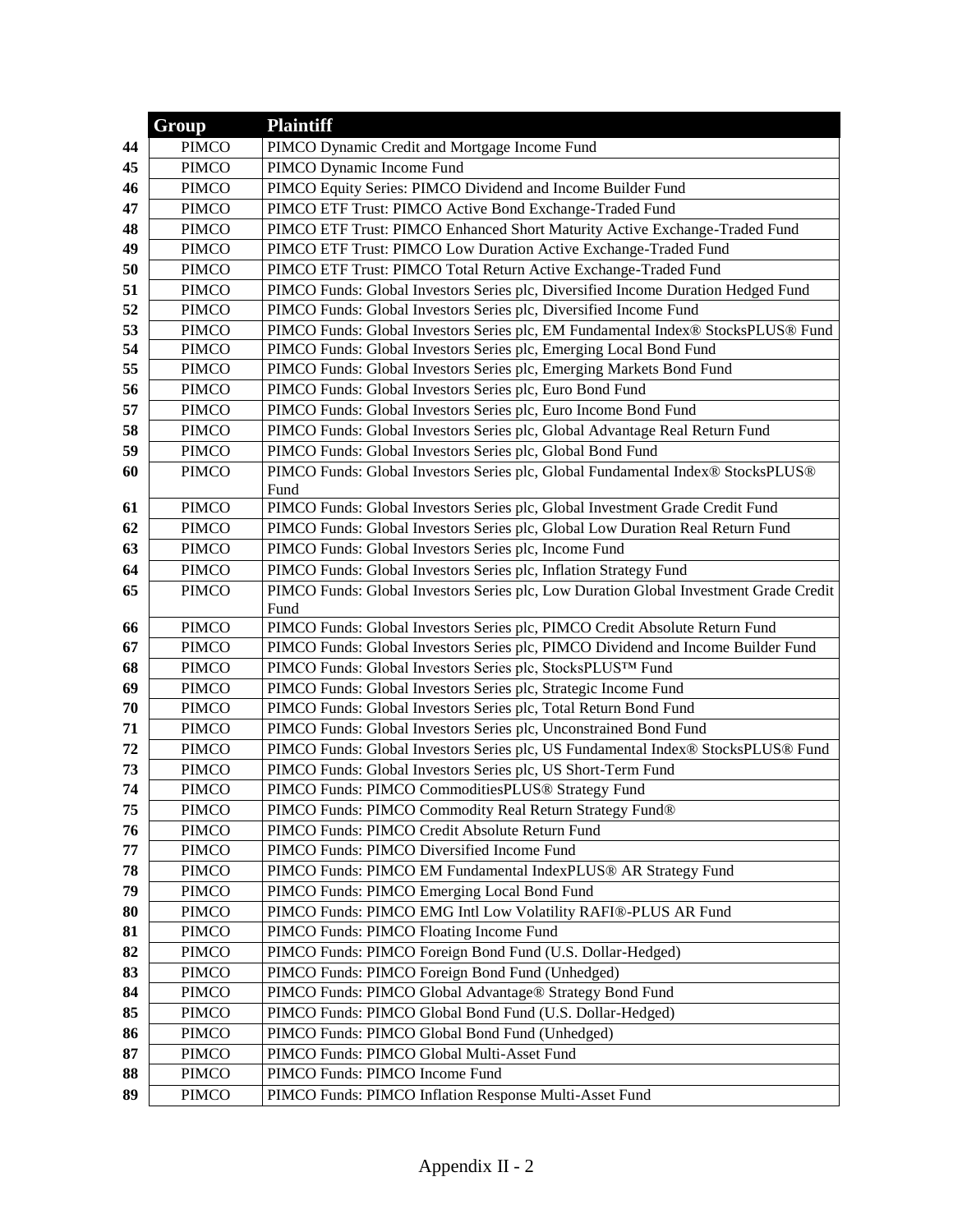| | Group | Plaintiff |
|---|---|---|
| 44 | PIMCO | PIMCO Dynamic Credit and Mortgage Income Fund |
| 45 | PIMCO | PIMCO Dynamic Income Fund |
| 46 | PIMCO | PIMCO Equity Series: PIMCO Dividend and Income Builder Fund |
| 47 | PIMCO | PIMCO ETF Trust: PIMCO Active Bond Exchange-Traded Fund |
| 48 | PIMCO | PIMCO ETF Trust: PIMCO Enhanced Short Maturity Active Exchange-Traded Fund |
| 49 | PIMCO | PIMCO ETF Trust: PIMCO Low Duration Active Exchange-Traded Fund |
| 50 | PIMCO | PIMCO ETF Trust: PIMCO Total Return Active Exchange-Traded Fund |
| 51 | PIMCO | PIMCO Funds: Global Investors Series plc, Diversified Income Duration Hedged Fund |
| 52 | PIMCO | PIMCO Funds: Global Investors Series plc, Diversified Income Fund |
| 53 | PIMCO | PIMCO Funds: Global Investors Series plc, EM Fundamental Index® StocksPLUS® Fund |
| 54 | PIMCO | PIMCO Funds: Global Investors Series plc, Emerging Local Bond Fund |
| 55 | PIMCO | PIMCO Funds: Global Investors Series plc, Emerging Markets Bond Fund |
| 56 | PIMCO | PIMCO Funds: Global Investors Series plc, Euro Bond Fund |
| 57 | PIMCO | PIMCO Funds: Global Investors Series plc, Euro Income Bond Fund |
| 58 | PIMCO | PIMCO Funds: Global Investors Series plc, Global Advantage Real Return Fund |
| 59 | PIMCO | PIMCO Funds: Global Investors Series plc, Global Bond Fund |
| 60 | PIMCO | PIMCO Funds: Global Investors Series plc, Global Fundamental Index® StocksPLUS® Fund |
| 61 | PIMCO | PIMCO Funds: Global Investors Series plc, Global Investment Grade Credit Fund |
| 62 | PIMCO | PIMCO Funds: Global Investors Series plc, Global Low Duration Real Return Fund |
| 63 | PIMCO | PIMCO Funds: Global Investors Series plc, Income Fund |
| 64 | PIMCO | PIMCO Funds: Global Investors Series plc, Inflation Strategy Fund |
| 65 | PIMCO | PIMCO Funds: Global Investors Series plc, Low Duration Global Investment Grade Credit Fund |
| 66 | PIMCO | PIMCO Funds: Global Investors Series plc, PIMCO Credit Absolute Return Fund |
| 67 | PIMCO | PIMCO Funds: Global Investors Series plc, PIMCO Dividend and Income Builder Fund |
| 68 | PIMCO | PIMCO Funds: Global Investors Series plc, StocksPLUS™ Fund |
| 69 | PIMCO | PIMCO Funds: Global Investors Series plc, Strategic Income Fund |
| 70 | PIMCO | PIMCO Funds: Global Investors Series plc, Total Return Bond Fund |
| 71 | PIMCO | PIMCO Funds: Global Investors Series plc, Unconstrained Bond Fund |
| 72 | PIMCO | PIMCO Funds: Global Investors Series plc, US Fundamental Index® StocksPLUS® Fund |
| 73 | PIMCO | PIMCO Funds: Global Investors Series plc, US Short-Term Fund |
| 74 | PIMCO | PIMCO Funds: PIMCO CommoditiesPLUS® Strategy Fund |
| 75 | PIMCO | PIMCO Funds: PIMCO Commodity Real Return Strategy Fund® |
| 76 | PIMCO | PIMCO Funds: PIMCO Credit Absolute Return Fund |
| 77 | PIMCO | PIMCO Funds: PIMCO Diversified Income Fund |
| 78 | PIMCO | PIMCO Funds: PIMCO EM Fundamental IndexPLUS® AR Strategy Fund |
| 79 | PIMCO | PIMCO Funds: PIMCO Emerging Local Bond Fund |
| 80 | PIMCO | PIMCO Funds: PIMCO EMG Intl Low Volatility RAFI®-PLUS AR Fund |
| 81 | PIMCO | PIMCO Funds: PIMCO Floating Income Fund |
| 82 | PIMCO | PIMCO Funds: PIMCO Foreign Bond Fund (U.S. Dollar-Hedged) |
| 83 | PIMCO | PIMCO Funds: PIMCO Foreign Bond Fund (Unhedged) |
| 84 | PIMCO | PIMCO Funds: PIMCO Global Advantage® Strategy Bond Fund |
| 85 | PIMCO | PIMCO Funds: PIMCO Global Bond Fund (U.S. Dollar-Hedged) |
| 86 | PIMCO | PIMCO Funds: PIMCO Global Bond Fund (Unhedged) |
| 87 | PIMCO | PIMCO Funds: PIMCO Global Multi-Asset Fund |
| 88 | PIMCO | PIMCO Funds: PIMCO Income Fund |
| 89 | PIMCO | PIMCO Funds: PIMCO Inflation Response Multi-Asset Fund |

Appendix II - 2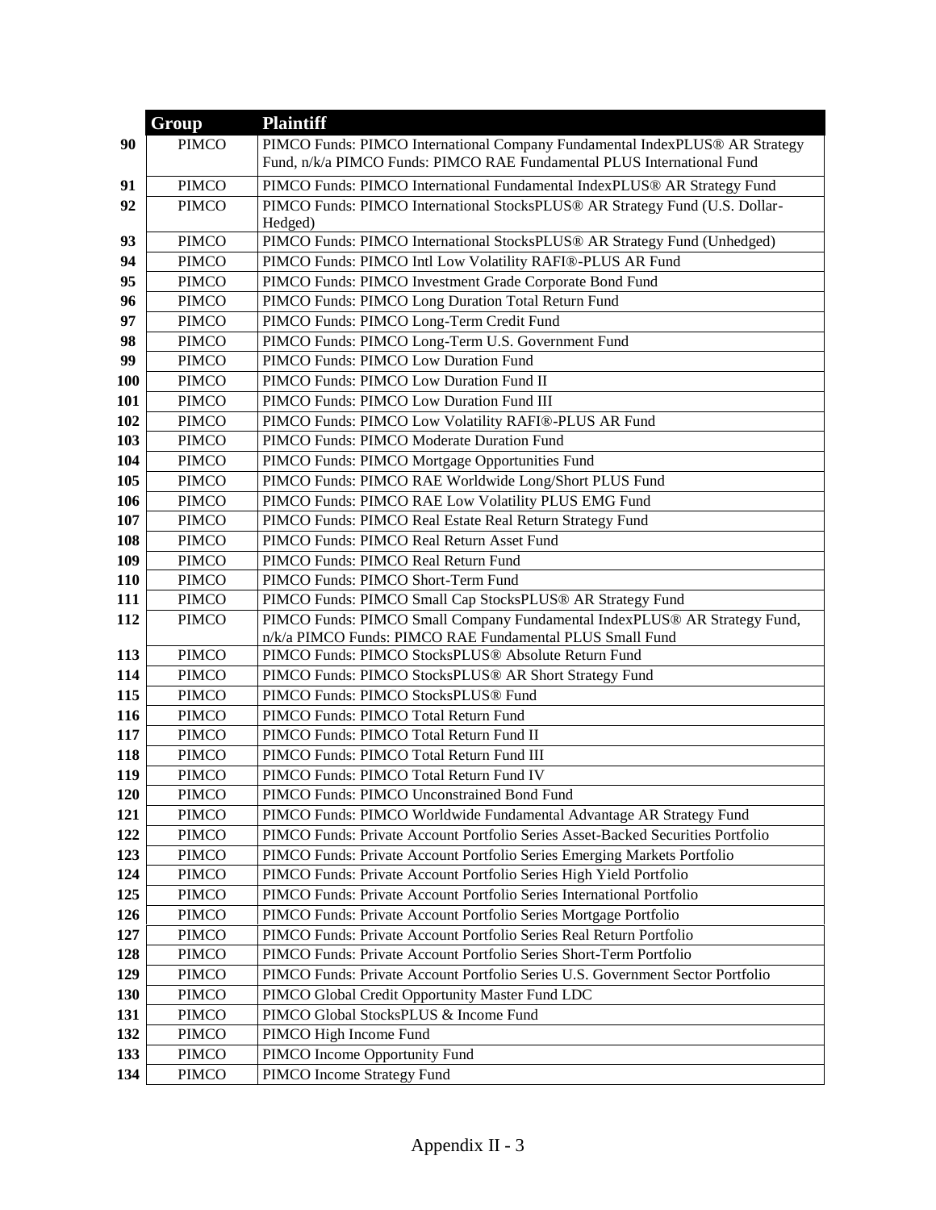| | Group | Plaintiff |
|---|---|---|
| 90 | PIMCO | PIMCO Funds: PIMCO International Company Fundamental IndexPLUS® AR Strategy Fund, n/k/a PIMCO Funds: PIMCO RAE Fundamental PLUS International Fund |
| 91 | PIMCO | PIMCO Funds: PIMCO International Fundamental IndexPLUS® AR Strategy Fund |
| 92 | PIMCO | PIMCO Funds: PIMCO International StocksPLUS® AR Strategy Fund (U.S. Dollar-Hedged) |
| 93 | PIMCO | PIMCO Funds: PIMCO International StocksPLUS® AR Strategy Fund (Unhedged) |
| 94 | PIMCO | PIMCO Funds: PIMCO Intl Low Volatility RAFI®-PLUS AR Fund |
| 95 | PIMCO | PIMCO Funds: PIMCO Investment Grade Corporate Bond Fund |
| 96 | PIMCO | PIMCO Funds: PIMCO Long Duration Total Return Fund |
| 97 | PIMCO | PIMCO Funds: PIMCO Long-Term Credit Fund |
| 98 | PIMCO | PIMCO Funds: PIMCO Long-Term U.S. Government Fund |
| 99 | PIMCO | PIMCO Funds: PIMCO Low Duration Fund |
| 100 | PIMCO | PIMCO Funds: PIMCO Low Duration Fund II |
| 101 | PIMCO | PIMCO Funds: PIMCO Low Duration Fund III |
| 102 | PIMCO | PIMCO Funds: PIMCO Low Volatility RAFI®-PLUS AR Fund |
| 103 | PIMCO | PIMCO Funds: PIMCO Moderate Duration Fund |
| 104 | PIMCO | PIMCO Funds: PIMCO Mortgage Opportunities Fund |
| 105 | PIMCO | PIMCO Funds: PIMCO RAE Worldwide Long/Short PLUS Fund |
| 106 | PIMCO | PIMCO Funds: PIMCO RAE Low Volatility PLUS EMG Fund |
| 107 | PIMCO | PIMCO Funds: PIMCO Real Estate Real Return Strategy Fund |
| 108 | PIMCO | PIMCO Funds: PIMCO Real Return Asset Fund |
| 109 | PIMCO | PIMCO Funds: PIMCO Real Return Fund |
| 110 | PIMCO | PIMCO Funds: PIMCO Short-Term Fund |
| 111 | PIMCO | PIMCO Funds: PIMCO Small Cap StocksPLUS® AR Strategy Fund |
| 112 | PIMCO | PIMCO Funds: PIMCO Small Company Fundamental IndexPLUS® AR Strategy Fund, n/k/a PIMCO Funds: PIMCO RAE Fundamental PLUS Small Fund |
| 113 | PIMCO | PIMCO Funds: PIMCO StocksPLUS® Absolute Return Fund |
| 114 | PIMCO | PIMCO Funds: PIMCO StocksPLUS® AR Short Strategy Fund |
| 115 | PIMCO | PIMCO Funds: PIMCO StocksPLUS® Fund |
| 116 | PIMCO | PIMCO Funds: PIMCO Total Return Fund |
| 117 | PIMCO | PIMCO Funds: PIMCO Total Return Fund II |
| 118 | PIMCO | PIMCO Funds: PIMCO Total Return Fund III |
| 119 | PIMCO | PIMCO Funds: PIMCO Total Return Fund IV |
| 120 | PIMCO | PIMCO Funds: PIMCO Unconstrained Bond Fund |
| 121 | PIMCO | PIMCO Funds: PIMCO Worldwide Fundamental Advantage AR Strategy Fund |
| 122 | PIMCO | PIMCO Funds: Private Account Portfolio Series Asset-Backed Securities Portfolio |
| 123 | PIMCO | PIMCO Funds: Private Account Portfolio Series Emerging Markets Portfolio |
| 124 | PIMCO | PIMCO Funds: Private Account Portfolio Series High Yield Portfolio |
| 125 | PIMCO | PIMCO Funds: Private Account Portfolio Series International Portfolio |
| 126 | PIMCO | PIMCO Funds: Private Account Portfolio Series Mortgage Portfolio |
| 127 | PIMCO | PIMCO Funds: Private Account Portfolio Series Real Return Portfolio |
| 128 | PIMCO | PIMCO Funds: Private Account Portfolio Series Short-Term Portfolio |
| 129 | PIMCO | PIMCO Funds: Private Account Portfolio Series U.S. Government Sector Portfolio |
| 130 | PIMCO | PIMCO Global Credit Opportunity Master Fund LDC |
| 131 | PIMCO | PIMCO Global StocksPLUS & Income Fund |
| 132 | PIMCO | PIMCO High Income Fund |
| 133 | PIMCO | PIMCO Income Opportunity Fund |
| 134 | PIMCO | PIMCO Income Strategy Fund |

Appendix II - 3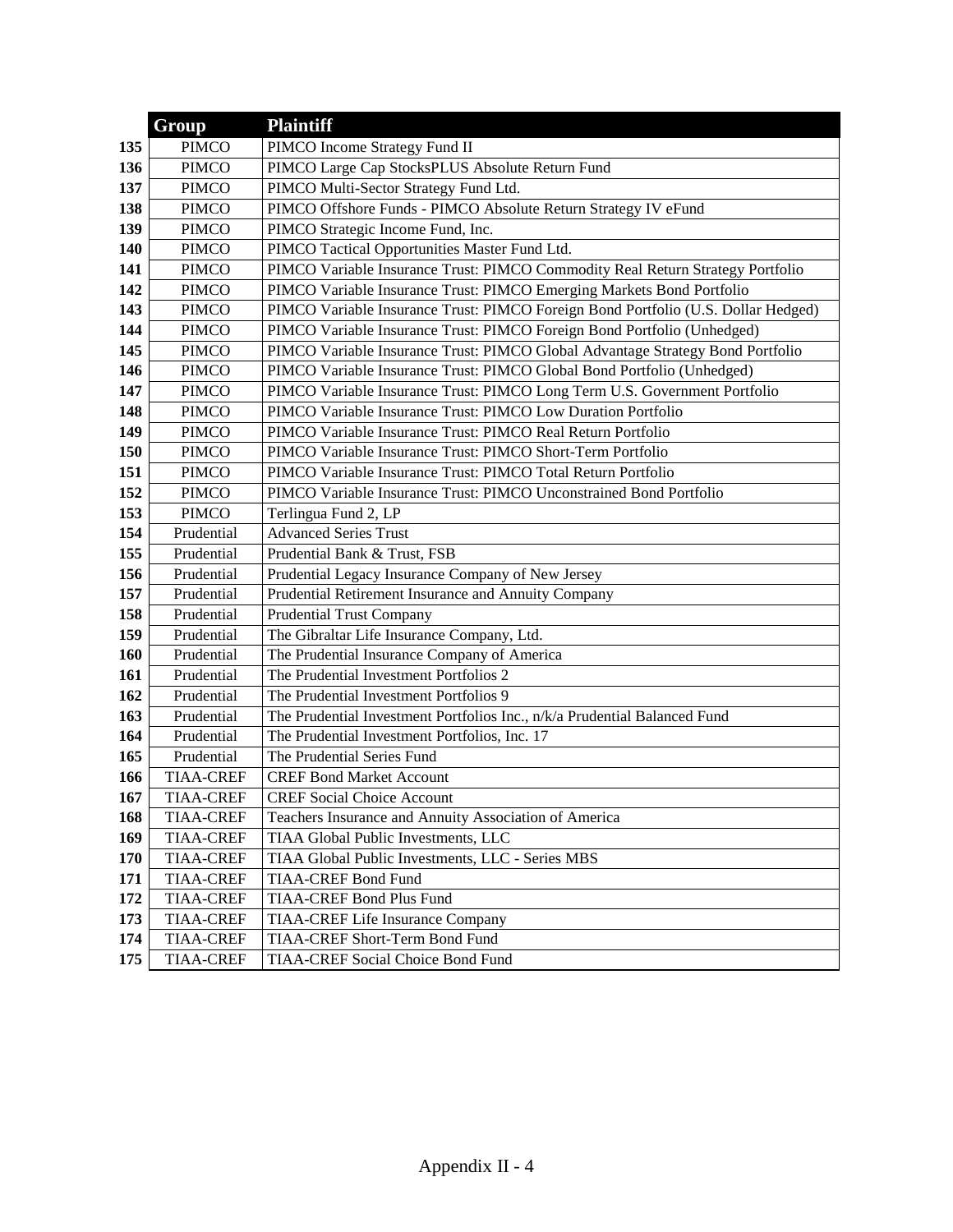| | Group | Plaintiff |
|---|---|---|
| 135 | PIMCO | PIMCO Income Strategy Fund II |
| 136 | PIMCO | PIMCO Large Cap StocksPLUS Absolute Return Fund |
| 137 | PIMCO | PIMCO Multi-Sector Strategy Fund Ltd. |
| 138 | PIMCO | PIMCO Offshore Funds - PIMCO Absolute Return Strategy IV eFund |
| 139 | PIMCO | PIMCO Strategic Income Fund, Inc. |
| 140 | PIMCO | PIMCO Tactical Opportunities Master Fund Ltd. |
| 141 | PIMCO | PIMCO Variable Insurance Trust: PIMCO Commodity Real Return Strategy Portfolio |
| 142 | PIMCO | PIMCO Variable Insurance Trust: PIMCO Emerging Markets Bond Portfolio |
| 143 | PIMCO | PIMCO Variable Insurance Trust: PIMCO Foreign Bond Portfolio (U.S. Dollar Hedged) |
| 144 | PIMCO | PIMCO Variable Insurance Trust: PIMCO Foreign Bond Portfolio (Unhedged) |
| 145 | PIMCO | PIMCO Variable Insurance Trust: PIMCO Global Advantage Strategy Bond Portfolio |
| 146 | PIMCO | PIMCO Variable Insurance Trust: PIMCO Global Bond Portfolio (Unhedged) |
| 147 | PIMCO | PIMCO Variable Insurance Trust: PIMCO Long Term U.S. Government Portfolio |
| 148 | PIMCO | PIMCO Variable Insurance Trust: PIMCO Low Duration Portfolio |
| 149 | PIMCO | PIMCO Variable Insurance Trust: PIMCO Real Return Portfolio |
| 150 | PIMCO | PIMCO Variable Insurance Trust: PIMCO Short-Term Portfolio |
| 151 | PIMCO | PIMCO Variable Insurance Trust: PIMCO Total Return Portfolio |
| 152 | PIMCO | PIMCO Variable Insurance Trust: PIMCO Unconstrained Bond Portfolio |
| 153 | PIMCO | Terlingua Fund 2, LP |
| 154 | Prudential | Advanced Series Trust |
| 155 | Prudential | Prudential Bank & Trust, FSB |
| 156 | Prudential | Prudential Legacy Insurance Company of New Jersey |
| 157 | Prudential | Prudential Retirement Insurance and Annuity Company |
| 158 | Prudential | Prudential Trust Company |
| 159 | Prudential | The Gibraltar Life Insurance Company, Ltd. |
| 160 | Prudential | The Prudential Insurance Company of America |
| 161 | Prudential | The Prudential Investment Portfolios 2 |
| 162 | Prudential | The Prudential Investment Portfolios 9 |
| 163 | Prudential | The Prudential Investment Portfolios Inc., n/k/a Prudential Balanced Fund |
| 164 | Prudential | The Prudential Investment Portfolios, Inc. 17 |
| 165 | Prudential | The Prudential Series Fund |
| 166 | TIAA-CREF | CREF Bond Market Account |
| 167 | TIAA-CREF | CREF Social Choice Account |
| 168 | TIAA-CREF | Teachers Insurance and Annuity Association of America |
| 169 | TIAA-CREF | TIAA Global Public Investments, LLC |
| 170 | TIAA-CREF | TIAA Global Public Investments, LLC - Series MBS |
| 171 | TIAA-CREF | TIAA-CREF Bond Fund |
| 172 | TIAA-CREF | TIAA-CREF Bond Plus Fund |
| 173 | TIAA-CREF | TIAA-CREF Life Insurance Company |
| 174 | TIAA-CREF | TIAA-CREF Short-Term Bond Fund |
| 175 | TIAA-CREF | TIAA-CREF Social Choice Bond Fund |

Appendix II - 4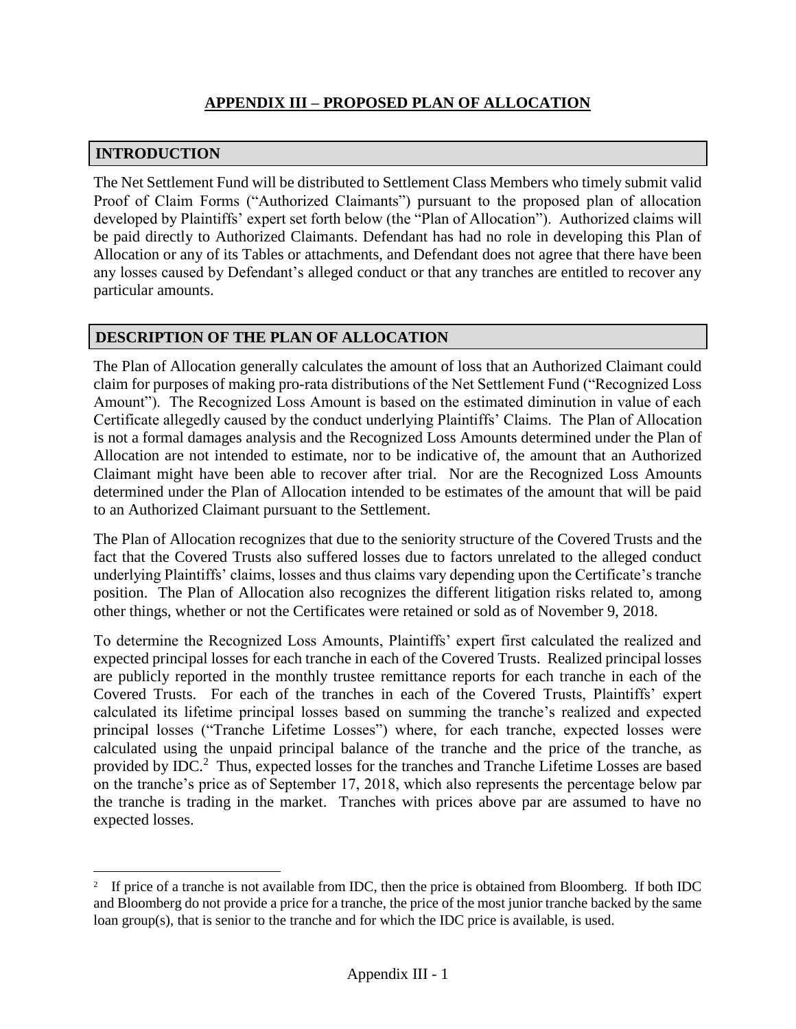# APPENDIX III – PROPOSED PLAN OF ALLOCATION

## INTRODUCTION

The Net Settlement Fund will be distributed to Settlement Class Members who timely submit valid Proof of Claim Forms ("Authorized Claimants") pursuant to the proposed plan of allocation developed by Plaintiffs' expert set forth below (the "Plan of Allocation"). Authorized claims will be paid directly to Authorized Claimants. Defendant has had no role in developing this Plan of Allocation or any of its Tables or attachments, and Defendant does not agree that there have been any losses caused by Defendant's alleged conduct or that any tranches are entitled to recover any particular amounts.

## DESCRIPTION OF THE PLAN OF ALLOCATION

The Plan of Allocation generally calculates the amount of loss that an Authorized Claimant could claim for purposes of making pro-rata distributions of the Net Settlement Fund ("Recognized Loss Amount"). The Recognized Loss Amount is based on the estimated diminution in value of each Certificate allegedly caused by the conduct underlying Plaintiffs' Claims. The Plan of Allocation is not a formal damages analysis and the Recognized Loss Amounts determined under the Plan of Allocation are not intended to estimate, nor to be indicative of, the amount that an Authorized Claimant might have been able to recover after trial. Nor are the Recognized Loss Amounts determined under the Plan of Allocation intended to be estimates of the amount that will be paid to an Authorized Claimant pursuant to the Settlement.

The Plan of Allocation recognizes that due to the seniority structure of the Covered Trusts and the fact that the Covered Trusts also suffered losses due to factors unrelated to the alleged conduct underlying Plaintiffs' claims, losses and thus claims vary depending upon the Certificate's tranche position. The Plan of Allocation also recognizes the different litigation risks related to, among other things, whether or not the Certificates were retained or sold as of November 9, 2018.

To determine the Recognized Loss Amounts, Plaintiffs' expert first calculated the realized and expected principal losses for each tranche in each of the Covered Trusts. Realized principal losses are publicly reported in the monthly trustee remittance reports for each tranche in each of the Covered Trusts. For each of the tranches in each of the Covered Trusts, Plaintiffs' expert calculated its lifetime principal losses based on summing the tranche's realized and expected principal losses ("Tranche Lifetime Losses") where, for each tranche, expected losses were calculated using the unpaid principal balance of the tranche and the price of the tranche, as provided by IDC.[2] Thus, expected losses for the tranches and Tranche Lifetime Losses are based on the tranche's price as of September 17, 2018, which also represents the percentage below par the tranche is trading in the market. Tranches with prices above par are assumed to have no expected losses.

[2] If price of a tranche is not available from IDC, then the price is obtained from Bloomberg. If both IDC and Bloomberg do not provide a price for a tranche, the price of the most junior tranche backed by the same loan group(s), that is senior to the tranche and for which the IDC price is available, is used.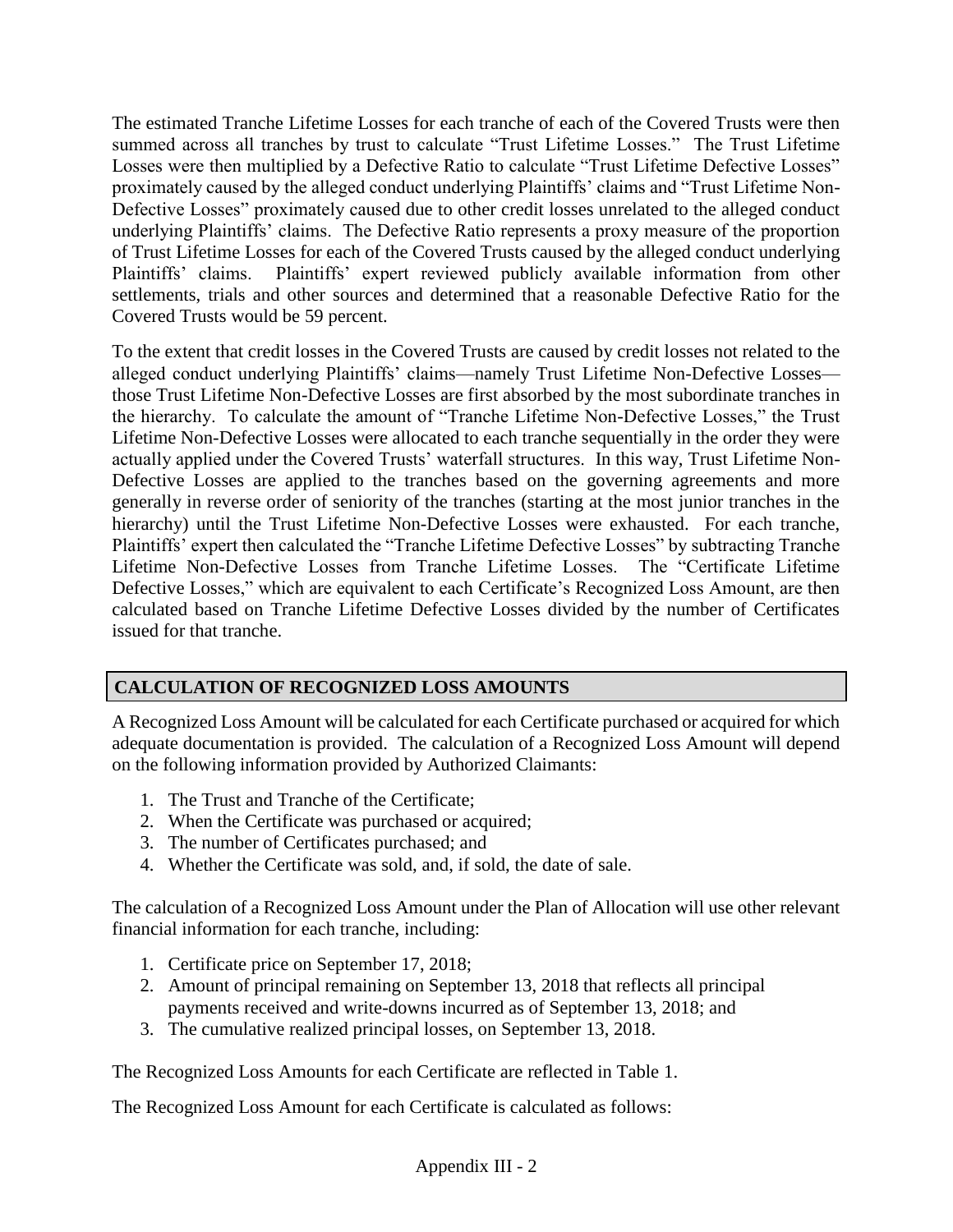The estimated Tranche Lifetime Losses for each tranche of each of the Covered Trusts were then summed across all tranches by trust to calculate "Trust Lifetime Losses." The Trust Lifetime Losses were then multiplied by a Defective Ratio to calculate "Trust Lifetime Defective Losses" proximately caused by the alleged conduct underlying Plaintiffs' claims and "Trust Lifetime Non-Defective Losses" proximately caused due to other credit losses unrelated to the alleged conduct underlying Plaintiffs' claims. The Defective Ratio represents a proxy measure of the proportion of Trust Lifetime Losses for each of the Covered Trusts caused by the alleged conduct underlying Plaintiffs' claims. Plaintiffs' expert reviewed publicly available information from other settlements, trials and other sources and determined that a reasonable Defective Ratio for the Covered Trusts would be 59 percent.

To the extent that credit losses in the Covered Trusts are caused by credit losses not related to the alleged conduct underlying Plaintiffs' claims—namely Trust Lifetime Non-Defective Losses—those Trust Lifetime Non-Defective Losses are first absorbed by the most subordinate tranches in the hierarchy. To calculate the amount of "Tranche Lifetime Non-Defective Losses," the Trust Lifetime Non-Defective Losses were allocated to each tranche sequentially in the order they were actually applied under the Covered Trusts' waterfall structures. In this way, Trust Lifetime Non-Defective Losses are applied to the tranches based on the governing agreements and more generally in reverse order of seniority of the tranches (starting at the most junior tranches in the hierarchy) until the Trust Lifetime Non-Defective Losses were exhausted. For each tranche, Plaintiffs' expert then calculated the "Tranche Lifetime Defective Losses" by subtracting Tranche Lifetime Non-Defective Losses from Tranche Lifetime Losses. The "Certificate Lifetime Defective Losses," which are equivalent to each Certificate's Recognized Loss Amount, are then calculated based on Tranche Lifetime Defective Losses divided by the number of Certificates issued for that tranche.

## CALCULATION OF RECOGNIZED LOSS AMOUNTS

A Recognized Loss Amount will be calculated for each Certificate purchased or acquired for which adequate documentation is provided. The calculation of a Recognized Loss Amount will depend on the following information provided by Authorized Claimants:

1. The Trust and Tranche of the Certificate;
2. When the Certificate was purchased or acquired;
3. The number of Certificates purchased; and
4. Whether the Certificate was sold, and, if sold, the date of sale.

The calculation of a Recognized Loss Amount under the Plan of Allocation will use other relevant financial information for each tranche, including:

1. Certificate price on September 17, 2018;
2. Amount of principal remaining on September 13, 2018 that reflects all principal payments received and write-downs incurred as of September 13, 2018; and
3. The cumulative realized principal losses, on September 13, 2018.

The Recognized Loss Amounts for each Certificate are reflected in Table 1.

The Recognized Loss Amount for each Certificate is calculated as follows: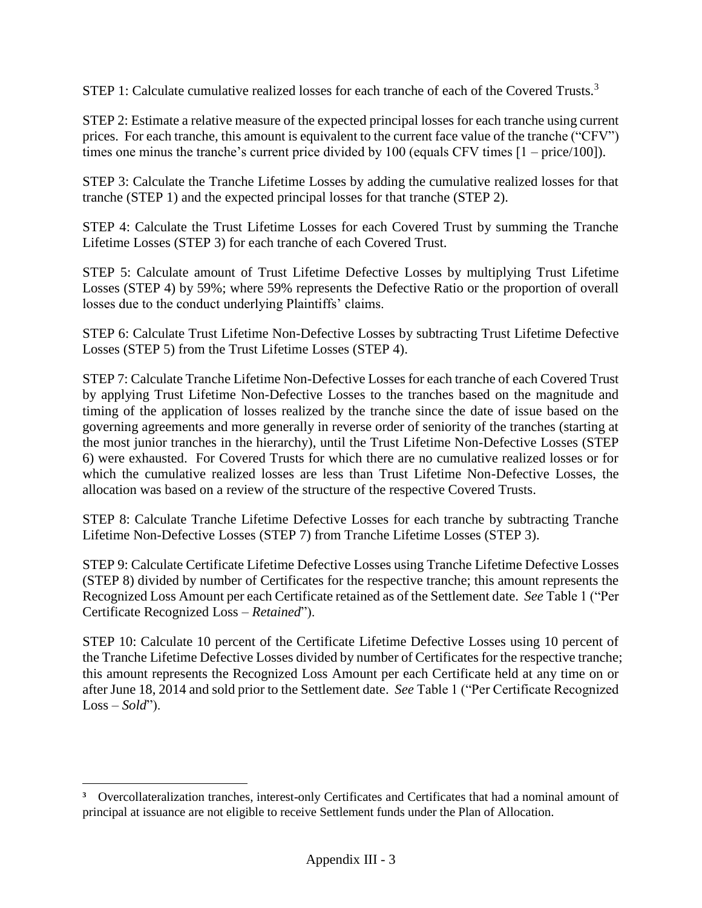STEP 1: Calculate cumulative realized losses for each tranche of each of the Covered Trusts.[3]

STEP 2: Estimate a relative measure of the expected principal losses for each tranche using current prices. For each tranche, this amount is equivalent to the current face value of the tranche ("CFV") times one minus the tranche's current price divided by 100 (equals CFV times [1 – price/100]).

STEP 3: Calculate the Tranche Lifetime Losses by adding the cumulative realized losses for that tranche (STEP 1) and the expected principal losses for that tranche (STEP 2).

STEP 4: Calculate the Trust Lifetime Losses for each Covered Trust by summing the Tranche Lifetime Losses (STEP 3) for each tranche of each Covered Trust.

STEP 5: Calculate amount of Trust Lifetime Defective Losses by multiplying Trust Lifetime Losses (STEP 4) by 59%; where 59% represents the Defective Ratio or the proportion of overall losses due to the conduct underlying Plaintiffs' claims.

STEP 6: Calculate Trust Lifetime Non-Defective Losses by subtracting Trust Lifetime Defective Losses (STEP 5) from the Trust Lifetime Losses (STEP 4).

STEP 7: Calculate Tranche Lifetime Non-Defective Losses for each tranche of each Covered Trust by applying Trust Lifetime Non-Defective Losses to the tranches based on the magnitude and timing of the application of losses realized by the tranche since the date of issue based on the governing agreements and more generally in reverse order of seniority of the tranches (starting at the most junior tranches in the hierarchy), until the Trust Lifetime Non-Defective Losses (STEP 6) were exhausted. For Covered Trusts for which there are no cumulative realized losses or for which the cumulative realized losses are less than Trust Lifetime Non-Defective Losses, the allocation was based on a review of the structure of the respective Covered Trusts.

STEP 8: Calculate Tranche Lifetime Defective Losses for each tranche by subtracting Tranche Lifetime Non-Defective Losses (STEP 7) from Tranche Lifetime Losses (STEP 3).

STEP 9: Calculate Certificate Lifetime Defective Losses using Tranche Lifetime Defective Losses (STEP 8) divided by number of Certificates for the respective tranche; this amount represents the Recognized Loss Amount per each Certificate retained as of the Settlement date. *See* Table 1 ("Per Certificate Recognized Loss – *Retained*").

STEP 10: Calculate 10 percent of the Certificate Lifetime Defective Losses using 10 percent of the Tranche Lifetime Defective Losses divided by number of Certificates for the respective tranche; this amount represents the Recognized Loss Amount per each Certificate held at any time on or after June 18, 2014 and sold prior to the Settlement date. *See* Table 1 ("Per Certificate Recognized Loss – *Sold*").

---

[3] Overcollateralization tranches, interest-only Certificates and Certificates that had a nominal amount of principal at issuance are not eligible to receive Settlement funds under the Plan of Allocation.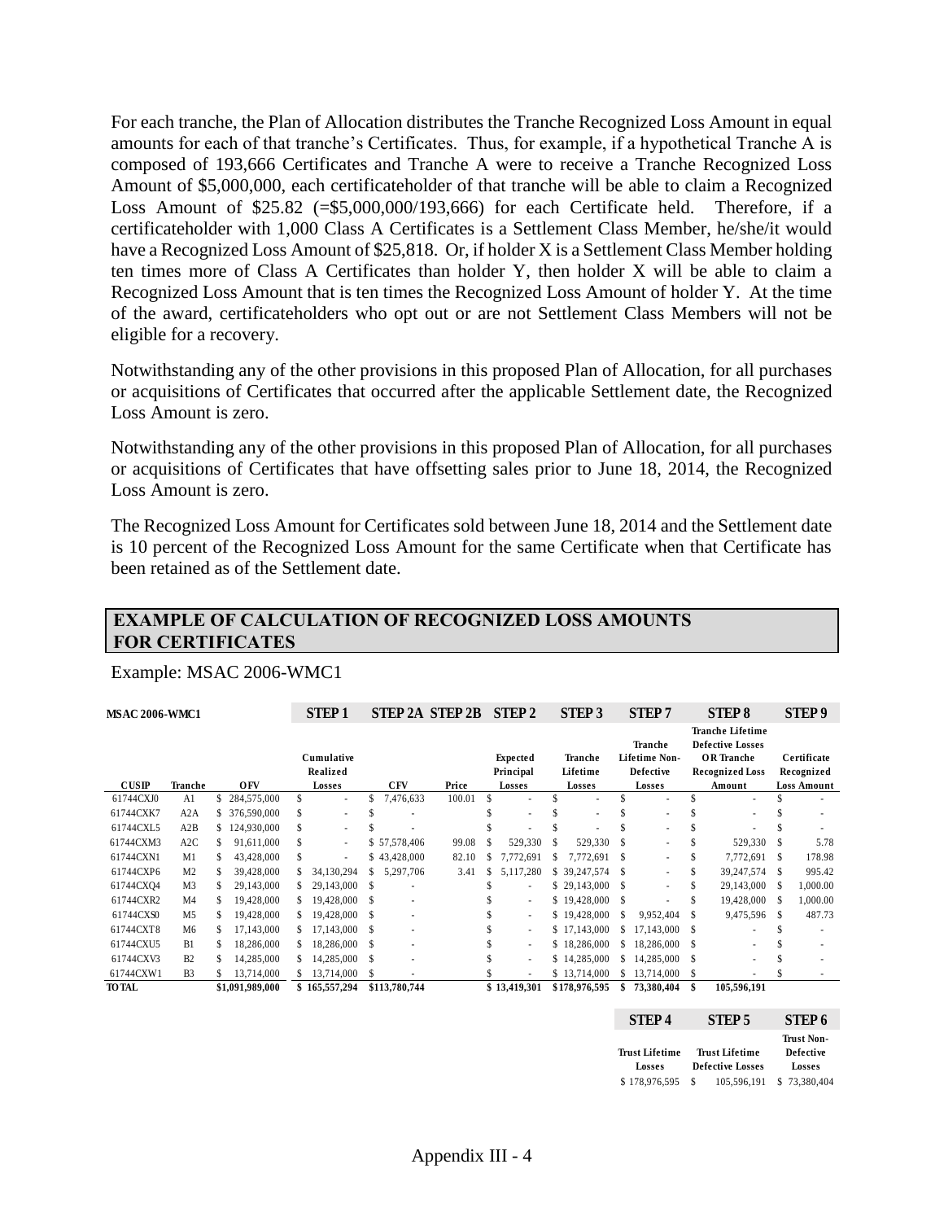For each tranche, the Plan of Allocation distributes the Tranche Recognized Loss Amount in equal amounts for each of that tranche's Certificates. Thus, for example, if a hypothetical Tranche A is composed of 193,666 Certificates and Tranche A were to receive a Tranche Recognized Loss Amount of $5,000,000, each certificateholder of that tranche will be able to claim a Recognized Loss Amount of $25.82 (=$5,000,000/193,666) for each Certificate held. Therefore, if a certificateholder with 1,000 Class A Certificates is a Settlement Class Member, he/she/it would have a Recognized Loss Amount of $25,818. Or, if holder X is a Settlement Class Member holding ten times more of Class A Certificates than holder Y, then holder X will be able to claim a Recognized Loss Amount that is ten times the Recognized Loss Amount of holder Y. At the time of the award, certificateholders who opt out or are not Settlement Class Members will not be eligible for a recovery.

Notwithstanding any of the other provisions in this proposed Plan of Allocation, for all purchases or acquisitions of Certificates that occurred after the applicable Settlement date, the Recognized Loss Amount is zero.

Notwithstanding any of the other provisions in this proposed Plan of Allocation, for all purchases or acquisitions of Certificates that have offsetting sales prior to June 18, 2014, the Recognized Loss Amount is zero.

The Recognized Loss Amount for Certificates sold between June 18, 2014 and the Settlement date is 10 percent of the Recognized Loss Amount for the same Certificate when that Certificate has been retained as of the Settlement date.

## EXAMPLE OF CALCULATION OF RECOGNIZED LOSS AMOUNTS FOR CERTIFICATES

Example: MSAC 2006-WMC1

| MSAC 2006-WMC1 | | | STEP 1 | STEP 2A | STEP 2B | STEP 2 | STEP 3 | STEP 7 | STEP 8 | STEP 9 |
|---|---|---|---|---|---|---|---|---|---|---|
| CUSIP | Tranche | OFV | Cumulative Realized Losses | CFV | Price | Expected Principal Losses | Tranche Lifetime Losses | Tranche Lifetime Non-Defective Losses | Tranche Lifetime Defective Losses OR Tranche Recognized Loss Amount | Certificate Recognized Loss Amount |
| 61744CXJ0 | A1 | $ 284,575,000 | $ - | $ 7,476,633 | 100.01 | $ - | $ - | $ - | $ - | $ - |
| 61744CXK7 | A2A | $ 376,590,000 | $ - | $ - | | $ - | $ - | $ - | $ - | $ - |
| 61744CXL5 | A2B | $ 124,930,000 | $ - | $ - | | $ - | $ - | $ - | $ - | $ - |
| 61744CXM3 | A2C | $ 91,611,000 | $ - | $ 57,578,406 | 99.08 | $ 529,330 | $ 529,330 | $ - | $ 529,330 | $ 5.78 |
| 61744CXN1 | M1 | $ 43,428,000 | $ - | $ 43,428,000 | 82.10 | $ 7,772,691 | $ 7,772,691 | $ - | $ 7,772,691 | $ 178.98 |
| 61744CXP6 | M2 | $ 39,428,000 | $ 34,130,294 | $ 5,297,706 | 3.41 | $ 5,117,280 | $ 39,247,574 | $ - | $ 39,247,574 | $ 995.42 |
| 61744CXQ4 | M3 | $ 29,143,000 | $ 29,143,000 | $ - | | $ - | $ 29,143,000 | $ - | $ 29,143,000 | $ 1,000.00 |
| 61744CXR2 | M4 | $ 19,428,000 | $ 19,428,000 | $ - | | $ - | $ 19,428,000 | $ - | $ 19,428,000 | $ 1,000.00 |
| 61744CXS0 | M5 | $ 19,428,000 | $ 19,428,000 | $ - | | $ - | $ 19,428,000 | $ 9,952,404 | $ 9,475,596 | $ 487.73 |
| 61744CXT8 | M6 | $ 17,143,000 | $ 17,143,000 | $ - | | $ - | $ 17,143,000 | $ 17,143,000 | $ - | $ - |
| 61744CXU5 | B1 | $ 18,286,000 | $ 18,286,000 | $ - | | $ - | $ 18,286,000 | $ 18,286,000 | $ - | $ - |
| 61744CXV3 | B2 | $ 14,285,000 | $ 14,285,000 | $ - | | $ - | $ 14,285,000 | $ 14,285,000 | $ - | $ - |
| 61744CXW1 | B3 | $ 13,714,000 | $ 13,714,000 | $ - | | $ - | $ 13,714,000 | $ 13,714,000 | $ - | $ - |
| **TOTAL** | | $1,091,989,000 | $ 165,557,294 | $113,780,744 | | $ 13,419,301 | $178,976,595 | $ 73,380,404 | $ 105,596,191 | |

| STEP 4 | STEP 5 | STEP 6 |
|---|---|---|
| Trust Lifetime Losses | Trust Lifetime Defective Losses | Trust Non-Defective Losses |
| $ 178,976,595 | $ 105,596,191 | $ 73,380,404 |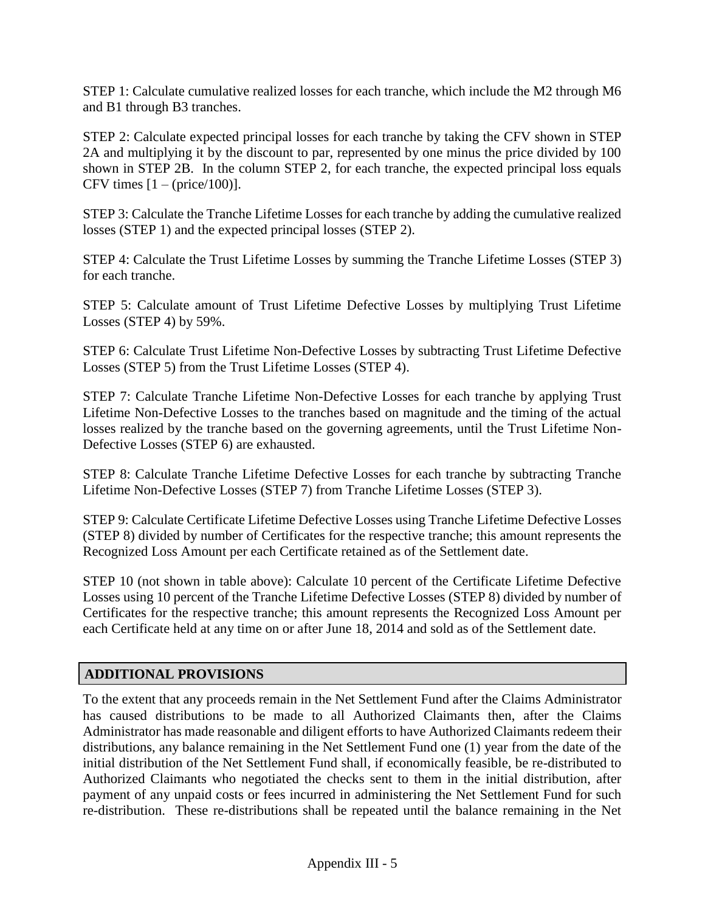STEP 1: Calculate cumulative realized losses for each tranche, which include the M2 through M6 and B1 through B3 tranches.

STEP 2: Calculate expected principal losses for each tranche by taking the CFV shown in STEP 2A and multiplying it by the discount to par, represented by one minus the price divided by 100 shown in STEP 2B. In the column STEP 2, for each tranche, the expected principal loss equals CFV times [1 – (price/100)].

STEP 3: Calculate the Tranche Lifetime Losses for each tranche by adding the cumulative realized losses (STEP 1) and the expected principal losses (STEP 2).

STEP 4: Calculate the Trust Lifetime Losses by summing the Tranche Lifetime Losses (STEP 3) for each tranche.

STEP 5: Calculate amount of Trust Lifetime Defective Losses by multiplying Trust Lifetime Losses (STEP 4) by 59%.

STEP 6: Calculate Trust Lifetime Non-Defective Losses by subtracting Trust Lifetime Defective Losses (STEP 5) from the Trust Lifetime Losses (STEP 4).

STEP 7: Calculate Tranche Lifetime Non-Defective Losses for each tranche by applying Trust Lifetime Non-Defective Losses to the tranches based on magnitude and the timing of the actual losses realized by the tranche based on the governing agreements, until the Trust Lifetime Non-Defective Losses (STEP 6) are exhausted.

STEP 8: Calculate Tranche Lifetime Defective Losses for each tranche by subtracting Tranche Lifetime Non-Defective Losses (STEP 7) from Tranche Lifetime Losses (STEP 3).

STEP 9: Calculate Certificate Lifetime Defective Losses using Tranche Lifetime Defective Losses (STEP 8) divided by number of Certificates for the respective tranche; this amount represents the Recognized Loss Amount per each Certificate retained as of the Settlement date.

STEP 10 (not shown in table above): Calculate 10 percent of the Certificate Lifetime Defective Losses using 10 percent of the Tranche Lifetime Defective Losses (STEP 8) divided by number of Certificates for the respective tranche; this amount represents the Recognized Loss Amount per each Certificate held at any time on or after June 18, 2014 and sold as of the Settlement date.

## ADDITIONAL PROVISIONS

To the extent that any proceeds remain in the Net Settlement Fund after the Claims Administrator has caused distributions to be made to all Authorized Claimants then, after the Claims Administrator has made reasonable and diligent efforts to have Authorized Claimants redeem their distributions, any balance remaining in the Net Settlement Fund one (1) year from the date of the initial distribution of the Net Settlement Fund shall, if economically feasible, be re-distributed to Authorized Claimants who negotiated the checks sent to them in the initial distribution, after payment of any unpaid costs or fees incurred in administering the Net Settlement Fund for such re-distribution. These re-distributions shall be repeated until the balance remaining in the Net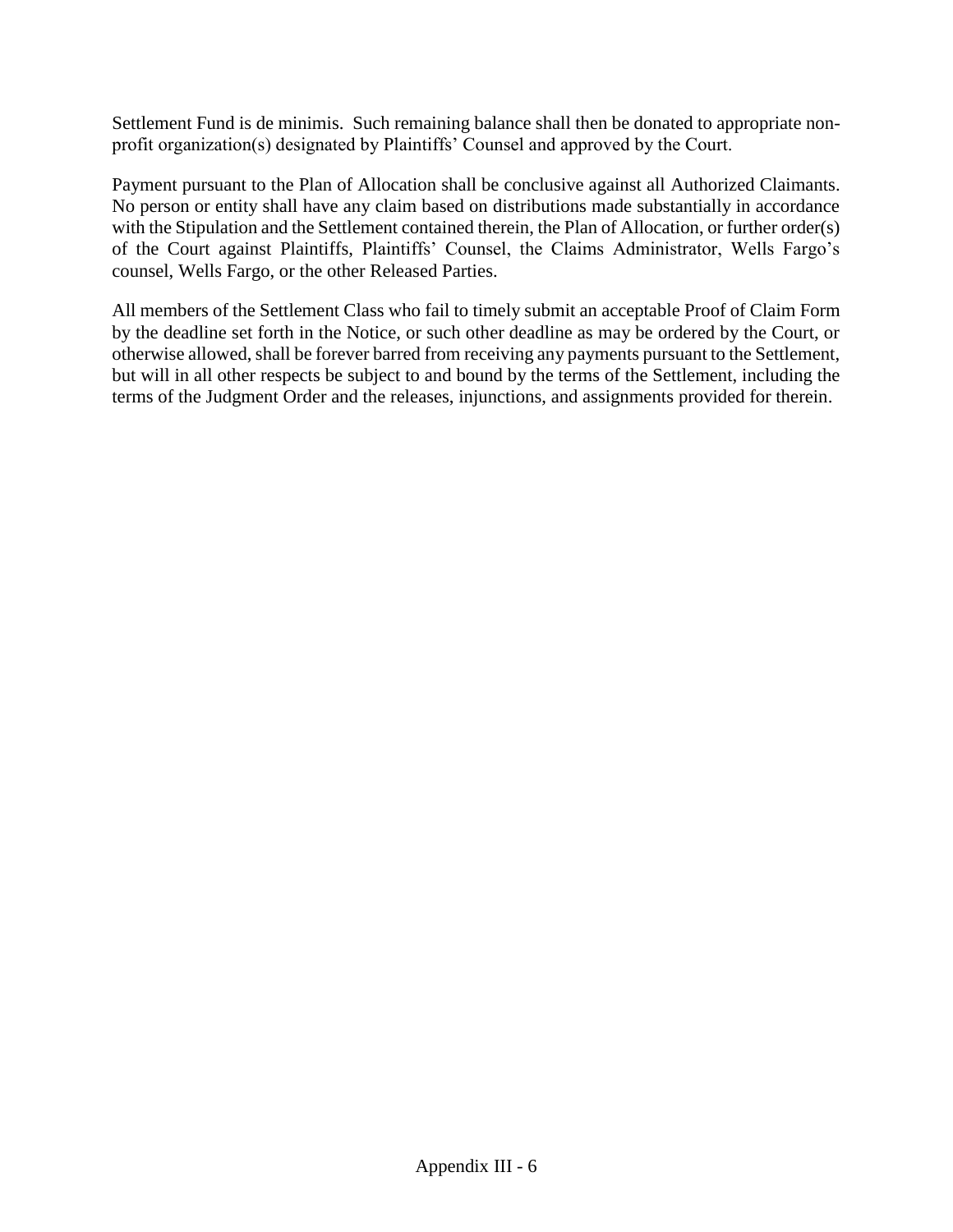Settlement Fund is de minimis. Such remaining balance shall then be donated to appropriate non-profit organization(s) designated by Plaintiffs' Counsel and approved by the Court.

Payment pursuant to the Plan of Allocation shall be conclusive against all Authorized Claimants. No person or entity shall have any claim based on distributions made substantially in accordance with the Stipulation and the Settlement contained therein, the Plan of Allocation, or further order(s) of the Court against Plaintiffs, Plaintiffs' Counsel, the Claims Administrator, Wells Fargo's counsel, Wells Fargo, or the other Released Parties.

All members of the Settlement Class who fail to timely submit an acceptable Proof of Claim Form by the deadline set forth in the Notice, or such other deadline as may be ordered by the Court, or otherwise allowed, shall be forever barred from receiving any payments pursuant to the Settlement, but will in all other respects be subject to and bound by the terms of the Settlement, including the terms of the Judgment Order and the releases, injunctions, and assignments provided for therein.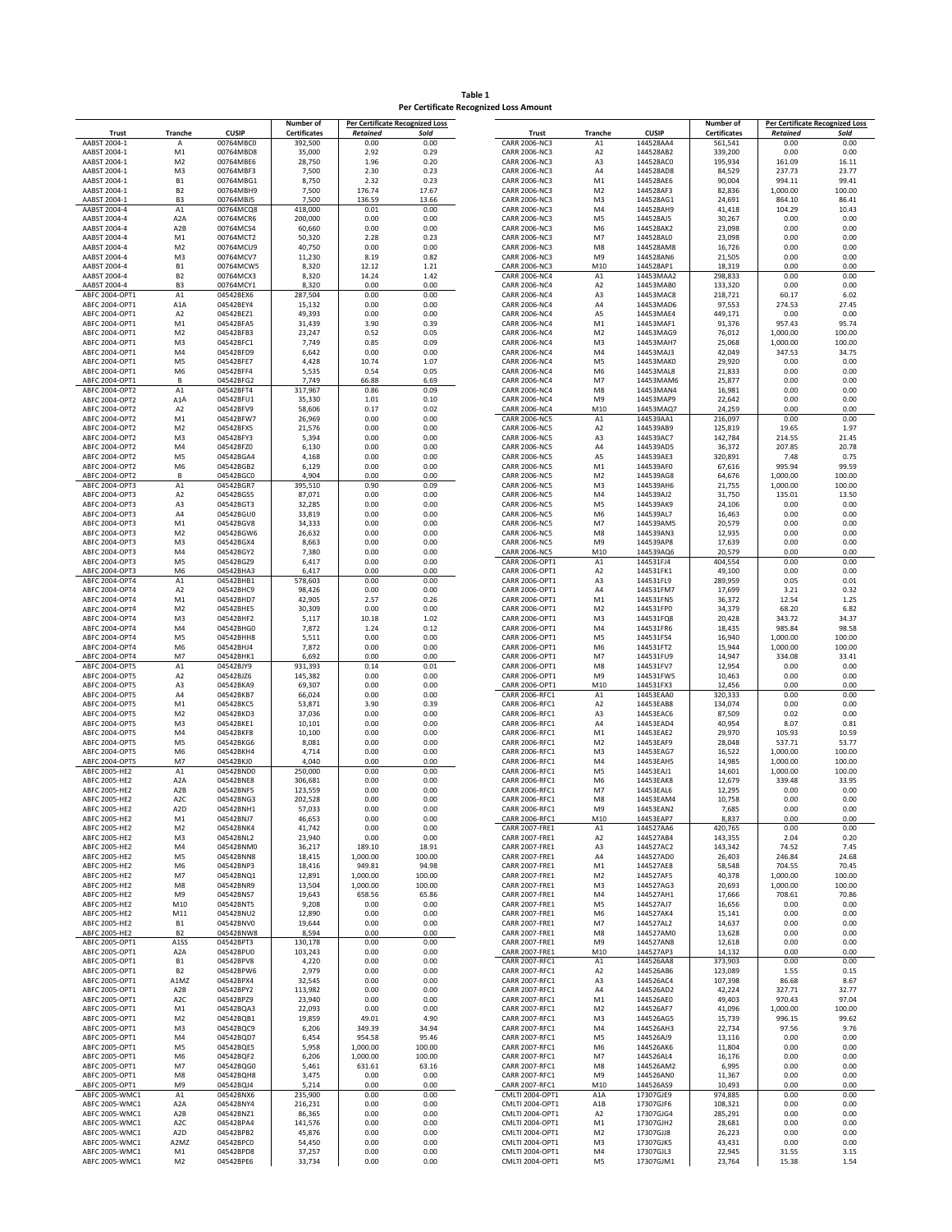**Table 1**
**Per Certificate Recognized Loss Amount**

| Trust | Tranche | CUSIP | Number of Certificates | Per Certificate Recognized Loss | |
|---|---|---|---|---|---|
| | | | | *Retained* | *Sold* |
| AABST 2004-1 | A | 00764MBC0 | 392,500 | 0.00 | 0.00 |
| AABST 2004-1 | M1 | 00764MBD8 | 35,000 | 2.92 | 0.29 |
| AABST 2004-1 | M2 | 00764MBE6 | 28,750 | 1.96 | 0.20 |
| AABST 2004-1 | M3 | 00764MBF3 | 7,500 | 2.30 | 0.23 |
| AABST 2004-1 | B1 | 00764MBG1 | 8,750 | 2.32 | 0.23 |
| AABST 2004-1 | B2 | 00764MBH9 | 7,500 | 176.74 | 17.67 |
| AABST 2004-1 | B3 | 00764MBJ5 | 7,500 | 136.59 | 13.66 |
| AABST 2004-4 | A1 | 00764MCQ8 | 418,000 | 0.01 | 0.00 |
| AABST 2004-4 | A2A | 00764MCR6 | 200,000 | 0.00 | 0.00 |
| AABST 2004-4 | A2B | 00764MCS4 | 60,660 | 0.00 | 0.00 |
| AABST 2004-4 | M1 | 00764MCT2 | 50,320 | 2.28 | 0.23 |
| AABST 2004-4 | M2 | 00764MCU9 | 40,750 | 0.00 | 0.00 |
| AABST 2004-4 | M3 | 00764MCV7 | 11,230 | 8.19 | 0.82 |
| AABST 2004-4 | B1 | 00764MCW5 | 8,320 | 12.12 | 1.21 |
| AABST 2004-4 | B2 | 00764MCX3 | 8,320 | 14.24 | 1.42 |
| AABST 2004-4 | B3 | 00764MCY1 | 8,320 | 0.00 | 0.00 |
| ABFC 2004-OPT1 | A1 | 04542BEX6 | 287,504 | 0.00 | 0.00 |
| ABFC 2004-OPT1 | A1A | 04542BEY4 | 15,132 | 0.00 | 0.00 |
| ABFC 2004-OPT1 | A2 | 04542BEZ1 | 49,393 | 0.00 | 0.00 |
| ABFC 2004-OPT1 | M1 | 04542BFA5 | 31,439 | 3.90 | 0.39 |
| ABFC 2004-OPT1 | M2 | 04542BFB3 | 23,247 | 0.52 | 0.05 |
| ABFC 2004-OPT1 | M3 | 04542BFC1 | 7,749 | 0.85 | 0.09 |
| ABFC 2004-OPT1 | M4 | 04542BFD9 | 6,642 | 0.00 | 0.00 |
| ABFC 2004-OPT1 | M5 | 04542BFE7 | 4,428 | 10.74 | 1.07 |
| ABFC 2004-OPT1 | M6 | 04542BFF4 | 5,535 | 0.54 | 0.05 |
| ABFC 2004-OPT1 | B | 04542BFG2 | 7,749 | 66.88 | 6.69 |
| ABFC 2004-OPT2 | A1 | 04542BFT4 | 317,967 | 0.86 | 0.09 |
| ABFC 2004-OPT2 | A1A | 04542BFU1 | 35,330 | 1.01 | 0.10 |
| ABFC 2004-OPT2 | A2 | 04542BFV9 | 58,606 | 0.17 | 0.02 |
| ABFC 2004-OPT2 | M1 | 04542BFW7 | 26,969 | 0.00 | 0.00 |
| ABFC 2004-OPT2 | M2 | 04542BFX5 | 21,576 | 0.00 | 0.00 |
| ABFC 2004-OPT2 | M3 | 04542BFY3 | 5,394 | 0.00 | 0.00 |
| ABFC 2004-OPT2 | M4 | 04542BFZ0 | 6,130 | 0.00 | 0.00 |
| ABFC 2004-OPT2 | M5 | 04542BGA4 | 4,168 | 0.00 | 0.00 |
| ABFC 2004-OPT2 | M6 | 04542BGB2 | 6,129 | 0.00 | 0.00 |
| ABFC 2004-OPT2 | B | 04542BGC0 | 4,904 | 0.00 | 0.00 |
| ABFC 2004-OPT3 | A1 | 04542BGR7 | 395,510 | 0.90 | 0.09 |
| ABFC 2004-OPT3 | A2 | 04542BGS5 | 87,071 | 0.00 | 0.00 |
| ABFC 2004-OPT3 | A3 | 04542BGT3 | 32,285 | 0.00 | 0.00 |
| ABFC 2004-OPT3 | A4 | 04542BGU0 | 33,819 | 0.00 | 0.00 |
| ABFC 2004-OPT3 | M1 | 04542BGV8 | 34,333 | 0.00 | 0.00 |
| ABFC 2004-OPT3 | M2 | 04542BGW6 | 26,632 | 0.00 | 0.00 |
| ABFC 2004-OPT3 | M3 | 04542BGX4 | 8,663 | 0.00 | 0.00 |
| ABFC 2004-OPT3 | M4 | 04542BGY2 | 7,380 | 0.00 | 0.00 |
| ABFC 2004-OPT3 | M5 | 04542BGZ9 | 6,417 | 0.00 | 0.00 |
| ABFC 2004-OPT3 | M6 | 04542BHA3 | 6,417 | 0.00 | 0.00 |
| ABFC 2004-OPT4 | A1 | 04542BHB1 | 578,603 | 0.00 | 0.00 |
| ABFC 2004-OPT4 | A2 | 04542BHC9 | 98,426 | 0.00 | 0.00 |
| ABFC 2004-OPT4 | M1 | 04542BHD7 | 42,905 | 2.57 | 0.26 |
| ABFC 2004-OPT4 | M2 | 04542BHE5 | 30,309 | 0.00 | 0.00 |
| ABFC 2004-OPT4 | M3 | 04542BHF2 | 5,117 | 10.18 | 1.02 |
| ABFC 2004-OPT4 | M4 | 04542BHG0 | 7,872 | 1.24 | 0.12 |
| ABFC 2004-OPT4 | M5 | 04542BHH8 | 5,511 | 0.00 | 0.00 |
| ABFC 2004-OPT4 | M6 | 04542BHJ4 | 7,872 | 0.00 | 0.00 |
| ABFC 2004-OPT4 | M7 | 04542BHK1 | 6,692 | 0.00 | 0.00 |
| ABFC 2004-OPT5 | A1 | 04542BJY9 | 931,393 | 0.14 | 0.01 |
| ABFC 2004-OPT5 | A2 | 04542BJZ6 | 145,382 | 0.00 | 0.00 |
| ABFC 2004-OPT5 | A3 | 04542BKA9 | 69,307 | 0.00 | 0.00 |
| ABFC 2004-OPT5 | A4 | 04542BKB7 | 66,024 | 0.00 | 0.00 |
| ABFC 2004-OPT5 | M1 | 04542BKC5 | 53,871 | 3.90 | 0.39 |
| ABFC 2004-OPT5 | M2 | 04542BKD3 | 37,036 | 0.00 | 0.00 |
| ABFC 2004-OPT5 | M3 | 04542BKE1 | 10,101 | 0.00 | 0.00 |
| ABFC 2004-OPT5 | M4 | 04542BKF8 | 10,100 | 0.00 | 0.00 |
| ABFC 2004-OPT5 | M5 | 04542BKG6 | 8,081 | 0.00 | 0.00 |
| ABFC 2004-OPT5 | M6 | 04542BKH4 | 4,714 | 0.00 | 0.00 |
| ABFC 2004-OPT5 | M7 | 04542BKJ0 | 4,040 | 0.00 | 0.00 |
| ABFC 2005-HE2 | A1 | 04542BND0 | 250,000 | 0.00 | 0.00 |
| ABFC 2005-HE2 | A2A | 04542BNE8 | 306,681 | 0.00 | 0.00 |
| ABFC 2005-HE2 | A2B | 04542BNF5 | 123,559 | 0.00 | 0.00 |
| ABFC 2005-HE2 | A2C | 04542BNG3 | 202,528 | 0.00 | 0.00 |
| ABFC 2005-HE2 | A2D | 04542BNH1 | 57,033 | 0.00 | 0.00 |
| ABFC 2005-HE2 | M1 | 04542BNJ7 | 46,653 | 0.00 | 0.00 |
| ABFC 2005-HE2 | M2 | 04542BNK4 | 41,742 | 0.00 | 0.00 |
| ABFC 2005-HE2 | M3 | 04542BNL2 | 23,940 | 0.00 | 0.00 |
| ABFC 2005-HE2 | M4 | 04542BNM0 | 36,217 | 189.10 | 18.91 |
| ABFC 2005-HE2 | M5 | 04542BNN8 | 18,415 | 1,000.00 | 100.00 |
| ABFC 2005-HE2 | M6 | 04542BNP3 | 18,416 | 949.81 | 94.98 |
| ABFC 2005-HE2 | M7 | 04542BNQ1 | 12,891 | 1,000.00 | 100.00 |
| ABFC 2005-HE2 | M8 | 04542BNR9 | 13,504 | 1,000.00 | 100.00 |
| ABFC 2005-HE2 | M9 | 04542BNS7 | 19,643 | 658.56 | 65.86 |
| ABFC 2005-HE2 | M10 | 04542BNT5 | 9,208 | 0.00 | 0.00 |
| ABFC 2005-HE2 | M11 | 04542BNU2 | 12,890 | 0.00 | 0.00 |
| ABFC 2005-HE2 | B1 | 04542BNV0 | 19,644 | 0.00 | 0.00 |
| ABFC 2005-HE2 | B2 | 04542BNW8 | 8,594 | 0.00 | 0.00 |
| ABFC 2005-OPT1 | A1SS | 04542BPT3 | 130,178 | 0.00 | 0.00 |
| ABFC 2005-OPT1 | A2A | 04542BPU0 | 103,243 | 0.00 | 0.00 |
| ABFC 2005-OPT1 | B1 | 04542BPV8 | 4,220 | 0.00 | 0.00 |
| ABFC 2005-OPT1 | B2 | 04542BPW6 | 2,979 | 0.00 | 0.00 |
| ABFC 2005-OPT1 | A1MZ | 04542BPX4 | 32,545 | 0.00 | 0.00 |
| ABFC 2005-OPT1 | A2B | 04542BPY2 | 113,982 | 0.00 | 0.00 |
| ABFC 2005-OPT1 | A2C | 04542BPZ9 | 23,940 | 0.00 | 0.00 |
| ABFC 2005-OPT1 | M1 | 04542BQA3 | 22,093 | 0.00 | 0.00 |
| ABFC 2005-OPT1 | M2 | 04542BQB1 | 19,859 | 49.01 | 4.90 |
| ABFC 2005-OPT1 | M3 | 04542BQC9 | 6,206 | 349.39 | 34.94 |
| ABFC 2005-OPT1 | M4 | 04542BQD7 | 6,454 | 954.58 | 95.46 |
| ABFC 2005-OPT1 | M5 | 04542BQE5 | 5,958 | 1,000.00 | 100.00 |
| ABFC 2005-OPT1 | M6 | 04542BQF2 | 6,206 | 1,000.00 | 100.00 |
| ABFC 2005-OPT1 | M7 | 04542BQG0 | 5,461 | 631.61 | 63.16 |
| ABFC 2005-OPT1 | M8 | 04542BQH8 | 3,475 | 0.00 | 0.00 |
| ABFC 2005-OPT1 | M9 | 04542BQJ4 | 5,214 | 0.00 | 0.00 |
| ABFC 2005-WMC1 | A1 | 04542BNX6 | 235,900 | 0.00 | 0.00 |
| ABFC 2005-WMC1 | A2A | 04542BNY4 | 216,231 | 0.00 | 0.00 |
| ABFC 2005-WMC1 | A2B | 04542BNZ1 | 86,365 | 0.00 | 0.00 |
| ABFC 2005-WMC1 | A2C | 04542BPA4 | 141,576 | 0.00 | 0.00 |
| ABFC 2005-WMC1 | A2D | 04542BPB2 | 45,876 | 0.00 | 0.00 |
| ABFC 2005-WMC1 | A2MZ | 04542BPC0 | 54,450 | 0.00 | 0.00 |
| ABFC 2005-WMC1 | M1 | 04542BPD8 | 37,257 | 0.00 | 0.00 |
| ABFC 2005-WMC1 | M2 | 04542BPE6 | 33,734 | 0.00 | 0.00 |
| CARR 2006-NC3 | A1 | 144528AA4 | 561,541 | 0.00 | 0.00 |
| CARR 2006-NC3 | A2 | 144528AB2 | 339,200 | 0.00 | 0.00 |
| CARR 2006-NC3 | A3 | 144528AC0 | 195,934 | 161.09 | 16.11 |
| CARR 2006-NC3 | A4 | 144528AD8 | 84,529 | 237.73 | 23.77 |
| CARR 2006-NC3 | M1 | 144528AE6 | 90,004 | 994.11 | 99.41 |
| CARR 2006-NC3 | M2 | 144528AF3 | 82,836 | 1,000.00 | 100.00 |
| CARR 2006-NC3 | M3 | 144528AG1 | 24,691 | 864.10 | 86.41 |
| CARR 2006-NC3 | M4 | 144528AH9 | 41,418 | 104.29 | 10.43 |
| CARR 2006-NC3 | M5 | 144528AJ5 | 30,267 | 0.00 | 0.00 |
| CARR 2006-NC3 | M6 | 144528AK2 | 23,098 | 0.00 | 0.00 |
| CARR 2006-NC3 | M7 | 144528AL0 | 23,098 | 0.00 | 0.00 |
| CARR 2006-NC3 | M8 | 144528AM8 | 16,726 | 0.00 | 0.00 |
| CARR 2006-NC3 | M9 | 144528AN6 | 21,505 | 0.00 | 0.00 |
| CARR 2006-NC3 | M10 | 144528AP1 | 18,319 | 0.00 | 0.00 |
| CARR 2006-NC4 | A1 | 14453MAA2 | 298,833 | 0.00 | 0.00 |
| CARR 2006-NC4 | A2 | 14453MAB0 | 133,320 | 0.00 | 0.00 |
| CARR 2006-NC4 | A3 | 14453MAC8 | 218,721 | 60.17 | 6.02 |
| CARR 2006-NC4 | A4 | 14453MAD6 | 97,553 | 274.53 | 27.45 |
| CARR 2006-NC4 | A5 | 14453MAE4 | 449,171 | 0.00 | 0.00 |
| CARR 2006-NC4 | M1 | 14453MAF1 | 91,376 | 957.43 | 95.74 |
| CARR 2006-NC4 | M2 | 14453MAG9 | 76,012 | 1,000.00 | 100.00 |
| CARR 2006-NC4 | M3 | 14453MAH7 | 25,068 | 1,000.00 | 100.00 |
| CARR 2006-NC4 | M4 | 14453MAJ3 | 42,049 | 347.53 | 34.75 |
| CARR 2006-NC4 | M5 | 14453MAK0 | 29,920 | 0.00 | 0.00 |
| CARR 2006-NC4 | M6 | 14453MAL8 | 21,833 | 0.00 | 0.00 |
| CARR 2006-NC4 | M7 | 14453MAM6 | 25,877 | 0.00 | 0.00 |
| CARR 2006-NC4 | M8 | 14453MAN4 | 16,981 | 0.00 | 0.00 |
| CARR 2006-NC4 | M9 | 14453MAP9 | 22,642 | 0.00 | 0.00 |
| CARR 2006-NC4 | M10 | 14453MAQ7 | 24,259 | 0.00 | 0.00 |
| CARR 2006-NC5 | A1 | 144539AA1 | 216,097 | 0.00 | 0.00 |
| CARR 2006-NC5 | A2 | 144539AB9 | 125,819 | 19.65 | 1.97 |
| CARR 2006-NC5 | A3 | 144539AC7 | 142,784 | 214.55 | 21.45 |
| CARR 2006-NC5 | A4 | 144539AD5 | 36,372 | 207.85 | 20.78 |
| CARR 2006-NC5 | A5 | 144539AE3 | 320,891 | 7.48 | 0.75 |
| CARR 2006-NC5 | M1 | 144539AF0 | 67,616 | 995.94 | 99.59 |
| CARR 2006-NC5 | M2 | 144539AG8 | 64,676 | 1,000.00 | 100.00 |
| CARR 2006-NC5 | M3 | 144539AH6 | 21,755 | 1,000.00 | 100.00 |
| CARR 2006-NC5 | M4 | 144539AJ2 | 31,750 | 135.01 | 13.50 |
| CARR 2006-NC5 | M5 | 144539AK9 | 24,106 | 0.00 | 0.00 |
| CARR 2006-NC5 | M6 | 144539AL7 | 16,463 | 0.00 | 0.00 |
| CARR 2006-NC5 | M7 | 144539AM5 | 20,579 | 0.00 | 0.00 |
| CARR 2006-NC5 | M8 | 144539AN3 | 12,935 | 0.00 | 0.00 |
| CARR 2006-NC5 | M9 | 144539AP8 | 17,639 | 0.00 | 0.00 |
| CARR 2006-NC5 | M10 | 144539AQ6 | 20,579 | 0.00 | 0.00 |
| CARR 2006-OPT1 | A1 | 144531FJ4 | 404,554 | 0.00 | 0.00 |
| CARR 2006-OPT1 | A2 | 144531FK1 | 49,100 | 0.00 | 0.00 |
| CARR 2006-OPT1 | A3 | 144531FL9 | 289,959 | 0.05 | 0.01 |
| CARR 2006-OPT1 | A4 | 144531FM7 | 17,699 | 3.21 | 0.32 |
| CARR 2006-OPT1 | M1 | 144531FN5 | 36,372 | 12.54 | 1.25 |
| CARR 2006-OPT1 | M2 | 144531FP0 | 34,379 | 68.20 | 6.82 |
| CARR 2006-OPT1 | M3 | 144531FQ8 | 20,428 | 343.72 | 34.37 |
| CARR 2006-OPT1 | M4 | 144531FR6 | 18,435 | 985.84 | 98.58 |
| CARR 2006-OPT1 | M5 | 144531FS4 | 16,940 | 1,000.00 | 100.00 |
| CARR 2006-OPT1 | M6 | 144531FT2 | 15,944 | 1,000.00 | 100.00 |
| CARR 2006-OPT1 | M7 | 144531FU9 | 14,947 | 334.08 | 33.41 |
| CARR 2006-OPT1 | M8 | 144531FV7 | 12,954 | 0.00 | 0.00 |
| CARR 2006-OPT1 | M9 | 144531FW5 | 10,463 | 0.00 | 0.00 |
| CARR 2006-OPT1 | M10 | 144531FX3 | 12,456 | 0.00 | 0.00 |
| CARR 2006-RFC1 | A1 | 14453EAA0 | 320,333 | 0.00 | 0.00 |
| CARR 2006-RFC1 | A2 | 14453EAB8 | 134,074 | 0.00 | 0.00 |
| CARR 2006-RFC1 | A3 | 14453EAC6 | 87,509 | 0.02 | 0.00 |
| CARR 2006-RFC1 | A4 | 14453EAD4 | 40,954 | 8.07 | 0.81 |
| CARR 2006-RFC1 | M1 | 14453EAE2 | 29,970 | 105.93 | 10.59 |
| CARR 2006-RFC1 | M2 | 14453EAF9 | 28,048 | 537.71 | 53.77 |
| CARR 2006-RFC1 | M3 | 14453EAG7 | 16,522 | 1,000.00 | 100.00 |
| CARR 2006-RFC1 | M4 | 14453EAH5 | 14,985 | 1,000.00 | 100.00 |
| CARR 2006-RFC1 | M5 | 14453EAJ1 | 14,601 | 1,000.00 | 100.00 |
| CARR 2006-RFC1 | M6 | 14453EAK8 | 12,679 | 339.48 | 33.95 |
| CARR 2006-RFC1 | M7 | 14453EAL6 | 12,295 | 0.00 | 0.00 |
| CARR 2006-RFC1 | M8 | 14453EAM4 | 10,758 | 0.00 | 0.00 |
| CARR 2006-RFC1 | M9 | 14453EAN2 | 7,685 | 0.00 | 0.00 |
| CARR 2006-RFC1 | M10 | 14453EAP7 | 8,837 | 0.00 | 0.00 |
| CARR 2007-FRE1 | A1 | 144527AA6 | 420,765 | 0.00 | 0.00 |
| CARR 2007-FRE1 | A2 | 144527AB4 | 143,355 | 2.04 | 0.20 |
| CARR 2007-FRE1 | A3 | 144527AC2 | 143,342 | 74.52 | 7.45 |
| CARR 2007-FRE1 | A4 | 144527AD0 | 26,403 | 246.84 | 24.68 |
| CARR 2007-FRE1 | M1 | 144527AE8 | 58,548 | 704.55 | 70.45 |
| CARR 2007-FRE1 | M2 | 144527AF5 | 40,378 | 1,000.00 | 100.00 |
| CARR 2007-FRE1 | M3 | 144527AG3 | 20,693 | 1,000.00 | 100.00 |
| CARR 2007-FRE1 | M4 | 144527AH1 | 17,666 | 708.61 | 70.86 |
| CARR 2007-FRE1 | M5 | 144527AJ7 | 16,656 | 0.00 | 0.00 |
| CARR 2007-FRE1 | M6 | 144527AK4 | 15,141 | 0.00 | 0.00 |
| CARR 2007-FRE1 | M7 | 144527AL2 | 14,637 | 0.00 | 0.00 |
| CARR 2007-FRE1 | M8 | 144527AM0 | 13,628 | 0.00 | 0.00 |
| CARR 2007-FRE1 | M9 | 144527AN8 | 12,618 | 0.00 | 0.00 |
| CARR 2007-FRE1 | M10 | 144527AP3 | 14,132 | 0.00 | 0.00 |
| CARR 2007-RFC1 | A1 | 144526AA8 | 373,903 | 0.00 | 0.00 |
| CARR 2007-RFC1 | A2 | 144526AB6 | 123,089 | 1.55 | 0.15 |
| CARR 2007-RFC1 | A3 | 144526AC4 | 107,398 | 86.68 | 8.67 |
| CARR 2007-RFC1 | A4 | 144526AD2 | 42,224 | 327.71 | 32.77 |
| CARR 2007-RFC1 | M1 | 144526AE0 | 49,403 | 970.43 | 97.04 |
| CARR 2007-RFC1 | M2 | 144526AF7 | 41,096 | 1,000.00 | 100.00 |
| CARR 2007-RFC1 | M3 | 144526AG5 | 15,739 | 996.15 | 99.62 |
| CARR 2007-RFC1 | M4 | 144526AH3 | 22,734 | 97.56 | 9.76 |
| CARR 2007-RFC1 | M5 | 144526AJ9 | 13,116 | 0.00 | 0.00 |
| CARR 2007-RFC1 | M6 | 144526AK6 | 11,804 | 0.00 | 0.00 |
| CARR 2007-RFC1 | M7 | 144526AL4 | 16,176 | 0.00 | 0.00 |
| CARR 2007-RFC1 | M8 | 144526AM2 | 6,995 | 0.00 | 0.00 |
| CARR 2007-RFC1 | M9 | 144526AN0 | 11,367 | 0.00 | 0.00 |
| CARR 2007-RFC1 | M10 | 144526AS9 | 10,493 | 0.00 | 0.00 |
| CMLTI 2004-OPT1 | A1A | 17307GJE9 | 974,885 | 0.00 | 0.00 |
| CMLTI 2004-OPT1 | A1B | 17307GJF6 | 108,321 | 0.00 | 0.00 |
| CMLTI 2004-OPT1 | A2 | 17307GJG4 | 285,291 | 0.00 | 0.00 |
| CMLTI 2004-OPT1 | M1 | 17307GJH2 | 28,681 | 0.00 | 0.00 |
| CMLTI 2004-OPT1 | M2 | 17307GJJ8 | 26,223 | 0.00 | 0.00 |
| CMLTI 2004-OPT1 | M3 | 17307GJK5 | 43,431 | 0.00 | 0.00 |
| CMLTI 2004-OPT1 | M4 | 17307GJL3 | 22,945 | 31.55 | 3.15 |
| CMLTI 2004-OPT1 | M5 | 17307GJM1 | 23,764 | 15.38 | 1.54 |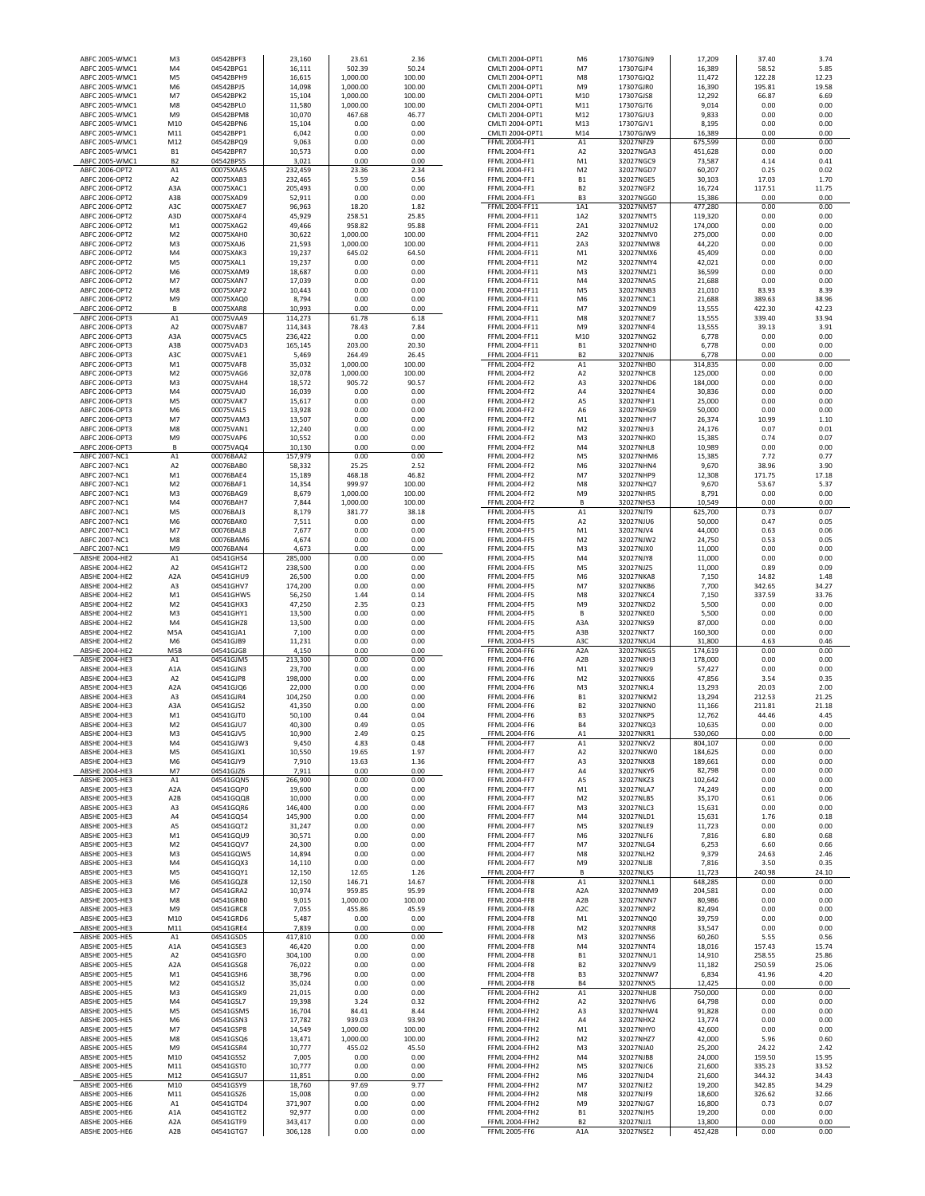| | | | | | |
|---|---|---|---|---|---|
| ABFC 2005-WMC1 | M3 | 04542BPF3 | 23,160 | 23.61 | 2.36 |
| ABFC 2005-WMC1 | M4 | 04542BPG1 | 16,111 | 502.39 | 50.24 |
| ABFC 2005-WMC1 | M5 | 04542BPH9 | 16,615 | 1,000.00 | 100.00 |
| ABFC 2005-WMC1 | M6 | 04542BPJ5 | 14,098 | 1,000.00 | 100.00 |
| ABFC 2005-WMC1 | M7 | 04542BPK2 | 15,104 | 1,000.00 | 100.00 |
| ABFC 2005-WMC1 | M8 | 04542BPL0 | 11,580 | 1,000.00 | 100.00 |
| ABFC 2005-WMC1 | M9 | 04542BPM8 | 10,070 | 467.68 | 46.77 |
| ABFC 2005-WMC1 | M10 | 04542BPN6 | 15,104 | 0.00 | 0.00 |
| ABFC 2005-WMC1 | M11 | 04542BPP1 | 6,042 | 0.00 | 0.00 |
| ABFC 2005-WMC1 | M12 | 04542BPQ9 | 9,063 | 0.00 | 0.00 |
| ABFC 2005-WMC1 | B1 | 04542BPR7 | 10,573 | 0.00 | 0.00 |
| ABFC 2005-WMC1 | B2 | 04542BPS5 | 3,021 | 0.00 | 0.00 |
| ABFC 2006-OPT2 | A1 | 00075XAA5 | 232,459 | 23.36 | 2.34 |
| ABFC 2006-OPT2 | A2 | 00075XAB3 | 232,465 | 5.59 | 0.56 |
| ABFC 2006-OPT2 | A3A | 00075XAC1 | 205,493 | 0.00 | 0.00 |
| ABFC 2006-OPT2 | A3B | 00075XAD9 | 52,911 | 0.00 | 0.00 |
| ABFC 2006-OPT2 | A3C | 00075XAE7 | 96,963 | 18.20 | 1.82 |
| ABFC 2006-OPT2 | A3D | 00075XAF4 | 45,929 | 258.51 | 25.85 |
| ABFC 2006-OPT2 | M1 | 00075XAG2 | 49,466 | 958.82 | 95.88 |
| ABFC 2006-OPT2 | M2 | 00075XAH0 | 30,622 | 1,000.00 | 100.00 |
| ABFC 2006-OPT2 | M3 | 00075XAJ6 | 21,593 | 1,000.00 | 100.00 |
| ABFC 2006-OPT2 | M4 | 00075XAK3 | 19,237 | 645.02 | 64.50 |
| ABFC 2006-OPT2 | M5 | 00075XAL1 | 19,237 | 0.00 | 0.00 |
| ABFC 2006-OPT2 | M6 | 00075XAM9 | 18,687 | 0.00 | 0.00 |
| ABFC 2006-OPT2 | M7 | 00075XAN7 | 17,039 | 0.00 | 0.00 |
| ABFC 2006-OPT2 | M8 | 00075XAP2 | 10,443 | 0.00 | 0.00 |
| ABFC 2006-OPT2 | M9 | 00075XAQ0 | 8,794 | 0.00 | 0.00 |
| ABFC 2006-OPT2 | B | 00075XAR8 | 10,993 | 0.00 | 0.00 |
| ABFC 2006-OPT3 | A1 | 00075VAA9 | 114,273 | 61.78 | 6.18 |
| ABFC 2006-OPT3 | A2 | 00075VAB7 | 114,343 | 78.43 | 7.84 |
| ABFC 2006-OPT3 | A3A | 00075VAC5 | 236,422 | 0.00 | 0.00 |
| ABFC 2006-OPT3 | A3B | 00075VAD3 | 165,145 | 203.00 | 20.30 |
| ABFC 2006-OPT3 | A3C | 00075VAE1 | 5,469 | 264.49 | 26.45 |
| ABFC 2006-OPT3 | M1 | 00075VAF8 | 35,032 | 1,000.00 | 100.00 |
| ABFC 2006-OPT3 | M2 | 00075VAG6 | 32,078 | 1,000.00 | 100.00 |
| ABFC 2006-OPT3 | M3 | 00075VAH4 | 18,572 | 905.72 | 90.57 |
| ABFC 2006-OPT3 | M4 | 00075VAJ0 | 16,039 | 0.00 | 0.00 |
| ABFC 2006-OPT3 | M5 | 00075VAK7 | 15,617 | 0.00 | 0.00 |
| ABFC 2006-OPT3 | M6 | 00075VAL5 | 13,928 | 0.00 | 0.00 |
| ABFC 2006-OPT3 | M7 | 00075VAM3 | 13,507 | 0.00 | 0.00 |
| ABFC 2006-OPT3 | M8 | 00075VAN1 | 12,240 | 0.00 | 0.00 |
| ABFC 2006-OPT3 | M9 | 00075VAP6 | 10,552 | 0.00 | 0.00 |
| ABFC 2006-OPT3 | B | 00075VAQ4 | 10,130 | 0.00 | 0.00 |
| ABFC 2007-NC1 | A1 | 00076BAA2 | 157,979 | 0.00 | 0.00 |
| ABFC 2007-NC1 | A2 | 00076BAB0 | 58,332 | 25.25 | 2.52 |
| ABFC 2007-NC1 | M1 | 00076BAE4 | 15,189 | 468.18 | 46.82 |
| ABFC 2007-NC1 | M2 | 00076BAF1 | 14,354 | 999.97 | 100.00 |
| ABFC 2007-NC1 | M3 | 00076BAG9 | 8,679 | 1,000.00 | 100.00 |
| ABFC 2007-NC1 | M4 | 00076BAH7 | 7,844 | 1,000.00 | 100.00 |
| ABFC 2007-NC1 | M5 | 00076BAJ3 | 8,179 | 381.77 | 38.18 |
| ABFC 2007-NC1 | M6 | 00076BAK0 | 7,511 | 0.00 | 0.00 |
| ABFC 2007-NC1 | M7 | 00076BAL8 | 7,677 | 0.00 | 0.00 |
| ABFC 2007-NC1 | M8 | 00076BAM6 | 4,674 | 0.00 | 0.00 |
| ABFC 2007-NC1 | M9 | 00076BAN4 | 4,673 | 0.00 | 0.00 |
| ABSHE 2004-HE2 | A1 | 04541GHS4 | 285,000 | 0.00 | 0.00 |
| ABSHE 2004-HE2 | A2 | 04541GHT2 | 238,500 | 0.00 | 0.00 |
| ABSHE 2004-HE2 | A2A | 04541GHU9 | 26,500 | 0.00 | 0.00 |
| ABSHE 2004-HE2 | A3 | 04541GHV7 | 174,200 | 0.00 | 0.00 |
| ABSHE 2004-HE2 | M1 | 04541GHW5 | 56,250 | 1.44 | 0.14 |
| ABSHE 2004-HE2 | M2 | 04541GHX3 | 47,250 | 2.35 | 0.23 |
| ABSHE 2004-HE2 | M3 | 04541GHY1 | 13,500 | 0.00 | 0.00 |
| ABSHE 2004-HE2 | M4 | 04541GHZ8 | 13,500 | 0.00 | 0.00 |
| ABSHE 2004-HE2 | M5A | 04541GJA1 | 7,100 | 0.00 | 0.00 |
| ABSHE 2004-HE2 | M6 | 04541GJB9 | 11,231 | 0.00 | 0.00 |
| ABSHE 2004-HE2 | M5B | 04541GJG8 | 4,150 | 0.00 | 0.00 |
| ABSHE 2004-HE3 | A1 | 04541GJM5 | 213,300 | 0.00 | 0.00 |
| ABSHE 2004-HE3 | A1A | 04541GJN3 | 23,700 | 0.00 | 0.00 |
| ABSHE 2004-HE3 | A2 | 04541GJP8 | 198,000 | 0.00 | 0.00 |
| ABSHE 2004-HE3 | A2A | 04541GJQ6 | 22,000 | 0.00 | 0.00 |
| ABSHE 2004-HE3 | A3 | 04541GJR4 | 104,250 | 0.00 | 0.00 |
| ABSHE 2004-HE3 | A3A | 04541GJS2 | 41,350 | 0.00 | 0.00 |
| ABSHE 2004-HE3 | M1 | 04541GJT0 | 50,100 | 0.44 | 0.04 |
| ABSHE 2004-HE3 | M2 | 04541GJU7 | 40,300 | 0.49 | 0.05 |
| ABSHE 2004-HE3 | M3 | 04541GJV5 | 10,900 | 2.49 | 0.25 |
| ABSHE 2004-HE3 | M4 | 04541GJW3 | 9,450 | 4.83 | 0.48 |
| ABSHE 2004-HE3 | M5 | 04541GJX1 | 10,550 | 19.65 | 1.97 |
| ABSHE 2004-HE3 | M6 | 04541GJY9 | 7,910 | 13.63 | 1.36 |
| ABSHE 2004-HE3 | M7 | 04541GJZ6 | 7,911 | 0.00 | 0.00 |
| ABSHE 2005-HE3 | A1 | 04541GQN5 | 266,900 | 0.00 | 0.00 |
| ABSHE 2005-HE3 | A2A | 04541GQP0 | 19,600 | 0.00 | 0.00 |
| ABSHE 2005-HE3 | A2B | 04541GQQ8 | 10,000 | 0.00 | 0.00 |
| ABSHE 2005-HE3 | A3 | 04541GQR6 | 146,400 | 0.00 | 0.00 |
| ABSHE 2005-HE3 | A4 | 04541GQS4 | 145,900 | 0.00 | 0.00 |
| ABSHE 2005-HE3 | A5 | 04541GQT2 | 31,247 | 0.00 | 0.00 |
| ABSHE 2005-HE3 | M1 | 04541GQU9 | 30,571 | 0.00 | 0.00 |
| ABSHE 2005-HE3 | M2 | 04541GQV7 | 24,300 | 0.00 | 0.00 |
| ABSHE 2005-HE3 | M3 | 04541GQW5 | 14,894 | 0.00 | 0.00 |
| ABSHE 2005-HE3 | M4 | 04541GQX3 | 14,110 | 0.00 | 0.00 |
| ABSHE 2005-HE3 | M5 | 04541GQY1 | 12,150 | 12.65 | 1.26 |
| ABSHE 2005-HE3 | M6 | 04541GQZ8 | 12,150 | 146.71 | 14.67 |
| ABSHE 2005-HE3 | M7 | 04541GRA2 | 10,974 | 959.85 | 95.99 |
| ABSHE 2005-HE3 | M8 | 04541GRB0 | 9,015 | 1,000.00 | 100.00 |
| ABSHE 2005-HE3 | M9 | 04541GRC8 | 7,055 | 455.86 | 45.59 |
| ABSHE 2005-HE3 | M10 | 04541GRD6 | 5,487 | 0.00 | 0.00 |
| ABSHE 2005-HE3 | M11 | 04541GRE4 | 7,839 | 0.00 | 0.00 |
| ABSHE 2005-HE5 | A1 | 04541GSD5 | 417,810 | 0.00 | 0.00 |
| ABSHE 2005-HE5 | A1A | 04541GSE3 | 46,420 | 0.00 | 0.00 |
| ABSHE 2005-HE5 | A2 | 04541GSF0 | 304,100 | 0.00 | 0.00 |
| ABSHE 2005-HE5 | A2A | 04541GSG8 | 76,022 | 0.00 | 0.00 |
| ABSHE 2005-HE5 | M1 | 04541GSH6 | 38,796 | 0.00 | 0.00 |
| ABSHE 2005-HE5 | M2 | 04541GSJ2 | 35,024 | 0.00 | 0.00 |
| ABSHE 2005-HE5 | M3 | 04541GSK9 | 21,015 | 0.00 | 0.00 |
| ABSHE 2005-HE5 | M4 | 04541GSL7 | 19,398 | 3.24 | 0.32 |
| ABSHE 2005-HE5 | M5 | 04541GSM5 | 16,704 | 84.41 | 8.44 |
| ABSHE 2005-HE5 | M6 | 04541GSN3 | 17,782 | 939.03 | 93.90 |
| ABSHE 2005-HE5 | M7 | 04541GSP8 | 14,549 | 1,000.00 | 100.00 |
| ABSHE 2005-HE5 | M8 | 04541GSQ6 | 13,471 | 1,000.00 | 100.00 |
| ABSHE 2005-HE5 | M9 | 04541GSR4 | 10,777 | 455.02 | 45.50 |
| ABSHE 2005-HE5 | M10 | 04541GSS2 | 7,005 | 0.00 | 0.00 |
| ABSHE 2005-HE5 | M11 | 04541GST0 | 10,777 | 0.00 | 0.00 |
| ABSHE 2005-HE5 | M12 | 04541GSU7 | 11,851 | 0.00 | 0.00 |
| ABSHE 2005-HE6 | M10 | 04541GSY9 | 18,760 | 97.69 | 9.77 |
| ABSHE 2005-HE6 | M11 | 04541GSZ6 | 15,008 | 0.00 | 0.00 |
| ABSHE 2005-HE6 | A1 | 04541GTD4 | 371,907 | 0.00 | 0.00 |
| ABSHE 2005-HE6 | A1A | 04541GTE2 | 92,977 | 0.00 | 0.00 |
| ABSHE 2005-HE6 | A2A | 04541GTF9 | 343,417 | 0.00 | 0.00 |
| ABSHE 2005-HE6 | A2B | 04541GTG7 | 306,128 | 0.00 | 0.00 |
| CMLTI 2004-OPT1 | M6 | 17307GJN9 | 17,209 | 37.40 | 3.74 |
| CMLTI 2004-OPT1 | M7 | 17307GJP4 | 16,389 | 58.52 | 5.85 |
| CMLTI 2004-OPT1 | M8 | 17307GJQ2 | 11,472 | 122.28 | 12.23 |
| CMLTI 2004-OPT1 | M9 | 17307GJR0 | 16,390 | 195.81 | 19.58 |
| CMLTI 2004-OPT1 | M10 | 17307GJS8 | 12,292 | 66.87 | 6.69 |
| CMLTI 2004-OPT1 | M11 | 17307GJT6 | 9,014 | 0.00 | 0.00 |
| CMLTI 2004-OPT1 | M12 | 17307GJU3 | 9,833 | 0.00 | 0.00 |
| CMLTI 2004-OPT1 | M13 | 17307GJV1 | 8,195 | 0.00 | 0.00 |
| CMLTI 2004-OPT1 | M14 | 17307GJW9 | 16,389 | 0.00 | 0.00 |
| FFML 2004-FF1 | A1 | 32027NFZ9 | 675,599 | 0.00 | 0.00 |
| FFML 2004-FF1 | A2 | 32027NGA3 | 451,628 | 0.00 | 0.00 |
| FFML 2004-FF1 | M1 | 32027NGC9 | 73,587 | 4.14 | 0.41 |
| FFML 2004-FF1 | M2 | 32027NGD7 | 60,207 | 0.25 | 0.02 |
| FFML 2004-FF1 | B1 | 32027NGE5 | 30,103 | 17.03 | 1.70 |
| FFML 2004-FF1 | B2 | 32027NGF2 | 16,724 | 117.51 | 11.75 |
| FFML 2004-FF1 | B3 | 32027NGG0 | 15,386 | 0.00 | 0.00 |
| FFML 2004-FF11 | 1A1 | 32027NMS7 | 477,280 | 0.00 | 0.00 |
| FFML 2004-FF11 | 1A2 | 32027NMT5 | 119,320 | 0.00 | 0.00 |
| FFML 2004-FF11 | 2A1 | 32027NMU2 | 174,000 | 0.00 | 0.00 |
| FFML 2004-FF11 | 2A2 | 32027NMV0 | 275,000 | 0.00 | 0.00 |
| FFML 2004-FF11 | 2A3 | 32027NMW8 | 44,220 | 0.00 | 0.00 |
| FFML 2004-FF11 | M1 | 32027NMX6 | 45,409 | 0.00 | 0.00 |
| FFML 2004-FF11 | M2 | 32027NMY4 | 42,021 | 0.00 | 0.00 |
| FFML 2004-FF11 | M3 | 32027NMZ1 | 36,599 | 0.00 | 0.00 |
| FFML 2004-FF11 | M4 | 32027NNA5 | 21,688 | 0.00 | 0.00 |
| FFML 2004-FF11 | M5 | 32027NNB3 | 21,010 | 83.93 | 8.39 |
| FFML 2004-FF11 | M6 | 32027NNC1 | 21,688 | 389.63 | 38.96 |
| FFML 2004-FF11 | M7 | 32027NND9 | 13,555 | 422.30 | 42.23 |
| FFML 2004-FF11 | M8 | 32027NNE7 | 13,555 | 339.40 | 33.94 |
| FFML 2004-FF11 | M9 | 32027NNF4 | 13,555 | 39.13 | 3.91 |
| FFML 2004-FF11 | M10 | 32027NNG2 | 6,778 | 0.00 | 0.00 |
| FFML 2004-FF11 | B1 | 32027NNH0 | 6,778 | 0.00 | 0.00 |
| FFML 2004-FF11 | B2 | 32027NNJ6 | 6,778 | 0.00 | 0.00 |
| FFML 2004-FF2 | A1 | 32027NHB0 | 314,835 | 0.00 | 0.00 |
| FFML 2004-FF2 | A2 | 32027NHC8 | 125,000 | 0.00 | 0.00 |
| FFML 2004-FF2 | A3 | 32027NHD6 | 184,000 | 0.00 | 0.00 |
| FFML 2004-FF2 | A4 | 32027NHE4 | 30,836 | 0.00 | 0.00 |
| FFML 2004-FF2 | A5 | 32027NHF1 | 25,000 | 0.00 | 0.00 |
| FFML 2004-FF2 | A6 | 32027NHG9 | 50,000 | 0.00 | 0.00 |
| FFML 2004-FF2 | M1 | 32027NHH7 | 26,374 | 10.99 | 1.10 |
| FFML 2004-FF2 | M2 | 32027NHJ3 | 24,176 | 0.07 | 0.01 |
| FFML 2004-FF2 | M3 | 32027NHK0 | 15,385 | 0.74 | 0.07 |
| FFML 2004-FF2 | M4 | 32027NHL8 | 10,989 | 0.00 | 0.00 |
| FFML 2004-FF2 | M5 | 32027NHM6 | 15,385 | 7.72 | 0.77 |
| FFML 2004-FF2 | M6 | 32027NHN4 | 9,670 | 38.96 | 3.90 |
| FFML 2004-FF2 | M7 | 32027NHP9 | 12,308 | 171.75 | 17.18 |
| FFML 2004-FF2 | M8 | 32027NHQ7 | 9,670 | 53.67 | 5.37 |
| FFML 2004-FF2 | M9 | 32027NHR5 | 8,791 | 0.00 | 0.00 |
| FFML 2004-FF2 | B | 32027NHS3 | 10,549 | 0.00 | 0.00 |
| FFML 2004-FF5 | A1 | 32027NJT9 | 625,700 | 0.73 | 0.07 |
| FFML 2004-FF5 | A2 | 32027NJU6 | 50,000 | 0.47 | 0.05 |
| FFML 2004-FF5 | M1 | 32027NJV4 | 44,000 | 0.63 | 0.06 |
| FFML 2004-FF5 | M2 | 32027NJW2 | 24,750 | 0.53 | 0.05 |
| FFML 2004-FF5 | M3 | 32027NJX0 | 11,000 | 0.00 | 0.00 |
| FFML 2004-FF5 | M4 | 32027NJY8 | 11,000 | 0.00 | 0.00 |
| FFML 2004-FF5 | M5 | 32027NJZ5 | 11,000 | 0.89 | 0.09 |
| FFML 2004-FF5 | M6 | 32027NKA8 | 7,150 | 14.82 | 1.48 |
| FFML 2004-FF5 | M7 | 32027NKB6 | 7,700 | 342.65 | 34.27 |
| FFML 2004-FF5 | M8 | 32027NKC4 | 7,150 | 337.59 | 33.76 |
| FFML 2004-FF5 | M9 | 32027NKD2 | 5,500 | 0.00 | 0.00 |
| FFML 2004-FF5 | B | 32027NKE0 | 5,500 | 0.00 | 0.00 |
| FFML 2004-FF5 | A3A | 32027NKS9 | 87,000 | 0.00 | 0.00 |
| FFML 2004-FF5 | A3B | 32027NKT7 | 160,300 | 0.00 | 0.00 |
| FFML 2004-FF5 | A3C | 32027NKU4 | 31,800 | 4.63 | 0.46 |
| FFML 2004-FF6 | A2A | 32027NKG5 | 174,619 | 0.00 | 0.00 |
| FFML 2004-FF6 | A2B | 32027NKH3 | 178,000 | 0.00 | 0.00 |
| FFML 2004-FF6 | M1 | 32027NKJ9 | 57,427 | 0.00 | 0.00 |
| FFML 2004-FF6 | M2 | 32027NKK6 | 47,856 | 3.54 | 0.35 |
| FFML 2004-FF6 | M3 | 32027NKL4 | 13,293 | 20.03 | 2.00 |
| FFML 2004-FF6 | B1 | 32027NKM2 | 13,294 | 212.53 | 21.25 |
| FFML 2004-FF6 | B2 | 32027NKN0 | 11,166 | 211.81 | 21.18 |
| FFML 2004-FF6 | B3 | 32027NKP5 | 12,762 | 44.46 | 4.45 |
| FFML 2004-FF6 | B4 | 32027NKQ3 | 10,635 | 0.00 | 0.00 |
| FFML 2004-FF6 | A1 | 32027NKR1 | 530,060 | 0.00 | 0.00 |
| FFML 2004-FF7 | A1 | 32027NKV2 | 804,107 | 0.00 | 0.00 |
| FFML 2004-FF7 | A2 | 32027NKW0 | 184,625 | 0.00 | 0.00 |
| FFML 2004-FF7 | A3 | 32027NKX8 | 189,661 | 0.00 | 0.00 |
| FFML 2004-FF7 | A4 | 32027NKY6 | 82,798 | 0.00 | 0.00 |
| FFML 2004-FF7 | A5 | 32027NKZ3 | 102,642 | 0.00 | 0.00 |
| FFML 2004-FF7 | M1 | 32027NLA7 | 74,249 | 0.00 | 0.00 |
| FFML 2004-FF7 | M2 | 32027NLB5 | 35,170 | 0.61 | 0.06 |
| FFML 2004-FF7 | M3 | 32027NLC3 | 15,631 | 0.00 | 0.00 |
| FFML 2004-FF7 | M4 | 32027NLD1 | 15,631 | 1.76 | 0.18 |
| FFML 2004-FF7 | M5 | 32027NLE9 | 11,723 | 0.00 | 0.00 |
| FFML 2004-FF7 | M6 | 32027NLF6 | 7,816 | 6.80 | 0.68 |
| FFML 2004-FF7 | M7 | 32027NLG4 | 6,253 | 6.60 | 0.66 |
| FFML 2004-FF7 | M8 | 32027NLH2 | 9,379 | 24.63 | 2.46 |
| FFML 2004-FF7 | M9 | 32027NLJ8 | 7,816 | 3.50 | 0.35 |
| FFML 2004-FF7 | B | 32027NLK5 | 11,723 | 240.98 | 24.10 |
| FFML 2004-FF8 | A1 | 32027NNL1 | 648,285 | 0.00 | 0.00 |
| FFML 2004-FF8 | A2A | 32027NNM9 | 204,581 | 0.00 | 0.00 |
| FFML 2004-FF8 | A2B | 32027NNN7 | 80,986 | 0.00 | 0.00 |
| FFML 2004-FF8 | A2C | 32027NNP2 | 82,494 | 0.00 | 0.00 |
| FFML 2004-FF8 | M1 | 32027NNQ0 | 39,759 | 0.00 | 0.00 |
| FFML 2004-FF8 | M2 | 32027NNR8 | 33,547 | 0.00 | 0.00 |
| FFML 2004-FF8 | M3 | 32027NNS6 | 60,260 | 5.55 | 0.56 |
| FFML 2004-FF8 | M4 | 32027NNT4 | 18,016 | 157.43 | 15.74 |
| FFML 2004-FF8 | B1 | 32027NNU1 | 14,910 | 258.55 | 25.86 |
| FFML 2004-FF8 | B2 | 32027NNV9 | 11,182 | 250.59 | 25.06 |
| FFML 2004-FF8 | B3 | 32027NNW7 | 6,834 | 41.96 | 4.20 |
| FFML 2004-FF8 | B4 | 32027NNX5 | 12,425 | 0.00 | 0.00 |
| FFML 2004-FFH2 | A1 | 32027NHU8 | 750,000 | 0.00 | 0.00 |
| FFML 2004-FFH2 | A2 | 32027NHV6 | 64,798 | 0.00 | 0.00 |
| FFML 2004-FFH2 | A3 | 32027NHW4 | 91,828 | 0.00 | 0.00 |
| FFML 2004-FFH2 | A4 | 32027NHX2 | 13,774 | 0.00 | 0.00 |
| FFML 2004-FFH2 | M1 | 32027NHY0 | 42,600 | 0.00 | 0.00 |
| FFML 2004-FFH2 | M2 | 32027NHZ7 | 42,000 | 5.96 | 0.60 |
| FFML 2004-FFH2 | M3 | 32027NJA0 | 25,200 | 24.22 | 2.42 |
| FFML 2004-FFH2 | M4 | 32027NJB8 | 24,000 | 159.50 | 15.95 |
| FFML 2004-FFH2 | M5 | 32027NJC6 | 21,600 | 335.23 | 33.52 |
| FFML 2004-FFH2 | M6 | 32027NJD4 | 21,600 | 344.32 | 34.43 |
| FFML 2004-FFH2 | M7 | 32027NJE2 | 19,200 | 342.85 | 34.29 |
| FFML 2004-FFH2 | M8 | 32027NJF9 | 18,600 | 326.62 | 32.66 |
| FFML 2004-FFH2 | M9 | 32027NJG7 | 16,800 | 0.73 | 0.07 |
| FFML 2004-FFH2 | B1 | 32027NJH5 | 19,200 | 0.00 | 0.00 |
| FFML 2004-FFH2 | B2 | 32027NJJ1 | 13,800 | 0.00 | 0.00 |
| FFML 2005-FF6 | A1A | 32027NSE2 | 452,428 | 0.00 | 0.00 |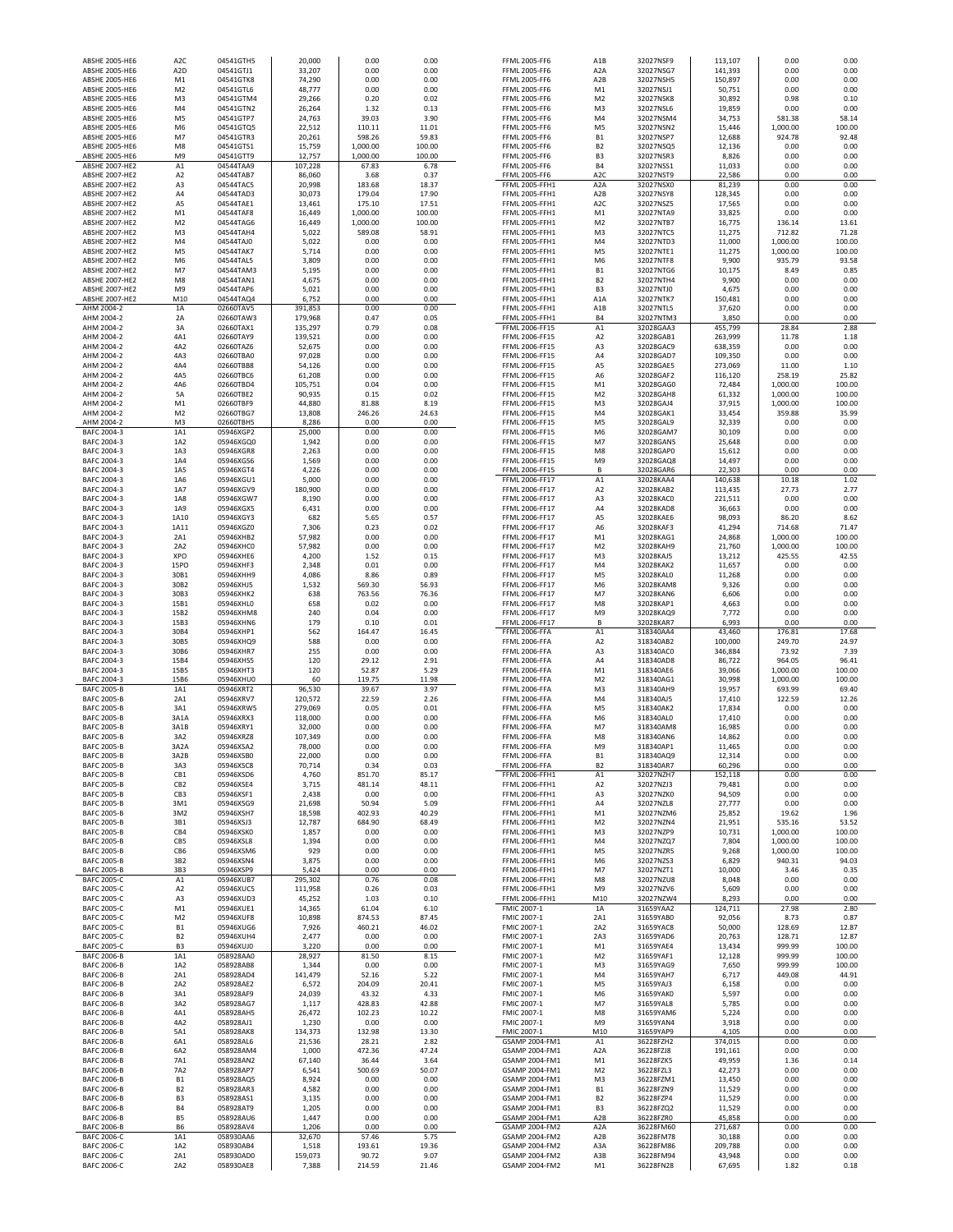| | | | | | |
|---|---|---|---|---|---|
| ABSHE 2005-HE6 | A2C | 04541GTH5 | 20,000 | 0.00 | 0.00 |
| ABSHE 2005-HE6 | A2D | 04541GTJ1 | 33,207 | 0.00 | 0.00 |
| ABSHE 2005-HE6 | M1 | 04541GTK8 | 74,290 | 0.00 | 0.00 |
| ABSHE 2005-HE6 | M2 | 04541GTL6 | 48,777 | 0.00 | 0.00 |
| ABSHE 2005-HE6 | M3 | 04541GTM4 | 29,266 | 0.20 | 0.02 |
| ABSHE 2005-HE6 | M4 | 04541GTN2 | 26,264 | 1.32 | 0.13 |
| ABSHE 2005-HE6 | M5 | 04541GTP7 | 24,763 | 39.03 | 3.90 |
| ABSHE 2005-HE6 | M6 | 04541GTQ5 | 22,512 | 110.11 | 11.01 |
| ABSHE 2005-HE6 | M7 | 04541GTR3 | 20,261 | 598.26 | 59.83 |
| ABSHE 2005-HE6 | M8 | 04541GTS1 | 15,759 | 1,000.00 | 100.00 |
| ABSHE 2005-HE6 | M9 | 04541GTT9 | 12,757 | 1,000.00 | 100.00 |
| ABSHE 2007-HE2 | A1 | 04544TAA9 | 107,228 | 67.83 | 6.78 |
| ABSHE 2007-HE2 | A2 | 04544TAB7 | 86,060 | 3.68 | 0.37 |
| ABSHE 2007-HE2 | A3 | 04544TAC5 | 20,998 | 183.68 | 18.37 |
| ABSHE 2007-HE2 | A4 | 04544TAD3 | 30,073 | 179.04 | 17.90 |
| ABSHE 2007-HE2 | A5 | 04544TAE1 | 13,461 | 175.10 | 17.51 |
| ABSHE 2007-HE2 | M1 | 04544TAF8 | 16,449 | 1,000.00 | 100.00 |
| ABSHE 2007-HE2 | M2 | 04544TAG6 | 16,449 | 1,000.00 | 100.00 |
| ABSHE 2007-HE2 | M3 | 04544TAH4 | 5,022 | 589.08 | 58.91 |
| ABSHE 2007-HE2 | M4 | 04544TAJ0 | 5,022 | 0.00 | 0.00 |
| ABSHE 2007-HE2 | M5 | 04544TAK7 | 5,714 | 0.00 | 0.00 |
| ABSHE 2007-HE2 | M6 | 04544TAL5 | 3,809 | 0.00 | 0.00 |
| ABSHE 2007-HE2 | M7 | 04544TAM3 | 5,195 | 0.00 | 0.00 |
| ABSHE 2007-HE2 | M8 | 04544TAN1 | 4,675 | 0.00 | 0.00 |
| ABSHE 2007-HE2 | M9 | 04544TAP6 | 5,021 | 0.00 | 0.00 |
| ABSHE 2007-HE2 | M10 | 04544TAQ4 | 6,752 | 0.00 | 0.00 |
| AHM 2004-2 | 1A | 02660TAV5 | 391,853 | 0.00 | 0.00 |
| AHM 2004-2 | 2A | 02660TAW3 | 179,968 | 0.47 | 0.05 |
| AHM 2004-2 | 3A | 02660TAX1 | 135,297 | 0.79 | 0.08 |
| AHM 2004-2 | 4A1 | 02660TAY9 | 139,521 | 0.00 | 0.00 |
| AHM 2004-2 | 4A2 | 02660TAZ6 | 52,675 | 0.00 | 0.00 |
| AHM 2004-2 | 4A3 | 02660TBA0 | 97,028 | 0.00 | 0.00 |
| AHM 2004-2 | 4A4 | 02660TBB8 | 54,126 | 0.00 | 0.00 |
| AHM 2004-2 | 4A5 | 02660TBC6 | 61,208 | 0.00 | 0.00 |
| AHM 2004-2 | 4A6 | 02660TBD4 | 105,751 | 0.04 | 0.00 |
| AHM 2004-2 | 5A | 02660TBE2 | 90,935 | 0.15 | 0.02 |
| AHM 2004-2 | M1 | 02660TBF9 | 44,880 | 81.88 | 8.19 |
| AHM 2004-2 | M2 | 02660TBG7 | 13,808 | 246.26 | 24.63 |
| AHM 2004-2 | M3 | 02660TBH5 | 8,286 | 0.00 | 0.00 |
| BAFC 2004-3 | 1A1 | 05946XGP2 | 25,000 | 0.00 | 0.00 |
| BAFC 2004-3 | 1A2 | 05946XGQ0 | 1,942 | 0.00 | 0.00 |
| BAFC 2004-3 | 1A3 | 05946XGR8 | 2,263 | 0.00 | 0.00 |
| BAFC 2004-3 | 1A4 | 05946XGS6 | 1,569 | 0.00 | 0.00 |
| BAFC 2004-3 | 1A5 | 05946XGT4 | 4,226 | 0.00 | 0.00 |
| BAFC 2004-3 | 1A6 | 05946XGU1 | 5,000 | 0.00 | 0.00 |
| BAFC 2004-3 | 1A7 | 05946XGV9 | 180,900 | 0.00 | 0.00 |
| BAFC 2004-3 | 1A8 | 05946XGW7 | 8,190 | 0.00 | 0.00 |
| BAFC 2004-3 | 1A9 | 05946XGX5 | 6,431 | 0.00 | 0.00 |
| BAFC 2004-3 | 1A10 | 05946XGY3 | 682 | 5.65 | 0.57 |
| BAFC 2004-3 | 1A11 | 05946XGZ0 | 7,306 | 0.23 | 0.02 |
| BAFC 2004-3 | 2A1 | 05946XHB2 | 57,982 | 0.00 | 0.00 |
| BAFC 2004-3 | 2A2 | 05946XHC0 | 57,982 | 0.00 | 0.00 |
| BAFC 2004-3 | XPO | 05946XHE6 | 4,200 | 1.52 | 0.15 |
| BAFC 2004-3 | 15PO | 05946XHF3 | 2,348 | 0.01 | 0.00 |
| BAFC 2004-3 | 30B1 | 05946XHH9 | 4,086 | 8.86 | 0.89 |
| BAFC 2004-3 | 30B2 | 05946XHJ5 | 1,532 | 569.30 | 56.93 |
| BAFC 2004-3 | 30B3 | 05946XHK2 | 638 | 763.56 | 76.36 |
| BAFC 2004-3 | 15B1 | 05946XHL0 | 658 | 0.02 | 0.00 |
| BAFC 2004-3 | 15B2 | 05946XHM8 | 240 | 0.04 | 0.00 |
| BAFC 2004-3 | 15B3 | 05946XHN6 | 179 | 0.10 | 0.01 |
| BAFC 2004-3 | 30B4 | 05946XHP1 | 562 | 164.47 | 16.45 |
| BAFC 2004-3 | 30B5 | 05946XHQ9 | 588 | 0.00 | 0.00 |
| BAFC 2004-3 | 30B6 | 05946XHR7 | 255 | 0.00 | 0.00 |
| BAFC 2004-3 | 15B4 | 05946XHS5 | 120 | 29.12 | 2.91 |
| BAFC 2004-3 | 15B5 | 05946XHT3 | 120 | 52.87 | 5.29 |
| BAFC 2004-3 | 15B6 | 05946XHU0 | 60 | 119.75 | 11.98 |
| BAFC 2005-B | 1A1 | 05946XRT2 | 96,530 | 39.67 | 3.97 |
| BAFC 2005-B | 2A1 | 05946XRV7 | 120,572 | 22.59 | 2.26 |
| BAFC 2005-B | 3A1 | 05946XRW5 | 279,069 | 0.05 | 0.01 |
| BAFC 2005-B | 3A1A | 05946XRX3 | 118,000 | 0.00 | 0.00 |
| BAFC 2005-B | 3A1B | 05946XRY1 | 32,000 | 0.00 | 0.00 |
| BAFC 2005-B | 3A2 | 05946XRZ8 | 107,349 | 0.00 | 0.00 |
| BAFC 2005-B | 3A2A | 05946XSA2 | 78,000 | 0.00 | 0.00 |
| BAFC 2005-B | 3A2B | 05946XSB0 | 22,000 | 0.00 | 0.00 |
| BAFC 2005-B | 3A3 | 05946XSC8 | 70,714 | 0.34 | 0.03 |
| BAFC 2005-B | CB1 | 05946XSD6 | 4,760 | 851.70 | 85.17 |
| BAFC 2005-B | CB2 | 05946XSE4 | 3,715 | 481.14 | 48.11 |
| BAFC 2005-B | CB3 | 05946XSF1 | 2,438 | 0.00 | 0.00 |
| BAFC 2005-B | 3M1 | 05946XSG9 | 21,698 | 50.94 | 5.09 |
| BAFC 2005-B | 3M2 | 05946XSH7 | 18,598 | 402.93 | 40.29 |
| BAFC 2005-B | 3B1 | 05946XSJ3 | 12,787 | 684.90 | 68.49 |
| BAFC 2005-B | CB4 | 05946XSK0 | 1,857 | 0.00 | 0.00 |
| BAFC 2005-B | CB5 | 05946XSL8 | 1,394 | 0.00 | 0.00 |
| BAFC 2005-B | CB6 | 05946XSM6 | 929 | 0.00 | 0.00 |
| BAFC 2005-B | 3B2 | 05946XSN4 | 3,875 | 0.00 | 0.00 |
| BAFC 2005-B | 3B3 | 05946XSP9 | 5,424 | 0.00 | 0.00 |
| BAFC 2005-C | A1 | 05946XUB7 | 295,302 | 0.76 | 0.08 |
| BAFC 2005-C | A2 | 05946XUC5 | 111,958 | 0.26 | 0.03 |
| BAFC 2005-C | A3 | 05946XUD3 | 45,252 | 1.03 | 0.10 |
| BAFC 2005-C | M1 | 05946XUE1 | 14,365 | 61.04 | 6.10 |
| BAFC 2005-C | M2 | 05946XUF8 | 10,898 | 874.53 | 87.45 |
| BAFC 2005-C | B1 | 05946XUG6 | 7,926 | 460.21 | 46.02 |
| BAFC 2005-C | B2 | 05946XUH4 | 2,477 | 0.00 | 0.00 |
| BAFC 2005-C | B3 | 05946XUJ0 | 3,220 | 0.00 | 0.00 |
| BAFC 2006-B | 1A1 | 058928AA0 | 28,927 | 81.50 | 8.15 |
| BAFC 2006-B | 1A2 | 058928AB8 | 1,344 | 0.00 | 0.00 |
| BAFC 2006-B | 2A1 | 058928AD4 | 141,479 | 52.16 | 5.22 |
| BAFC 2006-B | 2A2 | 058928AE2 | 6,572 | 204.09 | 20.41 |
| BAFC 2006-B | 3A1 | 058928AF9 | 24,039 | 43.32 | 4.33 |
| BAFC 2006-B | 3A2 | 058928AG7 | 1,117 | 428.83 | 42.88 |
| BAFC 2006-B | 4A1 | 058928AH5 | 26,472 | 102.23 | 10.22 |
| BAFC 2006-B | 4A2 | 058928AJ1 | 1,230 | 0.00 | 0.00 |
| BAFC 2006-B | 5A1 | 058928AK8 | 134,373 | 132.98 | 13.30 |
| BAFC 2006-B | 6A1 | 058928AL6 | 21,536 | 28.21 | 2.82 |
| BAFC 2006-B | 6A2 | 058928AM4 | 1,000 | 472.36 | 47.24 |
| BAFC 2006-B | 7A1 | 058928AN2 | 67,140 | 36.44 | 3.64 |
| BAFC 2006-B | 7A2 | 058928AP7 | 6,541 | 500.69 | 50.07 |
| BAFC 2006-B | B1 | 058928AQ5 | 8,924 | 0.00 | 0.00 |
| BAFC 2006-B | B2 | 058928AR3 | 4,582 | 0.00 | 0.00 |
| BAFC 2006-B | B3 | 058928AS1 | 3,135 | 0.00 | 0.00 |
| BAFC 2006-B | B4 | 058928AT9 | 1,205 | 0.00 | 0.00 |
| BAFC 2006-B | B5 | 058928AU6 | 1,447 | 0.00 | 0.00 |
| BAFC 2006-B | B6 | 058928AV4 | 1,206 | 0.00 | 0.00 |
| BAFC 2006-C | 1A1 | 058930AA6 | 32,670 | 57.46 | 5.75 |
| BAFC 2006-C | 1A2 | 058930AB4 | 1,518 | 193.61 | 19.36 |
| BAFC 2006-C | 2A1 | 058930AD0 | 159,073 | 90.72 | 9.07 |
| BAFC 2006-C | 2A2 | 058930AE8 | 7,388 | 214.59 | 21.46 |
| FFML 2005-FF6 | A1B | 32027NSF9 | 113,107 | 0.00 | 0.00 |
| FFML 2005-FF6 | A2A | 32027NSG7 | 141,393 | 0.00 | 0.00 |
| FFML 2005-FF6 | A2B | 32027NSH5 | 150,897 | 0.00 | 0.00 |
| FFML 2005-FF6 | M1 | 32027NSJ1 | 50,751 | 0.00 | 0.00 |
| FFML 2005-FF6 | M2 | 32027NSK8 | 30,892 | 0.98 | 0.10 |
| FFML 2005-FF6 | M3 | 32027NSL6 | 19,859 | 0.00 | 0.00 |
| FFML 2005-FF6 | M4 | 32027NSM4 | 34,753 | 581.38 | 58.14 |
| FFML 2005-FF6 | M5 | 32027NSN2 | 15,446 | 1,000.00 | 100.00 |
| FFML 2005-FF6 | B1 | 32027NSP7 | 12,688 | 924.78 | 92.48 |
| FFML 2005-FF6 | B2 | 32027NSQ5 | 12,136 | 0.00 | 0.00 |
| FFML 2005-FF6 | B3 | 32027NSR3 | 8,826 | 0.00 | 0.00 |
| FFML 2005-FF6 | B4 | 32027NSS1 | 11,033 | 0.00 | 0.00 |
| FFML 2005-FF6 | A2C | 32027NST9 | 22,586 | 0.00 | 0.00 |
| FFML 2005-FFH1 | A2A | 32027NSX0 | 81,239 | 0.00 | 0.00 |
| FFML 2005-FFH1 | A2B | 32027NSY8 | 128,345 | 0.00 | 0.00 |
| FFML 2005-FFH1 | A2C | 32027NSZ5 | 17,565 | 0.00 | 0.00 |
| FFML 2005-FFH1 | M1 | 32027NTA9 | 33,825 | 0.00 | 0.00 |
| FFML 2005-FFH1 | M2 | 32027NTB7 | 16,775 | 136.14 | 13.61 |
| FFML 2005-FFH1 | M3 | 32027NTC5 | 11,275 | 712.82 | 71.28 |
| FFML 2005-FFH1 | M4 | 32027NTD3 | 11,000 | 1,000.00 | 100.00 |
| FFML 2005-FFH1 | M5 | 32027NTE1 | 11,275 | 1,000.00 | 100.00 |
| FFML 2005-FFH1 | M6 | 32027NTF8 | 9,900 | 935.79 | 93.58 |
| FFML 2005-FFH1 | B1 | 32027NTG6 | 10,175 | 8.49 | 0.85 |
| FFML 2005-FFH1 | B2 | 32027NTH4 | 9,900 | 0.00 | 0.00 |
| FFML 2005-FFH1 | B3 | 32027NTJ0 | 4,675 | 0.00 | 0.00 |
| FFML 2005-FFH1 | A1A | 32027NTK7 | 150,481 | 0.00 | 0.00 |
| FFML 2005-FFH1 | A1B | 32027NTL5 | 37,620 | 0.00 | 0.00 |
| FFML 2005-FFH1 | B4 | 32027NTM3 | 3,850 | 0.00 | 0.00 |
| FFML 2006-FF15 | A1 | 32028GAA3 | 455,799 | 28.84 | 2.88 |
| FFML 2006-FF15 | A2 | 32028GAB1 | 263,999 | 11.78 | 1.18 |
| FFML 2006-FF15 | A3 | 32028GAC9 | 638,359 | 0.00 | 0.00 |
| FFML 2006-FF15 | A4 | 32028GAD7 | 109,350 | 0.00 | 0.00 |
| FFML 2006-FF15 | A5 | 32028GAE5 | 273,069 | 11.00 | 1.10 |
| FFML 2006-FF15 | A6 | 32028GAF2 | 116,120 | 258.19 | 25.82 |
| FFML 2006-FF15 | M1 | 32028GAG0 | 72,484 | 1,000.00 | 100.00 |
| FFML 2006-FF15 | M2 | 32028GAH8 | 61,332 | 1,000.00 | 100.00 |
| FFML 2006-FF15 | M3 | 32028GAJ4 | 37,915 | 1,000.00 | 100.00 |
| FFML 2006-FF15 | M4 | 32028GAK1 | 33,454 | 359.88 | 35.99 |
| FFML 2006-FF15 | M5 | 32028GAL9 | 32,339 | 0.00 | 0.00 |
| FFML 2006-FF15 | M6 | 32028GAM7 | 30,109 | 0.00 | 0.00 |
| FFML 2006-FF15 | M7 | 32028GAN5 | 25,648 | 0.00 | 0.00 |
| FFML 2006-FF15 | M8 | 32028GAP0 | 15,612 | 0.00 | 0.00 |
| FFML 2006-FF15 | M9 | 32028GAQ8 | 14,497 | 0.00 | 0.00 |
| FFML 2006-FF15 | B | 32028GAR6 | 22,303 | 0.00 | 0.00 |
| FFML 2006-FF17 | A1 | 32028KAA4 | 140,638 | 10.18 | 1.02 |
| FFML 2006-FF17 | A2 | 32028KAB2 | 113,435 | 27.73 | 2.77 |
| FFML 2006-FF17 | A3 | 32028KAC0 | 221,511 | 0.00 | 0.00 |
| FFML 2006-FF17 | A4 | 32028KAD8 | 36,663 | 0.00 | 0.00 |
| FFML 2006-FF17 | A5 | 32028KAE6 | 98,093 | 86.20 | 8.62 |
| FFML 2006-FF17 | A6 | 32028KAF3 | 41,294 | 714.68 | 71.47 |
| FFML 2006-FF17 | M1 | 32028KAG1 | 24,868 | 1,000.00 | 100.00 |
| FFML 2006-FF17 | M2 | 32028KAH9 | 21,760 | 1,000.00 | 100.00 |
| FFML 2006-FF17 | M3 | 32028KAJ5 | 13,212 | 425.55 | 42.55 |
| FFML 2006-FF17 | M4 | 32028KAK2 | 11,657 | 0.00 | 0.00 |
| FFML 2006-FF17 | M5 | 32028KAL0 | 11,268 | 0.00 | 0.00 |
| FFML 2006-FF17 | M6 | 32028KAM8 | 9,326 | 0.00 | 0.00 |
| FFML 2006-FF17 | M7 | 32028KAN6 | 6,606 | 0.00 | 0.00 |
| FFML 2006-FF17 | M8 | 32028KAP1 | 4,663 | 0.00 | 0.00 |
| FFML 2006-FF17 | M9 | 32028KAQ9 | 7,772 | 0.00 | 0.00 |
| FFML 2006-FF17 | B | 32028KAR7 | 6,993 | 0.00 | 0.00 |
| FFML 2006-FFA | A1 | 318340AA4 | 43,460 | 176.81 | 17.68 |
| FFML 2006-FFA | A2 | 318340AB2 | 100,000 | 249.70 | 24.97 |
| FFML 2006-FFA | A3 | 318340AC0 | 346,884 | 73.92 | 7.39 |
| FFML 2006-FFA | A4 | 318340AD8 | 86,722 | 964.05 | 96.41 |
| FFML 2006-FFA | M1 | 318340AE6 | 39,066 | 1,000.00 | 100.00 |
| FFML 2006-FFA | M2 | 318340AG1 | 30,998 | 1,000.00 | 100.00 |
| FFML 2006-FFA | M3 | 318340AH9 | 19,957 | 693.99 | 69.40 |
| FFML 2006-FFA | M4 | 318340AJ5 | 17,410 | 122.59 | 12.26 |
| FFML 2006-FFA | M5 | 318340AK2 | 17,834 | 0.00 | 0.00 |
| FFML 2006-FFA | M6 | 318340AL0 | 17,410 | 0.00 | 0.00 |
| FFML 2006-FFA | M7 | 318340AM8 | 16,985 | 0.00 | 0.00 |
| FFML 2006-FFA | M8 | 318340AN6 | 14,862 | 0.00 | 0.00 |
| FFML 2006-FFA | M9 | 318340AP1 | 11,465 | 0.00 | 0.00 |
| FFML 2006-FFA | B1 | 318340AQ9 | 12,314 | 0.00 | 0.00 |
| FFML 2006-FFA | B2 | 318340AR7 | 60,296 | 0.00 | 0.00 |
| FFML 2006-FFH1 | A1 | 32027NZH7 | 152,118 | 0.00 | 0.00 |
| FFML 2006-FFH1 | A2 | 32027NZJ3 | 79,481 | 0.00 | 0.00 |
| FFML 2006-FFH1 | A3 | 32027NZK0 | 94,509 | 0.00 | 0.00 |
| FFML 2006-FFH1 | A4 | 32027NZL8 | 27,777 | 0.00 | 0.00 |
| FFML 2006-FFH1 | M1 | 32027NZM6 | 25,852 | 19.62 | 1.96 |
| FFML 2006-FFH1 | M2 | 32027NZN4 | 21,951 | 535.16 | 53.52 |
| FFML 2006-FFH1 | M3 | 32027NZP9 | 10,731 | 1,000.00 | 100.00 |
| FFML 2006-FFH1 | M4 | 32027NZQ7 | 7,804 | 1,000.00 | 100.00 |
| FFML 2006-FFH1 | M5 | 32027NZR5 | 9,268 | 1,000.00 | 100.00 |
| FFML 2006-FFH1 | M6 | 32027NZS3 | 6,829 | 940.31 | 94.03 |
| FFML 2006-FFH1 | M7 | 32027NZT1 | 10,000 | 3.46 | 0.35 |
| FFML 2006-FFH1 | M8 | 32027NZU8 | 8,048 | 0.00 | 0.00 |
| FFML 2006-FFH1 | M9 | 32027NZV6 | 5,609 | 0.00 | 0.00 |
| FFML 2006-FFH1 | M10 | 32027NZW4 | 8,293 | 0.00 | 0.00 |
| FMIC 2007-1 | 1A | 31659YAA2 | 124,711 | 27.98 | 2.80 |
| FMIC 2007-1 | 2A1 | 31659YAB0 | 92,056 | 8.73 | 0.87 |
| FMIC 2007-1 | 2A2 | 31659YAC8 | 50,000 | 128.69 | 12.87 |
| FMIC 2007-1 | 2A3 | 31659YAD6 | 20,763 | 128.71 | 12.87 |
| FMIC 2007-1 | M1 | 31659YAE4 | 13,434 | 999.99 | 100.00 |
| FMIC 2007-1 | M2 | 31659YAF1 | 12,128 | 999.99 | 100.00 |
| FMIC 2007-1 | M3 | 31659YAG9 | 7,650 | 999.99 | 100.00 |
| FMIC 2007-1 | M4 | 31659YAH7 | 6,717 | 449.08 | 44.91 |
| FMIC 2007-1 | M5 | 31659YAJ3 | 6,158 | 0.00 | 0.00 |
| FMIC 2007-1 | M6 | 31659YAK0 | 5,597 | 0.00 | 0.00 |
| FMIC 2007-1 | M7 | 31659YAL8 | 5,785 | 0.00 | 0.00 |
| FMIC 2007-1 | M8 | 31659YAM6 | 5,224 | 0.00 | 0.00 |
| FMIC 2007-1 | M9 | 31659YAN4 | 3,918 | 0.00 | 0.00 |
| FMIC 2007-1 | M10 | 31659YAP9 | 4,105 | 0.00 | 0.00 |
| GSAMP 2004-FM1 | A1 | 36228FZH2 | 374,015 | 0.00 | 0.00 |
| GSAMP 2004-FM1 | A2A | 36228FZJ8 | 191,161 | 0.00 | 0.00 |
| GSAMP 2004-FM1 | M1 | 36228FZK5 | 49,959 | 1.36 | 0.14 |
| GSAMP 2004-FM1 | M2 | 36228FZL3 | 42,273 | 0.00 | 0.00 |
| GSAMP 2004-FM1 | M3 | 36228FZM1 | 13,450 | 0.00 | 0.00 |
| GSAMP 2004-FM1 | B1 | 36228FZN9 | 11,529 | 0.00 | 0.00 |
| GSAMP 2004-FM1 | B2 | 36228FZP4 | 11,529 | 0.00 | 0.00 |
| GSAMP 2004-FM1 | B3 | 36228FZQ2 | 11,529 | 0.00 | 0.00 |
| GSAMP 2004-FM1 | A2B | 36228FZR0 | 45,858 | 0.00 | 0.00 |
| GSAMP 2004-FM2 | A2A | 36228FM60 | 271,687 | 0.00 | 0.00 |
| GSAMP 2004-FM2 | A2B | 36228FM78 | 30,188 | 0.00 | 0.00 |
| GSAMP 2004-FM2 | A3A | 36228FM86 | 209,788 | 0.00 | 0.00 |
| GSAMP 2004-FM2 | A3B | 36228FM94 | 43,948 | 0.00 | 0.00 |
| GSAMP 2004-FM2 | M1 | 36228FN28 | 67,695 | 1.82 | 0.18 |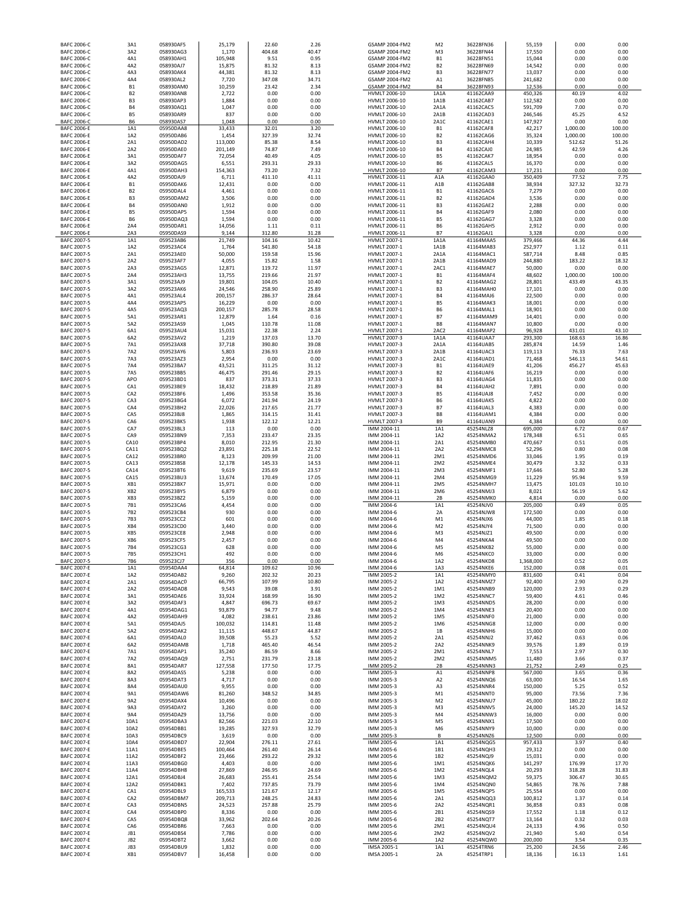| Deal | Class | CUSIP | Balance | Col5 | Col6 |
|---|---|---|---|---|---|
| BAFC 2006-C | 3A1 | 058930AF5 | 25,179 | 22.60 | 2.26 |
| BAFC 2006-C | 3A2 | 058930AG3 | 1,170 | 404.68 | 40.47 |
| BAFC 2006-C | 4A1 | 058930AH1 | 105,948 | 9.51 | 0.95 |
| BAFC 2006-C | 4A2 | 058930AJ7 | 15,875 | 81.32 | 8.13 |
| BAFC 2006-C | 4A3 | 058930AK4 | 44,381 | 81.32 | 8.13 |
| BAFC 2006-C | 4A4 | 058930AL2 | 7,720 | 347.08 | 34.71 |
| BAFC 2006-C | B1 | 058930AM0 | 10,259 | 23.42 | 2.34 |
| BAFC 2006-C | B2 | 058930AN8 | 2,722 | 0.00 | 0.00 |
| BAFC 2006-C | B3 | 058930AP3 | 1,884 | 0.00 | 0.00 |
| BAFC 2006-C | B4 | 058930AQ1 | 1,047 | 0.00 | 0.00 |
| BAFC 2006-C | B5 | 058930AR9 | 837 | 0.00 | 0.00 |
| BAFC 2006-C | B6 | 058930AS7 | 1,048 | 0.00 | 0.00 |
| BAFC 2006-E | 1A1 | 05950DAA8 | 33,433 | 32.01 | 3.20 |
| BAFC 2006-E | 1A2 | 05950DAB6 | 1,454 | 327.39 | 32.74 |
| BAFC 2006-E | 2A1 | 05950DAD2 | 113,000 | 85.38 | 8.54 |
| BAFC 2006-E | 2A2 | 05950DAE0 | 201,149 | 74.87 | 7.49 |
| BAFC 2006-E | 3A1 | 05950DAF7 | 72,054 | 40.49 | 4.05 |
| BAFC 2006-E | 3A2 | 05950DAG5 | 6,551 | 293.31 | 29.33 |
| BAFC 2006-E | 4A1 | 05950DAH3 | 154,363 | 73.20 | 7.32 |
| BAFC 2006-E | 4A2 | 05950DAJ9 | 6,711 | 411.10 | 41.11 |
| BAFC 2006-E | B1 | 05950DAK6 | 12,431 | 0.00 | 0.00 |
| BAFC 2006-E | B2 | 05950DAL4 | 4,461 | 0.00 | 0.00 |
| BAFC 2006-E | B3 | 05950DAM2 | 3,506 | 0.00 | 0.00 |
| BAFC 2006-E | B4 | 05950DAN0 | 1,912 | 0.00 | 0.00 |
| BAFC 2006-E | B5 | 05950DAP5 | 1,594 | 0.00 | 0.00 |
| BAFC 2006-E | B6 | 05950DAQ3 | 1,594 | 0.00 | 0.00 |
| BAFC 2006-E | 2A4 | 05950DAR1 | 14,056 | 1.11 | 0.11 |
| BAFC 2006-E | 2A3 | 05950DAS9 | 9,144 | 312.80 | 31.28 |
| BAFC 2007-5 | 1A1 | 059523AB6 | 21,749 | 104.16 | 10.42 |
| BAFC 2007-5 | 1A2 | 059523AC4 | 1,764 | 541.80 | 54.18 |
| BAFC 2007-5 | 2A1 | 059523AE0 | 50,000 | 159.58 | 15.96 |
| BAFC 2007-5 | 2A2 | 059523AF7 | 4,055 | 15.82 | 1.58 |
| BAFC 2007-5 | 2A3 | 059523AG5 | 12,871 | 119.72 | 11.97 |
| BAFC 2007-5 | 2A4 | 059523AH3 | 13,755 | 219.66 | 21.97 |
| BAFC 2007-5 | 3A1 | 059523AJ9 | 19,801 | 104.05 | 10.40 |
| BAFC 2007-5 | 3A2 | 059523AK6 | 24,546 | 258.90 | 25.89 |
| BAFC 2007-5 | 4A1 | 059523AL4 | 200,157 | 286.37 | 28.64 |
| BAFC 2007-5 | 4A4 | 059523AP5 | 16,229 | 0.00 | 0.00 |
| BAFC 2007-5 | 4A5 | 059523AQ3 | 200,157 | 285.78 | 28.58 |
| BAFC 2007-5 | 5A1 | 059523AR1 | 12,879 | 1.64 | 0.16 |
| BAFC 2007-5 | 5A2 | 059523AS9 | 1,045 | 110.78 | 11.08 |
| BAFC 2007-5 | 6A1 | 059523AU4 | 15,031 | 22.38 | 2.24 |
| BAFC 2007-5 | 6A2 | 059523AV2 | 1,219 | 137.03 | 13.70 |
| BAFC 2007-5 | 7A1 | 059523AX8 | 37,718 | 390.80 | 39.08 |
| BAFC 2007-5 | 7A2 | 059523AY6 | 5,803 | 236.93 | 23.69 |
| BAFC 2007-5 | 7A3 | 059523AZ3 | 2,954 | 0.00 | 0.00 |
| BAFC 2007-5 | 7A4 | 059523BA7 | 43,521 | 311.25 | 31.12 |
| BAFC 2007-5 | 7A5 | 059523BB5 | 46,475 | 291.46 | 29.15 |
| BAFC 2007-5 | APO | 059523BD1 | 837 | 373.31 | 37.33 |
| BAFC 2007-5 | CA1 | 059523BE9 | 18,432 | 218.89 | 21.89 |
| BAFC 2007-5 | CA2 | 059523BF6 | 1,496 | 353.58 | 35.36 |
| BAFC 2007-5 | CA3 | 059523BG4 | 6,072 | 241.94 | 24.19 |
| BAFC 2007-5 | CA4 | 059523BH2 | 22,026 | 217.65 | 21.77 |
| BAFC 2007-5 | CA5 | 059523BJ8 | 1,865 | 314.15 | 31.41 |
| BAFC 2007-5 | CA6 | 059523BK5 | 1,938 | 122.12 | 12.21 |
| BAFC 2007-5 | CA7 | 059523BL3 | 113 | 0.00 | 0.00 |
| BAFC 2007-5 | CA9 | 059523BN9 | 7,353 | 233.47 | 23.35 |
| BAFC 2007-5 | CA10 | 059523BP4 | 8,010 | 212.95 | 21.30 |
| BAFC 2007-5 | CA11 | 059523BQ2 | 23,891 | 225.18 | 22.52 |
| BAFC 2007-5 | CA12 | 059523BR0 | 8,123 | 209.99 | 21.00 |
| BAFC 2007-5 | CA13 | 059523BS8 | 12,178 | 145.33 | 14.53 |
| BAFC 2007-5 | CA14 | 059523BT6 | 9,619 | 235.69 | 23.57 |
| BAFC 2007-5 | CA15 | 059523BU3 | 13,674 | 170.49 | 17.05 |
| BAFC 2007-5 | XB1 | 059523BX7 | 15,971 | 0.00 | 0.00 |
| BAFC 2007-5 | XB2 | 059523BY5 | 6,879 | 0.00 | 0.00 |
| BAFC 2007-5 | XB3 | 059523BZ2 | 5,159 | 0.00 | 0.00 |
| BAFC 2007-5 | 7B1 | 059523CA6 | 4,454 | 0.00 | 0.00 |
| BAFC 2007-5 | 7B2 | 059523CB4 | 930 | 0.00 | 0.00 |
| BAFC 2007-5 | 7B3 | 059523CC2 | 601 | 0.00 | 0.00 |
| BAFC 2007-5 | XB4 | 059523CD0 | 3,440 | 0.00 | 0.00 |
| BAFC 2007-5 | XB5 | 059523CE8 | 2,948 | 0.00 | 0.00 |
| BAFC 2007-5 | XB6 | 059523CF5 | 2,457 | 0.00 | 0.00 |
| BAFC 2007-5 | 7B4 | 059523CG3 | 628 | 0.00 | 0.00 |
| BAFC 2007-5 | 7B5 | 059523CH1 | 492 | 0.00 | 0.00 |
| BAFC 2007-5 | 7B6 | 059523CJ7 | 356 | 0.00 | 0.00 |
| BAFC 2007-E | 1A1 | 05954DAA4 | 64,814 | 109.62 | 10.96 |
| BAFC 2007-E | 1A2 | 05954DAB2 | 9,260 | 202.32 | 20.23 |
| BAFC 2007-E | 2A1 | 05954DAC0 | 66,795 | 107.99 | 10.80 |
| BAFC 2007-E | 2A2 | 05954DAD8 | 9,543 | 39.08 | 3.91 |
| BAFC 2007-E | 3A1 | 05954DAE6 | 33,924 | 168.99 | 16.90 |
| BAFC 2007-E | 3A2 | 05954DAF3 | 4,847 | 696.73 | 69.67 |
| BAFC 2007-E | 4A1 | 05954DAG1 | 93,879 | 94.77 | 9.48 |
| BAFC 2007-E | 4A2 | 05954DAH9 | 4,082 | 238.61 | 23.86 |
| BAFC 2007-E | 5A1 | 05954DAJ5 | 100,032 | 114.81 | 11.48 |
| BAFC 2007-E | 5A2 | 05954DAK2 | 11,115 | 448.67 | 44.87 |
| BAFC 2007-E | 6A1 | 05954DAL0 | 39,508 | 55.23 | 5.52 |
| BAFC 2007-E | 6A2 | 05954DAM8 | 1,718 | 465.40 | 46.54 |
| BAFC 2007-E | 7A1 | 05954DAP1 | 35,240 | 86.59 | 8.66 |
| BAFC 2007-E | 7A2 | 05954DAQ9 | 2,751 | 231.79 | 23.18 |
| BAFC 2007-E | 8A1 | 05954DAR7 | 127,558 | 177.50 | 17.75 |
| BAFC 2007-E | 8A2 | 05954DAS5 | 5,238 | 0.00 | 0.00 |
| BAFC 2007-E | 8A3 | 05954DAT3 | 4,717 | 0.00 | 0.00 |
| BAFC 2007-E | 8A4 | 05954DAU0 | 9,955 | 0.00 | 0.00 |
| BAFC 2007-E | 9A1 | 05954DAW6 | 81,260 | 348.52 | 34.85 |
| BAFC 2007-E | 9A2 | 05954DAX4 | 10,496 | 0.00 | 0.00 |
| BAFC 2007-E | 9A3 | 05954DAY2 | 3,260 | 0.00 | 0.00 |
| BAFC 2007-E | 9A4 | 05954DAZ9 | 13,756 | 0.00 | 0.00 |
| BAFC 2007-E | 10A1 | 05954DBA3 | 82,566 | 221.03 | 22.10 |
| BAFC 2007-E | 10A2 | 05954DBB1 | 19,285 | 327.93 | 32.79 |
| BAFC 2007-E | 10A3 | 05954DBC9 | 3,619 | 0.00 | 0.00 |
| BAFC 2007-E | 10A4 | 05954DBD7 | 22,904 | 276.11 | 27.61 |
| BAFC 2007-E | 11A1 | 05954DBE5 | 100,464 | 261.40 | 26.14 |
| BAFC 2007-E | 11A2 | 05954DBF2 | 23,466 | 293.22 | 29.32 |
| BAFC 2007-E | 11A3 | 05954DBG0 | 4,403 | 0.00 | 0.00 |
| BAFC 2007-E | 11A4 | 05954DBH8 | 27,869 | 246.95 | 24.69 |
| BAFC 2007-E | 12A1 | 05954DBJ4 | 26,683 | 255.41 | 25.54 |
| BAFC 2007-E | 12A2 | 05954DBK1 | 7,402 | 737.85 | 73.79 |
| BAFC 2007-E | CA1 | 05954DBL9 | 165,533 | 121.67 | 12.17 |
| BAFC 2007-E | CA2 | 05954DBM7 | 209,713 | 248.25 | 24.83 |
| BAFC 2007-E | CA3 | 05954DBN5 | 24,523 | 257.88 | 25.79 |
| BAFC 2007-E | CA4 | 05954DBP0 | 8,336 | 0.00 | 0.00 |
| BAFC 2007-E | CA5 | 05954DBQ8 | 33,962 | 202.64 | 20.26 |
| BAFC 2007-E | CA6 | 05954DBR6 | 7,663 | 0.00 | 0.00 |
| BAFC 2007-E | JB1 | 05954DBS4 | 7,786 | 0.00 | 0.00 |
| BAFC 2007-E | JB2 | 05954DBT2 | 3,662 | 0.00 | 0.00 |
| BAFC 2007-E | JB3 | 05954DBU9 | 1,832 | 0.00 | 0.00 |
| BAFC 2007-E | XB1 | 05954DBV7 | 16,458 | 0.00 | 0.00 |
| GSAMP 2004-FM2 | M2 | 36228FN36 | 55,159 | 0.00 | 0.00 |
| GSAMP 2004-FM2 | M3 | 36228FN44 | 17,550 | 0.00 | 0.00 |
| GSAMP 2004-FM2 | B1 | 36228FN51 | 15,044 | 0.00 | 0.00 |
| GSAMP 2004-FM2 | B2 | 36228FN69 | 14,542 | 0.00 | 0.00 |
| GSAMP 2004-FM2 | B3 | 36228FN77 | 13,037 | 0.00 | 0.00 |
| GSAMP 2004-FM2 | A1 | 36228FN85 | 241,682 | 0.00 | 0.00 |
| GSAMP 2004-FM2 | B4 | 36228FN93 | 12,536 | 0.00 | 0.00 |
| HVMLT 2006-10 | 1A1A | 41162CAA9 | 450,326 | 40.19 | 4.02 |
| HVMLT 2006-10 | 1A1B | 41162CAB7 | 112,582 | 0.00 | 0.00 |
| HVMLT 2006-10 | 2A1A | 41162CAC5 | 591,709 | 7.00 | 0.70 |
| HVMLT 2006-10 | 2A1B | 41162CAD3 | 246,546 | 45.25 | 4.52 |
| HVMLT 2006-10 | 2A1C | 41162CAE1 | 147,927 | 0.00 | 0.00 |
| HVMLT 2006-10 | B1 | 41162CAF8 | 42,217 | 1,000.00 | 100.00 |
| HVMLT 2006-10 | B2 | 41162CAG6 | 35,324 | 1,000.00 | 100.00 |
| HVMLT 2006-10 | B3 | 41162CAH4 | 10,339 | 512.62 | 51.26 |
| HVMLT 2006-10 | B4 | 41162CAJ0 | 24,985 | 42.59 | 4.26 |
| HVMLT 2006-10 | B5 | 41162CAK7 | 18,954 | 0.00 | 0.00 |
| HVMLT 2006-10 | B6 | 41162CAL5 | 16,370 | 0.00 | 0.00 |
| HVMLT 2006-10 | B7 | 41162CAM3 | 17,231 | 0.00 | 0.00 |
| HVMLT 2006-11 | A1A | 41162GAA0 | 350,409 | 77.52 | 7.75 |
| HVMLT 2006-11 | A1B | 41162GAB8 | 38,934 | 327.32 | 32.73 |
| HVMLT 2006-11 | B1 | 41162GAC6 | 7,279 | 0.00 | 0.00 |
| HVMLT 2006-11 | B2 | 41162GAD4 | 3,536 | 0.00 | 0.00 |
| HVMLT 2006-11 | B3 | 41162GAE2 | 2,288 | 0.00 | 0.00 |
| HVMLT 2006-11 | B4 | 41162GAF9 | 2,080 | 0.00 | 0.00 |
| HVMLT 2006-11 | B5 | 41162GAG7 | 3,328 | 0.00 | 0.00 |
| HVMLT 2006-11 | B6 | 41162GAH5 | 2,912 | 0.00 | 0.00 |
| HVMLT 2006-11 | B7 | 41162GAJ1 | 3,328 | 0.00 | 0.00 |
| HVMLT 2007-1 | 1A1A | 41164MAA5 | 379,466 | 44.36 | 4.44 |
| HVMLT 2007-1 | 1A1B | 41164MAB3 | 252,977 | 1.12 | 0.11 |
| HVMLT 2007-1 | 2A1A | 41164MAC1 | 587,714 | 8.48 | 0.85 |
| HVMLT 2007-1 | 2A1B | 41164MAD9 | 244,880 | 183.22 | 18.32 |
| HVMLT 2007-1 | 2AC1 | 41164MAE7 | 50,000 | 0.00 | 0.00 |
| HVMLT 2007-1 | B1 | 41164MAF4 | 48,602 | 1,000.00 | 100.00 |
| HVMLT 2007-1 | B2 | 41164MAG2 | 28,801 | 433.49 | 43.35 |
| HVMLT 2007-1 | B3 | 41164MAH0 | 17,101 | 0.00 | 0.00 |
| HVMLT 2007-1 | B4 | 41164MAJ6 | 22,500 | 0.00 | 0.00 |
| HVMLT 2007-1 | B5 | 41164MAK3 | 18,001 | 0.00 | 0.00 |
| HVMLT 2007-1 | B6 | 41164MAL1 | 18,901 | 0.00 | 0.00 |
| HVMLT 2007-1 | B7 | 41164MAM9 | 14,401 | 0.00 | 0.00 |
| HVMLT 2007-1 | B8 | 41164MAN7 | 10,800 | 0.00 | 0.00 |
| HVMLT 2007-1 | 2AC2 | 41164MAP2 | 96,928 | 431.01 | 43.10 |
| HVMLT 2007-3 | 1A1A | 41164UAA7 | 293,300 | 168.63 | 16.86 |
| HVMLT 2007-3 | 2A1A | 41164UAB5 | 285,874 | 14.59 | 1.46 |
| HVMLT 2007-3 | 2A1B | 41164UAC3 | 119,113 | 76.33 | 7.63 |
| HVMLT 2007-3 | 2A1C | 41164UAD1 | 71,468 | 546.13 | 54.61 |
| HVMLT 2007-3 | B1 | 41164UAE9 | 41,206 | 456.27 | 45.63 |
| HVMLT 2007-3 | B2 | 41164UAF6 | 16,219 | 0.00 | 0.00 |
| HVMLT 2007-3 | B3 | 41164UAG4 | 11,835 | 0.00 | 0.00 |
| HVMLT 2007-3 | B4 | 41164UAH2 | 7,891 | 0.00 | 0.00 |
| HVMLT 2007-3 | B5 | 41164UAJ8 | 7,452 | 0.00 | 0.00 |
| HVMLT 2007-3 | B6 | 41164UAK5 | 4,822 | 0.00 | 0.00 |
| HVMLT 2007-3 | B7 | 41164UAL3 | 4,383 | 0.00 | 0.00 |
| HVMLT 2007-3 | B8 | 41164UAM1 | 4,384 | 0.00 | 0.00 |
| HVMLT 2007-3 | B9 | 41164UAN9 | 4,384 | 0.00 | 0.00 |
| IMM 2004-11 | 1A1 | 45254NLZ8 | 695,000 | 6.72 | 0.67 |
| IMM 2004-11 | 1A2 | 45254NMA2 | 178,348 | 6.51 | 0.65 |
| IMM 2004-11 | 2A1 | 45254NMB0 | 470,667 | 0.51 | 0.05 |
| IMM 2004-11 | 2A2 | 45254NMC8 | 52,296 | 0.80 | 0.08 |
| IMM 2004-11 | 2M1 | 45254NMD6 | 33,046 | 1.95 | 0.19 |
| IMM 2004-11 | 2M2 | 45254NME4 | 30,479 | 3.32 | 0.33 |
| IMM 2004-11 | 2M3 | 45254NMF1 | 17,646 | 52.80 | 5.28 |
| IMM 2004-11 | 2M4 | 45254NMG9 | 11,229 | 95.94 | 9.59 |
| IMM 2004-11 | 2M5 | 45254NMH7 | 13,475 | 101.03 | 10.10 |
| IMM 2004-11 | 2M6 | 45254NMJ3 | 8,021 | 56.19 | 5.62 |
| IMM 2004-11 | 2B | 45254NMK0 | 4,814 | 0.00 | 0.00 |
| IMM 2004-6 | 1A1 | 45254NJV0 | 205,000 | 0.49 | 0.05 |
| IMM 2004-6 | 2A | 45254NJW8 | 172,500 | 0.00 | 0.00 |
| IMM 2004-6 | M1 | 45254NJX6 | 44,000 | 1.85 | 0.18 |
| IMM 2004-6 | M2 | 45254NJY4 | 71,500 | 0.00 | 0.00 |
| IMM 2004-6 | M3 | 45254NJZ1 | 49,500 | 0.00 | 0.00 |
| IMM 2004-6 | M4 | 45254NKA4 | 49,500 | 0.00 | 0.00 |
| IMM 2004-6 | M5 | 45254NKB2 | 55,000 | 0.00 | 0.00 |
| IMM 2004-6 | M6 | 45254NKC0 | 33,000 | 0.00 | 0.00 |
| IMM 2004-6 | 1A2 | 45254NKD8 | 1,368,000 | 0.52 | 0.05 |
| IMM 2004-6 | 1A3 | 45254NKE6 | 152,000 | 0.08 | 0.01 |
| IMM 2005-2 | 1A1 | 45254NMY0 | 831,600 | 0.41 | 0.04 |
| IMM 2005-2 | 1A2 | 45254NMZ7 | 92,400 | 2.90 | 0.29 |
| IMM 2005-2 | 1M1 | 45254NNB9 | 120,000 | 2.93 | 0.29 |
| IMM 2005-2 | 1M2 | 45254NNC7 | 59,400 | 4.61 | 0.46 |
| IMM 2005-2 | 1M3 | 45254NND5 | 28,200 | 0.00 | 0.00 |
| IMM 2005-2 | 1M4 | 45254NNE3 | 20,400 | 0.00 | 0.00 |
| IMM 2005-2 | 1M5 | 45254NNF0 | 21,000 | 0.00 | 0.00 |
| IMM 2005-2 | 1M6 | 45254NNG8 | 12,000 | 0.00 | 0.00 |
| IMM 2005-2 | 1B | 45254NNH6 | 15,000 | 0.00 | 0.00 |
| IMM 2005-2 | 2A1 | 45254NNJ2 | 37,462 | 0.63 | 0.06 |
| IMM 2005-2 | 2A2 | 45254NNK9 | 39,576 | 1.89 | 0.19 |
| IMM 2005-2 | 2M1 | 45254NNL7 | 7,553 | 2.97 | 0.30 |
| IMM 2005-2 | 2M2 | 45254NNM5 | 11,480 | 3.66 | 0.37 |
| IMM 2005-2 | 2B | 45254NNN3 | 21,752 | 2.49 | 0.25 |
| IMM 2005-3 | A1 | 45254NNP8 | 567,000 | 3.65 | 0.36 |
| IMM 2005-3 | A2 | 45254NNQ6 | 63,000 | 16.54 | 1.65 |
| IMM 2005-3 | A3 | 45254NNR4 | 150,000 | 5.25 | 0.52 |
| IMM 2005-3 | M1 | 45254NNT0 | 95,000 | 73.56 | 7.36 |
| IMM 2005-3 | M2 | 45254NNU7 | 45,000 | 180.22 | 18.02 |
| IMM 2005-3 | M3 | 45254NNV5 | 24,000 | 145.20 | 14.52 |
| IMM 2005-3 | M4 | 45254NNW3 | 16,000 | 0.00 | 0.00 |
| IMM 2005-3 | M5 | 45254NNX1 | 17,500 | 0.00 | 0.00 |
| IMM 2005-3 | M6 | 45254NNY9 | 10,000 | 0.00 | 0.00 |
| IMM 2005-3 | B | 45254NNZ6 | 12,500 | 0.00 | 0.00 |
| IMM 2005-6 | 1A1 | 45254NQG5 | 957,433 | 3.97 | 0.40 |
| IMM 2005-6 | 1B1 | 45254NQH3 | 29,312 | 0.00 | 0.00 |
| IMM 2005-6 | 1B2 | 45254NQJ9 | 15,031 | 0.00 | 0.00 |
| IMM 2005-6 | 1M1 | 45254NQK6 | 141,297 | 176.99 | 17.70 |
| IMM 2005-6 | 1M2 | 45254NQL4 | 20,293 | 318.28 | 31.83 |
| IMM 2005-6 | 1M3 | 45254NQM2 | 59,375 | 306.47 | 30.65 |
| IMM 2005-6 | 1M4 | 45254NQN0 | 54,865 | 78.76 | 7.88 |
| IMM 2005-6 | 1M5 | 45254NQP5 | 25,554 | 0.00 | 0.00 |
| IMM 2005-6 | 2A1 | 45254NQQ3 | 100,812 | 1.37 | 0.14 |
| IMM 2005-6 | 2A2 | 45254NQR1 | 36,858 | 0.83 | 0.08 |
| IMM 2005-6 | 2B1 | 45254NQS9 | 17,552 | 1.18 | 0.12 |
| IMM 2005-6 | 2B2 | 45254NQT7 | 13,164 | 0.32 | 0.03 |
| IMM 2005-6 | 2M1 | 45254NQU4 | 24,133 | 4.96 | 0.50 |
| IMM 2005-6 | 2M2 | 45254NQV2 | 21,940 | 5.40 | 0.54 |
| IMM 2005-6 | 1A2 | 45254NQW0 | 200,000 | 3.54 | 0.35 |
| IMSA 2005-1 | 1A1 | 45254TRN6 | 25,200 | 24.56 | 2.46 |
| IMSA 2005-1 | 2A | 45254TRP1 | 18,136 | 16.13 | 1.61 |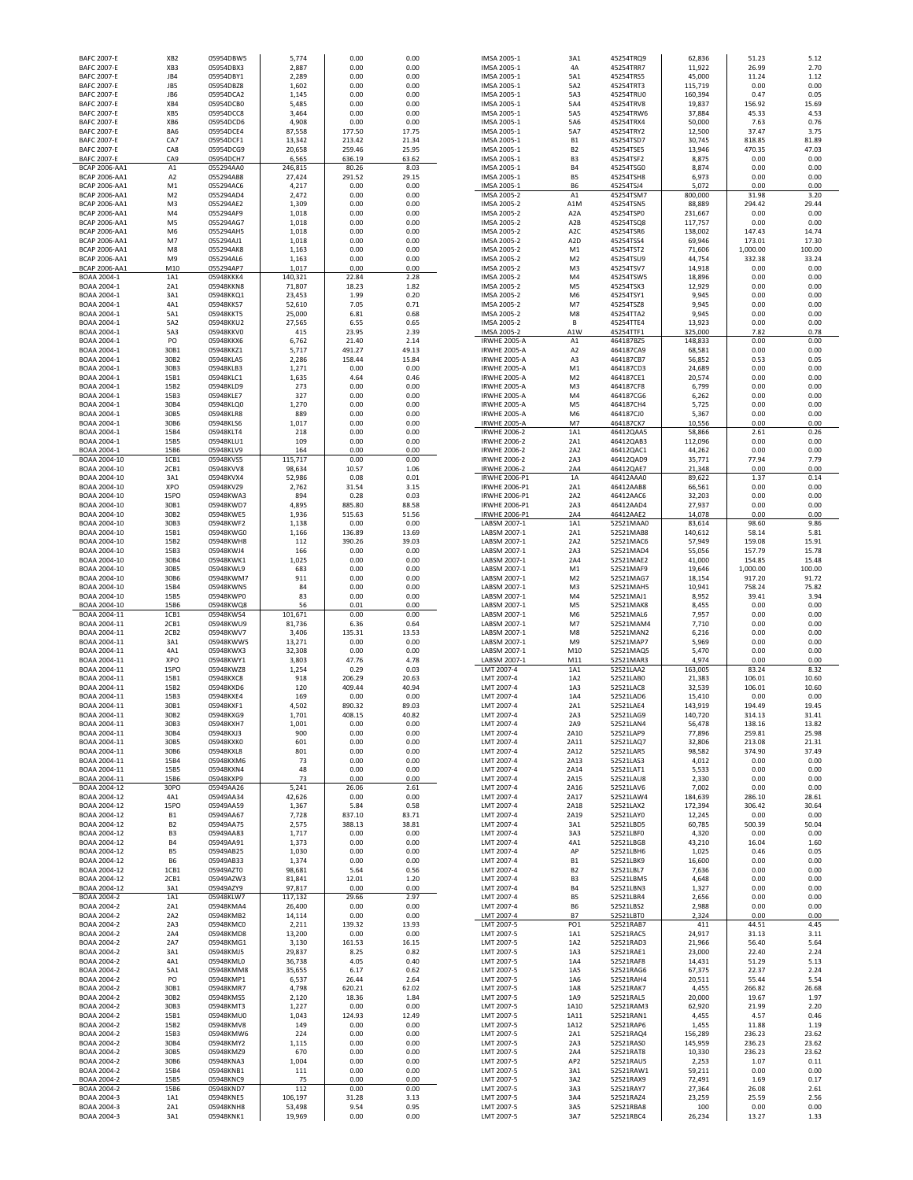| | | | | | |
|---|---|---|---|---|---|
| BAFC 2007-E | XB2 | 05954DBW5 | 5,774 | 0.00 | 0.00 |
| BAFC 2007-E | XB3 | 05954DBX3 | 2,887 | 0.00 | 0.00 |
| BAFC 2007-E | JB4 | 05954DBY1 | 2,289 | 0.00 | 0.00 |
| BAFC 2007-E | JB5 | 05954DBZ8 | 1,602 | 0.00 | 0.00 |
| BAFC 2007-E | JB6 | 05954DCA2 | 1,145 | 0.00 | 0.00 |
| BAFC 2007-E | XB4 | 05954DCB0 | 5,485 | 0.00 | 0.00 |
| BAFC 2007-E | XB5 | 05954DCC8 | 3,464 | 0.00 | 0.00 |
| BAFC 2007-E | XB6 | 05954DCD6 | 4,908 | 0.00 | 0.00 |
| BAFC 2007-E | 8A6 | 05954DCE4 | 87,558 | 177.50 | 17.75 |
| BAFC 2007-E | CA7 | 05954DCF1 | 13,342 | 213.42 | 21.34 |
| BAFC 2007-E | CA8 | 05954DCG9 | 20,658 | 259.46 | 25.95 |
| BAFC 2007-E | CA9 | 05954DCH7 | 6,565 | 636.19 | 63.62 |
| BCAP 2006-AA1 | A1 | 055294AA0 | 246,815 | 80.26 | 8.03 |
| BCAP 2006-AA1 | A2 | 055294AB8 | 27,424 | 291.52 | 29.15 |
| BCAP 2006-AA1 | M1 | 055294AC6 | 4,217 | 0.00 | 0.00 |
| BCAP 2006-AA1 | M2 | 055294AD4 | 2,472 | 0.00 | 0.00 |
| BCAP 2006-AA1 | M3 | 055294AE2 | 1,309 | 0.00 | 0.00 |
| BCAP 2006-AA1 | M4 | 055294AF9 | 1,018 | 0.00 | 0.00 |
| BCAP 2006-AA1 | M5 | 055294AG7 | 1,018 | 0.00 | 0.00 |
| BCAP 2006-AA1 | M6 | 055294AH5 | 1,018 | 0.00 | 0.00 |
| BCAP 2006-AA1 | M7 | 055294AJ1 | 1,018 | 0.00 | 0.00 |
| BCAP 2006-AA1 | M8 | 055294AK8 | 1,163 | 0.00 | 0.00 |
| BCAP 2006-AA1 | M9 | 055294AL6 | 1,163 | 0.00 | 0.00 |
| BCAP 2006-AA1 | M10 | 055294AP7 | 1,017 | 0.00 | 0.00 |
| BOAA 2004-1 | 1A1 | 05948KKK4 | 140,321 | 22.84 | 2.28 |
| BOAA 2004-1 | 2A1 | 05948KKN8 | 71,807 | 18.23 | 1.82 |
| BOAA 2004-1 | 3A1 | 05948KKQ1 | 23,453 | 1.99 | 0.20 |
| BOAA 2004-1 | 4A1 | 05948KKS7 | 52,610 | 7.05 | 0.71 |
| BOAA 2004-1 | 5A1 | 05948KKT5 | 25,000 | 6.81 | 0.68 |
| BOAA 2004-1 | 5A2 | 05948KKU2 | 27,565 | 6.55 | 0.65 |
| BOAA 2004-1 | 5A3 | 05948KKV0 | 415 | 23.95 | 2.39 |
| BOAA 2004-1 | PO | 05948KKX6 | 6,762 | 21.40 | 2.14 |
| BOAA 2004-1 | 30B1 | 05948KKZ1 | 5,717 | 491.27 | 49.13 |
| BOAA 2004-1 | 30B2 | 05948KLA5 | 2,286 | 158.44 | 15.84 |
| BOAA 2004-1 | 30B3 | 05948KLB3 | 1,271 | 0.00 | 0.00 |
| BOAA 2004-1 | 15B1 | 05948KLC1 | 1,635 | 4.64 | 0.46 |
| BOAA 2004-1 | 15B2 | 05948KLD9 | 273 | 0.00 | 0.00 |
| BOAA 2004-1 | 15B3 | 05948KLE7 | 327 | 0.00 | 0.00 |
| BOAA 2004-1 | 30B4 | 05948KLQ0 | 1,270 | 0.00 | 0.00 |
| BOAA 2004-1 | 30B5 | 05948KLR8 | 889 | 0.00 | 0.00 |
| BOAA 2004-1 | 30B6 | 05948KLS6 | 1,017 | 0.00 | 0.00 |
| BOAA 2004-1 | 15B4 | 05948KLT4 | 218 | 0.00 | 0.00 |
| BOAA 2004-1 | 15B5 | 05948KLU1 | 109 | 0.00 | 0.00 |
| BOAA 2004-1 | 15B6 | 05948KLV9 | 164 | 0.00 | 0.00 |
| BOAA 2004-10 | 1CB1 | 05948KVS5 | 115,717 | 0.00 | 0.00 |
| BOAA 2004-10 | 2CB1 | 05948KVV8 | 98,634 | 10.57 | 1.06 |
| BOAA 2004-10 | 3A1 | 05948KVX4 | 52,986 | 0.08 | 0.01 |
| BOAA 2004-10 | XPO | 05948KVZ9 | 2,762 | 31.54 | 3.15 |
| BOAA 2004-10 | 15PO | 05948KWA3 | 894 | 0.28 | 0.03 |
| BOAA 2004-10 | 30B1 | 05948KWD7 | 4,895 | 885.80 | 88.58 |
| BOAA 2004-10 | 30B2 | 05948KWE5 | 1,936 | 515.63 | 51.56 |
| BOAA 2004-10 | 30B3 | 05948KWF2 | 1,138 | 0.00 | 0.00 |
| BOAA 2004-10 | 15B1 | 05948KWG0 | 1,166 | 136.89 | 13.69 |
| BOAA 2004-10 | 15B2 | 05948KWH8 | 112 | 390.26 | 39.03 |
| BOAA 2004-10 | 15B3 | 05948KWJ4 | 166 | 0.00 | 0.00 |
| BOAA 2004-10 | 30B4 | 05948KWK1 | 1,025 | 0.00 | 0.00 |
| BOAA 2004-10 | 30B5 | 05948KWL9 | 683 | 0.00 | 0.00 |
| BOAA 2004-10 | 30B6 | 05948KWM7 | 911 | 0.00 | 0.00 |
| BOAA 2004-10 | 15B4 | 05948KWN5 | 84 | 0.00 | 0.00 |
| BOAA 2004-10 | 15B5 | 05948KWP0 | 83 | 0.00 | 0.00 |
| BOAA 2004-10 | 15B6 | 05948KWQ8 | 56 | 0.01 | 0.00 |
| BOAA 2004-11 | 1CB1 | 05948KWS4 | 101,671 | 0.00 | 0.00 |
| BOAA 2004-11 | 2CB1 | 05948KWU9 | 81,736 | 6.36 | 0.64 |
| BOAA 2004-11 | 2CB2 | 05948KWV7 | 3,406 | 135.31 | 13.53 |
| BOAA 2004-11 | 3A1 | 05948KWW5 | 13,271 | 0.00 | 0.00 |
| BOAA 2004-11 | 4A1 | 05948KWX3 | 32,308 | 0.00 | 0.00 |
| BOAA 2004-11 | XPO | 05948KWY1 | 3,803 | 47.76 | 4.78 |
| BOAA 2004-11 | 15PO | 05948KWZ8 | 1,254 | 0.29 | 0.03 |
| BOAA 2004-11 | 15B1 | 05948KXC8 | 918 | 206.29 | 20.63 |
| BOAA 2004-11 | 15B2 | 05948KXD6 | 120 | 409.44 | 40.94 |
| BOAA 2004-11 | 15B3 | 05948KXE4 | 169 | 0.00 | 0.00 |
| BOAA 2004-11 | 30B1 | 05948KXF1 | 4,502 | 890.32 | 89.03 |
| BOAA 2004-11 | 30B2 | 05948KXG9 | 1,701 | 408.15 | 40.82 |
| BOAA 2004-11 | 30B3 | 05948KXH7 | 1,001 | 0.00 | 0.00 |
| BOAA 2004-11 | 30B4 | 05948KXJ3 | 900 | 0.00 | 0.00 |
| BOAA 2004-11 | 30B5 | 05948KXK0 | 601 | 0.00 | 0.00 |
| BOAA 2004-11 | 30B6 | 05948KXL8 | 801 | 0.00 | 0.00 |
| BOAA 2004-11 | 15B4 | 05948KXM6 | 73 | 0.00 | 0.00 |
| BOAA 2004-11 | 15B5 | 05948KXN4 | 48 | 0.00 | 0.00 |
| BOAA 2004-11 | 15B6 | 05948KXP9 | 73 | 0.00 | 0.00 |
| BOAA 2004-12 | 30PO | 05949AA26 | 5,241 | 26.06 | 2.61 |
| BOAA 2004-12 | 4A1 | 05949AA34 | 42,626 | 0.00 | 0.00 |
| BOAA 2004-12 | 15PO | 05949AA59 | 1,367 | 5.84 | 0.58 |
| BOAA 2004-12 | B1 | 05949AA67 | 7,728 | 837.10 | 83.71 |
| BOAA 2004-12 | B2 | 05949AA75 | 2,575 | 388.13 | 38.81 |
| BOAA 2004-12 | B3 | 05949AA83 | 1,717 | 0.00 | 0.00 |
| BOAA 2004-12 | B4 | 05949AA91 | 1,373 | 0.00 | 0.00 |
| BOAA 2004-12 | B5 | 05949AB25 | 1,030 | 0.00 | 0.00 |
| BOAA 2004-12 | B6 | 05949AB33 | 1,374 | 0.00 | 0.00 |
| BOAA 2004-12 | 1CB1 | 05949AZT0 | 98,681 | 5.64 | 0.56 |
| BOAA 2004-12 | 2CB1 | 05949AZW3 | 81,841 | 12.01 | 1.20 |
| BOAA 2004-12 | 3A1 | 05949AZY9 | 97,817 | 0.00 | 0.00 |
| BOAA 2004-2 | 1A1 | 05948KLW7 | 117,132 | 29.66 | 2.97 |
| BOAA 2004-2 | 2A1 | 05948KMA4 | 26,400 | 0.00 | 0.00 |
| BOAA 2004-2 | 2A2 | 05948KMB2 | 14,114 | 0.00 | 0.00 |
| BOAA 2004-2 | 2A3 | 05948KMC0 | 2,211 | 139.32 | 13.93 |
| BOAA 2004-2 | 2A4 | 05948KMD8 | 13,200 | 0.00 | 0.00 |
| BOAA 2004-2 | 2A7 | 05948KMG1 | 3,130 | 161.53 | 16.15 |
| BOAA 2004-2 | 3A1 | 05948KMJ5 | 29,837 | 8.25 | 0.82 |
| BOAA 2004-2 | 4A1 | 05948KML0 | 36,738 | 4.05 | 0.40 |
| BOAA 2004-2 | 5A1 | 05948KMM8 | 35,655 | 6.17 | 0.62 |
| BOAA 2004-2 | PO | 05948KMP1 | 6,537 | 26.44 | 2.64 |
| BOAA 2004-2 | 30B1 | 05948KMR7 | 4,798 | 620.21 | 62.02 |
| BOAA 2004-2 | 30B2 | 05948KMS5 | 2,120 | 18.36 | 1.84 |
| BOAA 2004-2 | 30B3 | 05948KMT3 | 1,227 | 0.00 | 0.00 |
| BOAA 2004-2 | 15B1 | 05948KMU0 | 1,043 | 124.93 | 12.49 |
| BOAA 2004-2 | 15B2 | 05948KMV8 | 149 | 0.00 | 0.00 |
| BOAA 2004-2 | 15B3 | 05948KMW6 | 224 | 0.00 | 0.00 |
| BOAA 2004-2 | 30B4 | 05948KMY2 | 1,115 | 0.00 | 0.00 |
| BOAA 2004-2 | 30B5 | 05948KMZ9 | 670 | 0.00 | 0.00 |
| BOAA 2004-2 | 30B6 | 05948KNA3 | 1,004 | 0.00 | 0.00 |
| BOAA 2004-2 | 15B4 | 05948KNB1 | 111 | 0.00 | 0.00 |
| BOAA 2004-2 | 15B5 | 05948KNC9 | 75 | 0.00 | 0.00 |
| BOAA 2004-2 | 15B6 | 05948KND7 | 112 | 0.00 | 0.00 |
| BOAA 2004-3 | 1A1 | 05948KNE5 | 106,197 | 31.28 | 3.13 |
| BOAA 2004-3 | 2A1 | 05948KNH8 | 53,498 | 9.54 | 0.95 |
| BOAA 2004-3 | 3A1 | 05948KNK1 | 19,969 | 0.00 | 0.00 |
| IMSA 2005-1 | 3A1 | 45254TRQ9 | 62,836 | 51.23 | 5.12 |
| IMSA 2005-1 | 4A | 45254TRR7 | 11,922 | 26.99 | 2.70 |
| IMSA 2005-1 | 5A1 | 45254TRS5 | 45,000 | 11.24 | 1.12 |
| IMSA 2005-1 | 5A2 | 45254TRT3 | 115,719 | 0.00 | 0.00 |
| IMSA 2005-1 | 5A3 | 45254TRU0 | 160,394 | 0.47 | 0.05 |
| IMSA 2005-1 | 5A4 | 45254TRV8 | 19,837 | 156.92 | 15.69 |
| IMSA 2005-1 | 5A5 | 45254TRW6 | 37,884 | 45.33 | 4.53 |
| IMSA 2005-1 | 5A6 | 45254TRX4 | 50,000 | 7.63 | 0.76 |
| IMSA 2005-1 | 5A7 | 45254TRY2 | 12,500 | 37.47 | 3.75 |
| IMSA 2005-1 | B1 | 45254TSD7 | 30,745 | 818.85 | 81.89 |
| IMSA 2005-1 | B2 | 45254TSE5 | 13,946 | 470.35 | 47.03 |
| IMSA 2005-1 | B3 | 45254TSF2 | 8,875 | 0.00 | 0.00 |
| IMSA 2005-1 | B4 | 45254TSG0 | 8,874 | 0.00 | 0.00 |
| IMSA 2005-1 | B5 | 45254TSH8 | 6,973 | 0.00 | 0.00 |
| IMSA 2005-1 | B6 | 45254TSJ4 | 5,072 | 0.00 | 0.00 |
| IMSA 2005-2 | A1 | 45254TSM7 | 800,000 | 31.98 | 3.20 |
| IMSA 2005-2 | A1M | 45254TSN5 | 88,889 | 294.42 | 29.44 |
| IMSA 2005-2 | A2A | 45254TSP0 | 231,667 | 0.00 | 0.00 |
| IMSA 2005-2 | A2B | 45254TSQ8 | 117,757 | 0.00 | 0.00 |
| IMSA 2005-2 | A2C | 45254TSR6 | 138,002 | 147.43 | 14.74 |
| IMSA 2005-2 | A2D | 45254TSS4 | 69,946 | 173.01 | 17.30 |
| IMSA 2005-2 | M1 | 45254TST2 | 71,606 | 1,000.00 | 100.00 |
| IMSA 2005-2 | M2 | 45254TSU9 | 44,754 | 332.38 | 33.24 |
| IMSA 2005-2 | M3 | 45254TSV7 | 14,918 | 0.00 | 0.00 |
| IMSA 2005-2 | M4 | 45254TSW5 | 18,896 | 0.00 | 0.00 |
| IMSA 2005-2 | M5 | 45254TSX3 | 12,929 | 0.00 | 0.00 |
| IMSA 2005-2 | M6 | 45254TSY1 | 9,945 | 0.00 | 0.00 |
| IMSA 2005-2 | M7 | 45254TSZ8 | 9,945 | 0.00 | 0.00 |
| IMSA 2005-2 | M8 | 45254TTA2 | 9,945 | 0.00 | 0.00 |
| IMSA 2005-2 | B | 45254TTE4 | 13,923 | 0.00 | 0.00 |
| IMSA 2005-2 | A1W | 45254TTF1 | 325,000 | 7.82 | 0.78 |
| IRWHE 2005-A | A1 | 464187BZ5 | 148,833 | 0.00 | 0.00 |
| IRWHE 2005-A | A2 | 464187CA9 | 68,581 | 0.00 | 0.00 |
| IRWHE 2005-A | A3 | 464187CB7 | 56,852 | 0.53 | 0.05 |
| IRWHE 2005-A | M1 | 464187CD3 | 24,689 | 0.00 | 0.00 |
| IRWHE 2005-A | M2 | 464187CE1 | 20,574 | 0.00 | 0.00 |
| IRWHE 2005-A | M3 | 464187CF8 | 6,799 | 0.00 | 0.00 |
| IRWHE 2005-A | M4 | 464187CG6 | 6,262 | 0.00 | 0.00 |
| IRWHE 2005-A | M5 | 464187CH4 | 5,725 | 0.00 | 0.00 |
| IRWHE 2005-A | M6 | 464187CJ0 | 5,367 | 0.00 | 0.00 |
| IRWHE 2005-A | M7 | 464187CK7 | 10,556 | 0.00 | 0.00 |
| IRWHE 2006-2 | 1A1 | 46412QAA5 | 58,866 | 2.61 | 0.26 |
| IRWHE 2006-2 | 2A1 | 46412QAB3 | 112,096 | 0.00 | 0.00 |
| IRWHE 2006-2 | 2A2 | 46412QAC1 | 44,262 | 0.00 | 0.00 |
| IRWHE 2006-2 | 2A3 | 46412QAD9 | 35,771 | 77.94 | 7.79 |
| IRWHE 2006-2 | 2A4 | 46412QAE7 | 21,348 | 0.00 | 0.00 |
| IRWHE 2006-P1 | 1A | 46412AAA0 | 89,622 | 1.37 | 0.14 |
| IRWHE 2006-P1 | 2A1 | 46412AAB8 | 66,561 | 0.00 | 0.00 |
| IRWHE 2006-P1 | 2A2 | 46412AAC6 | 32,203 | 0.00 | 0.00 |
| IRWHE 2006-P1 | 2A3 | 46412AAD4 | 27,937 | 0.00 | 0.00 |
| IRWHE 2006-P1 | 2A4 | 46412AAE2 | 14,078 | 0.00 | 0.00 |
| LABSM 2007-1 | 1A1 | 52521MAA0 | 83,614 | 98.60 | 9.86 |
| LABSM 2007-1 | 2A1 | 52521MAB8 | 140,612 | 58.14 | 5.81 |
| LABSM 2007-1 | 2A2 | 52521MAC6 | 57,949 | 159.08 | 15.91 |
| LABSM 2007-1 | 2A3 | 52521MAD4 | 55,056 | 157.79 | 15.78 |
| LABSM 2007-1 | 2A4 | 52521MAE2 | 41,000 | 154.85 | 15.48 |
| LABSM 2007-1 | M1 | 52521MAF9 | 19,646 | 1,000.00 | 100.00 |
| LABSM 2007-1 | M2 | 52521MAG7 | 18,154 | 917.20 | 91.72 |
| LABSM 2007-1 | M3 | 52521MAH5 | 10,941 | 758.24 | 75.82 |
| LABSM 2007-1 | M4 | 52521MAJ1 | 8,952 | 39.41 | 3.94 |
| LABSM 2007-1 | M5 | 52521MAK8 | 8,455 | 0.00 | 0.00 |
| LABSM 2007-1 | M6 | 52521MAL6 | 7,957 | 0.00 | 0.00 |
| LABSM 2007-1 | M7 | 52521MAM4 | 7,710 | 0.00 | 0.00 |
| LABSM 2007-1 | M8 | 52521MAN2 | 6,216 | 0.00 | 0.00 |
| LABSM 2007-1 | M9 | 52521MAP7 | 5,969 | 0.00 | 0.00 |
| LABSM 2007-1 | M10 | 52521MAQ5 | 5,470 | 0.00 | 0.00 |
| LABSM 2007-1 | M11 | 52521MAR3 | 4,974 | 0.00 | 0.00 |
| LMT 2007-4 | 1A1 | 52521LAA2 | 163,005 | 83.24 | 8.32 |
| LMT 2007-4 | 1A2 | 52521LAB0 | 21,383 | 106.01 | 10.60 |
| LMT 2007-4 | 1A3 | 52521LAC8 | 32,539 | 106.01 | 10.60 |
| LMT 2007-4 | 1A4 | 52521LAD6 | 15,410 | 0.00 | 0.00 |
| LMT 2007-4 | 2A1 | 52521LAE4 | 143,919 | 194.49 | 19.45 |
| LMT 2007-4 | 2A3 | 52521LAG9 | 140,720 | 314.13 | 31.41 |
| LMT 2007-4 | 2A9 | 52521LAN4 | 56,478 | 138.16 | 13.82 |
| LMT 2007-4 | 2A10 | 52521LAP9 | 77,896 | 259.81 | 25.98 |
| LMT 2007-4 | 2A11 | 52521LAQ7 | 32,806 | 213.08 | 21.31 |
| LMT 2007-4 | 2A12 | 52521LAR5 | 98,582 | 374.90 | 37.49 |
| LMT 2007-4 | 2A13 | 52521LAS3 | 4,012 | 0.00 | 0.00 |
| LMT 2007-4 | 2A14 | 52521LAT1 | 5,533 | 0.00 | 0.00 |
| LMT 2007-4 | 2A15 | 52521LAU8 | 2,330 | 0.00 | 0.00 |
| LMT 2007-4 | 2A16 | 52521LAV6 | 7,002 | 0.00 | 0.00 |
| LMT 2007-4 | 2A17 | 52521LAW4 | 184,639 | 286.10 | 28.61 |
| LMT 2007-4 | 2A18 | 52521LAX2 | 172,394 | 306.42 | 30.64 |
| LMT 2007-4 | 2A19 | 52521LAY0 | 12,245 | 0.00 | 0.00 |
| LMT 2007-4 | 3A1 | 52521LBD5 | 60,785 | 500.39 | 50.04 |
| LMT 2007-4 | 3A3 | 52521LBF0 | 4,320 | 0.00 | 0.00 |
| LMT 2007-4 | 4A1 | 52521LBG8 | 43,210 | 16.04 | 1.60 |
| LMT 2007-4 | AP | 52521LBH6 | 1,025 | 0.46 | 0.05 |
| LMT 2007-4 | B1 | 52521LBK9 | 16,600 | 0.00 | 0.00 |
| LMT 2007-4 | B2 | 52521LBL7 | 7,636 | 0.00 | 0.00 |
| LMT 2007-4 | B3 | 52521LBM5 | 4,648 | 0.00 | 0.00 |
| LMT 2007-4 | B4 | 52521LBN3 | 1,327 | 0.00 | 0.00 |
| LMT 2007-4 | B5 | 52521LBR4 | 2,656 | 0.00 | 0.00 |
| LMT 2007-4 | B6 | 52521LBS2 | 2,988 | 0.00 | 0.00 |
| LMT 2007-4 | B7 | 52521LBT0 | 2,324 | 0.00 | 0.00 |
| LMT 2007-5 | PO1 | 52521RAB7 | 411 | 44.51 | 4.45 |
| LMT 2007-5 | 1A1 | 52521RAC5 | 24,917 | 31.13 | 3.11 |
| LMT 2007-5 | 1A2 | 52521RAD3 | 21,966 | 56.40 | 5.64 |
| LMT 2007-5 | 1A3 | 52521RAE1 | 23,000 | 22.40 | 2.24 |
| LMT 2007-5 | 1A4 | 52521RAF8 | 14,431 | 51.29 | 5.13 |
| LMT 2007-5 | 1A5 | 52521RAG6 | 67,375 | 22.37 | 2.24 |
| LMT 2007-5 | 1A6 | 52521RAH4 | 20,511 | 55.44 | 5.54 |
| LMT 2007-5 | 1A8 | 52521RAK7 | 4,455 | 266.82 | 26.68 |
| LMT 2007-5 | 1A9 | 52521RAL5 | 20,000 | 19.67 | 1.97 |
| LMT 2007-5 | 1A10 | 52521RAM3 | 62,920 | 21.99 | 2.20 |
| LMT 2007-5 | 1A11 | 52521RAN1 | 4,455 | 4.57 | 0.46 |
| LMT 2007-5 | 1A12 | 52521RAP6 | 1,455 | 11.88 | 1.19 |
| LMT 2007-5 | 2A1 | 52521RAQ4 | 156,289 | 236.23 | 23.62 |
| LMT 2007-5 | 2A3 | 52521RAS0 | 145,959 | 236.23 | 23.62 |
| LMT 2007-5 | 2A4 | 52521RAT8 | 10,330 | 236.23 | 23.62 |
| LMT 2007-5 | AP2 | 52521RAU5 | 2,253 | 1.07 | 0.11 |
| LMT 2007-5 | 3A1 | 52521RAW1 | 59,211 | 0.00 | 0.00 |
| LMT 2007-5 | 3A2 | 52521RAX9 | 72,491 | 1.69 | 0.17 |
| LMT 2007-5 | 3A3 | 52521RAY7 | 27,364 | 26.08 | 2.61 |
| LMT 2007-5 | 3A4 | 52521RAZ4 | 23,259 | 25.59 | 2.56 |
| LMT 2007-5 | 3A5 | 52521RBA8 | 100 | 0.00 | 0.00 |
| LMT 2007-5 | 3A7 | 52521RBC4 | 26,234 | 13.27 | 1.33 |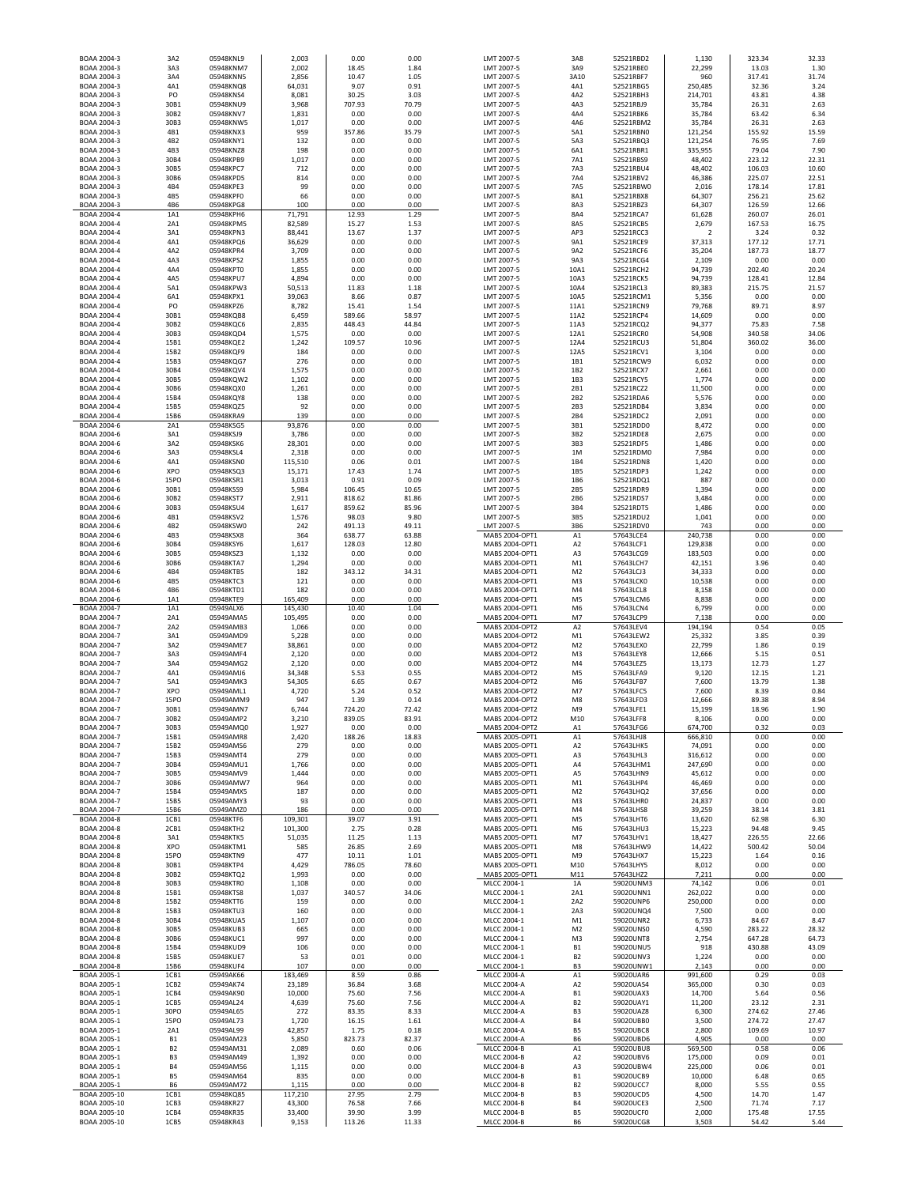| | | | | | |
|---|---|---|---|---|---|
| BOAA 2004-3 | 3A2 | 05948KNL9 | 2,003 | 0.00 | 0.00 |
| BOAA 2004-3 | 3A3 | 05948KNM7 | 2,002 | 18.45 | 1.84 |
| BOAA 2004-3 | 3A4 | 05948KNN5 | 2,856 | 10.47 | 1.05 |
| BOAA 2004-3 | 4A1 | 05948KNQ8 | 64,031 | 9.07 | 0.91 |
| BOAA 2004-3 | PO | 05948KNS4 | 8,081 | 30.25 | 3.03 |
| BOAA 2004-3 | 30B1 | 05948KNU9 | 3,968 | 707.93 | 70.79 |
| BOAA 2004-3 | 30B2 | 05948KNV7 | 1,831 | 0.00 | 0.00 |
| BOAA 2004-3 | 30B3 | 05948KNW5 | 1,017 | 0.00 | 0.00 |
| BOAA 2004-3 | 4B1 | 05948KNX3 | 959 | 357.86 | 35.79 |
| BOAA 2004-3 | 4B2 | 05948KNY1 | 132 | 0.00 | 0.00 |
| BOAA 2004-3 | 4B3 | 05948KNZ8 | 198 | 0.00 | 0.00 |
| BOAA 2004-3 | 30B4 | 05948KPB9 | 1,017 | 0.00 | 0.00 |
| BOAA 2004-3 | 30B5 | 05948KPC7 | 712 | 0.00 | 0.00 |
| BOAA 2004-3 | 30B6 | 05948KPD5 | 814 | 0.00 | 0.00 |
| BOAA 2004-3 | 4B4 | 05948KPE3 | 99 | 0.00 | 0.00 |
| BOAA 2004-3 | 4B5 | 05948KPF0 | 66 | 0.00 | 0.00 |
| BOAA 2004-3 | 4B6 | 05948KPG8 | 100 | 0.00 | 0.00 |
| BOAA 2004-4 | 1A1 | 05948KPH6 | 71,791 | 12.93 | 1.29 |
| BOAA 2004-4 | 2A1 | 05948KPM5 | 82,589 | 15.27 | 1.53 |
| BOAA 2004-4 | 3A1 | 05948KPN3 | 88,441 | 13.67 | 1.37 |
| BOAA 2004-4 | 4A1 | 05948KPQ6 | 36,629 | 0.00 | 0.00 |
| BOAA 2004-4 | 4A2 | 05948KPR4 | 3,709 | 0.00 | 0.00 |
| BOAA 2004-4 | 4A3 | 05948KPS2 | 1,855 | 0.00 | 0.00 |
| BOAA 2004-4 | 4A4 | 05948KPT0 | 1,855 | 0.00 | 0.00 |
| BOAA 2004-4 | 4A5 | 05948KPU7 | 4,894 | 0.00 | 0.00 |
| BOAA 2004-4 | 5A1 | 05948KPW3 | 50,513 | 11.83 | 1.18 |
| BOAA 2004-4 | 6A1 | 05948KPX1 | 39,063 | 8.66 | 0.87 |
| BOAA 2004-4 | PO | 05948KPZ6 | 8,782 | 15.41 | 1.54 |
| BOAA 2004-4 | 30B1 | 05948KQB8 | 6,459 | 589.66 | 58.97 |
| BOAA 2004-4 | 30B2 | 05948KQC6 | 2,835 | 448.43 | 44.84 |
| BOAA 2004-4 | 30B3 | 05948KQD4 | 1,575 | 0.00 | 0.00 |
| BOAA 2004-4 | 15B1 | 05948KQE2 | 1,242 | 109.57 | 10.96 |
| BOAA 2004-4 | 15B2 | 05948KQF9 | 184 | 0.00 | 0.00 |
| BOAA 2004-4 | 15B3 | 05948KQG7 | 276 | 0.00 | 0.00 |
| BOAA 2004-4 | 30B4 | 05948KQV4 | 1,575 | 0.00 | 0.00 |
| BOAA 2004-4 | 30B5 | 05948KQW2 | 1,102 | 0.00 | 0.00 |
| BOAA 2004-4 | 30B6 | 05948KQX0 | 1,261 | 0.00 | 0.00 |
| BOAA 2004-4 | 15B4 | 05948KQY8 | 138 | 0.00 | 0.00 |
| BOAA 2004-4 | 15B5 | 05948KQZ5 | 92 | 0.00 | 0.00 |
| BOAA 2004-4 | 15B6 | 05948KRA9 | 139 | 0.00 | 0.00 |
| BOAA 2004-6 | 2A1 | 05948KSG5 | 93,876 | 0.00 | 0.00 |
| BOAA 2004-6 | 3A1 | 05948KSJ9 | 3,786 | 0.00 | 0.00 |
| BOAA 2004-6 | 3A2 | 05948KSK6 | 28,301 | 0.00 | 0.00 |
| BOAA 2004-6 | 3A3 | 05948KSL4 | 2,318 | 0.00 | 0.00 |
| BOAA 2004-6 | 4A1 | 05948KSN0 | 115,510 | 0.06 | 0.01 |
| BOAA 2004-6 | XPO | 05948KSQ3 | 15,171 | 17.43 | 1.74 |
| BOAA 2004-6 | 15PO | 05948KSR1 | 3,013 | 0.91 | 0.09 |
| BOAA 2004-6 | 30B1 | 05948KSS9 | 5,984 | 106.45 | 10.65 |
| BOAA 2004-6 | 30B2 | 05948KST7 | 2,911 | 818.62 | 81.86 |
| BOAA 2004-6 | 30B3 | 05948KSU4 | 1,617 | 859.62 | 85.96 |
| BOAA 2004-6 | 4B1 | 05948KSV2 | 1,576 | 98.03 | 9.80 |
| BOAA 2004-6 | 4B2 | 05948KSW0 | 242 | 491.13 | 49.11 |
| BOAA 2004-6 | 4B3 | 05948KSX8 | 364 | 638.77 | 63.88 |
| BOAA 2004-6 | 30B4 | 05948KSY6 | 1,617 | 128.03 | 12.80 |
| BOAA 2004-6 | 30B5 | 05948KSZ3 | 1,132 | 0.00 | 0.00 |
| BOAA 2004-6 | 30B6 | 05948KTA7 | 1,294 | 0.00 | 0.00 |
| BOAA 2004-6 | 4B4 | 05948KTB5 | 182 | 343.12 | 34.31 |
| BOAA 2004-6 | 4B5 | 05948KTC3 | 121 | 0.00 | 0.00 |
| BOAA 2004-6 | 4B6 | 05948KTD1 | 182 | 0.00 | 0.00 |
| BOAA 2004-6 | 1A1 | 05948KTE9 | 165,409 | 0.00 | 0.00 |
| BOAA 2004-7 | 1A1 | 05949ALX6 | 145,430 | 10.40 | 1.04 |
| BOAA 2004-7 | 2A1 | 05949AMA5 | 105,495 | 0.00 | 0.00 |
| BOAA 2004-7 | 2A2 | 05949AMB3 | 1,066 | 0.00 | 0.00 |
| BOAA 2004-7 | 3A1 | 05949AMD9 | 5,228 | 0.00 | 0.00 |
| BOAA 2004-7 | 3A2 | 05949AME7 | 38,861 | 0.00 | 0.00 |
| BOAA 2004-7 | 3A3 | 05949AMF4 | 2,120 | 0.00 | 0.00 |
| BOAA 2004-7 | 3A4 | 05949AMG2 | 2,120 | 0.00 | 0.00 |
| BOAA 2004-7 | 4A1 | 05949AMJ6 | 34,348 | 5.53 | 0.55 |
| BOAA 2004-7 | 5A1 | 05949AMK3 | 54,305 | 6.65 | 0.67 |
| BOAA 2004-7 | XPO | 05949AML1 | 4,720 | 5.24 | 0.52 |
| BOAA 2004-7 | 15PO | 05949AMM9 | 947 | 1.39 | 0.14 |
| BOAA 2004-7 | 30B1 | 05949AMN7 | 6,744 | 724.20 | 72.42 |
| BOAA 2004-7 | 30B2 | 05949AMP2 | 3,210 | 839.05 | 83.91 |
| BOAA 2004-7 | 30B3 | 05949AMQ0 | 1,927 | 0.00 | 0.00 |
| BOAA 2004-7 | 15B1 | 05949AMR8 | 2,420 | 188.26 | 18.83 |
| BOAA 2004-7 | 15B2 | 05949AMS6 | 279 | 0.00 | 0.00 |
| BOAA 2004-7 | 15B3 | 05949AMT4 | 279 | 0.00 | 0.00 |
| BOAA 2004-7 | 30B4 | 05949AMU1 | 1,766 | 0.00 | 0.00 |
| BOAA 2004-7 | 30B5 | 05949AMV9 | 1,444 | 0.00 | 0.00 |
| BOAA 2004-7 | 30B6 | 05949AMW7 | 964 | 0.00 | 0.00 |
| BOAA 2004-7 | 15B4 | 05949AMX5 | 187 | 0.00 | 0.00 |
| BOAA 2004-7 | 15B5 | 05949AMY3 | 93 | 0.00 | 0.00 |
| BOAA 2004-7 | 15B6 | 05949AMZ0 | 186 | 0.00 | 0.00 |
| BOAA 2004-8 | 1CB1 | 05948KTF6 | 109,301 | 39.07 | 3.91 |
| BOAA 2004-8 | 2CB1 | 05948KTH2 | 101,300 | 2.75 | 0.28 |
| BOAA 2004-8 | 3A1 | 05948KTK5 | 51,035 | 11.25 | 1.13 |
| BOAA 2004-8 | XPO | 05948KTM1 | 585 | 26.85 | 2.69 |
| BOAA 2004-8 | 15PO | 05948KTN9 | 477 | 10.11 | 1.01 |
| BOAA 2004-8 | 30B1 | 05948KTP4 | 4,429 | 786.05 | 78.60 |
| BOAA 2004-8 | 30B2 | 05948KTQ2 | 1,993 | 0.00 | 0.00 |
| BOAA 2004-8 | 30B3 | 05948KTR0 | 1,108 | 0.00 | 0.00 |
| BOAA 2004-8 | 15B1 | 05948KTS8 | 1,037 | 340.57 | 34.06 |
| BOAA 2004-8 | 15B2 | 05948KTT6 | 159 | 0.00 | 0.00 |
| BOAA 2004-8 | 15B3 | 05948KTU3 | 160 | 0.00 | 0.00 |
| BOAA 2004-8 | 30B4 | 05948KUA5 | 1,107 | 0.00 | 0.00 |
| BOAA 2004-8 | 30B5 | 05948KUB3 | 665 | 0.00 | 0.00 |
| BOAA 2004-8 | 30B6 | 05948KUC1 | 997 | 0.00 | 0.00 |
| BOAA 2004-8 | 15B4 | 05948KUD9 | 106 | 0.00 | 0.00 |
| BOAA 2004-8 | 15B5 | 05948KUE7 | 53 | 0.01 | 0.00 |
| BOAA 2004-8 | 15B6 | 05948KUF4 | 107 | 0.00 | 0.00 |
| BOAA 2005-1 | 1CB1 | 05949AK66 | 183,469 | 8.59 | 0.86 |
| BOAA 2005-1 | 1CB2 | 05949AK74 | 23,189 | 36.84 | 3.68 |
| BOAA 2005-1 | 1CB4 | 05949AK90 | 10,000 | 75.60 | 7.56 |
| BOAA 2005-1 | 1CB5 | 05949AL24 | 4,639 | 75.60 | 7.56 |
| BOAA 2005-1 | 30PO | 05949AL65 | 272 | 83.35 | 8.33 |
| BOAA 2005-1 | 15PO | 05949AL73 | 1,720 | 16.15 | 1.61 |
| BOAA 2005-1 | 2A1 | 05949AL99 | 42,857 | 1.75 | 0.18 |
| BOAA 2005-1 | B1 | 05949AM23 | 5,850 | 823.73 | 82.37 |
| BOAA 2005-1 | B2 | 05949AM31 | 2,089 | 0.60 | 0.06 |
| BOAA 2005-1 | B3 | 05949AM49 | 1,392 | 0.00 | 0.00 |
| BOAA 2005-1 | B4 | 05949AM56 | 1,115 | 0.00 | 0.00 |
| BOAA 2005-1 | B5 | 05949AM64 | 835 | 0.00 | 0.00 |
| BOAA 2005-1 | B6 | 05949AM72 | 1,115 | 0.00 | 0.00 |
| BOAA 2005-10 | 1CB1 | 05948KQ85 | 117,210 | 27.95 | 2.79 |
| BOAA 2005-10 | 1CB3 | 05948KR27 | 43,300 | 76.58 | 7.66 |
| BOAA 2005-10 | 1CB4 | 05948KR35 | 33,400 | 39.90 | 3.99 |
| BOAA 2005-10 | 1CB5 | 05948KR43 | 9,153 | 113.26 | 11.33 |
| LMT 2007-5 | 3A8 | 52521RBD2 | 1,130 | 323.34 | 32.33 |
| LMT 2007-5 | 3A9 | 52521RBE0 | 22,299 | 13.03 | 1.30 |
| LMT 2007-5 | 3A10 | 52521RBF7 | 960 | 317.41 | 31.74 |
| LMT 2007-5 | 4A1 | 52521RBG5 | 250,485 | 32.36 | 3.24 |
| LMT 2007-5 | 4A2 | 52521RBH3 | 214,701 | 43.81 | 4.38 |
| LMT 2007-5 | 4A3 | 52521RBJ9 | 35,784 | 26.31 | 2.63 |
| LMT 2007-5 | 4A4 | 52521RBK6 | 35,784 | 63.42 | 6.34 |
| LMT 2007-5 | 4A6 | 52521RBM2 | 35,784 | 26.31 | 2.63 |
| LMT 2007-5 | 5A1 | 52521RBN0 | 121,254 | 155.92 | 15.59 |
| LMT 2007-5 | 5A3 | 52521RBQ3 | 121,254 | 76.95 | 7.69 |
| LMT 2007-5 | 6A1 | 52521RBR1 | 335,955 | 79.04 | 7.90 |
| LMT 2007-5 | 7A1 | 52521RBS9 | 48,402 | 223.12 | 22.31 |
| LMT 2007-5 | 7A3 | 52521RBU4 | 48,402 | 106.03 | 10.60 |
| LMT 2007-5 | 7A4 | 52521RBV2 | 46,386 | 225.07 | 22.51 |
| LMT 2007-5 | 7A5 | 52521RBW0 | 2,016 | 178.14 | 17.81 |
| LMT 2007-5 | 8A1 | 52521RBX8 | 64,307 | 256.21 | 25.62 |
| LMT 2007-5 | 8A3 | 52521RBZ3 | 64,307 | 126.59 | 12.66 |
| LMT 2007-5 | 8A4 | 52521RCA7 | 61,628 | 260.07 | 26.01 |
| LMT 2007-5 | 8A5 | 52521RCB5 | 2,679 | 167.53 | 16.75 |
| LMT 2007-5 | AP3 | 52521RCC3 | 2 | 3.24 | 0.32 |
| LMT 2007-5 | 9A1 | 52521RCE9 | 37,313 | 177.12 | 17.71 |
| LMT 2007-5 | 9A2 | 52521RCF6 | 35,204 | 187.73 | 18.77 |
| LMT 2007-5 | 9A3 | 52521RCG4 | 2,109 | 0.00 | 0.00 |
| LMT 2007-5 | 10A1 | 52521RCH2 | 94,739 | 202.40 | 20.24 |
| LMT 2007-5 | 10A3 | 52521RCK5 | 94,739 | 128.41 | 12.84 |
| LMT 2007-5 | 10A4 | 52521RCL3 | 89,383 | 215.75 | 21.57 |
| LMT 2007-5 | 10A5 | 52521RCM1 | 5,356 | 0.00 | 0.00 |
| LMT 2007-5 | 11A1 | 52521RCN9 | 79,768 | 89.71 | 8.97 |
| LMT 2007-5 | 11A2 | 52521RCP4 | 14,609 | 0.00 | 0.00 |
| LMT 2007-5 | 11A3 | 52521RCQ2 | 94,377 | 75.83 | 7.58 |
| LMT 2007-5 | 12A1 | 52521RCR0 | 54,908 | 340.58 | 34.06 |
| LMT 2007-5 | 12A4 | 52521RCU3 | 51,804 | 360.02 | 36.00 |
| LMT 2007-5 | 12A5 | 52521RCV1 | 3,104 | 0.00 | 0.00 |
| LMT 2007-5 | 1B1 | 52521RCW9 | 6,032 | 0.00 | 0.00 |
| LMT 2007-5 | 1B2 | 52521RCX7 | 2,661 | 0.00 | 0.00 |
| LMT 2007-5 | 1B3 | 52521RCY5 | 1,774 | 0.00 | 0.00 |
| LMT 2007-5 | 2B1 | 52521RCZ2 | 11,500 | 0.00 | 0.00 |
| LMT 2007-5 | 2B2 | 52521RDA6 | 5,576 | 0.00 | 0.00 |
| LMT 2007-5 | 2B3 | 52521RDB4 | 3,834 | 0.00 | 0.00 |
| LMT 2007-5 | 2B4 | 52521RDC2 | 2,091 | 0.00 | 0.00 |
| LMT 2007-5 | 3B1 | 52521RDD0 | 8,472 | 0.00 | 0.00 |
| LMT 2007-5 | 3B2 | 52521RDE8 | 2,675 | 0.00 | 0.00 |
| LMT 2007-5 | 3B3 | 52521RDF5 | 1,486 | 0.00 | 0.00 |
| LMT 2007-5 | 1M | 52521RDM0 | 7,984 | 0.00 | 0.00 |
| LMT 2007-5 | 1B4 | 52521RDN8 | 1,420 | 0.00 | 0.00 |
| LMT 2007-5 | 1B5 | 52521RDP3 | 1,242 | 0.00 | 0.00 |
| LMT 2007-5 | 1B6 | 52521RDQ1 | 887 | 0.00 | 0.00 |
| LMT 2007-5 | 2B5 | 52521RDR9 | 1,394 | 0.00 | 0.00 |
| LMT 2007-5 | 2B6 | 52521RDS7 | 3,484 | 0.00 | 0.00 |
| LMT 2007-5 | 3B4 | 52521RDT5 | 1,486 | 0.00 | 0.00 |
| LMT 2007-5 | 3B5 | 52521RDU2 | 1,041 | 0.00 | 0.00 |
| LMT 2007-5 | 3B6 | 52521RDV0 | 743 | 0.00 | 0.00 |
| MABS 2004-OPT1 | A1 | 57643LCE4 | 240,738 | 0.00 | 0.00 |
| MABS 2004-OPT1 | A2 | 57643LCF1 | 129,838 | 0.00 | 0.00 |
| MABS 2004-OPT1 | A3 | 57643LCG9 | 183,503 | 0.00 | 0.00 |
| MABS 2004-OPT1 | M1 | 57643LCH7 | 42,151 | 3.96 | 0.40 |
| MABS 2004-OPT1 | M2 | 57643LCJ3 | 34,333 | 0.00 | 0.00 |
| MABS 2004-OPT1 | M3 | 57643LCK0 | 10,538 | 0.00 | 0.00 |
| MABS 2004-OPT1 | M4 | 57643LCL8 | 8,158 | 0.00 | 0.00 |
| MABS 2004-OPT1 | M5 | 57643LCM6 | 8,838 | 0.00 | 0.00 |
| MABS 2004-OPT1 | M6 | 57643LCN4 | 6,799 | 0.00 | 0.00 |
| MABS 2004-OPT1 | M7 | 57643LCP9 | 7,138 | 0.00 | 0.00 |
| MABS 2004-OPT2 | A2 | 57643LEV4 | 194,194 | 0.54 | 0.05 |
| MABS 2004-OPT2 | M1 | 57643LEW2 | 25,332 | 3.85 | 0.39 |
| MABS 2004-OPT2 | M2 | 57643LEX0 | 22,799 | 1.86 | 0.19 |
| MABS 2004-OPT2 | M3 | 57643LEY8 | 12,666 | 5.15 | 0.51 |
| MABS 2004-OPT2 | M4 | 57643LEZ5 | 13,173 | 12.73 | 1.27 |
| MABS 2004-OPT2 | M5 | 57643LFA9 | 9,120 | 12.15 | 1.21 |
| MABS 2004-OPT2 | M6 | 57643LFB7 | 7,600 | 13.79 | 1.38 |
| MABS 2004-OPT2 | M7 | 57643LFC5 | 7,600 | 8.39 | 0.84 |
| MABS 2004-OPT2 | M8 | 57643LFD3 | 12,666 | 89.38 | 8.94 |
| MABS 2004-OPT2 | M9 | 57643LFE1 | 15,199 | 18.96 | 1.90 |
| MABS 2004-OPT2 | M10 | 57643LFF8 | 8,106 | 0.00 | 0.00 |
| MABS 2004-OPT2 | A1 | 57643LFG6 | 674,700 | 0.32 | 0.03 |
| MABS 2005-OPT1 | A1 | 57643LHJ8 | 666,810 | 0.00 | 0.00 |
| MABS 2005-OPT1 | A2 | 57643LHK5 | 74,091 | 0.00 | 0.00 |
| MABS 2005-OPT1 | A3 | 57643LHL3 | 316,612 | 0.00 | 0.00 |
| MABS 2005-OPT1 | A4 | 57643LHM1 | 247,690 | 0.00 | 0.00 |
| MABS 2005-OPT1 | A5 | 57643LHN9 | 45,612 | 0.00 | 0.00 |
| MABS 2005-OPT1 | M1 | 57643LHP4 | 46,469 | 0.00 | 0.00 |
| MABS 2005-OPT1 | M2 | 57643LHQ2 | 37,656 | 0.00 | 0.00 |
| MABS 2005-OPT1 | M3 | 57643LHR0 | 24,837 | 0.00 | 0.00 |
| MABS 2005-OPT1 | M4 | 57643LHS8 | 39,259 | 38.14 | 3.81 |
| MABS 2005-OPT1 | M5 | 57643LHT6 | 13,620 | 62.98 | 6.30 |
| MABS 2005-OPT1 | M6 | 57643LHU3 | 15,223 | 94.48 | 9.45 |
| MABS 2005-OPT1 | M7 | 57643LHV1 | 18,427 | 226.55 | 22.66 |
| MABS 2005-OPT1 | M8 | 57643LHW9 | 14,422 | 500.42 | 50.04 |
| MABS 2005-OPT1 | M9 | 57643LHX7 | 15,223 | 1.64 | 0.16 |
| MABS 2005-OPT1 | M10 | 57643LHY5 | 8,012 | 0.00 | 0.00 |
| MABS 2005-OPT1 | M11 | 57643LHZ2 | 7,211 | 0.00 | 0.00 |
| MLCC 2004-1 | 1A | 59020UNM3 | 74,142 | 0.06 | 0.01 |
| MLCC 2004-1 | 2A1 | 59020UNN1 | 262,022 | 0.00 | 0.00 |
| MLCC 2004-1 | 2A2 | 59020UNP6 | 250,000 | 0.00 | 0.00 |
| MLCC 2004-1 | 2A3 | 59020UNQ4 | 7,500 | 0.00 | 0.00 |
| MLCC 2004-1 | M1 | 59020UNR2 | 6,733 | 84.67 | 8.47 |
| MLCC 2004-1 | M2 | 59020UNS0 | 4,590 | 283.22 | 28.32 |
| MLCC 2004-1 | M3 | 59020UNT8 | 2,754 | 647.28 | 64.73 |
| MLCC 2004-1 | B1 | 59020UNU5 | 918 | 430.88 | 43.09 |
| MLCC 2004-1 | B2 | 59020UNV3 | 1,224 | 0.00 | 0.00 |
| MLCC 2004-1 | B3 | 59020UNW1 | 2,143 | 0.00 | 0.00 |
| MLCC 2004-A | A1 | 59020UAR6 | 991,600 | 0.29 | 0.03 |
| MLCC 2004-A | A2 | 59020UAS4 | 365,000 | 0.30 | 0.03 |
| MLCC 2004-A | B1 | 59020UAX3 | 14,700 | 5.64 | 0.56 |
| MLCC 2004-A | B2 | 59020UAY1 | 11,200 | 23.12 | 2.31 |
| MLCC 2004-A | B3 | 59020UAZ8 | 6,300 | 274.62 | 27.46 |
| MLCC 2004-A | B4 | 59020UBB0 | 3,500 | 274.72 | 27.47 |
| MLCC 2004-A | B5 | 59020UBC8 | 2,800 | 109.69 | 10.97 |
| MLCC 2004-A | B6 | 59020UBD6 | 4,905 | 0.00 | 0.00 |
| MLCC 2004-B | A1 | 59020UBU8 | 569,500 | 0.58 | 0.06 |
| MLCC 2004-B | A2 | 59020UBV6 | 175,000 | 0.09 | 0.01 |
| MLCC 2004-B | A3 | 59020UBW4 | 225,000 | 0.06 | 0.01 |
| MLCC 2004-B | B1 | 59020UCB9 | 10,000 | 6.48 | 0.65 |
| MLCC 2004-B | B2 | 59020UCC7 | 8,000 | 5.55 | 0.55 |
| MLCC 2004-B | B3 | 59020UCD5 | 4,500 | 14.70 | 1.47 |
| MLCC 2004-B | B4 | 59020UCE3 | 2,500 | 71.74 | 7.17 |
| MLCC 2004-B | B5 | 59020UCF0 | 2,000 | 175.48 | 17.55 |
| MLCC 2004-B | B6 | 59020UCG8 | 3,503 | 54.42 | 5.44 |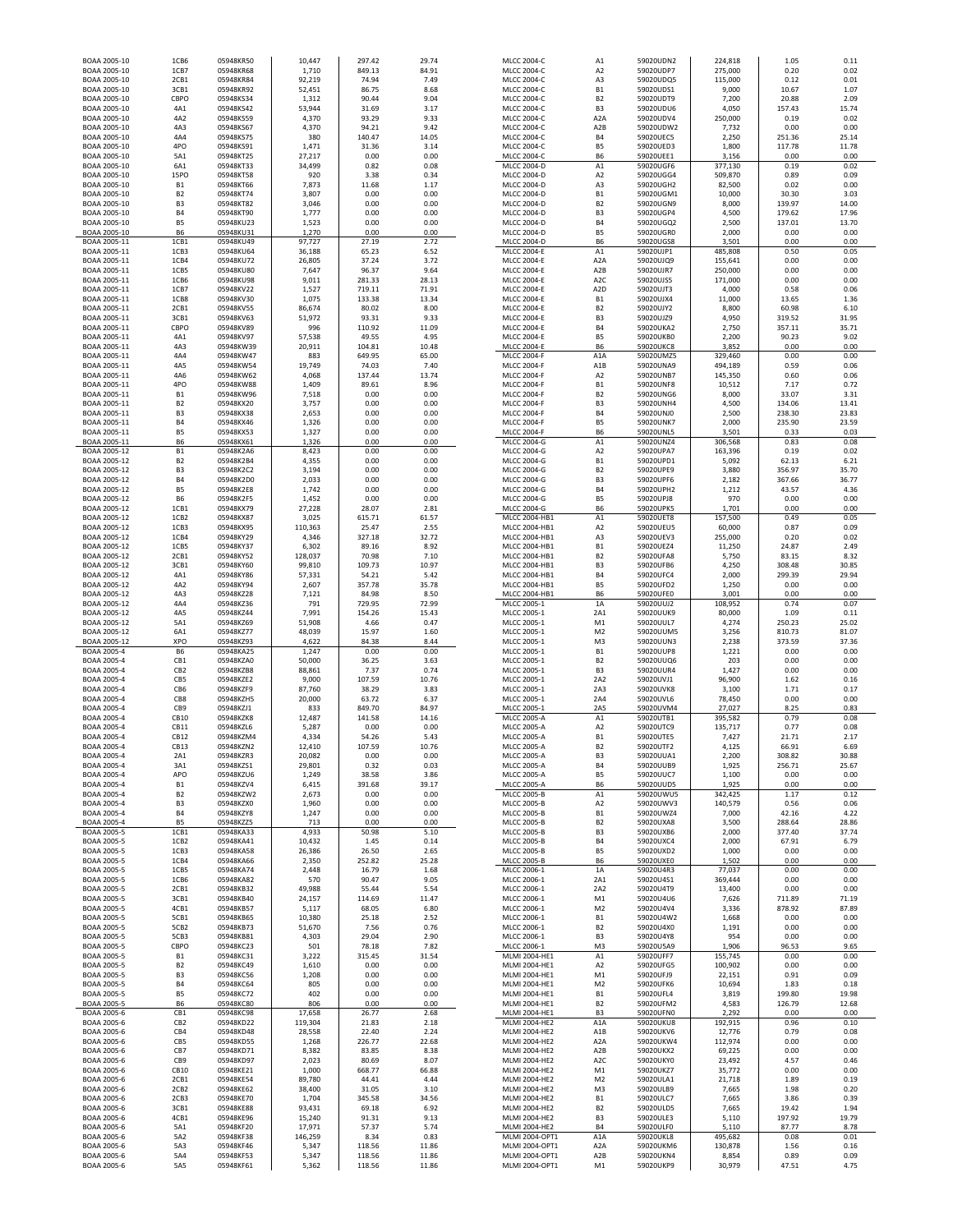| | | | | | |
|---|---|---|---|---|---|
| BOAA 2005-10 | 1CB6 | 05948KR50 | 10,447 | 297.42 | 29.74 |
| BOAA 2005-10 | 1CB7 | 05948KR68 | 1,710 | 849.13 | 84.91 |
| BOAA 2005-10 | 2CB1 | 05948KR84 | 92,219 | 74.94 | 7.49 |
| BOAA 2005-10 | 3CB1 | 05948KR92 | 52,451 | 86.75 | 8.68 |
| BOAA 2005-10 | CBPO | 05948KS34 | 1,312 | 90.44 | 9.04 |
| BOAA 2005-10 | 4A1 | 05948KS42 | 53,944 | 31.69 | 3.17 |
| BOAA 2005-10 | 4A2 | 05948KS59 | 4,370 | 93.29 | 9.33 |
| BOAA 2005-10 | 4A3 | 05948KS67 | 4,370 | 94.21 | 9.42 |
| BOAA 2005-10 | 4A4 | 05948KS75 | 380 | 140.47 | 14.05 |
| BOAA 2005-10 | 4PO | 05948KS91 | 1,471 | 31.36 | 3.14 |
| BOAA 2005-10 | 5A1 | 05948KT25 | 27,217 | 0.00 | 0.00 |
| BOAA 2005-10 | 6A1 | 05948KT33 | 34,499 | 0.82 | 0.08 |
| BOAA 2005-10 | 15PO | 05948KT58 | 920 | 3.38 | 0.34 |
| BOAA 2005-10 | B1 | 05948KT66 | 7,873 | 11.68 | 1.17 |
| BOAA 2005-10 | B2 | 05948KT74 | 3,807 | 0.00 | 0.00 |
| BOAA 2005-10 | B3 | 05948KT82 | 3,046 | 0.00 | 0.00 |
| BOAA 2005-10 | B4 | 05948KT90 | 1,777 | 0.00 | 0.00 |
| BOAA 2005-10 | B5 | 05948KU23 | 1,523 | 0.00 | 0.00 |
| BOAA 2005-10 | B6 | 05948KU31 | 1,270 | 0.00 | 0.00 |
| BOAA 2005-11 | 1CB1 | 05948KU49 | 97,727 | 27.19 | 2.72 |
| BOAA 2005-11 | 1CB3 | 05948KU64 | 36,188 | 65.23 | 6.52 |
| BOAA 2005-11 | 1CB4 | 05948KU72 | 26,805 | 37.24 | 3.72 |
| BOAA 2005-11 | 1CB5 | 05948KU80 | 7,647 | 96.37 | 9.64 |
| BOAA 2005-11 | 1CB6 | 05948KU98 | 9,011 | 281.33 | 28.13 |
| BOAA 2005-11 | 1CB7 | 05948KV22 | 1,527 | 719.11 | 71.91 |
| BOAA 2005-11 | 1CB8 | 05948KV30 | 1,075 | 133.38 | 13.34 |
| BOAA 2005-11 | 2CB1 | 05948KV55 | 86,674 | 80.02 | 8.00 |
| BOAA 2005-11 | 3CB1 | 05948KV63 | 51,972 | 93.31 | 9.33 |
| BOAA 2005-11 | CBPO | 05948KV89 | 996 | 110.92 | 11.09 |
| BOAA 2005-11 | 4A1 | 05948KV97 | 57,538 | 49.55 | 4.95 |
| BOAA 2005-11 | 4A3 | 05948KW39 | 20,911 | 104.81 | 10.48 |
| BOAA 2005-11 | 4A4 | 05948KW47 | 883 | 649.95 | 65.00 |
| BOAA 2005-11 | 4A5 | 05948KW54 | 19,749 | 74.03 | 7.40 |
| BOAA 2005-11 | 4A6 | 05948KW62 | 4,068 | 137.44 | 13.74 |
| BOAA 2005-11 | 4PO | 05948KW88 | 1,409 | 89.61 | 8.96 |
| BOAA 2005-11 | B1 | 05948KW96 | 7,518 | 0.00 | 0.00 |
| BOAA 2005-11 | B2 | 05948KX20 | 3,757 | 0.00 | 0.00 |
| BOAA 2005-11 | B3 | 05948KX38 | 2,653 | 0.00 | 0.00 |
| BOAA 2005-11 | B4 | 05948KX46 | 1,326 | 0.00 | 0.00 |
| BOAA 2005-11 | B5 | 05948KX53 | 1,327 | 0.00 | 0.00 |
| BOAA 2005-11 | B6 | 05948KX61 | 1,326 | 0.00 | 0.00 |
| BOAA 2005-12 | B1 | 05948K2A6 | 8,423 | 0.00 | 0.00 |
| BOAA 2005-12 | B2 | 05948K2B4 | 4,355 | 0.00 | 0.00 |
| BOAA 2005-12 | B3 | 05948K2C2 | 3,194 | 0.00 | 0.00 |
| BOAA 2005-12 | B4 | 05948K2D0 | 2,033 | 0.00 | 0.00 |
| BOAA 2005-12 | B5 | 05948K2E8 | 1,742 | 0.00 | 0.00 |
| BOAA 2005-12 | B6 | 05948K2F5 | 1,452 | 0.00 | 0.00 |
| BOAA 2005-12 | 1CB1 | 05948KX79 | 27,228 | 28.07 | 2.81 |
| BOAA 2005-12 | 1CB2 | 05948KX87 | 3,025 | 615.71 | 61.57 |
| BOAA 2005-12 | 1CB3 | 05948KX95 | 110,363 | 25.47 | 2.55 |
| BOAA 2005-12 | 1CB4 | 05948KY29 | 4,346 | 327.18 | 32.72 |
| BOAA 2005-12 | 1CB5 | 05948KY37 | 6,302 | 89.16 | 8.92 |
| BOAA 2005-12 | 2CB1 | 05948KY52 | 128,037 | 70.98 | 7.10 |
| BOAA 2005-12 | 3CB1 | 05948KY60 | 99,810 | 109.73 | 10.97 |
| BOAA 2005-12 | 4A1 | 05948KY86 | 57,331 | 54.21 | 5.42 |
| BOAA 2005-12 | 4A2 | 05948KY94 | 2,607 | 357.78 | 35.78 |
| BOAA 2005-12 | 4A3 | 05948KZ28 | 7,121 | 84.98 | 8.50 |
| BOAA 2005-12 | 4A4 | 05948KZ36 | 791 | 729.95 | 72.99 |
| BOAA 2005-12 | 4A5 | 05948KZ44 | 7,991 | 154.26 | 15.43 |
| BOAA 2005-12 | 5A1 | 05948KZ69 | 51,908 | 4.66 | 0.47 |
| BOAA 2005-12 | 6A1 | 05948KZ77 | 48,039 | 15.97 | 1.60 |
| BOAA 2005-12 | XPO | 05948KZ93 | 4,622 | 84.38 | 8.44 |
| BOAA 2005-4 | B6 | 05948KA25 | 1,247 | 0.00 | 0.00 |
| BOAA 2005-4 | CB1 | 05948KZA0 | 50,000 | 36.25 | 3.63 |
| BOAA 2005-4 | CB2 | 05948KZB8 | 88,861 | 7.37 | 0.74 |
| BOAA 2005-4 | CB5 | 05948KZE2 | 9,000 | 107.59 | 10.76 |
| BOAA 2005-4 | CB6 | 05948KZF9 | 87,760 | 38.29 | 3.83 |
| BOAA 2005-4 | CB8 | 05948KZH5 | 20,000 | 63.72 | 6.37 |
| BOAA 2005-4 | CB9 | 05948KZJ1 | 833 | 849.70 | 84.97 |
| BOAA 2005-4 | CB10 | 05948KZK8 | 12,487 | 141.58 | 14.16 |
| BOAA 2005-4 | CB11 | 05948KZL6 | 5,287 | 0.00 | 0.00 |
| BOAA 2005-4 | CB12 | 05948KZM4 | 4,334 | 54.26 | 5.43 |
| BOAA 2005-4 | CB13 | 05948KZN2 | 12,410 | 107.59 | 10.76 |
| BOAA 2005-4 | 2A1 | 05948KZR3 | 20,082 | 0.00 | 0.00 |
| BOAA 2005-4 | 3A1 | 05948KZS1 | 29,801 | 0.32 | 0.03 |
| BOAA 2005-4 | APO | 05948KZU6 | 1,249 | 38.58 | 3.86 |
| BOAA 2005-4 | B1 | 05948KZV4 | 6,415 | 391.68 | 39.17 |
| BOAA 2005-4 | B2 | 05948KZW2 | 2,673 | 0.00 | 0.00 |
| BOAA 2005-4 | B3 | 05948KZX0 | 1,960 | 0.00 | 0.00 |
| BOAA 2005-4 | B4 | 05948KZY8 | 1,247 | 0.00 | 0.00 |
| BOAA 2005-4 | B5 | 05948KZZ5 | 713 | 0.00 | 0.00 |
| BOAA 2005-5 | 1CB1 | 05948KA33 | 4,933 | 50.98 | 5.10 |
| BOAA 2005-5 | 1CB2 | 05948KA41 | 10,432 | 1.45 | 0.14 |
| BOAA 2005-5 | 1CB3 | 05948KA58 | 26,386 | 26.50 | 2.65 |
| BOAA 2005-5 | 1CB4 | 05948KA66 | 2,350 | 252.82 | 25.28 |
| BOAA 2005-5 | 1CB5 | 05948KA74 | 2,448 | 16.79 | 1.68 |
| BOAA 2005-5 | 1CB6 | 05948KA82 | 570 | 90.47 | 9.05 |
| BOAA 2005-5 | 2CB1 | 05948KB32 | 49,988 | 55.44 | 5.54 |
| BOAA 2005-5 | 3CB1 | 05948KB40 | 24,157 | 114.69 | 11.47 |
| BOAA 2005-5 | 4CB1 | 05948KB57 | 5,117 | 68.05 | 6.80 |
| BOAA 2005-5 | 5CB1 | 05948KB65 | 10,380 | 25.18 | 2.52 |
| BOAA 2005-5 | 5CB2 | 05948KB73 | 51,670 | 7.56 | 0.76 |
| BOAA 2005-5 | 5CB3 | 05948KB81 | 4,303 | 29.04 | 2.90 |
| BOAA 2005-5 | CBPO | 05948KC23 | 501 | 78.18 | 7.82 |
| BOAA 2005-5 | B1 | 05948KC31 | 3,222 | 315.45 | 31.54 |
| BOAA 2005-5 | B2 | 05948KC49 | 1,610 | 0.00 | 0.00 |
| BOAA 2005-5 | B3 | 05948KC56 | 1,208 | 0.00 | 0.00 |
| BOAA 2005-5 | B4 | 05948KC64 | 805 | 0.00 | 0.00 |
| BOAA 2005-5 | B5 | 05948KC72 | 402 | 0.00 | 0.00 |
| BOAA 2005-5 | B6 | 05948KC80 | 806 | 0.00 | 0.00 |
| BOAA 2005-6 | CB1 | 05948KC98 | 17,658 | 26.77 | 2.68 |
| BOAA 2005-6 | CB2 | 05948KD22 | 119,304 | 21.83 | 2.18 |
| BOAA 2005-6 | CB4 | 05948KD48 | 28,558 | 22.40 | 2.24 |
| BOAA 2005-6 | CB5 | 05948KD55 | 1,268 | 226.77 | 22.68 |
| BOAA 2005-6 | CB7 | 05948KD71 | 8,382 | 83.85 | 8.38 |
| BOAA 2005-6 | CB9 | 05948KD97 | 2,023 | 80.69 | 8.07 |
| BOAA 2005-6 | CB10 | 05948KE21 | 1,000 | 668.77 | 66.88 |
| BOAA 2005-6 | 2CB1 | 05948KE54 | 89,780 | 44.41 | 4.44 |
| BOAA 2005-6 | 2CB2 | 05948KE62 | 38,400 | 31.05 | 3.10 |
| BOAA 2005-6 | 2CB3 | 05948KE70 | 1,704 | 345.58 | 34.56 |
| BOAA 2005-6 | 3CB1 | 05948KE88 | 93,431 | 69.18 | 6.92 |
| BOAA 2005-6 | 4CB1 | 05948KE96 | 15,240 | 91.31 | 9.13 |
| BOAA 2005-6 | 5A1 | 05948KF20 | 17,971 | 57.37 | 5.74 |
| BOAA 2005-6 | 5A2 | 05948KF38 | 146,259 | 8.34 | 0.83 |
| BOAA 2005-6 | 5A3 | 05948KF46 | 5,347 | 118.56 | 11.86 |
| BOAA 2005-6 | 5A4 | 05948KF53 | 5,347 | 118.56 | 11.86 |
| BOAA 2005-6 | 5A5 | 05948KF61 | 5,362 | 118.56 | 11.86 |
| MLCC 2004-C | A1 | 59020UDN2 | 224,818 | 1.05 | 0.11 |
| MLCC 2004-C | A2 | 59020UDP7 | 275,000 | 0.20 | 0.02 |
| MLCC 2004-C | A3 | 59020UDQ5 | 115,000 | 0.12 | 0.01 |
| MLCC 2004-C | B1 | 59020UDS1 | 9,000 | 10.67 | 1.07 |
| MLCC 2004-C | B2 | 59020UDT9 | 7,200 | 20.88 | 2.09 |
| MLCC 2004-C | B3 | 59020UDU6 | 4,050 | 157.43 | 15.74 |
| MLCC 2004-C | A2A | 59020UDV4 | 250,000 | 0.19 | 0.02 |
| MLCC 2004-C | A2B | 59020UDW2 | 7,732 | 0.00 | 0.00 |
| MLCC 2004-C | B4 | 59020UEC5 | 2,250 | 251.36 | 25.14 |
| MLCC 2004-C | B5 | 59020UED3 | 1,800 | 117.78 | 11.78 |
| MLCC 2004-C | B6 | 59020UEE1 | 3,156 | 0.00 | 0.00 |
| MLCC 2004-D | A1 | 59020UGF6 | 377,130 | 0.19 | 0.02 |
| MLCC 2004-D | A2 | 59020UGG4 | 509,870 | 0.89 | 0.09 |
| MLCC 2004-D | A3 | 59020UGH2 | 82,500 | 0.02 | 0.00 |
| MLCC 2004-D | B1 | 59020UGM1 | 10,000 | 30.30 | 3.03 |
| MLCC 2004-D | B2 | 59020UGN9 | 8,000 | 139.97 | 14.00 |
| MLCC 2004-D | B3 | 59020UGP4 | 4,500 | 179.62 | 17.96 |
| MLCC 2004-D | B4 | 59020UGQ2 | 2,500 | 137.01 | 13.70 |
| MLCC 2004-D | B5 | 59020UGR0 | 2,000 | 0.00 | 0.00 |
| MLCC 2004-D | B6 | 59020UGS8 | 3,501 | 0.00 | 0.00 |
| MLCC 2004-E | A1 | 59020UJP1 | 485,808 | 0.50 | 0.05 |
| MLCC 2004-E | A2A | 59020UJQ9 | 155,641 | 0.00 | 0.00 |
| MLCC 2004-E | A2B | 59020UJR7 | 250,000 | 0.00 | 0.00 |
| MLCC 2004-E | A2C | 59020UJS5 | 171,000 | 0.00 | 0.00 |
| MLCC 2004-E | A2D | 59020UJT3 | 4,000 | 0.58 | 0.06 |
| MLCC 2004-E | B1 | 59020UJX4 | 11,000 | 13.65 | 1.36 |
| MLCC 2004-E | B2 | 59020UJY2 | 8,800 | 60.98 | 6.10 |
| MLCC 2004-E | B3 | 59020UJZ9 | 4,950 | 319.52 | 31.95 |
| MLCC 2004-E | B4 | 59020UKA2 | 2,750 | 357.11 | 35.71 |
| MLCC 2004-E | B5 | 59020UKB0 | 2,200 | 90.23 | 9.02 |
| MLCC 2004-E | B6 | 59020UKC8 | 3,852 | 0.00 | 0.00 |
| MLCC 2004-F | A1A | 59020UMZ5 | 329,460 | 0.00 | 0.00 |
| MLCC 2004-F | A1B | 59020UNA9 | 494,189 | 0.59 | 0.06 |
| MLCC 2004-F | A2 | 59020UNB7 | 145,350 | 0.60 | 0.06 |
| MLCC 2004-F | B1 | 59020UNF8 | 10,512 | 7.17 | 0.72 |
| MLCC 2004-F | B2 | 59020UNG6 | 8,000 | 33.07 | 3.31 |
| MLCC 2004-F | B3 | 59020UNH4 | 4,500 | 134.06 | 13.41 |
| MLCC 2004-F | B4 | 59020UNJ0 | 2,500 | 238.30 | 23.83 |
| MLCC 2004-F | B5 | 59020UNK7 | 2,000 | 235.90 | 23.59 |
| MLCC 2004-F | B6 | 59020UNL5 | 3,501 | 0.33 | 0.03 |
| MLCC 2004-G | A1 | 59020UNZ4 | 306,568 | 0.83 | 0.08 |
| MLCC 2004-G | A2 | 59020UPA7 | 163,396 | 0.19 | 0.02 |
| MLCC 2004-G | B1 | 59020UPD1 | 5,092 | 62.13 | 6.21 |
| MLCC 2004-G | B2 | 59020UPE9 | 3,880 | 356.97 | 35.70 |
| MLCC 2004-G | B3 | 59020UPF6 | 2,182 | 367.66 | 36.77 |
| MLCC 2004-G | B4 | 59020UPH2 | 1,212 | 43.57 | 4.36 |
| MLCC 2004-G | B5 | 59020UPJ8 | 970 | 0.00 | 0.00 |
| MLCC 2004-G | B6 | 59020UPK5 | 1,701 | 0.00 | 0.00 |
| MLCC 2004-HB1 | A1 | 59020UET8 | 157,500 | 0.49 | 0.05 |
| MLCC 2004-HB1 | A2 | 59020UEU5 | 60,000 | 0.87 | 0.09 |
| MLCC 2004-HB1 | A3 | 59020UEV3 | 255,000 | 0.20 | 0.02 |
| MLCC 2004-HB1 | B1 | 59020UEZ4 | 11,250 | 24.87 | 2.49 |
| MLCC 2004-HB1 | B2 | 59020UFA8 | 5,750 | 83.15 | 8.32 |
| MLCC 2004-HB1 | B3 | 59020UFB6 | 4,250 | 308.48 | 30.85 |
| MLCC 2004-HB1 | B4 | 59020UFC4 | 2,000 | 299.39 | 29.94 |
| MLCC 2004-HB1 | B5 | 59020UFD2 | 1,250 | 0.00 | 0.00 |
| MLCC 2004-HB1 | B6 | 59020UFE0 | 3,001 | 0.00 | 0.00 |
| MLCC 2005-1 | 1A | 59020UUJ2 | 108,952 | 0.74 | 0.07 |
| MLCC 2005-1 | 2A1 | 59020UUK9 | 80,000 | 1.09 | 0.11 |
| MLCC 2005-1 | M1 | 59020UUL7 | 4,274 | 250.23 | 25.02 |
| MLCC 2005-1 | M2 | 59020UUM5 | 3,256 | 810.73 | 81.07 |
| MLCC 2005-1 | M3 | 59020UUN3 | 2,238 | 373.59 | 37.36 |
| MLCC 2005-1 | B1 | 59020UUP8 | 1,221 | 0.00 | 0.00 |
| MLCC 2005-1 | B2 | 59020UUQ6 | 203 | 0.00 | 0.00 |
| MLCC 2005-1 | B3 | 59020UUR4 | 1,427 | 0.00 | 0.00 |
| MLCC 2005-1 | 2A2 | 59020UVJ1 | 96,900 | 1.62 | 0.16 |
| MLCC 2005-1 | 2A3 | 59020UVK8 | 3,100 | 1.71 | 0.17 |
| MLCC 2005-1 | 2A4 | 59020UVL6 | 78,450 | 0.00 | 0.00 |
| MLCC 2005-1 | 2A5 | 59020UVM4 | 27,027 | 8.25 | 0.83 |
| MLCC 2005-A | A1 | 59020UTB1 | 395,582 | 0.79 | 0.08 |
| MLCC 2005-A | A2 | 59020UTC9 | 135,717 | 0.77 | 0.08 |
| MLCC 2005-A | B1 | 59020UTE5 | 7,427 | 21.71 | 2.17 |
| MLCC 2005-A | B2 | 59020UTF2 | 4,125 | 66.91 | 6.69 |
| MLCC 2005-A | B3 | 59020UUA1 | 2,200 | 308.82 | 30.88 |
| MLCC 2005-A | B4 | 59020UUB9 | 1,925 | 256.71 | 25.67 |
| MLCC 2005-A | B5 | 59020UUC7 | 1,100 | 0.00 | 0.00 |
| MLCC 2005-A | B6 | 59020UUD5 | 1,925 | 0.00 | 0.00 |
| MLCC 2005-B | A1 | 59020UWU5 | 342,425 | 1.17 | 0.12 |
| MLCC 2005-B | A2 | 59020UWV3 | 140,579 | 0.56 | 0.06 |
| MLCC 2005-B | B1 | 59020UWZ4 | 7,000 | 42.16 | 4.22 |
| MLCC 2005-B | B2 | 59020UXA8 | 3,500 | 288.64 | 28.86 |
| MLCC 2005-B | B3 | 59020UXB6 | 2,000 | 377.40 | 37.74 |
| MLCC 2005-B | B4 | 59020UXC4 | 2,000 | 67.91 | 6.79 |
| MLCC 2005-B | B5 | 59020UXD2 | 1,000 | 0.00 | 0.00 |
| MLCC 2005-B | B6 | 59020UXE0 | 1,502 | 0.00 | 0.00 |
| MLCC 2006-1 | 1A | 59020U4R3 | 77,037 | 0.00 | 0.00 |
| MLCC 2006-1 | 2A1 | 59020U4S1 | 369,444 | 0.00 | 0.00 |
| MLCC 2006-1 | 2A2 | 59020U4T9 | 13,400 | 0.00 | 0.00 |
| MLCC 2006-1 | M1 | 59020U4U6 | 7,626 | 711.89 | 71.19 |
| MLCC 2006-1 | M2 | 59020U4V4 | 3,336 | 878.92 | 87.89 |
| MLCC 2006-1 | B1 | 59020U4W2 | 1,668 | 0.00 | 0.00 |
| MLCC 2006-1 | B2 | 59020U4X0 | 1,191 | 0.00 | 0.00 |
| MLCC 2006-1 | B3 | 59020U4Y8 | 954 | 0.00 | 0.00 |
| MLCC 2006-1 | M3 | 59020U5A9 | 1,906 | 96.53 | 9.65 |
| MLMI 2004-HE1 | A1 | 59020UFF7 | 155,745 | 0.00 | 0.00 |
| MLMI 2004-HE1 | A2 | 59020UFG5 | 100,902 | 0.00 | 0.00 |
| MLMI 2004-HE1 | M1 | 59020UFJ9 | 22,151 | 0.91 | 0.09 |
| MLMI 2004-HE1 | M2 | 59020UFK6 | 10,694 | 1.83 | 0.18 |
| MLMI 2004-HE1 | B1 | 59020UFL4 | 3,819 | 199.80 | 19.98 |
| MLMI 2004-HE1 | B2 | 59020UFM2 | 4,583 | 126.79 | 12.68 |
| MLMI 2004-HE1 | B3 | 59020UFN0 | 2,292 | 0.00 | 0.00 |
| MLMI 2004-HE2 | A1A | 59020UKU8 | 192,915 | 0.96 | 0.10 |
| MLMI 2004-HE2 | A1B | 59020UKV6 | 12,776 | 0.79 | 0.08 |
| MLMI 2004-HE2 | A2A | 59020UKW4 | 112,974 | 0.00 | 0.00 |
| MLMI 2004-HE2 | A2B | 59020UKX2 | 69,225 | 0.00 | 0.00 |
| MLMI 2004-HE2 | A2C | 59020UKY0 | 23,492 | 4.57 | 0.46 |
| MLMI 2004-HE2 | M1 | 59020UKZ7 | 35,772 | 0.00 | 0.00 |
| MLMI 2004-HE2 | M2 | 59020ULA1 | 21,718 | 1.89 | 0.19 |
| MLMI 2004-HE2 | M3 | 59020ULB9 | 7,665 | 1.98 | 0.20 |
| MLMI 2004-HE2 | B1 | 59020ULC7 | 7,665 | 3.86 | 0.39 |
| MLMI 2004-HE2 | B2 | 59020ULD5 | 7,665 | 19.42 | 1.94 |
| MLMI 2004-HE2 | B3 | 59020ULE3 | 5,110 | 197.92 | 19.79 |
| MLMI 2004-HE2 | B4 | 59020ULF0 | 5,110 | 87.77 | 8.78 |
| MLMI 2004-OPT1 | A1A | 59020UKL8 | 495,682 | 0.08 | 0.01 |
| MLMI 2004-OPT1 | A2A | 59020UKM6 | 130,878 | 1.56 | 0.16 |
| MLMI 2004-OPT1 | A2B | 59020UKN4 | 8,854 | 0.89 | 0.09 |
| MLMI 2004-OPT1 | M1 | 59020UKP9 | 30,979 | 47.51 | 4.75 |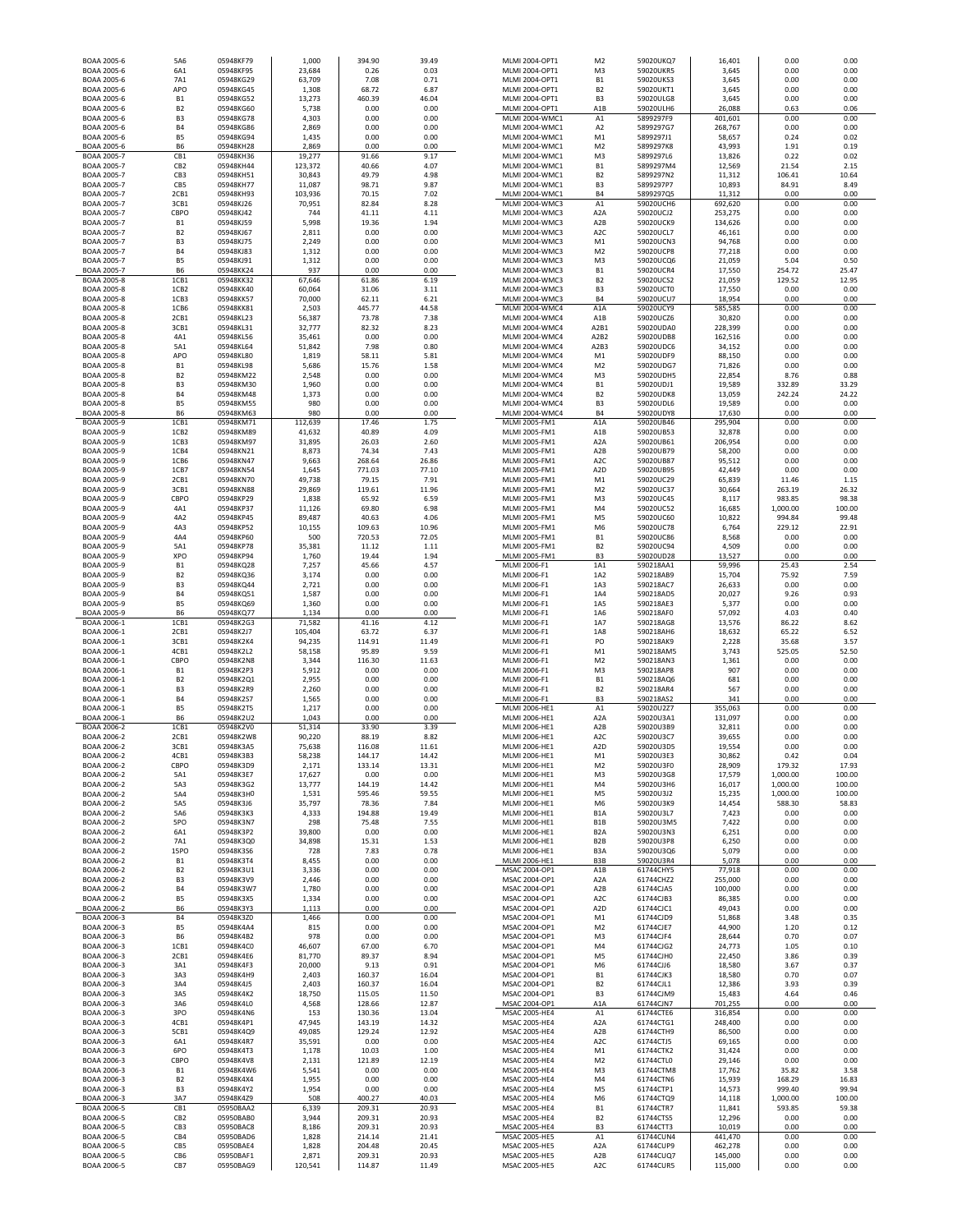| | | | | | |
|---|---|---|---|---|---|
| BOAA 2005-6 | 5A6 | 05948KF79 | 1,000 | 394.90 | 39.49 |
| BOAA 2005-6 | 6A1 | 05948KF95 | 23,684 | 0.26 | 0.03 |
| BOAA 2005-6 | 7A1 | 05948KG29 | 63,709 | 7.08 | 0.71 |
| BOAA 2005-6 | APO | 05948KG45 | 1,308 | 68.72 | 6.87 |
| BOAA 2005-6 | B1 | 05948KG52 | 13,273 | 460.39 | 46.04 |
| BOAA 2005-6 | B2 | 05948KG60 | 5,738 | 0.00 | 0.00 |
| BOAA 2005-6 | B3 | 05948KG78 | 4,303 | 0.00 | 0.00 |
| BOAA 2005-6 | B4 | 05948KG86 | 2,869 | 0.00 | 0.00 |
| BOAA 2005-6 | B5 | 05948KG94 | 1,435 | 0.00 | 0.00 |
| BOAA 2005-6 | B6 | 05948KH28 | 2,869 | 0.00 | 0.00 |
| BOAA 2005-7 | CB1 | 05948KH36 | 19,277 | 91.66 | 9.17 |
| BOAA 2005-7 | CB2 | 05948KH44 | 123,372 | 40.66 | 4.07 |
| BOAA 2005-7 | CB3 | 05948KH51 | 30,843 | 49.79 | 4.98 |
| BOAA 2005-7 | CB5 | 05948KH77 | 11,087 | 98.71 | 9.87 |
| BOAA 2005-7 | 2CB1 | 05948KH93 | 103,936 | 70.15 | 7.02 |
| BOAA 2005-7 | 3CB1 | 05948KJ26 | 70,951 | 82.84 | 8.28 |
| BOAA 2005-7 | CBPO | 05948KJ42 | 744 | 41.11 | 4.11 |
| BOAA 2005-7 | B1 | 05948KJ59 | 5,998 | 19.36 | 1.94 |
| BOAA 2005-7 | B2 | 05948KJ67 | 2,811 | 0.00 | 0.00 |
| BOAA 2005-7 | B3 | 05948KJ75 | 2,249 | 0.00 | 0.00 |
| BOAA 2005-7 | B4 | 05948KJ83 | 1,312 | 0.00 | 0.00 |
| BOAA 2005-7 | B5 | 05948KJ91 | 1,312 | 0.00 | 0.00 |
| BOAA 2005-7 | B6 | 05948KK24 | 937 | 0.00 | 0.00 |
| BOAA 2005-8 | 1CB1 | 05948KK32 | 67,646 | 61.86 | 6.19 |
| BOAA 2005-8 | 1CB2 | 05948KK40 | 60,064 | 31.06 | 3.11 |
| BOAA 2005-8 | 1CB3 | 05948KK57 | 70,000 | 62.11 | 6.21 |
| BOAA 2005-8 | 1CB6 | 05948KK81 | 2,503 | 445.77 | 44.58 |
| BOAA 2005-8 | 2CB1 | 05948KL23 | 56,387 | 73.78 | 7.38 |
| BOAA 2005-8 | 3CB1 | 05948KL31 | 32,777 | 82.32 | 8.23 |
| BOAA 2005-8 | 4A1 | 05948KL56 | 35,461 | 0.00 | 0.00 |
| BOAA 2005-8 | 5A1 | 05948KL64 | 51,842 | 7.98 | 0.80 |
| BOAA 2005-8 | APO | 05948KL80 | 1,819 | 58.11 | 5.81 |
| BOAA 2005-8 | B1 | 05948KL98 | 5,686 | 15.76 | 1.58 |
| BOAA 2005-8 | B2 | 05948KM22 | 2,548 | 0.00 | 0.00 |
| BOAA 2005-8 | B3 | 05948KM30 | 1,960 | 0.00 | 0.00 |
| BOAA 2005-8 | B4 | 05948KM48 | 1,373 | 0.00 | 0.00 |
| BOAA 2005-8 | B5 | 05948KM55 | 980 | 0.00 | 0.00 |
| BOAA 2005-8 | B6 | 05948KM63 | 980 | 0.00 | 0.00 |
| BOAA 2005-9 | 1CB1 | 05948KM71 | 112,639 | 17.46 | 1.75 |
| BOAA 2005-9 | 1CB2 | 05948KM89 | 41,632 | 40.89 | 4.09 |
| BOAA 2005-9 | 1CB3 | 05948KM97 | 31,895 | 26.03 | 2.60 |
| BOAA 2005-9 | 1CB4 | 05948KN21 | 8,873 | 74.34 | 7.43 |
| BOAA 2005-9 | 1CB6 | 05948KN47 | 9,663 | 268.64 | 26.86 |
| BOAA 2005-9 | 1CB7 | 05948KN54 | 1,645 | 771.03 | 77.10 |
| BOAA 2005-9 | 2CB1 | 05948KN70 | 49,738 | 79.15 | 7.91 |
| BOAA 2005-9 | 3CB1 | 05948KN88 | 29,869 | 119.61 | 11.96 |
| BOAA 2005-9 | CBPO | 05948KP29 | 1,838 | 65.92 | 6.59 |
| BOAA 2005-9 | 4A1 | 05948KP37 | 11,126 | 69.80 | 6.98 |
| BOAA 2005-9 | 4A2 | 05948KP45 | 89,487 | 40.63 | 4.06 |
| BOAA 2005-9 | 4A3 | 05948KP52 | 10,155 | 109.63 | 10.96 |
| BOAA 2005-9 | 4A4 | 05948KP60 | 500 | 720.53 | 72.05 |
| BOAA 2005-9 | 5A1 | 05948KP78 | 35,381 | 11.12 | 1.11 |
| BOAA 2005-9 | XPO | 05948KP94 | 1,760 | 19.44 | 1.94 |
| BOAA 2005-9 | B1 | 05948KQ28 | 7,257 | 45.66 | 4.57 |
| BOAA 2005-9 | B2 | 05948KQ36 | 3,174 | 0.00 | 0.00 |
| BOAA 2005-9 | B3 | 05948KQ44 | 2,721 | 0.00 | 0.00 |
| BOAA 2005-9 | B4 | 05948KQ51 | 1,587 | 0.00 | 0.00 |
| BOAA 2005-9 | B5 | 05948KQ69 | 1,360 | 0.00 | 0.00 |
| BOAA 2005-9 | B6 | 05948KQ77 | 1,134 | 0.00 | 0.00 |
| BOAA 2006-1 | 1CB1 | 05948K2G3 | 71,582 | 41.16 | 4.12 |
| BOAA 2006-1 | 2CB1 | 05948K2J7 | 105,404 | 63.72 | 6.37 |
| BOAA 2006-1 | 3CB1 | 05948K2K4 | 94,235 | 114.91 | 11.49 |
| BOAA 2006-1 | 4CB1 | 05948K2L2 | 58,158 | 95.89 | 9.59 |
| BOAA 2006-1 | CBPO | 05948K2N8 | 3,344 | 116.30 | 11.63 |
| BOAA 2006-1 | B1 | 05948K2P3 | 5,912 | 0.00 | 0.00 |
| BOAA 2006-1 | B2 | 05948K2Q1 | 2,955 | 0.00 | 0.00 |
| BOAA 2006-1 | B3 | 05948K2R9 | 2,260 | 0.00 | 0.00 |
| BOAA 2006-1 | B4 | 05948K2S7 | 1,565 | 0.00 | 0.00 |
| BOAA 2006-1 | B5 | 05948K2T5 | 1,217 | 0.00 | 0.00 |
| BOAA 2006-1 | B6 | 05948K2U2 | 1,043 | 0.00 | 0.00 |
| BOAA 2006-2 | 1CB1 | 05948K2V0 | 51,314 | 33.90 | 3.39 |
| BOAA 2006-2 | 2CB1 | 05948K2W8 | 90,220 | 88.19 | 8.82 |
| BOAA 2006-2 | 3CB1 | 05948K3A5 | 75,638 | 116.08 | 11.61 |
| BOAA 2006-2 | 4CB1 | 05948K3B3 | 58,238 | 144.17 | 14.42 |
| BOAA 2006-2 | CBPO | 05948K3D9 | 2,171 | 133.14 | 13.31 |
| BOAA 2006-2 | 5A1 | 05948K3E7 | 17,627 | 0.00 | 0.00 |
| BOAA 2006-2 | 5A3 | 05948K3G2 | 13,777 | 144.19 | 14.42 |
| BOAA 2006-2 | 5A4 | 05948K3H0 | 1,531 | 595.46 | 59.55 |
| BOAA 2006-2 | 5A5 | 05948K3J6 | 35,797 | 78.36 | 7.84 |
| BOAA 2006-2 | 5A6 | 05948K3K3 | 4,333 | 194.88 | 19.49 |
| BOAA 2006-2 | 5PO | 05948K3N7 | 298 | 75.48 | 7.55 |
| BOAA 2006-2 | 6A1 | 05948K3P2 | 39,800 | 0.00 | 0.00 |
| BOAA 2006-2 | 7A1 | 05948K3Q0 | 34,898 | 15.31 | 1.53 |
| BOAA 2006-2 | 15PO | 05948K3S6 | 728 | 7.83 | 0.78 |
| BOAA 2006-2 | B1 | 05948K3T4 | 8,455 | 0.00 | 0.00 |
| BOAA 2006-2 | B2 | 05948K3U1 | 3,336 | 0.00 | 0.00 |
| BOAA 2006-2 | B3 | 05948K3V9 | 2,446 | 0.00 | 0.00 |
| BOAA 2006-2 | B4 | 05948K3W7 | 1,780 | 0.00 | 0.00 |
| BOAA 2006-2 | B5 | 05948K3X5 | 1,334 | 0.00 | 0.00 |
| BOAA 2006-2 | B6 | 05948K3Y3 | 1,113 | 0.00 | 0.00 |
| BOAA 2006-3 | B4 | 05948K3Z0 | 1,466 | 0.00 | 0.00 |
| BOAA 2006-3 | B5 | 05948K4A4 | 815 | 0.00 | 0.00 |
| BOAA 2006-3 | B6 | 05948K4B2 | 978 | 0.00 | 0.00 |
| BOAA 2006-3 | 1CB1 | 05948K4C0 | 46,607 | 67.00 | 6.70 |
| BOAA 2006-3 | 2CB1 | 05948K4E6 | 81,770 | 89.37 | 8.94 |
| BOAA 2006-3 | 3A1 | 05948K4F3 | 20,000 | 9.13 | 0.91 |
| BOAA 2006-3 | 3A3 | 05948K4H9 | 2,403 | 160.37 | 16.04 |
| BOAA 2006-3 | 3A4 | 05948K4J5 | 2,403 | 160.37 | 16.04 |
| BOAA 2006-3 | 3A5 | 05948K4K2 | 18,750 | 115.05 | 11.50 |
| BOAA 2006-3 | 3A6 | 05948K4L0 | 4,568 | 128.66 | 12.87 |
| BOAA 2006-3 | 3PO | 05948K4N6 | 153 | 130.36 | 13.04 |
| BOAA 2006-3 | 4CB1 | 05948K4P1 | 47,945 | 143.19 | 14.32 |
| BOAA 2006-3 | 5CB1 | 05948K4Q9 | 49,085 | 129.24 | 12.92 |
| BOAA 2006-3 | 6A1 | 05948K4R7 | 35,591 | 0.00 | 0.00 |
| BOAA 2006-3 | 6PO | 05948K4T3 | 1,178 | 10.03 | 1.00 |
| BOAA 2006-3 | CBPO | 05948K4V8 | 2,131 | 121.89 | 12.19 |
| BOAA 2006-3 | B1 | 05948K4W6 | 5,541 | 0.00 | 0.00 |
| BOAA 2006-3 | B2 | 05948K4X4 | 1,955 | 0.00 | 0.00 |
| BOAA 2006-3 | B3 | 05948K4Y2 | 1,954 | 0.00 | 0.00 |
| BOAA 2006-3 | 3A7 | 05948K4Z9 | 508 | 400.27 | 40.03 |
| BOAA 2006-5 | CB1 | 05950BAA2 | 6,339 | 209.31 | 20.93 |
| BOAA 2006-5 | CB2 | 05950BAB0 | 3,944 | 209.31 | 20.93 |
| BOAA 2006-5 | CB3 | 05950BAC8 | 8,186 | 209.31 | 20.93 |
| BOAA 2006-5 | CB4 | 05950BAD6 | 1,828 | 214.14 | 21.41 |
| BOAA 2006-5 | CB5 | 05950BAE4 | 1,828 | 204.48 | 20.45 |
| BOAA 2006-5 | CB6 | 05950BAF1 | 2,871 | 209.31 | 20.93 |
| BOAA 2006-5 | CB7 | 05950BAG9 | 120,541 | 114.87 | 11.49 |
| MLMI 2004-OPT1 | M2 | 59020UKQ7 | 16,401 | 0.00 | 0.00 |
| MLMI 2004-OPT1 | M3 | 59020UKR5 | 3,645 | 0.00 | 0.00 |
| MLMI 2004-OPT1 | B1 | 59020UKS3 | 3,645 | 0.00 | 0.00 |
| MLMI 2004-OPT1 | B2 | 59020UKT1 | 3,645 | 0.00 | 0.00 |
| MLMI 2004-OPT1 | B3 | 59020ULG8 | 3,645 | 0.00 | 0.00 |
| MLMI 2004-OPT1 | A1B | 59020ULH6 | 26,088 | 0.63 | 0.06 |
| MLMI 2004-WMC1 | A1 | 5899297F9 | 401,601 | 0.00 | 0.00 |
| MLMI 2004-WMC1 | A2 | 5899297G7 | 268,767 | 0.00 | 0.00 |
| MLMI 2004-WMC1 | M1 | 5899297J1 | 58,657 | 0.24 | 0.02 |
| MLMI 2004-WMC1 | M2 | 5899297K8 | 43,993 | 1.91 | 0.19 |
| MLMI 2004-WMC1 | M3 | 5899297L6 | 13,826 | 0.22 | 0.02 |
| MLMI 2004-WMC1 | B1 | 5899297M4 | 12,569 | 21.54 | 2.15 |
| MLMI 2004-WMC1 | B2 | 5899297N2 | 11,312 | 106.41 | 10.64 |
| MLMI 2004-WMC1 | B3 | 5899297P7 | 10,893 | 84.91 | 8.49 |
| MLMI 2004-WMC1 | B4 | 5899297Q5 | 11,312 | 0.00 | 0.00 |
| MLMI 2004-WMC3 | A1 | 59020UCH6 | 692,620 | 0.00 | 0.00 |
| MLMI 2004-WMC3 | A2A | 59020UCJ2 | 253,275 | 0.00 | 0.00 |
| MLMI 2004-WMC3 | A2B | 59020UCK9 | 134,626 | 0.00 | 0.00 |
| MLMI 2004-WMC3 | A2C | 59020UCL7 | 46,161 | 0.00 | 0.00 |
| MLMI 2004-WMC3 | M1 | 59020UCN3 | 94,768 | 0.00 | 0.00 |
| MLMI 2004-WMC3 | M2 | 59020UCP8 | 77,218 | 0.00 | 0.00 |
| MLMI 2004-WMC3 | M3 | 59020UCQ6 | 21,059 | 5.04 | 0.50 |
| MLMI 2004-WMC3 | B1 | 59020UCR4 | 17,550 | 254.72 | 25.47 |
| MLMI 2004-WMC3 | B2 | 59020UCS2 | 21,059 | 129.52 | 12.95 |
| MLMI 2004-WMC3 | B3 | 59020UCT0 | 17,550 | 0.00 | 0.00 |
| MLMI 2004-WMC3 | B4 | 59020UCU7 | 18,954 | 0.00 | 0.00 |
| MLMI 2004-WMC4 | A1A | 59020UCY9 | 585,585 | 0.00 | 0.00 |
| MLMI 2004-WMC4 | A1B | 59020UCZ6 | 30,820 | 0.00 | 0.00 |
| MLMI 2004-WMC4 | A2B1 | 59020UDA0 | 228,399 | 0.00 | 0.00 |
| MLMI 2004-WMC4 | A2B2 | 59020UDB8 | 162,516 | 0.00 | 0.00 |
| MLMI 2004-WMC4 | A2B3 | 59020UDC6 | 34,152 | 0.00 | 0.00 |
| MLMI 2004-WMC4 | M1 | 59020UDF9 | 88,150 | 0.00 | 0.00 |
| MLMI 2004-WMC4 | M2 | 59020UDG7 | 71,826 | 0.00 | 0.00 |
| MLMI 2004-WMC4 | M3 | 59020UDH5 | 22,854 | 8.76 | 0.88 |
| MLMI 2004-WMC4 | B1 | 59020UDJ1 | 19,589 | 332.89 | 33.29 |
| MLMI 2004-WMC4 | B2 | 59020UDK8 | 13,059 | 242.24 | 24.22 |
| MLMI 2004-WMC4 | B3 | 59020UDL6 | 19,589 | 0.00 | 0.00 |
| MLMI 2004-WMC4 | B4 | 59020UDY8 | 17,630 | 0.00 | 0.00 |
| MLMI 2005-FM1 | A1A | 59020UB46 | 295,904 | 0.00 | 0.00 |
| MLMI 2005-FM1 | A1B | 59020UB53 | 32,878 | 0.00 | 0.00 |
| MLMI 2005-FM1 | A2A | 59020UB61 | 206,954 | 0.00 | 0.00 |
| MLMI 2005-FM1 | A2B | 59020UB79 | 58,200 | 0.00 | 0.00 |
| MLMI 2005-FM1 | A2C | 59020UB87 | 95,512 | 0.00 | 0.00 |
| MLMI 2005-FM1 | A2D | 59020UB95 | 42,449 | 0.00 | 0.00 |
| MLMI 2005-FM1 | M1 | 59020UC29 | 65,839 | 11.46 | 1.15 |
| MLMI 2005-FM1 | M2 | 59020UC37 | 30,664 | 263.19 | 26.32 |
| MLMI 2005-FM1 | M3 | 59020UC45 | 8,117 | 983.85 | 98.38 |
| MLMI 2005-FM1 | M4 | 59020UC52 | 16,685 | 1,000.00 | 100.00 |
| MLMI 2005-FM1 | M5 | 59020UC60 | 10,822 | 994.84 | 99.48 |
| MLMI 2005-FM1 | M6 | 59020UC78 | 6,764 | 229.12 | 22.91 |
| MLMI 2005-FM1 | B1 | 59020UC86 | 8,568 | 0.00 | 0.00 |
| MLMI 2005-FM1 | B2 | 59020UC94 | 4,509 | 0.00 | 0.00 |
| MLMI 2005-FM1 | B3 | 59020UD28 | 13,527 | 0.00 | 0.00 |
| MLMI 2006-F1 | 1A1 | 590218AA1 | 59,996 | 25.43 | 2.54 |
| MLMI 2006-F1 | 1A2 | 590218AB9 | 15,704 | 75.92 | 7.59 |
| MLMI 2006-F1 | 1A3 | 590218AC7 | 26,633 | 0.00 | 0.00 |
| MLMI 2006-F1 | 1A4 | 590218AD5 | 20,027 | 9.26 | 0.93 |
| MLMI 2006-F1 | 1A5 | 590218AE3 | 5,377 | 0.00 | 0.00 |
| MLMI 2006-F1 | 1A6 | 590218AF0 | 57,092 | 4.03 | 0.40 |
| MLMI 2006-F1 | 1A7 | 590218AG8 | 13,576 | 86.22 | 8.62 |
| MLMI 2006-F1 | 1A8 | 590218AH6 | 18,632 | 65.22 | 6.52 |
| MLMI 2006-F1 | PO | 590218AK9 | 2,228 | 35.68 | 3.57 |
| MLMI 2006-F1 | M1 | 590218AM5 | 3,743 | 525.05 | 52.50 |
| MLMI 2006-F1 | M2 | 590218AN3 | 1,361 | 0.00 | 0.00 |
| MLMI 2006-F1 | M3 | 590218AP8 | 907 | 0.00 | 0.00 |
| MLMI 2006-F1 | B1 | 590218AQ6 | 681 | 0.00 | 0.00 |
| MLMI 2006-F1 | B2 | 590218AR4 | 567 | 0.00 | 0.00 |
| MLMI 2006-F1 | B3 | 590218AS2 | 341 | 0.00 | 0.00 |
| MLMI 2006-HE1 | A1 | 59020U2Z7 | 355,063 | 0.00 | 0.00 |
| MLMI 2006-HE1 | A2A | 59020U3A1 | 131,097 | 0.00 | 0.00 |
| MLMI 2006-HE1 | A2B | 59020U3B9 | 32,811 | 0.00 | 0.00 |
| MLMI 2006-HE1 | A2C | 59020U3C7 | 39,655 | 0.00 | 0.00 |
| MLMI 2006-HE1 | A2D | 59020U3D5 | 19,554 | 0.00 | 0.00 |
| MLMI 2006-HE1 | M1 | 59020U3E3 | 30,862 | 0.42 | 0.04 |
| MLMI 2006-HE1 | M2 | 59020U3F0 | 28,909 | 179.32 | 17.93 |
| MLMI 2006-HE1 | M3 | 59020U3G8 | 17,579 | 1,000.00 | 100.00 |
| MLMI 2006-HE1 | M4 | 59020U3H6 | 16,017 | 1,000.00 | 100.00 |
| MLMI 2006-HE1 | M5 | 59020U3J2 | 15,235 | 1,000.00 | 100.00 |
| MLMI 2006-HE1 | M6 | 59020U3K9 | 14,454 | 588.30 | 58.83 |
| MLMI 2006-HE1 | B1A | 59020U3L7 | 7,423 | 0.00 | 0.00 |
| MLMI 2006-HE1 | B1B | 59020U3M5 | 7,422 | 0.00 | 0.00 |
| MLMI 2006-HE1 | B2A | 59020U3N3 | 6,251 | 0.00 | 0.00 |
| MLMI 2006-HE1 | B2B | 59020U3P8 | 6,250 | 0.00 | 0.00 |
| MLMI 2006-HE1 | B3A | 59020U3Q6 | 5,079 | 0.00 | 0.00 |
| MLMI 2006-HE1 | B3B | 59020U3R4 | 5,078 | 0.00 | 0.00 |
| MSAC 2004-OP1 | A1B | 61744CHY5 | 77,918 | 0.00 | 0.00 |
| MSAC 2004-OP1 | A2A | 61744CHZ2 | 255,000 | 0.00 | 0.00 |
| MSAC 2004-OP1 | A2B | 61744CJA5 | 100,000 | 0.00 | 0.00 |
| MSAC 2004-OP1 | A2C | 61744CJB3 | 86,385 | 0.00 | 0.00 |
| MSAC 2004-OP1 | A2D | 61744CJC1 | 49,043 | 0.00 | 0.00 |
| MSAC 2004-OP1 | M1 | 61744CJD9 | 51,868 | 3.48 | 0.35 |
| MSAC 2004-OP1 | M2 | 61744CJE7 | 44,900 | 1.20 | 0.12 |
| MSAC 2004-OP1 | M3 | 61744CJF4 | 28,644 | 0.70 | 0.07 |
| MSAC 2004-OP1 | M4 | 61744CJG2 | 24,773 | 1.05 | 0.10 |
| MSAC 2004-OP1 | M5 | 61744CJH0 | 22,450 | 3.86 | 0.39 |
| MSAC 2004-OP1 | M6 | 61744CJJ6 | 18,580 | 3.67 | 0.37 |
| MSAC 2004-OP1 | B1 | 61744CJK3 | 18,580 | 0.70 | 0.07 |
| MSAC 2004-OP1 | B2 | 61744CJL1 | 12,386 | 3.93 | 0.39 |
| MSAC 2004-OP1 | B3 | 61744CJM9 | 15,483 | 4.64 | 0.46 |
| MSAC 2004-OP1 | A1A | 61744CJN7 | 701,255 | 0.00 | 0.00 |
| MSAC 2005-HE4 | A1 | 61744CTE6 | 316,854 | 0.00 | 0.00 |
| MSAC 2005-HE4 | A2A | 61744CTG1 | 248,400 | 0.00 | 0.00 |
| MSAC 2005-HE4 | A2B | 61744CTH9 | 86,500 | 0.00 | 0.00 |
| MSAC 2005-HE4 | A2C | 61744CTJ5 | 69,165 | 0.00 | 0.00 |
| MSAC 2005-HE4 | M1 | 61744CTK2 | 31,424 | 0.00 | 0.00 |
| MSAC 2005-HE4 | M2 | 61744CTL0 | 29,146 | 0.00 | 0.00 |
| MSAC 2005-HE4 | M3 | 61744CTM8 | 17,762 | 35.82 | 3.58 |
| MSAC 2005-HE4 | M4 | 61744CTN6 | 15,939 | 168.29 | 16.83 |
| MSAC 2005-HE4 | M5 | 61744CTP1 | 14,573 | 999.40 | 99.94 |
| MSAC 2005-HE4 | M6 | 61744CTQ9 | 14,118 | 1,000.00 | 100.00 |
| MSAC 2005-HE4 | B1 | 61744CTR7 | 11,841 | 593.85 | 59.38 |
| MSAC 2005-HE4 | B2 | 61744CTS5 | 12,296 | 0.00 | 0.00 |
| MSAC 2005-HE4 | B3 | 61744CTT3 | 10,019 | 0.00 | 0.00 |
| MSAC 2005-HE5 | A1 | 61744CUN4 | 441,470 | 0.00 | 0.00 |
| MSAC 2005-HE5 | A2A | 61744CUP9 | 462,278 | 0.00 | 0.00 |
| MSAC 2005-HE5 | A2B | 61744CUQ7 | 145,000 | 0.00 | 0.00 |
| MSAC 2005-HE5 | A2C | 61744CUR5 | 115,000 | 0.00 | 0.00 |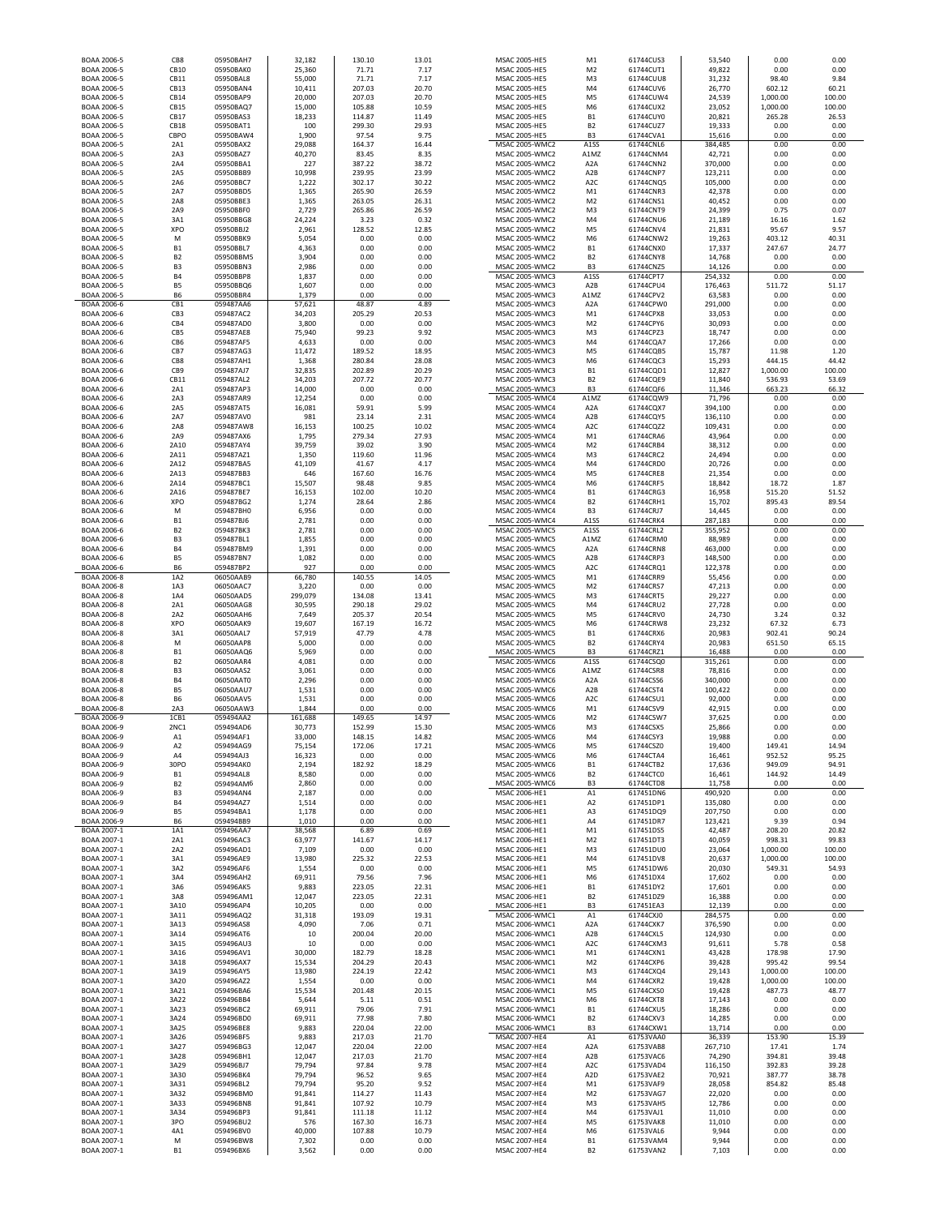| | | | | | |
|---|---|---|---|---|---|
| BOAA 2006-5 | CB8 | 05950BAH7 | 32,182 | 130.10 | 13.01 |
| BOAA 2006-5 | CB10 | 05950BAK0 | 25,360 | 71.71 | 7.17 |
| BOAA 2006-5 | CB11 | 05950BAL8 | 55,000 | 71.71 | 7.17 |
| BOAA 2006-5 | CB13 | 05950BAN4 | 10,411 | 207.03 | 20.70 |
| BOAA 2006-5 | CB14 | 05950BAP9 | 20,000 | 207.03 | 20.70 |
| BOAA 2006-5 | CB15 | 05950BAQ7 | 15,000 | 105.88 | 10.59 |
| BOAA 2006-5 | CB17 | 05950BAS3 | 18,233 | 114.87 | 11.49 |
| BOAA 2006-5 | CB18 | 05950BAT1 | 100 | 299.30 | 29.93 |
| BOAA 2006-5 | CBPO | 05950BAW4 | 1,900 | 97.54 | 9.75 |
| BOAA 2006-5 | 2A1 | 05950BAX2 | 29,088 | 164.37 | 16.44 |
| BOAA 2006-5 | 2A3 | 05950BAZ7 | 40,270 | 83.45 | 8.35 |
| BOAA 2006-5 | 2A4 | 05950BBA1 | 227 | 387.22 | 38.72 |
| BOAA 2006-5 | 2A5 | 05950BBB9 | 10,998 | 239.95 | 23.99 |
| BOAA 2006-5 | 2A6 | 05950BBC7 | 1,222 | 302.17 | 30.22 |
| BOAA 2006-5 | 2A7 | 05950BBD5 | 1,365 | 265.90 | 26.59 |
| BOAA 2006-5 | 2A8 | 05950BBE3 | 1,365 | 263.05 | 26.31 |
| BOAA 2006-5 | 2A9 | 05950BBF0 | 2,729 | 265.86 | 26.59 |
| BOAA 2006-5 | 3A1 | 05950BBG8 | 24,224 | 3.23 | 0.32 |
| BOAA 2006-5 | XPO | 05950BBJ2 | 2,961 | 128.52 | 12.85 |
| BOAA 2006-5 | M | 05950BBK9 | 5,054 | 0.00 | 0.00 |
| BOAA 2006-5 | B1 | 05950BBL7 | 4,363 | 0.00 | 0.00 |
| BOAA 2006-5 | B2 | 05950BBM5 | 3,904 | 0.00 | 0.00 |
| BOAA 2006-5 | B3 | 05950BBN3 | 2,986 | 0.00 | 0.00 |
| BOAA 2006-5 | B4 | 05950BBP8 | 1,837 | 0.00 | 0.00 |
| BOAA 2006-5 | B5 | 05950BBQ6 | 1,607 | 0.00 | 0.00 |
| BOAA 2006-5 | B6 | 05950BBR4 | 1,379 | 0.00 | 0.00 |
| BOAA 2006-6 | CB1 | 059487AA6 | 57,621 | 48.87 | 4.89 |
| BOAA 2006-6 | CB3 | 059487AC2 | 34,203 | 205.29 | 20.53 |
| BOAA 2006-6 | CB4 | 059487AD0 | 3,800 | 0.00 | 0.00 |
| BOAA 2006-6 | CB5 | 059487AE8 | 75,940 | 99.23 | 9.92 |
| BOAA 2006-6 | CB6 | 059487AF5 | 4,633 | 0.00 | 0.00 |
| BOAA 2006-6 | CB7 | 059487AG3 | 11,472 | 189.52 | 18.95 |
| BOAA 2006-6 | CB8 | 059487AH1 | 1,368 | 280.84 | 28.08 |
| BOAA 2006-6 | CB9 | 059487AJ7 | 32,835 | 202.89 | 20.29 |
| BOAA 2006-6 | CB11 | 059487AL2 | 34,203 | 207.72 | 20.77 |
| BOAA 2006-6 | 2A1 | 059487AP3 | 14,000 | 0.00 | 0.00 |
| BOAA 2006-6 | 2A3 | 059487AR9 | 12,254 | 0.00 | 0.00 |
| BOAA 2006-6 | 2A5 | 059487AT5 | 16,081 | 59.91 | 5.99 |
| BOAA 2006-6 | 2A7 | 059487AV0 | 981 | 23.14 | 2.31 |
| BOAA 2006-6 | 2A8 | 059487AW8 | 16,153 | 100.25 | 10.02 |
| BOAA 2006-6 | 2A9 | 059487AX6 | 1,795 | 279.34 | 27.93 |
| BOAA 2006-6 | 2A10 | 059487AY4 | 39,759 | 39.02 | 3.90 |
| BOAA 2006-6 | 2A11 | 059487AZ1 | 1,350 | 119.60 | 11.96 |
| BOAA 2006-6 | 2A12 | 059487BA5 | 41,109 | 41.67 | 4.17 |
| BOAA 2006-6 | 2A13 | 059487BB3 | 646 | 167.60 | 16.76 |
| BOAA 2006-6 | 2A14 | 059487BC1 | 15,507 | 98.48 | 9.85 |
| BOAA 2006-6 | 2A16 | 059487BE7 | 16,153 | 102.00 | 10.20 |
| BOAA 2006-6 | XPO | 059487BG2 | 1,274 | 28.64 | 2.86 |
| BOAA 2006-6 | M | 059487BH0 | 6,956 | 0.00 | 0.00 |
| BOAA 2006-6 | B1 | 059487BJ6 | 2,781 | 0.00 | 0.00 |
| BOAA 2006-6 | B2 | 059487BK3 | 2,781 | 0.00 | 0.00 |
| BOAA 2006-6 | B3 | 059487BL1 | 1,855 | 0.00 | 0.00 |
| BOAA 2006-6 | B4 | 059487BM9 | 1,391 | 0.00 | 0.00 |
| BOAA 2006-6 | B5 | 059487BN7 | 1,082 | 0.00 | 0.00 |
| BOAA 2006-6 | B6 | 059487BP2 | 927 | 0.00 | 0.00 |
| BOAA 2006-8 | 1A2 | 06050AAB9 | 66,780 | 140.55 | 14.05 |
| BOAA 2006-8 | 1A3 | 06050AAC7 | 3,220 | 0.00 | 0.00 |
| BOAA 2006-8 | 1A4 | 06050AAD5 | 299,079 | 134.08 | 13.41 |
| BOAA 2006-8 | 2A1 | 06050AAG8 | 30,595 | 290.18 | 29.02 |
| BOAA 2006-8 | 2A2 | 06050AAH6 | 7,649 | 205.37 | 20.54 |
| BOAA 2006-8 | XPO | 06050AAK9 | 19,607 | 167.19 | 16.72 |
| BOAA 2006-8 | 3A1 | 06050AAL7 | 57,919 | 47.79 | 4.78 |
| BOAA 2006-8 | M | 06050AAP8 | 5,000 | 0.00 | 0.00 |
| BOAA 2006-8 | B1 | 06050AAQ6 | 5,969 | 0.00 | 0.00 |
| BOAA 2006-8 | B2 | 06050AAR4 | 4,081 | 0.00 | 0.00 |
| BOAA 2006-8 | B3 | 06050AAS2 | 3,061 | 0.00 | 0.00 |
| BOAA 2006-8 | B4 | 06050AAT0 | 2,296 | 0.00 | 0.00 |
| BOAA 2006-8 | B5 | 06050AAU7 | 1,531 | 0.00 | 0.00 |
| BOAA 2006-8 | B6 | 06050AAV5 | 1,531 | 0.00 | 0.00 |
| BOAA 2006-8 | 2A3 | 06050AAW3 | 1,844 | 0.00 | 0.00 |
| BOAA 2006-9 | 1CB1 | 059494AA2 | 161,688 | 149.65 | 14.97 |
| BOAA 2006-9 | 2NC1 | 059494AD6 | 30,773 | 152.99 | 15.30 |
| BOAA 2006-9 | A1 | 059494AF1 | 33,000 | 148.15 | 14.82 |
| BOAA 2006-9 | A2 | 059494AG9 | 75,154 | 172.06 | 17.21 |
| BOAA 2006-9 | A4 | 059494AJ3 | 16,323 | 0.00 | 0.00 |
| BOAA 2006-9 | 30PO | 059494AK0 | 2,194 | 182.92 | 18.29 |
| BOAA 2006-9 | B1 | 059494AL8 | 8,580 | 0.00 | 0.00 |
| BOAA 2006-9 | B2 | 059494AM6 | 2,860 | 0.00 | 0.00 |
| BOAA 2006-9 | B3 | 059494AN4 | 2,187 | 0.00 | 0.00 |
| BOAA 2006-9 | B4 | 059494AZ7 | 1,514 | 0.00 | 0.00 |
| BOAA 2006-9 | B5 | 059494BA1 | 1,178 | 0.00 | 0.00 |
| BOAA 2006-9 | B6 | 059494BB9 | 1,010 | 0.00 | 0.00 |
| BOAA 2007-1 | 1A1 | 059496AA7 | 38,568 | 6.89 | 0.69 |
| BOAA 2007-1 | 2A1 | 059496AC3 | 63,977 | 141.67 | 14.17 |
| BOAA 2007-1 | 2A2 | 059496AD1 | 7,109 | 0.00 | 0.00 |
| BOAA 2007-1 | 3A1 | 059496AE9 | 13,980 | 225.32 | 22.53 |
| BOAA 2007-1 | 3A2 | 059496AF6 | 1,554 | 0.00 | 0.00 |
| BOAA 2007-1 | 3A4 | 059496AH2 | 69,911 | 79.56 | 7.96 |
| BOAA 2007-1 | 3A6 | 059496AK5 | 9,883 | 223.05 | 22.31 |
| BOAA 2007-1 | 3A8 | 059496AM1 | 12,047 | 223.05 | 22.31 |
| BOAA 2007-1 | 3A10 | 059496AP4 | 10,205 | 0.00 | 0.00 |
| BOAA 2007-1 | 3A11 | 059496AQ2 | 31,318 | 193.09 | 19.31 |
| BOAA 2007-1 | 3A13 | 059496AS8 | 4,090 | 7.06 | 0.71 |
| BOAA 2007-1 | 3A14 | 059496AT6 | 10 | 200.04 | 20.00 |
| BOAA 2007-1 | 3A15 | 059496AU3 | 10 | 0.00 | 0.00 |
| BOAA 2007-1 | 3A16 | 059496AV1 | 30,000 | 182.79 | 18.28 |
| BOAA 2007-1 | 3A18 | 059496AX7 | 15,534 | 204.29 | 20.43 |
| BOAA 2007-1 | 3A19 | 059496AY5 | 13,980 | 224.19 | 22.42 |
| BOAA 2007-1 | 3A20 | 059496AZ2 | 1,554 | 0.00 | 0.00 |
| BOAA 2007-1 | 3A21 | 059496BA6 | 15,534 | 201.48 | 20.15 |
| BOAA 2007-1 | 3A22 | 059496BB4 | 5,644 | 5.11 | 0.51 |
| BOAA 2007-1 | 3A23 | 059496BC2 | 69,911 | 79.06 | 7.91 |
| BOAA 2007-1 | 3A24 | 059496BD0 | 69,911 | 77.98 | 7.80 |
| BOAA 2007-1 | 3A25 | 059496BE8 | 9,883 | 220.04 | 22.00 |
| BOAA 2007-1 | 3A26 | 059496BF5 | 9,883 | 217.03 | 21.70 |
| BOAA 2007-1 | 3A27 | 059496BG3 | 12,047 | 220.04 | 22.00 |
| BOAA 2007-1 | 3A28 | 059496BH1 | 12,047 | 217.03 | 21.70 |
| BOAA 2007-1 | 3A29 | 059496BJ7 | 79,794 | 97.84 | 9.78 |
| BOAA 2007-1 | 3A30 | 059496BK4 | 79,794 | 96.52 | 9.65 |
| BOAA 2007-1 | 3A31 | 059496BL2 | 79,794 | 95.20 | 9.52 |
| BOAA 2007-1 | 3A32 | 059496BM0 | 91,841 | 114.27 | 11.43 |
| BOAA 2007-1 | 3A33 | 059496BN8 | 91,841 | 107.92 | 10.79 |
| BOAA 2007-1 | 3A34 | 059496BP3 | 91,841 | 111.18 | 11.12 |
| BOAA 2007-1 | 3PO | 059496BU2 | 576 | 167.30 | 16.73 |
| BOAA 2007-1 | 4A1 | 059496BV0 | 40,000 | 107.88 | 10.79 |
| BOAA 2007-1 | M | 059496BW8 | 7,302 | 0.00 | 0.00 |
| BOAA 2007-1 | B1 | 059496BX6 | 3,562 | 0.00 | 0.00 |
| MSAC 2005-HE5 | M1 | 61744CUS3 | 53,540 | 0.00 | 0.00 |
| MSAC 2005-HE5 | M2 | 61744CUT1 | 49,822 | 0.00 | 0.00 |
| MSAC 2005-HE5 | M3 | 61744CUU8 | 31,232 | 98.40 | 9.84 |
| MSAC 2005-HE5 | M4 | 61744CUV6 | 26,770 | 602.12 | 60.21 |
| MSAC 2005-HE5 | M5 | 61744CUW4 | 24,539 | 1,000.00 | 100.00 |
| MSAC 2005-HE5 | M6 | 61744CUX2 | 23,052 | 1,000.00 | 100.00 |
| MSAC 2005-HE5 | B1 | 61744CUY0 | 20,821 | 265.28 | 26.53 |
| MSAC 2005-HE5 | B2 | 61744CUZ7 | 19,333 | 0.00 | 0.00 |
| MSAC 2005-HE5 | B3 | 61744CVA1 | 15,616 | 0.00 | 0.00 |
| MSAC 2005-WMC2 | A1SS | 61744CNL6 | 384,485 | 0.00 | 0.00 |
| MSAC 2005-WMC2 | A1MZ | 61744CNM4 | 42,721 | 0.00 | 0.00 |
| MSAC 2005-WMC2 | A2A | 61744CNN2 | 370,000 | 0.00 | 0.00 |
| MSAC 2005-WMC2 | A2B | 61744CNP7 | 123,211 | 0.00 | 0.00 |
| MSAC 2005-WMC2 | A2C | 61744CNQ5 | 105,000 | 0.00 | 0.00 |
| MSAC 2005-WMC2 | M1 | 61744CNR3 | 42,378 | 0.00 | 0.00 |
| MSAC 2005-WMC2 | M2 | 61744CNS1 | 40,452 | 0.00 | 0.00 |
| MSAC 2005-WMC2 | M3 | 61744CNT9 | 24,399 | 0.75 | 0.07 |
| MSAC 2005-WMC2 | M4 | 61744CNU6 | 21,189 | 16.16 | 1.62 |
| MSAC 2005-WMC2 | M5 | 61744CNV4 | 21,831 | 95.67 | 9.57 |
| MSAC 2005-WMC2 | M6 | 61744CNW2 | 19,263 | 403.12 | 40.31 |
| MSAC 2005-WMC2 | B1 | 61744CNX0 | 17,337 | 247.67 | 24.77 |
| MSAC 2005-WMC2 | B2 | 61744CNY8 | 14,768 | 0.00 | 0.00 |
| MSAC 2005-WMC2 | B3 | 61744CNZ5 | 14,126 | 0.00 | 0.00 |
| MSAC 2005-WMC3 | A1SS | 61744CPT7 | 254,332 | 0.00 | 0.00 |
| MSAC 2005-WMC3 | A2B | 61744CPU4 | 176,463 | 511.72 | 51.17 |
| MSAC 2005-WMC3 | A1MZ | 61744CPV2 | 63,583 | 0.00 | 0.00 |
| MSAC 2005-WMC3 | A2A | 61744CPW0 | 291,000 | 0.00 | 0.00 |
| MSAC 2005-WMC3 | M1 | 61744CPX8 | 33,053 | 0.00 | 0.00 |
| MSAC 2005-WMC3 | M2 | 61744CPY6 | 30,093 | 0.00 | 0.00 |
| MSAC 2005-WMC3 | M3 | 61744CPZ3 | 18,747 | 0.00 | 0.00 |
| MSAC 2005-WMC3 | M4 | 61744CQA7 | 17,266 | 0.00 | 0.00 |
| MSAC 2005-WMC3 | M5 | 61744CQB5 | 15,787 | 11.98 | 1.20 |
| MSAC 2005-WMC3 | M6 | 61744CQC3 | 15,293 | 444.15 | 44.42 |
| MSAC 2005-WMC3 | B1 | 61744CQD1 | 12,827 | 1,000.00 | 100.00 |
| MSAC 2005-WMC3 | B2 | 61744CQE9 | 11,840 | 536.93 | 53.69 |
| MSAC 2005-WMC3 | B3 | 61744CQF6 | 11,346 | 663.23 | 66.32 |
| MSAC 2005-WMC4 | A1MZ | 61744CQW9 | 71,796 | 0.00 | 0.00 |
| MSAC 2005-WMC4 | A2A | 61744CQX7 | 394,100 | 0.00 | 0.00 |
| MSAC 2005-WMC4 | A2B | 61744CQY5 | 136,110 | 0.00 | 0.00 |
| MSAC 2005-WMC4 | A2C | 61744CQZ2 | 109,431 | 0.00 | 0.00 |
| MSAC 2005-WMC4 | M1 | 61744CRA6 | 43,964 | 0.00 | 0.00 |
| MSAC 2005-WMC4 | M2 | 61744CRB4 | 38,312 | 0.00 | 0.00 |
| MSAC 2005-WMC4 | M3 | 61744CRC2 | 24,494 | 0.00 | 0.00 |
| MSAC 2005-WMC4 | M4 | 61744CRD0 | 20,726 | 0.00 | 0.00 |
| MSAC 2005-WMC4 | M5 | 61744CRE8 | 21,354 | 0.00 | 0.00 |
| MSAC 2005-WMC4 | M6 | 61744CRF5 | 18,842 | 18.72 | 1.87 |
| MSAC 2005-WMC4 | B1 | 61744CRG3 | 16,958 | 515.20 | 51.52 |
| MSAC 2005-WMC4 | B2 | 61744CRH1 | 15,702 | 895.43 | 89.54 |
| MSAC 2005-WMC4 | B3 | 61744CRJ7 | 14,445 | 0.00 | 0.00 |
| MSAC 2005-WMC4 | A1SS | 61744CRK4 | 287,183 | 0.00 | 0.00 |
| MSAC 2005-WMC5 | A1SS | 61744CRL2 | 355,952 | 0.00 | 0.00 |
| MSAC 2005-WMC5 | A1MZ | 61744CRM0 | 88,989 | 0.00 | 0.00 |
| MSAC 2005-WMC5 | A2A | 61744CRN8 | 463,000 | 0.00 | 0.00 |
| MSAC 2005-WMC5 | A2B | 61744CRP3 | 148,500 | 0.00 | 0.00 |
| MSAC 2005-WMC5 | A2C | 61744CRQ1 | 122,378 | 0.00 | 0.00 |
| MSAC 2005-WMC5 | M1 | 61744CRR9 | 55,456 | 0.00 | 0.00 |
| MSAC 2005-WMC5 | M2 | 61744CRS7 | 47,213 | 0.00 | 0.00 |
| MSAC 2005-WMC5 | M3 | 61744CRT5 | 29,227 | 0.00 | 0.00 |
| MSAC 2005-WMC5 | M4 | 61744CRU2 | 27,728 | 0.00 | 0.00 |
| MSAC 2005-WMC5 | M5 | 61744CRV0 | 24,730 | 3.24 | 0.32 |
| MSAC 2005-WMC5 | M6 | 61744CRW8 | 23,232 | 67.32 | 6.73 |
| MSAC 2005-WMC5 | B1 | 61744CRX6 | 20,983 | 902.41 | 90.24 |
| MSAC 2005-WMC5 | B2 | 61744CRY4 | 20,983 | 651.50 | 65.15 |
| MSAC 2005-WMC5 | B3 | 61744CRZ1 | 16,488 | 0.00 | 0.00 |
| MSAC 2005-WMC6 | A1SS | 61744CSQ0 | 315,261 | 0.00 | 0.00 |
| MSAC 2005-WMC6 | A1MZ | 61744CSR8 | 78,816 | 0.00 | 0.00 |
| MSAC 2005-WMC6 | A2A | 61744CSS6 | 340,000 | 0.00 | 0.00 |
| MSAC 2005-WMC6 | A2B | 61744CST4 | 100,422 | 0.00 | 0.00 |
| MSAC 2005-WMC6 | A2C | 61744CSU1 | 92,000 | 0.00 | 0.00 |
| MSAC 2005-WMC6 | M1 | 61744CSV9 | 42,915 | 0.00 | 0.00 |
| MSAC 2005-WMC6 | M2 | 61744CSW7 | 37,625 | 0.00 | 0.00 |
| MSAC 2005-WMC6 | M3 | 61744CSX5 | 25,866 | 0.00 | 0.00 |
| MSAC 2005-WMC6 | M4 | 61744CSY3 | 19,988 | 0.00 | 0.00 |
| MSAC 2005-WMC6 | M5 | 61744CSZ0 | 19,400 | 149.41 | 14.94 |
| MSAC 2005-WMC6 | M6 | 61744CTA4 | 16,461 | 952.52 | 95.25 |
| MSAC 2005-WMC6 | B1 | 61744CTB2 | 17,636 | 949.09 | 94.91 |
| MSAC 2005-WMC6 | B2 | 61744CTC0 | 16,461 | 144.92 | 14.49 |
| MSAC 2005-WMC6 | B3 | 61744CTD8 | 11,758 | 0.00 | 0.00 |
| MSAC 2006-HE1 | A1 | 617451DN6 | 490,920 | 0.00 | 0.00 |
| MSAC 2006-HE1 | A2 | 617451DP1 | 135,080 | 0.00 | 0.00 |
| MSAC 2006-HE1 | A3 | 617451DQ9 | 207,750 | 0.00 | 0.00 |
| MSAC 2006-HE1 | A4 | 617451DR7 | 123,421 | 9.39 | 0.94 |
| MSAC 2006-HE1 | M1 | 617451DS5 | 42,487 | 208.20 | 20.82 |
| MSAC 2006-HE1 | M2 | 617451DT3 | 40,059 | 998.31 | 99.83 |
| MSAC 2006-HE1 | M3 | 617451DU0 | 23,064 | 1,000.00 | 100.00 |
| MSAC 2006-HE1 | M4 | 617451DV8 | 20,637 | 1,000.00 | 100.00 |
| MSAC 2006-HE1 | M5 | 617451DW6 | 20,030 | 549.31 | 54.93 |
| MSAC 2006-HE1 | M6 | 617451DX4 | 17,602 | 0.00 | 0.00 |
| MSAC 2006-HE1 | B1 | 617451DY2 | 17,601 | 0.00 | 0.00 |
| MSAC 2006-HE1 | B2 | 617451DZ9 | 16,388 | 0.00 | 0.00 |
| MSAC 2006-HE1 | B3 | 617451EA3 | 12,139 | 0.00 | 0.00 |
| MSAC 2006-WMC1 | A1 | 61744CXJ0 | 284,575 | 0.00 | 0.00 |
| MSAC 2006-WMC1 | A2A | 61744CXK7 | 376,590 | 0.00 | 0.00 |
| MSAC 2006-WMC1 | A2B | 61744CXL5 | 124,930 | 0.00 | 0.00 |
| MSAC 2006-WMC1 | A2C | 61744CXM3 | 91,611 | 5.78 | 0.58 |
| MSAC 2006-WMC1 | M1 | 61744CXN1 | 43,428 | 178.98 | 17.90 |
| MSAC 2006-WMC1 | M2 | 61744CXP6 | 39,428 | 995.42 | 99.54 |
| MSAC 2006-WMC1 | M3 | 61744CXQ4 | 29,143 | 1,000.00 | 100.00 |
| MSAC 2006-WMC1 | M4 | 61744CXR2 | 19,428 | 1,000.00 | 100.00 |
| MSAC 2006-WMC1 | M5 | 61744CXS0 | 19,428 | 487.73 | 48.77 |
| MSAC 2006-WMC1 | M6 | 61744CXT8 | 17,143 | 0.00 | 0.00 |
| MSAC 2006-WMC1 | B1 | 61744CXU5 | 18,286 | 0.00 | 0.00 |
| MSAC 2006-WMC1 | B2 | 61744CXV3 | 14,285 | 0.00 | 0.00 |
| MSAC 2006-WMC1 | B3 | 61744CXW1 | 13,714 | 0.00 | 0.00 |
| MSAC 2007-HE4 | A1 | 61753VAA0 | 36,339 | 153.90 | 15.39 |
| MSAC 2007-HE4 | A2A | 61753VAB8 | 267,710 | 17.41 | 1.74 |
| MSAC 2007-HE4 | A2B | 61753VAC6 | 74,290 | 394.81 | 39.48 |
| MSAC 2007-HE4 | A2C | 61753VAD4 | 116,150 | 392.83 | 39.28 |
| MSAC 2007-HE4 | A2D | 61753VAE2 | 70,921 | 387.77 | 38.78 |
| MSAC 2007-HE4 | M1 | 61753VAF9 | 28,058 | 854.82 | 85.48 |
| MSAC 2007-HE4 | M2 | 61753VAG7 | 22,020 | 0.00 | 0.00 |
| MSAC 2007-HE4 | M3 | 61753VAH5 | 12,786 | 0.00 | 0.00 |
| MSAC 2007-HE4 | M4 | 61753VAJ1 | 11,010 | 0.00 | 0.00 |
| MSAC 2007-HE4 | M5 | 61753VAK8 | 11,010 | 0.00 | 0.00 |
| MSAC 2007-HE4 | M6 | 61753VAL6 | 9,944 | 0.00 | 0.00 |
| MSAC 2007-HE4 | B1 | 61753VAM4 | 9,944 | 0.00 | 0.00 |
| MSAC 2007-HE4 | B2 | 61753VAN2 | 7,103 | 0.00 | 0.00 |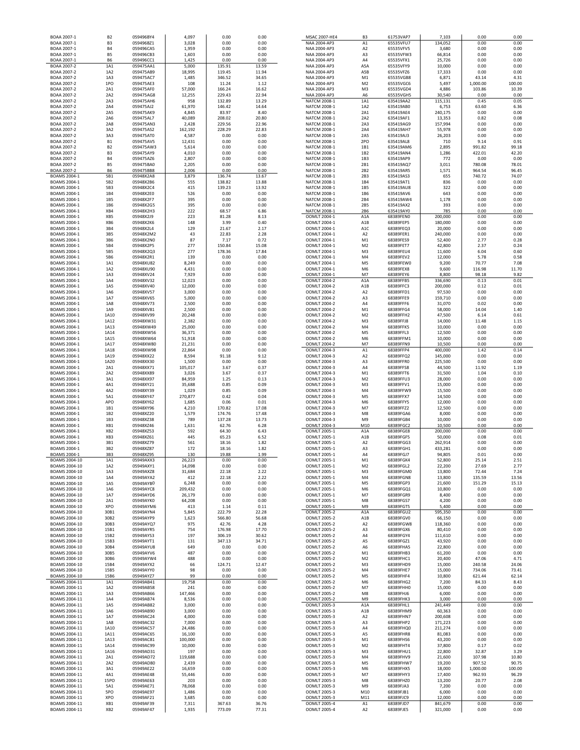| | | | | | |
|---|---|---|---|---|---|
| BOAA 2007-1 | B2 | 059496BY4 | 4,097 | 0.00 | 0.00 |
| BOAA 2007-1 | B3 | 059496BZ1 | 3,028 | 0.00 | 0.00 |
| BOAA 2007-1 | B4 | 059496CA5 | 1,959 | 0.00 | 0.00 |
| BOAA 2007-1 | B5 | 059496CB3 | 1,603 | 0.00 | 0.00 |
| BOAA 2007-1 | B6 | 059496CC1 | 1,425 | 0.00 | 0.00 |
| BOAA 2007-2 | 1A1 | 059475AA1 | 5,000 | 135.91 | 13.59 |
| BOAA 2007-2 | 1A2 | 059475AB9 | 18,995 | 119.45 | 11.94 |
| BOAA 2007-2 | 1A3 | 059475AC7 | 1,485 | 346.52 | 34.65 |
| BOAA 2007-2 | 1PO | 059475AE3 | 108 | 11.24 | 1.12 |
| BOAA 2007-2 | 2A1 | 059475AF0 | 57,000 | 166.24 | 16.62 |
| BOAA 2007-2 | 2A2 | 059475AG8 | 12,255 | 229.43 | 22.94 |
| BOAA 2007-2 | 2A3 | 059475AH6 | 958 | 132.89 | 13.29 |
| BOAA 2007-2 | 2A4 | 059475AJ2 | 61,970 | 146.42 | 14.64 |
| BOAA 2007-2 | 2A5 | 059475AK9 | 4,845 | 83.97 | 8.40 |
| BOAA 2007-2 | 2A6 | 059475AL7 | 40,089 | 208.02 | 20.80 |
| BOAA 2007-2 | 2A8 | 059475AN3 | 2,428 | 229.56 | 22.96 |
| BOAA 2007-2 | 3A2 | 059475AS2 | 162,192 | 228.29 | 22.83 |
| BOAA 2007-2 | 3A3 | 059475AT0 | 4,587 | 0.00 | 0.00 |
| BOAA 2007-2 | B1 | 059475AV5 | 12,431 | 0.00 | 0.00 |
| BOAA 2007-2 | B2 | 059475AW3 | 5,614 | 0.00 | 0.00 |
| BOAA 2007-2 | B3 | 059475AY9 | 4,010 | 0.00 | 0.00 |
| BOAA 2007-2 | B4 | 059475AZ6 | 2,807 | 0.00 | 0.00 |
| BOAA 2007-2 | B5 | 059475BA0 | 2,205 | 0.00 | 0.00 |
| BOAA 2007-2 | B6 | 059475BB8 | 2,006 | 0.00 | 0.00 |
| BOAMS 2004-1 | 5B1 | 05948X2A8 | 3,879 | 136.74 | 13.67 |
| BOAMS 2004-1 | 5B2 | 05948X2B6 | 555 | 138.82 | 13.88 |
| BOAMS 2004-1 | 5B3 | 05948X2C4 | 415 | 139.23 | 13.92 |
| BOAMS 2004-1 | 1B4 | 05948X2E0 | 526 | 0.00 | 0.00 |
| BOAMS 2004-1 | 1B5 | 05948X2F7 | 395 | 0.00 | 0.00 |
| BOAMS 2004-1 | 1B6 | 05948X2G5 | 395 | 0.00 | 0.00 |
| BOAMS 2004-1 | XB4 | 05948X2H3 | 222 | 68.57 | 6.86 |
| BOAMS 2004-1 | XB5 | 05948X2J9 | 223 | 81.28 | 8.13 |
| BOAMS 2004-1 | XB6 | 05948X2K6 | 148 | 3.99 | 0.40 |
| BOAMS 2004-1 | 3B4 | 05948X2L4 | 129 | 21.67 | 2.17 |
| BOAMS 2004-1 | 3B5 | 05948X2M2 | 43 | 22.83 | 2.28 |
| BOAMS 2004-1 | 3B6 | 05948X2N0 | 87 | 7.17 | 0.72 |
| BOAMS 2004-1 | 5B4 | 05948X2P5 | 277 | 150.84 | 15.08 |
| BOAMS 2004-1 | 5B5 | 05948X2Q3 | 277 | 178.36 | 17.84 |
| BOAMS 2004-1 | 5B6 | 05948X2R1 | 139 | 0.00 | 0.00 |
| BOAMS 2004-1 | 1A1 | 05948XU82 | 8,249 | 0.00 | 0.00 |
| BOAMS 2004-1 | 1A2 | 05948XU90 | 4,431 | 0.00 | 0.00 |
| BOAMS 2004-1 | 1A3 | 05948XV24 | 7,929 | 0.00 | 0.00 |
| BOAMS 2004-1 | 1A4 | 05948XV32 | 12,023 | 0.00 | 0.00 |
| BOAMS 2004-1 | 1A5 | 05948XV40 | 12,000 | 0.00 | 0.00 |
| BOAMS 2004-1 | 1A6 | 05948XV57 | 3,000 | 0.00 | 0.00 |
| BOAMS 2004-1 | 1A7 | 05948XV65 | 5,000 | 0.00 | 0.00 |
| BOAMS 2004-1 | 1A8 | 05948XV73 | 2,500 | 0.00 | 0.00 |
| BOAMS 2004-1 | 1A9 | 05948XV81 | 2,500 | 0.00 | 0.00 |
| BOAMS 2004-1 | 1A10 | 05948XV99 | 20,248 | 0.00 | 0.00 |
| BOAMS 2004-1 | 1A12 | 05948XW31 | 2,382 | 0.00 | 0.00 |
| BOAMS 2004-1 | 1A13 | 05948XW49 | 25,000 | 0.00 | 0.00 |
| BOAMS 2004-1 | 1A14 | 05948XW56 | 36,371 | 0.00 | 0.00 |
| BOAMS 2004-1 | 1A15 | 05948XW64 | 51,918 | 0.00 | 0.00 |
| BOAMS 2004-1 | 1A17 | 05948XW80 | 21,231 | 0.00 | 0.00 |
| BOAMS 2004-1 | 1A18 | 05948XW98 | 22,864 | 0.00 | 0.00 |
| BOAMS 2004-1 | 1A19 | 05948XX22 | 8,594 | 91.18 | 9.12 |
| BOAMS 2004-1 | 1A20 | 05948XX30 | 1,500 | 0.00 | 0.00 |
| BOAMS 2004-1 | 2A1 | 05948XX71 | 105,017 | 3.67 | 0.37 |
| BOAMS 2004-1 | 2A2 | 05948XX89 | 3,026 | 3.67 | 0.37 |
| BOAMS 2004-1 | 3A1 | 05948XX97 | 84,959 | 1.25 | 0.13 |
| BOAMS 2004-1 | 4A1 | 05948XY21 | 35,688 | 0.85 | 0.09 |
| BOAMS 2004-1 | 4A2 | 05948XY39 | 1,029 | 0.85 | 0.09 |
| BOAMS 2004-1 | 5A1 | 05948XY47 | 270,877 | 0.42 | 0.04 |
| BOAMS 2004-1 | APO | 05948XY62 | 1,685 | 0.06 | 0.01 |
| BOAMS 2004-1 | 1B1 | 05948XY96 | 4,210 | 170.82 | 17.08 |
| BOAMS 2004-1 | 1B2 | 05948XZ20 | 1,579 | 174.76 | 17.48 |
| BOAMS 2004-1 | 1B3 | 05948XZ38 | 789 | 137.28 | 13.73 |
| BOAMS 2004-1 | XB1 | 05948XZ46 | 1,631 | 62.76 | 6.28 |
| BOAMS 2004-1 | XB2 | 05948XZ53 | 592 | 64.30 | 6.43 |
| BOAMS 2004-1 | XB3 | 05948XZ61 | 445 | 65.23 | 6.52 |
| BOAMS 2004-1 | 3B1 | 05948XZ79 | 561 | 18.16 | 1.82 |
| BOAMS 2004-1 | 3B2 | 05948XZ87 | 172 | 18.16 | 1.82 |
| BOAMS 2004-1 | 3B3 | 05948XZ95 | 130 | 19.88 | 1.99 |
| BOAMS 2004-10 | 1A1 | 05949AXX3 | 26,223 | 0.00 | 0.00 |
| BOAMS 2004-10 | 1A2 | 05949AXY1 | 14,098 | 0.00 | 0.00 |
| BOAMS 2004-10 | 1A3 | 05949AXZ8 | 31,684 | 22.18 | 2.22 |
| BOAMS 2004-10 | 1A4 | 05949AYA2 | 412 | 22.18 | 2.22 |
| BOAMS 2004-10 | 1A5 | 05949AYB0 | 6,248 | 0.00 | 0.00 |
| BOAMS 2004-10 | 1A6 | 05949AYC8 | 209,432 | 0.00 | 0.00 |
| BOAMS 2004-10 | 1A7 | 05949AYD6 | 26,179 | 0.00 | 0.00 |
| BOAMS 2004-10 | 2A1 | 05949AYK0 | 64,208 | 0.00 | 0.00 |
| BOAMS 2004-10 | XPO | 05949AYM6 | 413 | 1.14 | 0.11 |
| BOAMS 2004-10 | 30B1 | 05949AYN4 | 5,845 | 222.79 | 22.28 |
| BOAMS 2004-10 | 30B2 | 05949AYP9 | 1,623 | 566.80 | 56.68 |
| BOAMS 2004-10 | 30B3 | 05949AYQ7 | 975 | 42.76 | 4.28 |
| BOAMS 2004-10 | 15B1 | 05949AYR5 | 754 | 176.98 | 17.70 |
| BOAMS 2004-10 | 15B2 | 05949AYS3 | 197 | 306.19 | 30.62 |
| BOAMS 2004-10 | 15B3 | 05949AYT1 | 131 | 347.13 | 34.71 |
| BOAMS 2004-10 | 30B4 | 05949AYU8 | 649 | 0.00 | 0.00 |
| BOAMS 2004-10 | 30B5 | 05949AYV6 | 487 | 0.00 | 0.00 |
| BOAMS 2004-10 | 30B6 | 05949AYW4 | 488 | 0.00 | 0.00 |
| BOAMS 2004-10 | 15B4 | 05949AYX2 | 66 | 124.71 | 12.47 |
| BOAMS 2004-10 | 15B5 | 05949AYY0 | 98 | 0.00 | 0.00 |
| BOAMS 2004-10 | 15B6 | 05949AYZ7 | 99 | 0.00 | 0.00 |
| BOAMS 2004-11 | 1A1 | 05949AB41 | 19,758 | 0.00 | 0.00 |
| BOAMS 2004-11 | 1A2 | 05949AB58 | 241 | 0.00 | 0.00 |
| BOAMS 2004-11 | 1A3 | 05949AB66 | 147,466 | 0.00 | 0.00 |
| BOAMS 2004-11 | 1A4 | 05949AB74 | 8,536 | 0.00 | 0.00 |
| BOAMS 2004-11 | 1A5 | 05949AB82 | 3,000 | 0.00 | 0.00 |
| BOAMS 2004-11 | 1A6 | 05949AB90 | 3,000 | 0.00 | 0.00 |
| BOAMS 2004-11 | 1A7 | 05949AC24 | 4,000 | 0.00 | 0.00 |
| BOAMS 2004-11 | 1A8 | 05949AC32 | 7,000 | 0.00 | 0.00 |
| BOAMS 2004-11 | 1A10 | 05949AC57 | 24,486 | 0.00 | 0.00 |
| BOAMS 2004-11 | 1A11 | 05949AC65 | 16,100 | 0.00 | 0.00 |
| BOAMS 2004-11 | 1A13 | 05949AC81 | 100,000 | 0.00 | 0.00 |
| BOAMS 2004-11 | 1A14 | 05949AC99 | 10,000 | 0.00 | 0.00 |
| BOAMS 2004-11 | 1A16 | 05949AD31 | 197 | 0.00 | 0.00 |
| BOAMS 2004-11 | 2A1 | 05949AD72 | 119,688 | 0.00 | 0.00 |
| BOAMS 2004-11 | 2A2 | 05949AD80 | 2,439 | 0.00 | 0.00 |
| BOAMS 2004-11 | 3A1 | 05949AE22 | 16,659 | 0.00 | 0.00 |
| BOAMS 2004-11 | 4A1 | 05949AE48 | 55,446 | 0.00 | 0.00 |
| BOAMS 2004-11 | 15PO | 05949AE63 | 203 | 0.00 | 0.00 |
| BOAMS 2004-11 | 5A1 | 05949AE71 | 78,068 | 0.00 | 0.00 |
| BOAMS 2004-11 | 5PO | 05949AE97 | 1,486 | 0.00 | 0.00 |
| BOAMS 2004-11 | XPO | 05949AF21 | 3,685 | 0.00 | 0.00 |
| BOAMS 2004-11 | XB1 | 05949AF39 | 7,311 | 367.63 | 36.76 |
| BOAMS 2004-11 | XB2 | 05949AF47 | 1,935 | 773.09 | 77.31 |
| MSAC 2007-HE4 | B3 | 61753VAP7 | 7,103 | 0.00 | 0.00 |
| NAA 2004-AP3 | A1 | 65535VFU7 | 134,052 | 0.00 | 0.00 |
| NAA 2004-AP3 | A2 | 65535VFV5 | 3,680 | 0.00 | 0.00 |
| NAA 2004-AP3 | A3 | 65535VFW3 | 66,814 | 0.00 | 0.00 |
| NAA 2004-AP3 | A4 | 65535VFX1 | 25,726 | 0.00 | 0.00 |
| NAA 2004-AP3 | A5A | 65535VFY9 | 10,000 | 0.00 | 0.00 |
| NAA 2004-AP3 | A5B | 65535VFZ6 | 17,333 | 0.00 | 0.00 |
| NAA 2004-AP3 | M1 | 65535VGB8 | 6,871 | 43.14 | 4.31 |
| NAA 2004-AP3 | M2 | 65535VGC6 | 5,497 | 1,000.00 | 100.00 |
| NAA 2004-AP3 | M3 | 65535VGD4 | 4,886 | 103.86 | 10.39 |
| NAA 2004-AP3 | A6 | 65535VGH5 | 30,540 | 0.00 | 0.00 |
| NATCM 2008-1 | 1A1 | 635419AA2 | 115,131 | 0.45 | 0.05 |
| NATCM 2008-1 | 1A2 | 635419AB0 | 6,753 | 63.60 | 6.36 |
| NATCM 2008-1 | 2A1 | 635419AE4 | 240,175 | 0.00 | 0.00 |
| NATCM 2008-1 | 2A2 | 635419AF1 | 13,353 | 0.82 | 0.08 |
| NATCM 2008-1 | 2A3 | 635419AG9 | 157,994 | 0.00 | 0.00 |
| NATCM 2008-1 | 2A4 | 635419AH7 | 55,978 | 0.00 | 0.00 |
| NATCM 2008-1 | 2A5 | 635419AJ3 | 26,203 | 0.00 | 0.00 |
| NATCM 2008-1 | 2PO | 635419AL8 | 710 | 9.14 | 0.91 |
| NATCM 2008-1 | 1B1 | 635419AM6 | 2,895 | 991.82 | 99.18 |
| NATCM 2008-1 | 1B2 | 635419AN4 | 1,286 | 422.01 | 42.20 |
| NATCM 2008-1 | 1B3 | 635419AP9 | 772 | 0.00 | 0.00 |
| NATCM 2008-1 | 2B1 | 635419AQ7 | 3,011 | 780.08 | 78.01 |
| NATCM 2008-1 | 2B2 | 635419AR5 | 1,571 | 964.54 | 96.45 |
| NATCM 2008-1 | 2B3 | 635419AS3 | 655 | 740.72 | 74.07 |
| NATCM 2008-1 | 1B4 | 635419AT1 | 836 | 0.00 | 0.00 |
| NATCM 2008-1 | 1B5 | 635419AU8 | 322 | 0.00 | 0.00 |
| NATCM 2008-1 | 1B6 | 635419AV6 | 643 | 0.00 | 0.00 |
| NATCM 2008-1 | 2B4 | 635419AW4 | 1,178 | 0.00 | 0.00 |
| NATCM 2008-1 | 2B5 | 635419AX2 | 393 | 0.00 | 0.00 |
| NATCM 2008-1 | 2B6 | 635419AY0 | 785 | 0.00 | 0.00 |
| OOMLT 2004-1 | A1A | 68389FEN0 | 200,000 | 0.00 | 0.00 |
| OOMLT 2004-1 | A1B | 68389FEP5 | 180,000 | 0.00 | 0.00 |
| OOMLT 2004-1 | A1C | 68389FEQ3 | 20,000 | 0.00 | 0.00 |
| OOMLT 2004-1 | A2 | 68389FER1 | 240,000 | 0.00 | 0.00 |
| OOMLT 2004-1 | M1 | 68389FES9 | 52,400 | 2.77 | 0.28 |
| OOMLT 2004-1 | M2 | 68389FET7 | 42,800 | 2.37 | 0.24 |
| OOMLT 2004-1 | M3 | 68389FEU4 | 11,600 | 6.04 | 0.60 |
| OOMLT 2004-1 | M4 | 68389FEV2 | 12,000 | 5.78 | 0.58 |
| OOMLT 2004-1 | M5 | 68389FEW0 | 9,200 | 70.77 | 7.08 |
| OOMLT 2004-1 | M6 | 68389FEX8 | 9,600 | 116.98 | 11.70 |
| OOMLT 2004-1 | M7 | 68389FEY6 | 8,800 | 98.18 | 9.82 |
| OOMLT 2004-2 | A1A | 68389FFB5 | 336,690 | 0.13 | 0.01 |
| OOMLT 2004-2 | A1B | 68389FFC3 | 200,000 | 0.12 | 0.01 |
| OOMLT 2004-2 | A2 | 68389FFD1 | 97,530 | 0.00 | 0.00 |
| OOMLT 2004-2 | A3 | 68389FFE9 | 159,710 | 0.00 | 0.00 |
| OOMLT 2004-2 | A4 | 68389FFF6 | 31,070 | 0.02 | 0.00 |
| OOMLT 2004-2 | M1 | 68389FFG4 | 58,000 | 14.04 | 1.40 |
| OOMLT 2004-2 | M2 | 68389FFH2 | 47,500 | 6.14 | 0.61 |
| OOMLT 2004-2 | M3 | 68389FFJ8 | 14,000 | 11.48 | 1.15 |
| OOMLT 2004-2 | M4 | 68389FFK5 | 10,000 | 0.00 | 0.00 |
| OOMLT 2004-2 | M5 | 68389FFL3 | 12,500 | 0.00 | 0.00 |
| OOMLT 2004-2 | M6 | 68389FFM1 | 10,000 | 0.00 | 0.00 |
| OOMLT 2004-2 | M7 | 68389FFN9 | 10,500 | 0.00 | 0.00 |
| OOMLT 2004-3 | A1 | 68389FFP4 | 400,000 | 1.42 | 0.14 |
| OOMLT 2004-3 | A2 | 68389FFQ2 | 145,000 | 0.00 | 0.00 |
| OOMLT 2004-3 | A3 | 68389FFR0 | 225,500 | 0.00 | 0.00 |
| OOMLT 2004-3 | A4 | 68389FFS8 | 44,500 | 11.92 | 1.19 |
| OOMLT 2004-3 | M1 | 68389FFT6 | 31,500 | 1.04 | 0.10 |
| OOMLT 2004-3 | M2 | 68389FFU3 | 28,000 | 0.00 | 0.00 |
| OOMLT 2004-3 | M3 | 68389FFV1 | 15,000 | 0.00 | 0.00 |
| OOMLT 2004-3 | M4 | 68389FFW9 | 15,500 | 0.00 | 0.00 |
| OOMLT 2004-3 | M5 | 68389FFX7 | 14,500 | 0.00 | 0.00 |
| OOMLT 2004-3 | M6 | 68389FFY5 | 12,000 | 0.00 | 0.00 |
| OOMLT 2004-3 | M7 | 68389FFZ2 | 12,500 | 0.00 | 0.00 |
| OOMLT 2004-3 | M8 | 68389FGA6 | 8,000 | 0.00 | 0.00 |
| OOMLT 2004-3 | M9 | 68389FGB4 | 10,000 | 0.00 | 0.00 |
| OOMLT 2004-3 | M10 | 68389FGC2 | 10,500 | 0.00 | 0.00 |
| OOMLT 2005-1 | A1A | 68389FGE8 | 200,000 | 0.00 | 0.00 |
| OOMLT 2005-1 | A1B | 68389FGF5 | 50,000 | 0.08 | 0.01 |
| OOMLT 2005-1 | A2 | 68389FGG3 | 262,914 | 0.00 | 0.00 |
| OOMLT 2005-1 | A3 | 68389FGH1 | 433,281 | 0.00 | 0.00 |
| OOMLT 2005-1 | A4 | 68389FGJ7 | 94,805 | 0.01 | 0.00 |
| OOMLT 2005-1 | M1 | 68389FGK4 | 52,800 | 25.14 | 2.51 |
| OOMLT 2005-1 | M2 | 68389FGL2 | 22,200 | 27.69 | 2.77 |
| OOMLT 2005-1 | M3 | 68389FGM0 | 13,800 | 72.44 | 7.24 |
| OOMLT 2005-1 | M4 | 68389FGN8 | 13,800 | 135.59 | 13.56 |
| OOMLT 2005-1 | M5 | 68389FGP3 | 21,600 | 151.29 | 15.13 |
| OOMLT 2005-1 | M6 | 68389FGQ1 | 10,800 | 0.00 | 0.00 |
| OOMLT 2005-1 | M7 | 68389FGR9 | 8,400 | 0.00 | 0.00 |
| OOMLT 2005-1 | M8 | 68389FGS7 | 4,200 | 0.00 | 0.00 |
| OOMLT 2005-1 | M9 | 68389FGT5 | 5,400 | 0.00 | 0.00 |
| OOMLT 2005-2 | A1A | 68389FGU2 | 595,350 | 0.00 | 0.00 |
| OOMLT 2005-2 | A1B | 68389FGV0 | 66,150 | 0.00 | 0.00 |
| OOMLT 2005-2 | A2 | 68389FGW8 | 118,360 | 0.00 | 0.00 |
| OOMLT 2005-2 | A3 | 68389FGX6 | 80,410 | 0.00 | 0.00 |
| OOMLT 2005-2 | A4 | 68389FGY4 | 111,610 | 0.00 | 0.00 |
| OOMLT 2005-2 | A5 | 68389FGZ1 | 43,920 | 0.00 | 0.00 |
| OOMLT 2005-2 | A6 | 68389FHA5 | 22,800 | 0.00 | 0.00 |
| OOMLT 2005-2 | M1 | 68389FHB3 | 61,200 | 0.00 | 0.00 |
| OOMLT 2005-2 | M2 | 68389FHC1 | 20,400 | 47.06 | 4.71 |
| OOMLT 2005-2 | M3 | 68389FHD9 | 15,000 | 240.58 | 24.06 |
| OOMLT 2005-2 | M4 | 68389FHE7 | 15,000 | 734.06 | 73.41 |
| OOMLT 2005-2 | M5 | 68389FHF4 | 10,800 | 621.44 | 62.14 |
| OOMLT 2005-2 | M6 | 68389FHG2 | 7,200 | 84.33 | 8.43 |
| OOMLT 2005-2 | M7 | 68389FHH0 | 15,000 | 0.00 | 0.00 |
| OOMLT 2005-2 | M8 | 68389FHJ6 | 6,000 | 0.00 | 0.00 |
| OOMLT 2005-2 | M9 | 68389FHK3 | 3,000 | 0.00 | 0.00 |
| OOMLT 2005-3 | A1A | 68389FHL1 | 241,449 | 0.00 | 0.00 |
| OOMLT 2005-3 | A1B | 68389FHM9 | 60,363 | 0.00 | 0.00 |
| OOMLT 2005-3 | A2 | 68389FHN7 | 200,608 | 0.00 | 0.00 |
| OOMLT 2005-3 | A3 | 68389FHP2 | 171,223 | 0.00 | 0.00 |
| OOMLT 2005-3 | A4 | 68389FHQ0 | 211,274 | 0.00 | 0.00 |
| OOMLT 2005-3 | A5 | 68389FHR8 | 81,083 | 0.00 | 0.00 |
| OOMLT 2005-3 | M1 | 68389FHS6 | 43,200 | 0.00 | 0.00 |
| OOMLT 2005-3 | M2 | 68389FHT4 | 37,800 | 0.17 | 0.02 |
| OOMLT 2005-3 | M3 | 68389FHU1 | 22,800 | 32.87 | 3.29 |
| OOMLT 2005-3 | M4 | 68389FHV9 | 21,600 | 107.98 | 10.80 |
| OOMLT 2005-3 | M5 | 68389FHW7 | 19,200 | 907.52 | 90.75 |
| OOMLT 2005-3 | M6 | 68389FHX5 | 18,000 | 1,000.00 | 100.00 |
| OOMLT 2005-3 | M7 | 68389FHY3 | 17,400 | 962.93 | 96.29 |
| OOMLT 2005-3 | M8 | 68389FHZ0 | 13,200 | 20.77 | 2.08 |
| OOMLT 2005-3 | M9 | 68389FJA3 | 7,200 | 0.00 | 0.00 |
| OOMLT 2005-3 | M10 | 68389FJB1 | 6,000 | 0.00 | 0.00 |
| OOMLT 2005-3 | M11 | 68389FJC9 | 12,000 | 0.00 | 0.00 |
| OOMLT 2005-4 | A1 | 68389FJD7 | 841,679 | 0.00 | 0.00 |
| OOMLT 2005-4 | A2 | 68389FJE5 | 321,000 | 0.00 | 0.00 |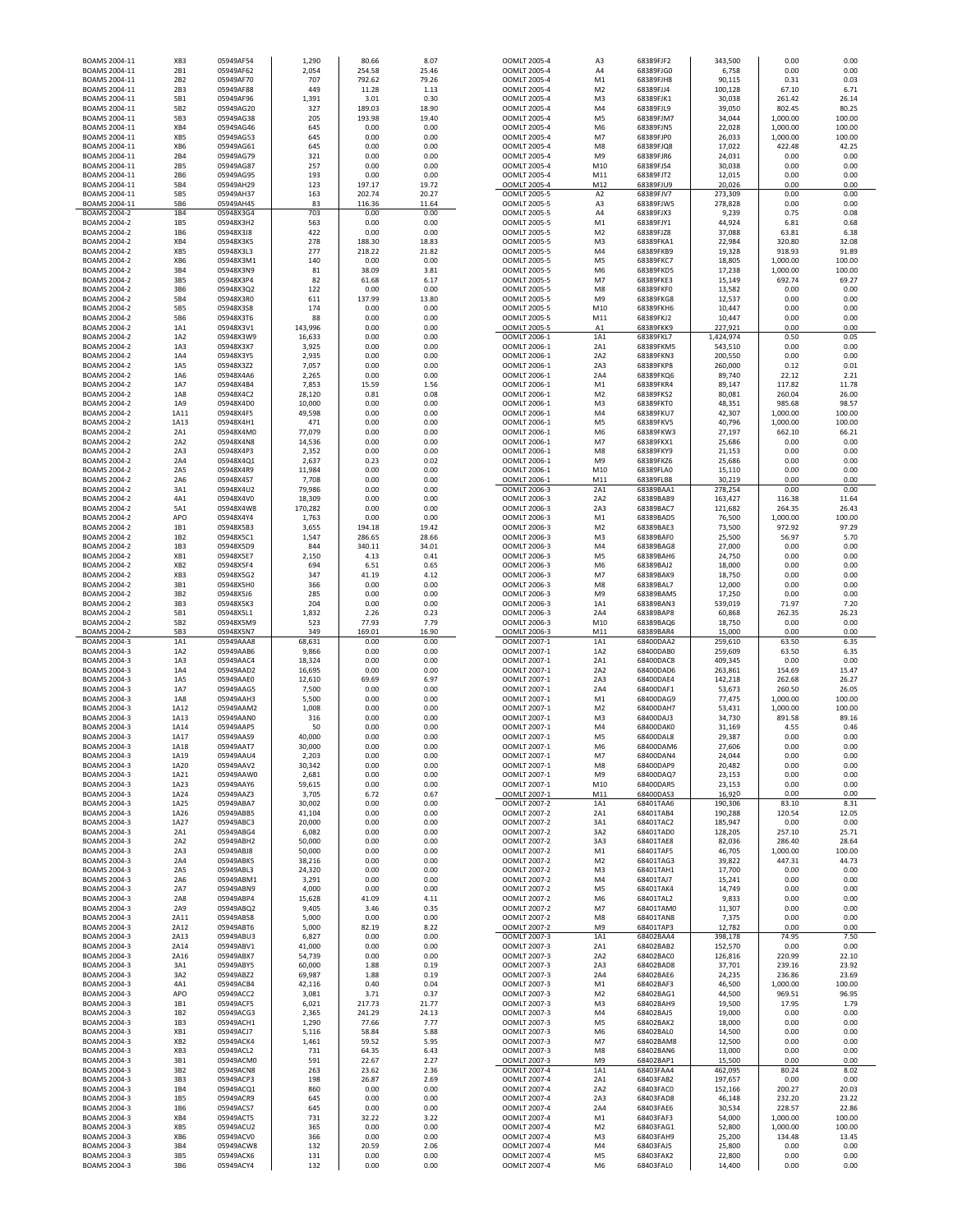| | | | | | |
|---|---|---|---|---|---|
| BOAMS 2004-11 | XB3 | 05949AF54 | 1,290 | 80.66 | 8.07 |
| BOAMS 2004-11 | 2B1 | 05949AF62 | 2,054 | 254.58 | 25.46 |
| BOAMS 2004-11 | 2B2 | 05949AF70 | 707 | 792.62 | 79.26 |
| BOAMS 2004-11 | 2B3 | 05949AF88 | 449 | 11.28 | 1.13 |
| BOAMS 2004-11 | 5B1 | 05949AF96 | 1,391 | 3.01 | 0.30 |
| BOAMS 2004-11 | 5B2 | 05949AG20 | 327 | 189.03 | 18.90 |
| BOAMS 2004-11 | 5B3 | 05949AG38 | 205 | 193.98 | 19.40 |
| BOAMS 2004-11 | XB4 | 05949AG46 | 645 | 0.00 | 0.00 |
| BOAMS 2004-11 | XB5 | 05949AG53 | 645 | 0.00 | 0.00 |
| BOAMS 2004-11 | XB6 | 05949AG61 | 645 | 0.00 | 0.00 |
| BOAMS 2004-11 | 2B4 | 05949AG79 | 321 | 0.00 | 0.00 |
| BOAMS 2004-11 | 2B5 | 05949AG87 | 257 | 0.00 | 0.00 |
| BOAMS 2004-11 | 2B6 | 05949AG95 | 193 | 0.00 | 0.00 |
| BOAMS 2004-11 | 5B4 | 05949AH29 | 123 | 197.17 | 19.72 |
| BOAMS 2004-11 | 5B5 | 05949AH37 | 163 | 202.74 | 20.27 |
| BOAMS 2004-11 | 5B6 | 05949AH45 | 83 | 116.36 | 11.64 |
| BOAMS 2004-2 | 1B4 | 05948X3G4 | 703 | 0.00 | 0.00 |
| BOAMS 2004-2 | 1B5 | 05948X3H2 | 563 | 0.00 | 0.00 |
| BOAMS 2004-2 | 1B6 | 05948X3J8 | 422 | 0.00 | 0.00 |
| BOAMS 2004-2 | XB4 | 05948X3K5 | 278 | 188.30 | 18.83 |
| BOAMS 2004-2 | XB5 | 05948X3L3 | 277 | 218.22 | 21.82 |
| BOAMS 2004-2 | XB6 | 05948X3M1 | 140 | 0.00 | 0.00 |
| BOAMS 2004-2 | 3B4 | 05948X3N9 | 81 | 38.09 | 3.81 |
| BOAMS 2004-2 | 3B5 | 05948X3P4 | 82 | 61.68 | 6.17 |
| BOAMS 2004-2 | 3B6 | 05948X3Q2 | 122 | 0.00 | 0.00 |
| BOAMS 2004-2 | 5B4 | 05948X3R0 | 611 | 137.99 | 13.80 |
| BOAMS 2004-2 | 5B5 | 05948X3S8 | 174 | 0.00 | 0.00 |
| BOAMS 2004-2 | 5B6 | 05948X3T6 | 88 | 0.00 | 0.00 |
| BOAMS 2004-2 | 1A1 | 05948X3V1 | 143,996 | 0.00 | 0.00 |
| BOAMS 2004-2 | 1A2 | 05948X3W9 | 16,633 | 0.00 | 0.00 |
| BOAMS 2004-2 | 1A3 | 05948X3X7 | 3,925 | 0.00 | 0.00 |
| BOAMS 2004-2 | 1A4 | 05948X3Y5 | 2,935 | 0.00 | 0.00 |
| BOAMS 2004-2 | 1A5 | 05948X3Z2 | 7,057 | 0.00 | 0.00 |
| BOAMS 2004-2 | 1A6 | 05948X4A6 | 2,265 | 0.00 | 0.00 |
| BOAMS 2004-2 | 1A7 | 05948X4B4 | 7,853 | 15.59 | 1.56 |
| BOAMS 2004-2 | 1A8 | 05948X4C2 | 28,120 | 0.81 | 0.08 |
| BOAMS 2004-2 | 1A9 | 05948X4D0 | 10,000 | 0.00 | 0.00 |
| BOAMS 2004-2 | 1A11 | 05948X4F5 | 49,598 | 0.00 | 0.00 |
| BOAMS 2004-2 | 1A13 | 05948X4H1 | 471 | 0.00 | 0.00 |
| BOAMS 2004-2 | 2A1 | 05948X4M0 | 77,079 | 0.00 | 0.00 |
| BOAMS 2004-2 | 2A2 | 05948X4N8 | 14,536 | 0.00 | 0.00 |
| BOAMS 2004-2 | 2A3 | 05948X4P3 | 2,352 | 0.00 | 0.00 |
| BOAMS 2004-2 | 2A4 | 05948X4Q1 | 2,637 | 0.23 | 0.02 |
| BOAMS 2004-2 | 2A5 | 05948X4R9 | 11,984 | 0.00 | 0.00 |
| BOAMS 2004-2 | 2A6 | 05948X4S7 | 7,708 | 0.00 | 0.00 |
| BOAMS 2004-2 | 3A1 | 05948X4U2 | 79,986 | 0.00 | 0.00 |
| BOAMS 2004-2 | 4A1 | 05948X4V0 | 18,309 | 0.00 | 0.00 |
| BOAMS 2004-2 | 5A1 | 05948X4W8 | 170,282 | 0.00 | 0.00 |
| BOAMS 2004-2 | APO | 05948X4Y4 | 1,763 | 0.00 | 0.00 |
| BOAMS 2004-2 | 1B1 | 05948X5B3 | 3,655 | 194.18 | 19.42 |
| BOAMS 2004-2 | 1B2 | 05948X5C1 | 1,547 | 286.65 | 28.66 |
| BOAMS 2004-2 | 1B3 | 05948X5D9 | 844 | 340.11 | 34.01 |
| BOAMS 2004-2 | XB1 | 05948X5E7 | 2,150 | 4.13 | 0.41 |
| BOAMS 2004-2 | XB2 | 05948X5F4 | 694 | 6.51 | 0.65 |
| BOAMS 2004-2 | XB3 | 05948X5G2 | 347 | 41.19 | 4.12 |
| BOAMS 2004-2 | 3B1 | 05948X5H0 | 366 | 0.00 | 0.00 |
| BOAMS 2004-2 | 3B2 | 05948X5J6 | 285 | 0.00 | 0.00 |
| BOAMS 2004-2 | 3B3 | 05948X5K3 | 204 | 0.00 | 0.00 |
| BOAMS 2004-2 | 5B1 | 05948X5L1 | 1,832 | 2.26 | 0.23 |
| BOAMS 2004-2 | 5B2 | 05948X5M9 | 523 | 77.93 | 7.79 |
| BOAMS 2004-2 | 5B3 | 05948X5N7 | 349 | 169.01 | 16.90 |
| BOAMS 2004-3 | 1A1 | 05949AAA8 | 68,631 | 0.00 | 0.00 |
| BOAMS 2004-3 | 1A2 | 05949AAB6 | 9,866 | 0.00 | 0.00 |
| BOAMS 2004-3 | 1A3 | 05949AAC4 | 18,324 | 0.00 | 0.00 |
| BOAMS 2004-3 | 1A4 | 05949AAD2 | 16,695 | 0.00 | 0.00 |
| BOAMS 2004-3 | 1A5 | 05949AAE0 | 12,610 | 69.69 | 6.97 |
| BOAMS 2004-3 | 1A7 | 05949AAG5 | 7,500 | 0.00 | 0.00 |
| BOAMS 2004-3 | 1A8 | 05949AAH3 | 5,500 | 0.00 | 0.00 |
| BOAMS 2004-3 | 1A12 | 05949AAM2 | 1,008 | 0.00 | 0.00 |
| BOAMS 2004-3 | 1A13 | 05949AAN0 | 316 | 0.00 | 0.00 |
| BOAMS 2004-3 | 1A14 | 05949AAP5 | 50 | 0.00 | 0.00 |
| BOAMS 2004-3 | 1A17 | 05949AAS9 | 40,000 | 0.00 | 0.00 |
| BOAMS 2004-3 | 1A18 | 05949AAT7 | 30,000 | 0.00 | 0.00 |
| BOAMS 2004-3 | 1A19 | 05949AAU4 | 2,203 | 0.00 | 0.00 |
| BOAMS 2004-3 | 1A20 | 05949AAV2 | 30,342 | 0.00 | 0.00 |
| BOAMS 2004-3 | 1A21 | 05949AAW0 | 2,681 | 0.00 | 0.00 |
| BOAMS 2004-3 | 1A23 | 05949AAY6 | 59,615 | 0.00 | 0.00 |
| BOAMS 2004-3 | 1A24 | 05949AAZ3 | 3,705 | 6.72 | 0.67 |
| BOAMS 2004-3 | 1A25 | 05949ABA7 | 30,002 | 0.00 | 0.00 |
| BOAMS 2004-3 | 1A26 | 05949ABB5 | 41,104 | 0.00 | 0.00 |
| BOAMS 2004-3 | 1A27 | 05949ABC3 | 20,000 | 0.00 | 0.00 |
| BOAMS 2004-3 | 2A1 | 05949ABG4 | 6,082 | 0.00 | 0.00 |
| BOAMS 2004-3 | 2A2 | 05949ABH2 | 50,000 | 0.00 | 0.00 |
| BOAMS 2004-3 | 2A3 | 05949ABJ8 | 50,000 | 0.00 | 0.00 |
| BOAMS 2004-3 | 2A4 | 05949ABK5 | 38,216 | 0.00 | 0.00 |
| BOAMS 2004-3 | 2A5 | 05949ABL3 | 24,320 | 0.00 | 0.00 |
| BOAMS 2004-3 | 2A6 | 05949ABM1 | 3,291 | 0.00 | 0.00 |
| BOAMS 2004-3 | 2A7 | 05949ABN9 | 4,000 | 0.00 | 0.00 |
| BOAMS 2004-3 | 2A8 | 05949ABP4 | 15,628 | 41.09 | 4.11 |
| BOAMS 2004-3 | 2A9 | 05949ABQ2 | 9,405 | 3.46 | 0.35 |
| BOAMS 2004-3 | 2A11 | 05949ABS8 | 5,000 | 0.00 | 0.00 |
| BOAMS 2004-3 | 2A12 | 05949ABT6 | 5,000 | 82.19 | 8.22 |
| BOAMS 2004-3 | 2A13 | 05949ABU3 | 6,827 | 0.00 | 0.00 |
| BOAMS 2004-3 | 2A14 | 05949ABV1 | 41,000 | 0.00 | 0.00 |
| BOAMS 2004-3 | 2A16 | 05949ABX7 | 54,739 | 0.00 | 0.00 |
| BOAMS 2004-3 | 3A1 | 05949ABY5 | 60,000 | 1.88 | 0.19 |
| BOAMS 2004-3 | 3A2 | 05949ABZ2 | 69,987 | 1.88 | 0.19 |
| BOAMS 2004-3 | 4A1 | 05949ACB4 | 42,116 | 0.40 | 0.04 |
| BOAMS 2004-3 | APO | 05949ACC2 | 3,081 | 3.71 | 0.37 |
| BOAMS 2004-3 | 1B1 | 05949ACF5 | 6,021 | 217.73 | 21.77 |
| BOAMS 2004-3 | 1B2 | 05949ACG3 | 2,365 | 241.29 | 24.13 |
| BOAMS 2004-3 | 1B3 | 05949ACH1 | 1,290 | 77.66 | 7.77 |
| BOAMS 2004-3 | XB1 | 05949ACJ7 | 5,116 | 58.84 | 5.88 |
| BOAMS 2004-3 | XB2 | 05949ACK4 | 1,461 | 59.52 | 5.95 |
| BOAMS 2004-3 | XB3 | 05949ACL2 | 731 | 64.35 | 6.43 |
| BOAMS 2004-3 | 3B1 | 05949ACM0 | 591 | 22.67 | 2.27 |
| BOAMS 2004-3 | 3B2 | 05949ACN8 | 263 | 23.62 | 2.36 |
| BOAMS 2004-3 | 3B3 | 05949ACP3 | 198 | 26.87 | 2.69 |
| BOAMS 2004-3 | 1B4 | 05949ACQ1 | 860 | 0.00 | 0.00 |
| BOAMS 2004-3 | 1B5 | 05949ACR9 | 645 | 0.00 | 0.00 |
| BOAMS 2004-3 | 1B6 | 05949ACS7 | 645 | 0.00 | 0.00 |
| BOAMS 2004-3 | XB4 | 05949ACT5 | 731 | 32.22 | 3.22 |
| BOAMS 2004-3 | XB5 | 05949ACU2 | 365 | 0.00 | 0.00 |
| BOAMS 2004-3 | XB6 | 05949ACV0 | 366 | 0.00 | 0.00 |
| BOAMS 2004-3 | 3B4 | 05949ACW8 | 132 | 20.59 | 2.06 |
| BOAMS 2004-3 | 3B5 | 05949ACX6 | 131 | 0.00 | 0.00 |
| BOAMS 2004-3 | 3B6 | 05949ACY4 | 132 | 0.00 | 0.00 |
| OOMLT 2005-4 | A3 | 68389FJF2 | 343,500 | 0.00 | 0.00 |
| OOMLT 2005-4 | A4 | 68389FJG0 | 6,758 | 0.00 | 0.00 |
| OOMLT 2005-4 | M1 | 68389FJH8 | 90,115 | 0.31 | 0.03 |
| OOMLT 2005-4 | M2 | 68389FJJ4 | 100,128 | 67.10 | 6.71 |
| OOMLT 2005-4 | M3 | 68389FJK1 | 30,038 | 261.42 | 26.14 |
| OOMLT 2005-4 | M4 | 68389FJL9 | 39,050 | 802.45 | 80.25 |
| OOMLT 2005-4 | M5 | 68389FJM7 | 34,044 | 1,000.00 | 100.00 |
| OOMLT 2005-4 | M6 | 68389FJN5 | 22,028 | 1,000.00 | 100.00 |
| OOMLT 2005-4 | M7 | 68389FJP0 | 26,033 | 1,000.00 | 100.00 |
| OOMLT 2005-4 | M8 | 68389FJQ8 | 17,022 | 422.48 | 42.25 |
| OOMLT 2005-4 | M9 | 68389FJR6 | 24,031 | 0.00 | 0.00 |
| OOMLT 2005-4 | M10 | 68389FJS4 | 30,038 | 0.00 | 0.00 |
| OOMLT 2005-4 | M11 | 68389FJT2 | 12,015 | 0.00 | 0.00 |
| OOMLT 2005-4 | M12 | 68389FJU9 | 20,026 | 0.00 | 0.00 |
| OOMLT 2005-5 | A2 | 68389FJV7 | 273,309 | 0.00 | 0.00 |
| OOMLT 2005-5 | A3 | 68389FJW5 | 278,828 | 0.00 | 0.00 |
| OOMLT 2005-5 | A4 | 68389FJX3 | 9,239 | 0.75 | 0.08 |
| OOMLT 2005-5 | M1 | 68389FJY1 | 44,924 | 6.81 | 0.68 |
| OOMLT 2005-5 | M2 | 68389FJZ8 | 37,088 | 63.81 | 6.38 |
| OOMLT 2005-5 | M3 | 68389FKA1 | 22,984 | 320.80 | 32.08 |
| OOMLT 2005-5 | M4 | 68389FKB9 | 19,328 | 918.93 | 91.89 |
| OOMLT 2005-5 | M5 | 68389FKC7 | 18,805 | 1,000.00 | 100.00 |
| OOMLT 2005-5 | M6 | 68389FKD5 | 17,238 | 1,000.00 | 100.00 |
| OOMLT 2005-5 | M7 | 68389FKE3 | 15,149 | 692.74 | 69.27 |
| OOMLT 2005-5 | M8 | 68389FKF0 | 13,582 | 0.00 | 0.00 |
| OOMLT 2005-5 | M9 | 68389FKG8 | 12,537 | 0.00 | 0.00 |
| OOMLT 2005-5 | M10 | 68389FKH6 | 10,447 | 0.00 | 0.00 |
| OOMLT 2005-5 | M11 | 68389FKJ2 | 10,447 | 0.00 | 0.00 |
| OOMLT 2005-5 | A1 | 68389FKK9 | 227,921 | 0.00 | 0.00 |
| OOMLT 2006-1 | 1A1 | 68389FKL7 | 1,424,974 | 0.50 | 0.05 |
| OOMLT 2006-1 | 2A1 | 68389FKM5 | 543,510 | 0.00 | 0.00 |
| OOMLT 2006-1 | 2A2 | 68389FKN3 | 200,550 | 0.00 | 0.00 |
| OOMLT 2006-1 | 2A3 | 68389FKP8 | 260,000 | 0.12 | 0.01 |
| OOMLT 2006-1 | 2A4 | 68389FKQ6 | 89,740 | 22.12 | 2.21 |
| OOMLT 2006-1 | M1 | 68389FKR4 | 89,147 | 117.82 | 11.78 |
| OOMLT 2006-1 | M2 | 68389FKS2 | 80,081 | 260.04 | 26.00 |
| OOMLT 2006-1 | M3 | 68389FKT0 | 48,351 | 985.68 | 98.57 |
| OOMLT 2006-1 | M4 | 68389FKU7 | 42,307 | 1,000.00 | 100.00 |
| OOMLT 2006-1 | M5 | 68389FKV5 | 40,796 | 1,000.00 | 100.00 |
| OOMLT 2006-1 | M6 | 68389FKW3 | 27,197 | 662.10 | 66.21 |
| OOMLT 2006-1 | M7 | 68389FKX1 | 25,686 | 0.00 | 0.00 |
| OOMLT 2006-1 | M8 | 68389FKY9 | 21,153 | 0.00 | 0.00 |
| OOMLT 2006-1 | M9 | 68389FKZ6 | 25,686 | 0.00 | 0.00 |
| OOMLT 2006-1 | M10 | 68389FLA0 | 15,110 | 0.00 | 0.00 |
| OOMLT 2006-1 | M11 | 68389FLB8 | 30,219 | 0.00 | 0.00 |
| OOMLT 2006-3 | 2A1 | 68389BAA1 | 278,254 | 0.00 | 0.00 |
| OOMLT 2006-3 | 2A2 | 68389BAB9 | 163,427 | 116.38 | 11.64 |
| OOMLT 2006-3 | 2A3 | 68389BAC7 | 121,682 | 264.35 | 26.43 |
| OOMLT 2006-3 | M1 | 68389BAD5 | 76,500 | 1,000.00 | 100.00 |
| OOMLT 2006-3 | M2 | 68389BAE3 | 73,500 | 972.92 | 97.29 |
| OOMLT 2006-3 | M3 | 68389BAF0 | 25,500 | 56.97 | 5.70 |
| OOMLT 2006-3 | M4 | 68389BAG8 | 27,000 | 0.00 | 0.00 |
| OOMLT 2006-3 | M5 | 68389BAH6 | 24,750 | 0.00 | 0.00 |
| OOMLT 2006-3 | M6 | 68389BAJ2 | 18,000 | 0.00 | 0.00 |
| OOMLT 2006-3 | M7 | 68389BAK9 | 18,750 | 0.00 | 0.00 |
| OOMLT 2006-3 | M8 | 68389BAL7 | 12,000 | 0.00 | 0.00 |
| OOMLT 2006-3 | M9 | 68389BAM5 | 17,250 | 0.00 | 0.00 |
| OOMLT 2006-3 | 1A1 | 68389BAN3 | 539,019 | 71.97 | 7.20 |
| OOMLT 2006-3 | 2A4 | 68389BAP8 | 60,868 | 262.35 | 26.23 |
| OOMLT 2006-3 | M10 | 68389BAQ6 | 18,750 | 0.00 | 0.00 |
| OOMLT 2006-3 | M11 | 68389BAR4 | 15,000 | 0.00 | 0.00 |
| OOMLT 2007-1 | 1A1 | 68400DAA2 | 259,610 | 63.50 | 6.35 |
| OOMLT 2007-1 | 1A2 | 68400DAB0 | 259,609 | 63.50 | 6.35 |
| OOMLT 2007-1 | 2A1 | 68400DAC8 | 409,345 | 0.00 | 0.00 |
| OOMLT 2007-1 | 2A2 | 68400DAD6 | 263,861 | 154.69 | 15.47 |
| OOMLT 2007-1 | 2A3 | 68400DAE4 | 142,218 | 262.68 | 26.27 |
| OOMLT 2007-1 | 2A4 | 68400DAF1 | 53,673 | 260.50 | 26.05 |
| OOMLT 2007-1 | M1 | 68400DAG9 | 77,475 | 1,000.00 | 100.00 |
| OOMLT 2007-1 | M2 | 68400DAH7 | 53,431 | 1,000.00 | 100.00 |
| OOMLT 2007-1 | M3 | 68400DAJ3 | 34,730 | 891.58 | 89.16 |
| OOMLT 2007-1 | M4 | 68400DAK0 | 31,169 | 4.55 | 0.46 |
| OOMLT 2007-1 | M5 | 68400DAL8 | 29,387 | 0.00 | 0.00 |
| OOMLT 2007-1 | M6 | 68400DAM6 | 27,606 | 0.00 | 0.00 |
| OOMLT 2007-1 | M7 | 68400DAN4 | 24,044 | 0.00 | 0.00 |
| OOMLT 2007-1 | M8 | 68400DAP9 | 20,482 | 0.00 | 0.00 |
| OOMLT 2007-1 | M9 | 68400DAQ7 | 23,153 | 0.00 | 0.00 |
| OOMLT 2007-1 | M10 | 68400DAR5 | 23,153 | 0.00 | 0.00 |
| OOMLT 2007-1 | M11 | 68400DAS3 | 16,920 | 0.00 | 0.00 |
| OOMLT 2007-2 | 1A1 | 68401TAA6 | 190,306 | 83.10 | 8.31 |
| OOMLT 2007-2 | 2A1 | 68401TAB4 | 190,288 | 120.54 | 12.05 |
| OOMLT 2007-2 | 3A1 | 68401TAC2 | 185,947 | 0.00 | 0.00 |
| OOMLT 2007-2 | 3A2 | 68401TAD0 | 128,205 | 257.10 | 25.71 |
| OOMLT 2007-2 | 3A3 | 68401TAE8 | 82,036 | 286.40 | 28.64 |
| OOMLT 2007-2 | M1 | 68401TAF5 | 46,705 | 1,000.00 | 100.00 |
| OOMLT 2007-2 | M2 | 68401TAG3 | 39,822 | 447.31 | 44.73 |
| OOMLT 2007-2 | M3 | 68401TAH1 | 17,700 | 0.00 | 0.00 |
| OOMLT 2007-2 | M4 | 68401TAJ7 | 15,241 | 0.00 | 0.00 |
| OOMLT 2007-2 | M5 | 68401TAK4 | 14,749 | 0.00 | 0.00 |
| OOMLT 2007-2 | M6 | 68401TAL2 | 9,833 | 0.00 | 0.00 |
| OOMLT 2007-2 | M7 | 68401TAM0 | 11,307 | 0.00 | 0.00 |
| OOMLT 2007-2 | M8 | 68401TAN8 | 7,375 | 0.00 | 0.00 |
| OOMLT 2007-2 | M9 | 68401TAP3 | 12,782 | 0.00 | 0.00 |
| OOMLT 2007-3 | 1A1 | 68402BAA4 | 398,178 | 74.95 | 7.50 |
| OOMLT 2007-3 | 2A1 | 68402BAB2 | 152,570 | 0.00 | 0.00 |
| OOMLT 2007-3 | 2A2 | 68402BAC0 | 126,816 | 220.99 | 22.10 |
| OOMLT 2007-3 | 2A3 | 68402BAD8 | 37,701 | 239.16 | 23.92 |
| OOMLT 2007-3 | 2A4 | 68402BAE6 | 24,235 | 236.86 | 23.69 |
| OOMLT 2007-3 | M1 | 68402BAF3 | 46,500 | 1,000.00 | 100.00 |
| OOMLT 2007-3 | M2 | 68402BAG1 | 44,500 | 969.51 | 96.95 |
| OOMLT 2007-3 | M3 | 68402BAH9 | 19,500 | 17.95 | 1.79 |
| OOMLT 2007-3 | M4 | 68402BAJ5 | 19,000 | 0.00 | 0.00 |
| OOMLT 2007-3 | M5 | 68402BAK2 | 18,000 | 0.00 | 0.00 |
| OOMLT 2007-3 | M6 | 68402BAL0 | 14,500 | 0.00 | 0.00 |
| OOMLT 2007-3 | M7 | 68402BAM8 | 12,500 | 0.00 | 0.00 |
| OOMLT 2007-3 | M8 | 68402BAN6 | 13,000 | 0.00 | 0.00 |
| OOMLT 2007-3 | M9 | 68402BAP1 | 15,500 | 0.00 | 0.00 |
| OOMLT 2007-4 | 1A1 | 68403FAA4 | 462,095 | 80.24 | 8.02 |
| OOMLT 2007-4 | 2A1 | 68403FAB2 | 197,657 | 0.00 | 0.00 |
| OOMLT 2007-4 | 2A2 | 68403FAC0 | 152,166 | 200.27 | 20.03 |
| OOMLT 2007-4 | 2A3 | 68403FAD8 | 46,148 | 232.20 | 23.22 |
| OOMLT 2007-4 | 2A4 | 68403FAE6 | 30,534 | 228.57 | 22.86 |
| OOMLT 2007-4 | M1 | 68403FAF3 | 54,000 | 1,000.00 | 100.00 |
| OOMLT 2007-4 | M2 | 68403FAG1 | 52,800 | 1,000.00 | 100.00 |
| OOMLT 2007-4 | M3 | 68403FAH9 | 25,200 | 134.48 | 13.45 |
| OOMLT 2007-4 | M4 | 68403FAJ5 | 25,800 | 0.00 | 0.00 |
| OOMLT 2007-4 | M5 | 68403FAK2 | 22,800 | 0.00 | 0.00 |
| OOMLT 2007-4 | M6 | 68403FAL0 | 14,400 | 0.00 | 0.00 |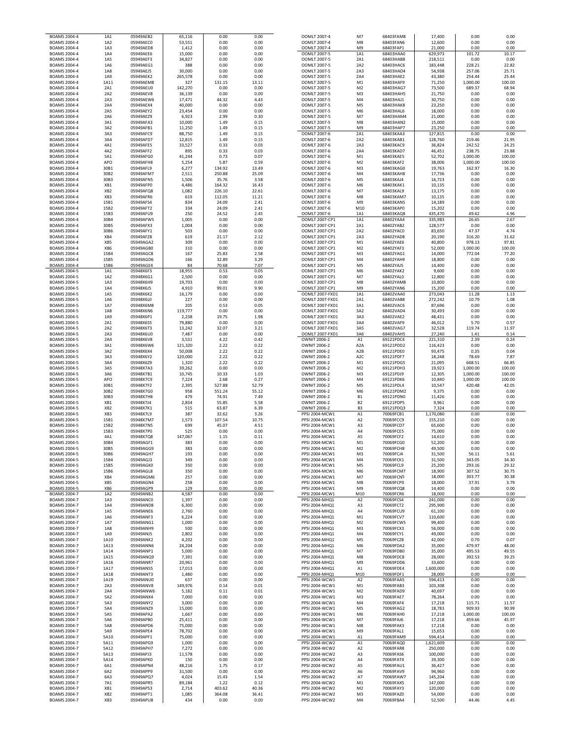| | | | | | |
|---|---|---|---|---|---|
| BOAMS 2004-4 | 1A1 | 05949AEB2 | 65,116 | 0.00 | 0.00 |
| BOAMS 2004-4 | 1A2 | 05949AEC0 | 53,551 | 0.00 | 0.00 |
| BOAMS 2004-4 | 1A3 | 05949AED8 | 1,412 | 0.00 | 0.00 |
| BOAMS 2004-4 | 1A4 | 05949AEE6 | 15,000 | 0.00 | 0.00 |
| BOAMS 2004-4 | 1A5 | 05949AEF3 | 34,827 | 0.00 | 0.00 |
| BOAMS 2004-4 | 1A6 | 05949AEG1 | 388 | 0.00 | 0.00 |
| BOAMS 2004-4 | 1A8 | 05949AEJ5 | 30,000 | 0.00 | 0.00 |
| BOAMS 2004-4 | 1A9 | 05949AEK2 | 265,578 | 0.00 | 0.00 |
| BOAMS 2004-4 | 1A11 | 05949AEM8 | 327 | 131.15 | 13.11 |
| BOAMS 2004-4 | 2A1 | 05949AEU0 | 142,270 | 0.00 | 0.00 |
| BOAMS 2004-4 | 2A2 | 05949AEV8 | 36,139 | 0.00 | 0.00 |
| BOAMS 2004-4 | 2A3 | 05949AEW6 | 17,471 | 44.32 | 4.43 |
| BOAMS 2004-4 | 2A4 | 05949AEX4 | 40,000 | 0.00 | 0.00 |
| BOAMS 2004-4 | 2A5 | 05949AEY2 | 23,454 | 0.00 | 0.00 |
| BOAMS 2004-4 | 2A6 | 05949AEZ9 | 6,923 | 2.99 | 0.30 |
| BOAMS 2004-4 | 3A1 | 05949AFA3 | 10,000 | 1.49 | 0.15 |
| BOAMS 2004-4 | 3A2 | 05949AFB1 | 11,250 | 1.49 | 0.15 |
| BOAMS 2004-4 | 3A3 | 05949AFC9 | 88,750 | 1.49 | 0.15 |
| BOAMS 2004-4 | 3A4 | 05949AFD7 | 12,815 | 1.49 | 0.15 |
| BOAMS 2004-4 | 4A1 | 05949AFE5 | 33,527 | 0.33 | 0.03 |
| BOAMS 2004-4 | 4A2 | 05949AFF2 | 895 | 0.33 | 0.03 |
| BOAMS 2004-4 | 5A1 | 05949AFG0 | 41,244 | 0.73 | 0.07 |
| BOAMS 2004-4 | APO | 05949AFH8 | 5,254 | 5.87 | 0.59 |
| BOAMS 2004-4 | 30B1 | 05949AFL9 | 6,277 | 134.92 | 13.49 |
| BOAMS 2004-4 | 30B2 | 05949AFM7 | 2,511 | 250.88 | 25.09 |
| BOAMS 2004-4 | 30B3 | 05949AFN5 | 1,506 | 35.76 | 3.58 |
| BOAMS 2004-4 | XB1 | 05949AFP0 | 4,486 | 164.32 | 16.43 |
| BOAMS 2004-4 | XB2 | 05949AFQ8 | 1,082 | 226.10 | 22.61 |
| BOAMS 2004-4 | XB3 | 05949AFR6 | 619 | 112.05 | 11.21 |
| BOAMS 2004-4 | 15B1 | 05949AFS4 | 834 | 24.09 | 2.41 |
| BOAMS 2004-4 | 15B2 | 05949AFT2 | 334 | 24.09 | 2.41 |
| BOAMS 2004-4 | 15B3 | 05949AFU9 | 250 | 24.52 | 2.45 |
| BOAMS 2004-4 | 30B4 | 05949AFW5 | 1,005 | 0.00 | 0.00 |
| BOAMS 2004-4 | 30B5 | 05949AFX3 | 1,004 | 0.00 | 0.00 |
| BOAMS 2004-4 | 30B6 | 05949AFY1 | 503 | 0.00 | 0.00 |
| BOAMS 2004-4 | XB4 | 05949AFZ8 | 619 | 21.17 | 2.12 |
| BOAMS 2004-4 | XB5 | 05949AGA2 | 309 | 0.00 | 0.00 |
| BOAMS 2004-4 | XB6 | 05949AGB0 | 310 | 0.00 | 0.00 |
| BOAMS 2004-4 | 15B4 | 05949AGC8 | 167 | 25.83 | 2.58 |
| BOAMS 2004-4 | 15B5 | 05949AGD6 | 166 | 32.89 | 3.29 |
| BOAMS 2004-4 | 15B6 | 05949AGE4 | 84 | 70.68 | 7.07 |
| BOAMS 2004-5 | 1A1 | 05948X6F3 | 18,955 | 0.53 | 0.05 |
| BOAMS 2004-5 | 1A2 | 05948X6G1 | 2,500 | 0.00 | 0.00 |
| BOAMS 2004-5 | 1A3 | 05948X6H9 | 19,703 | 0.00 | 0.00 |
| BOAMS 2004-5 | 1A4 | 05948X6J5 | 4,910 | 99.01 | 9.90 |
| BOAMS 2004-5 | 1A5 | 05948X6K2 | 16,179 | 0.00 | 0.00 |
| BOAMS 2004-5 | 1A6 | 05948X6L0 | 227 | 0.00 | 0.00 |
| BOAMS 2004-5 | 1A7 | 05948X6M8 | 205 | 0.53 | 0.05 |
| BOAMS 2004-5 | 1A8 | 05948X6N6 | 119,777 | 0.00 | 0.00 |
| BOAMS 2004-5 | 1A9 | 05948X6P1 | 2,238 | 19.75 | 1.98 |
| BOAMS 2004-5 | 2A1 | 05948X6S5 | 79,880 | 0.00 | 0.00 |
| BOAMS 2004-5 | 2A2 | 05948X6T3 | 13,242 | 32.07 | 3.21 |
| BOAMS 2004-5 | 2A3 | 05948X6U0 | 7,487 | 0.00 | 0.00 |
| BOAMS 2004-5 | 2A4 | 05948X6V8 | 3,531 | 4.22 | 0.42 |
| BOAMS 2004-5 | 3A1 | 05948X6W6 | 121,320 | 2.22 | 0.22 |
| BOAMS 2004-5 | 3A2 | 05948X6X4 | 50,008 | 2.22 | 0.22 |
| BOAMS 2004-5 | 3A3 | 05948X6Y2 | 120,000 | 2.22 | 0.22 |
| BOAMS 2004-5 | 3A4 | 05948X6Z9 | 1,320 | 2.22 | 0.22 |
| BOAMS 2004-5 | 3A5 | 05948X7A3 | 39,262 | 0.00 | 0.00 |
| BOAMS 2004-5 | 3A6 | 05948X7B1 | 10,745 | 10.33 | 1.03 |
| BOAMS 2004-5 | APO | 05948X7C9 | 7,224 | 2.68 | 0.27 |
| BOAMS 2004-5 | 30B1 | 05948X7F2 | 2,395 | 527.88 | 52.79 |
| BOAMS 2004-5 | 30B2 | 05948X7G0 | 958 | 551.24 | 55.12 |
| BOAMS 2004-5 | 30B3 | 05948X7H8 | 479 | 74.91 | 7.49 |
| BOAMS 2004-5 | XB1 | 05948X7J4 | 2,834 | 55.85 | 5.58 |
| BOAMS 2004-5 | XB2 | 05948X7K1 | 515 | 63.87 | 6.39 |
| BOAMS 2004-5 | XB3 | 05948X7L9 | 387 | 32.62 | 3.26 |
| BOAMS 2004-5 | 15B1 | 05948X7M7 | 1,573 | 107.54 | 10.75 |
| BOAMS 2004-5 | 15B2 | 05948X7N5 | 699 | 45.07 | 4.51 |
| BOAMS 2004-5 | 15B3 | 05948X7P0 | 525 | 0.00 | 0.00 |
| BOAMS 2004-5 | 4A1 | 05948X7Q8 | 147,067 | 1.15 | 0.11 |
| BOAMS 2004-5 | 30B4 | 05949AGF1 | 383 | 0.00 | 0.00 |
| BOAMS 2004-5 | 30B5 | 05949AGG9 | 383 | 0.00 | 0.00 |
| BOAMS 2004-5 | 30B6 | 05949AGH7 | 193 | 0.00 | 0.00 |
| BOAMS 2004-5 | 15B4 | 05949AGJ3 | 349 | 0.00 | 0.00 |
| BOAMS 2004-5 | 15B5 | 05949AGK0 | 350 | 0.00 | 0.00 |
| BOAMS 2004-5 | 15B6 | 05949AGL8 | 350 | 0.00 | 0.00 |
| BOAMS 2004-5 | XB4 | 05949AGM6 | 257 | 0.00 | 0.00 |
| BOAMS 2004-5 | XB5 | 05949AGN4 | 258 | 0.00 | 0.00 |
| BOAMS 2004-5 | XB6 | 05949AGP9 | 129 | 0.00 | 0.00 |
| BOAMS 2004-7 | 1A2 | 05949ANB2 | 4,587 | 0.00 | 0.00 |
| BOAMS 2004-7 | 1A3 | 05949ANC0 | 1,397 | 0.00 | 0.00 |
| BOAMS 2004-7 | 1A4 | 05949AND8 | 6,300 | 0.00 | 0.00 |
| BOAMS 2004-7 | 1A5 | 05949ANE6 | 2,760 | 0.00 | 0.00 |
| BOAMS 2004-7 | 1A6 | 05949ANF3 | 6,224 | 0.00 | 0.00 |
| BOAMS 2004-7 | 1A7 | 05949ANG1 | 1,000 | 0.00 | 0.00 |
| BOAMS 2004-7 | 1A8 | 05949ANH9 | 500 | 0.00 | 0.00 |
| BOAMS 2004-7 | 1A9 | 05949ANJ5 | 2,802 | 0.00 | 0.00 |
| BOAMS 2004-7 | 1A10 | 05949ANK2 | 4,202 | 0.00 | 0.00 |
| BOAMS 2004-7 | 1A13 | 05949ANN6 | 24,204 | 0.00 | 0.00 |
| BOAMS 2004-7 | 1A14 | 05949ANP1 | 5,000 | 0.00 | 0.00 |
| BOAMS 2004-7 | 1A15 | 05949ANQ9 | 7,391 | 0.00 | 0.00 |
| BOAMS 2004-7 | 1A16 | 05949ANR7 | 20,961 | 0.00 | 0.00 |
| BOAMS 2004-7 | 1A17 | 05949ANS5 | 17,013 | 0.00 | 0.00 |
| BOAMS 2004-7 | 1A18 | 05949ANT3 | 1,480 | 0.00 | 0.00 |
| BOAMS 2004-7 | 1A19 | 05949ANU0 | 637 | 0.00 | 0.00 |
| BOAMS 2004-7 | 2A3 | 05949ANV8 | 149,976 | 0.14 | 0.01 |
| BOAMS 2004-7 | 2A4 | 05949ANW6 | 5,182 | 0.11 | 0.01 |
| BOAMS 2004-7 | 5A2 | 05949ANX4 | 7,000 | 0.00 | 0.00 |
| BOAMS 2004-7 | 5A3 | 05949ANY2 | 3,000 | 0.00 | 0.00 |
| BOAMS 2004-7 | 5A4 | 05949ANZ9 | 15,000 | 0.00 | 0.00 |
| BOAMS 2004-7 | 5A5 | 05949APA2 | 1,667 | 0.00 | 0.00 |
| BOAMS 2004-7 | 5A6 | 05949APB0 | 25,411 | 0.00 | 0.00 |
| BOAMS 2004-7 | 5A8 | 05949APD6 | 75,000 | 0.00 | 0.00 |
| BOAMS 2004-7 | 5A9 | 05949APE4 | 78,702 | 0.00 | 0.00 |
| BOAMS 2004-7 | 5A10 | 05949APF1 | 75,000 | 0.00 | 0.00 |
| BOAMS 2004-7 | 5A11 | 05949APG9 | 1,000 | 0.00 | 0.00 |
| BOAMS 2004-7 | 5A12 | 05949APH7 | 7,272 | 0.00 | 0.00 |
| BOAMS 2004-7 | 5A13 | 05949APJ3 | 11,578 | 0.00 | 0.00 |
| BOAMS 2004-7 | 5A14 | 05949APK0 | 150 | 0.00 | 0.00 |
| BOAMS 2004-7 | 6A1 | 05949APN4 | 48,216 | 1.75 | 0.17 |
| BOAMS 2004-7 | 6A2 | 05949APP9 | 31,500 | 0.00 | 0.00 |
| BOAMS 2004-7 | 6A3 | 05949APQ7 | 4,024 | 15.43 | 1.54 |
| BOAMS 2004-7 | 7A1 | 05949APR5 | 89,184 | 1.22 | 0.12 |
| BOAMS 2004-7 | XB1 | 05949APS3 | 2,714 | 403.62 | 40.36 |
| BOAMS 2004-7 | XB2 | 05949APT1 | 1,085 | 364.08 | 36.41 |
| BOAMS 2004-7 | XB3 | 05949APU8 | 434 | 0.00 | 0.00 |
| OOMLT 2007-4 | M7 | 68403FAM8 | 17,400 | 0.00 | 0.00 |
| OOMLT 2007-4 | M8 | 68403FAN6 | 12,600 | 0.00 | 0.00 |
| OOMLT 2007-4 | M9 | 68403FAP1 | 21,000 | 0.00 | 0.00 |
| OOMLT 2007-5 | 1A1 | 68403HAA0 | 629,973 | 101.72 | 10.17 |
| OOMLT 2007-5 | 2A1 | 68403HAB8 | 218,511 | 0.00 | 0.00 |
| OOMLT 2007-5 | 2A2 | 68403HAC6 | 183,448 | 228.21 | 22.82 |
| OOMLT 2007-5 | 2A3 | 68403HAD4 | 54,938 | 257.06 | 25.71 |
| OOMLT 2007-5 | 2A4 | 68403HAE2 | 43,380 | 254.44 | 25.44 |
| OOMLT 2007-5 | M1 | 68403HAF9 | 71,250 | 1,000.00 | 100.00 |
| OOMLT 2007-5 | M2 | 68403HAG7 | 73,500 | 689.37 | 68.94 |
| OOMLT 2007-5 | M3 | 68403HAH5 | 21,750 | 0.00 | 0.00 |
| OOMLT 2007-5 | M4 | 68403HAJ1 | 30,750 | 0.00 | 0.00 |
| OOMLT 2007-5 | M5 | 68403HAK8 | 23,250 | 0.00 | 0.00 |
| OOMLT 2007-5 | M6 | 68403HAL6 | 18,000 | 0.00 | 0.00 |
| OOMLT 2007-5 | M7 | 68403HAM4 | 21,000 | 0.00 | 0.00 |
| OOMLT 2007-5 | M8 | 68403HAN2 | 15,000 | 0.00 | 0.00 |
| OOMLT 2007-5 | M9 | 68403HAP7 | 23,250 | 0.00 | 0.00 |
| OOMLT 2007-6 | 2A1 | 68403KAA3 | 127,815 | 0.00 | 0.00 |
| OOMLT 2007-6 | 2A2 | 68403KAB1 | 128,760 | 219.46 | 21.95 |
| OOMLT 2007-6 | 2A3 | 68403KAC9 | 36,824 | 242.52 | 24.25 |
| OOMLT 2007-6 | 2A4 | 68403KAD7 | 46,451 | 238.75 | 23.88 |
| OOMLT 2007-6 | M1 | 68403KAE5 | 52,702 | 1,000.00 | 100.00 |
| OOMLT 2007-6 | M2 | 68403KAF2 | 38,006 | 1,000.00 | 100.00 |
| OOMLT 2007-6 | M3 | 68403KAG0 | 19,763 | 162.97 | 16.30 |
| OOMLT 2007-6 | M4 | 68403KAH8 | 17,736 | 0.00 | 0.00 |
| OOMLT 2007-6 | M5 | 68403KAJ4 | 16,723 | 0.00 | 0.00 |
| OOMLT 2007-6 | M6 | 68403KAK1 | 10,135 | 0.00 | 0.00 |
| OOMLT 2007-6 | M7 | 68403KAL9 | 13,175 | 0.00 | 0.00 |
| OOMLT 2007-6 | M8 | 68403KAM7 | 10,135 | 0.00 | 0.00 |
| OOMLT 2007-6 | M9 | 68403KAN5 | 14,189 | 0.00 | 0.00 |
| OOMLT 2007-6 | M10 | 68403KAP0 | 15,202 | 0.00 | 0.00 |
| OOMLT 2007-6 | 1A1 | 68403KAQ8 | 435,470 | 49.62 | 4.96 |
| OOMLT 2007-CP1 | 1A1 | 68402YAA4 | 335,983 | 26.65 | 2.67 |
| OOMLT 2007-CP1 | 2A1 | 68402YAB2 | 128,577 | 0.00 | 0.00 |
| OOMLT 2007-CP1 | 2A2 | 68402YAC0 | 83,650 | 47.37 | 4.74 |
| OOMLT 2007-CP1 | 2A3 | 68402YAD8 | 20,190 | 316.20 | 31.62 |
| OOMLT 2007-CP1 | M1 | 68402YAE6 | 40,800 | 978.13 | 97.81 |
| OOMLT 2007-CP1 | M2 | 68402YAF3 | 52,000 | 1,000.00 | 100.00 |
| OOMLT 2007-CP1 | M3 | 68402YAG1 | 14,000 | 772.04 | 77.20 |
| OOMLT 2007-CP1 | M4 | 68402YAH9 | 18,800 | 0.00 | 0.00 |
| OOMLT 2007-CP1 | M5 | 68402YAJ5 | 14,400 | 0.00 | 0.00 |
| OOMLT 2007-CP1 | M6 | 68402YAK2 | 9,600 | 0.00 | 0.00 |
| OOMLT 2007-CP1 | M7 | 68402YAL0 | 12,800 | 0.00 | 0.00 |
| OOMLT 2007-CP1 | M8 | 68402YAM8 | 10,800 | 0.00 | 0.00 |
| OOMLT 2007-CP1 | M9 | 68402YAN6 | 15,200 | 0.00 | 0.00 |
| OOMLT 2007-FXD1 | 1A1 | 68402VAA0 | 273,043 | 11.28 | 1.13 |
| OOMLT 2007-FXD1 | 2A1 | 68402VAB8 | 272,242 | 10.79 | 1.08 |
| OOMLT 2007-FXD1 | 3A1 | 68402VAC6 | 87,696 | 0.00 | 0.00 |
| OOMLT 2007-FXD1 | 3A2 | 68402VAD4 | 30,493 | 0.00 | 0.00 |
| OOMLT 2007-FXD1 | 3A3 | 68402VAE2 | 48,431 | 0.00 | 0.00 |
| OOMLT 2007-FXD1 | 3A4 | 68402VAF9 | 46,012 | 5.70 | 0.57 |
| OOMLT 2007-FXD1 | 3A5 | 68402VAG7 | 32,528 | 119.74 | 11.97 |
| OOMLT 2007-FXD1 | 3A6 | 68402VAH5 | 27,240 | 1.41 | 0.14 |
| OWNIT 2006-2 | A1 | 69121PDC4 | 221,310 | 2.39 | 0.24 |
| OWNIT 2006-2 | A2A | 69121PDD2 | 116,423 | 0.00 | 0.00 |
| OWNIT 2006-2 | A2B | 69121PDE0 | 93,475 | 0.35 | 0.04 |
| OWNIT 2006-2 | A2C | 69121PDF7 | 18,248 | 78.69 | 7.87 |
| OWNIT 2006-2 | M1 | 69121PDG5 | 21,095 | 668.51 | 66.85 |
| OWNIT 2006-2 | M2 | 69121PDH3 | 19,923 | 1,000.00 | 100.00 |
| OWNIT 2006-2 | M3 | 69121PDJ9 | 12,305 | 1,000.00 | 100.00 |
| OWNIT 2006-2 | M4 | 69121PDK6 | 10,840 | 1,000.00 | 100.00 |
| OWNIT 2006-2 | M5 | 69121PDL4 | 10,547 | 420.48 | 42.05 |
| OWNIT 2006-2 | M6 | 69121PDM2 | 9,375 | 0.00 | 0.00 |
| OWNIT 2006-2 | B1 | 69121PDN0 | 11,426 | 0.00 | 0.00 |
| OWNIT 2006-2 | B2 | 69121PDP5 | 9,961 | 0.00 | 0.00 |
| OWNIT 2006-2 | B3 | 69121PDQ3 | 7,324 | 0.00 | 0.00 |
| PPSI 2004-MCW1 | A1 | 70069FCB1 | 1,170,080 | 0.00 | 0.00 |
| PPSI 2004-MCW1 | A2 | 70069FCC9 | 155,210 | 0.00 | 0.00 |
| PPSI 2004-MCW1 | A3 | 70069FCD7 | 65,600 | 0.00 | 0.00 |
| PPSI 2004-MCW1 | A4 | 70069FCE5 | 75,000 | 0.00 | 0.00 |
| PPSI 2004-MCW1 | A5 | 70069FCF2 | 14,610 | 0.00 | 0.00 |
| PPSI 2004-MCW1 | M1 | 70069FCG0 | 52,200 | 0.00 | 0.00 |
| PPSI 2004-MCW1 | M2 | 70069FCH8 | 49,500 | 0.00 | 0.00 |
| PPSI 2004-MCW1 | M3 | 70069FCJ4 | 31,500 | 56.11 | 5.61 |
| PPSI 2004-MCW1 | M4 | 70069FCK1 | 31,500 | 343.05 | 34.30 |
| PPSI 2004-MCW1 | M5 | 70069FCL9 | 25,200 | 293.16 | 29.32 |
| PPSI 2004-MCW1 | M6 | 70069FCM7 | 18,900 | 307.52 | 30.75 |
| PPSI 2004-MCW1 | M7 | 70069FCN5 | 18,000 | 303.77 | 30.38 |
| PPSI 2004-MCW1 | M8 | 70069FCP0 | 18,000 | 37.91 | 3.79 |
| PPSI 2004-MCW1 | M9 | 70069FCQ8 | 14,400 | 0.00 | 0.00 |
| PPSI 2004-MCW1 | M10 | 70069FCR6 | 18,000 | 0.00 | 0.00 |
| PPSI 2004-MHQ1 | A2 | 70069FCS4 | 241,000 | 0.00 | 0.00 |
| PPSI 2004-MHQ1 | A3 | 70069FCT2 | 295,900 | 0.00 | 0.00 |
| PPSI 2004-MHQ1 | A4 | 70069FCU9 | 61,100 | 0.00 | 0.00 |
| PPSI 2004-MHQ1 | M1 | 70069FCV7 | 110,600 | 0.00 | 0.00 |
| PPSI 2004-MHQ1 | M2 | 70069FCW5 | 99,400 | 0.00 | 0.00 |
| PPSI 2004-MHQ1 | M3 | 70069FCX3 | 56,000 | 0.00 | 0.00 |
| PPSI 2004-MHQ1 | M4 | 70069FCY1 | 49,000 | 0.00 | 0.00 |
| PPSI 2004-MHQ1 | M5 | 70069FCZ8 | 42,000 | 0.70 | 0.07 |
| PPSI 2004-MHQ1 | M6 | 70069FDA2 | 35,000 | 479.97 | 48.00 |
| PPSI 2004-MHQ1 | M7 | 70069FDB0 | 35,000 | 495.53 | 49.55 |
| PPSI 2004-MHQ1 | M8 | 70069FDC8 | 28,000 | 392.53 | 39.25 |
| PPSI 2004-MHQ1 | M9 | 70069FDD6 | 33,600 | 0.00 | 0.00 |
| PPSI 2004-MHQ1 | A1 | 70069FDE4 | 1,600,000 | 0.00 | 0.00 |
| PPSI 2004-MHQ1 | M10 | 70069FDF1 | 28,000 | 0.00 | 0.00 |
| PPSI 2004-WCW1 | A2 | 70069FAA5 | 594,413 | 0.00 | 0.00 |
| PPSI 2004-WCW1 | M1 | 70069FAB3 | 103,308 | 0.00 | 0.00 |
| PPSI 2004-WCW1 | M2 | 70069FAD9 | 40,697 | 0.00 | 0.00 |
| PPSI 2004-WCW1 | M3 | 70069FAE7 | 78,264 | 0.00 | 0.00 |
| PPSI 2004-WCW1 | M4 | 70069FAF4 | 17,218 | 115.71 | 11.57 |
| PPSI 2004-WCW1 | M5 | 70069FAG2 | 18,783 | 909.93 | 90.99 |
| PPSI 2004-WCW1 | M6 | 70069FAH0 | 17,218 | 1,000.00 | 100.00 |
| PPSI 2004-WCW1 | M7 | 70069FAJ6 | 17,218 | 459.66 | 45.97 |
| PPSI 2004-WCW1 | M8 | 70069FAK3 | 17,218 | 0.00 | 0.00 |
| PPSI 2004-WCW1 | M9 | 70069FAL1 | 15,653 | 0.00 | 0.00 |
| PPSI 2004-WCW1 | A1 | 70069FAM9 | 594,414 | 0.00 | 0.00 |
| PPSI 2004-WCW2 | A1 | 70069FAQ0 | 1,621,609 | 0.00 | 0.00 |
| PPSI 2004-WCW2 | A2 | 70069FAR8 | 250,000 | 0.00 | 0.00 |
| PPSI 2004-WCW2 | A3 | 70069FAS6 | 100,000 | 0.00 | 0.00 |
| PPSI 2004-WCW2 | A4 | 70069FAT4 | 39,300 | 0.00 | 0.00 |
| PPSI 2004-WCW2 | A5 | 70069FAU1 | 36,427 | 0.00 | 0.00 |
| PPSI 2004-WCW2 | A6 | 70069FAV9 | 94,960 | 0.00 | 0.00 |
| PPSI 2004-WCW2 | A7 | 70069FAW7 | 145,204 | 0.00 | 0.00 |
| PPSI 2004-WCW2 | M1 | 70069FAX5 | 147,000 | 0.00 | 0.00 |
| PPSI 2004-WCW2 | M2 | 70069FAY3 | 120,000 | 0.00 | 0.00 |
| PPSI 2004-WCW2 | M3 | 70069FAZ0 | 54,000 | 0.00 | 0.00 |
| PPSI 2004-WCW2 | M4 | 70069FBA4 | 52,500 | 44.46 | 4.45 |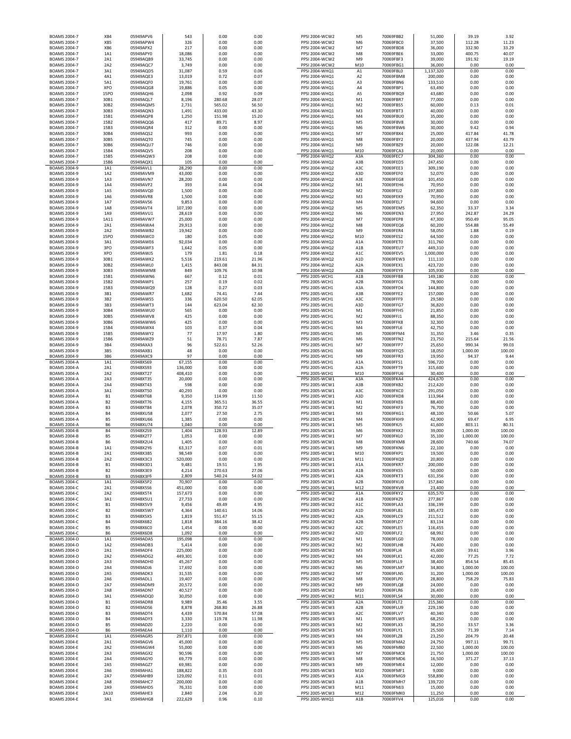| | | | | | |
|---|---|---|---|---|---|
| BOAMS 2004-7 | XB4 | 05949APV6 | 543 | 0.00 | 0.00 |
| BOAMS 2004-7 | XB5 | 05949APW4 | 326 | 0.00 | 0.00 |
| BOAMS 2004-7 | XB6 | 05949APX2 | 217 | 0.00 | 0.00 |
| BOAMS 2004-7 | 1A1 | 05949APY0 | 18,086 | 0.00 | 0.00 |
| BOAMS 2004-7 | 2A1 | 05949AQB9 | 33,745 | 0.00 | 0.00 |
| BOAMS 2004-7 | 2A2 | 05949AQC7 | 3,749 | 0.00 | 0.00 |
| BOAMS 2004-7 | 3A1 | 05949AQD5 | 31,087 | 0.59 | 0.06 |
| BOAMS 2004-7 | 4A1 | 05949AQE3 | 13,019 | 0.72 | 0.07 |
| BOAMS 2004-7 | 5A1 | 05949AQF0 | 19,761 | 0.00 | 0.00 |
| BOAMS 2004-7 | XPO | 05949AQG8 | 19,886 | 0.05 | 0.00 |
| BOAMS 2004-7 | 15PO | 05949AQH6 | 2,098 | 0.92 | 0.09 |
| BOAMS 2004-7 | 30B1 | 05949AQL7 | 8,196 | 280.68 | 28.07 |
| BOAMS 2004-7 | 30B2 | 05949AQM5 | 2,731 | 565.02 | 56.50 |
| BOAMS 2004-7 | 30B3 | 05949AQN3 | 1,491 | 433.00 | 43.30 |
| BOAMS 2004-7 | 15B1 | 05949AQP8 | 1,250 | 151.98 | 15.20 |
| BOAMS 2004-7 | 15B2 | 05949AQQ6 | 417 | 89.71 | 8.97 |
| BOAMS 2004-7 | 15B3 | 05949AQR4 | 312 | 0.00 | 0.00 |
| BOAMS 2004-7 | 30B4 | 05949AQS2 | 993 | 0.00 | 0.00 |
| BOAMS 2004-7 | 30B5 | 05949AQT0 | 745 | 0.00 | 0.00 |
| BOAMS 2004-7 | 30B6 | 05949AQU7 | 746 | 0.00 | 0.00 |
| BOAMS 2004-7 | 15B4 | 05949AQV5 | 208 | 0.00 | 0.00 |
| BOAMS 2004-7 | 15B5 | 05949AQW3 | 208 | 0.00 | 0.00 |
| BOAMS 2004-7 | 15B6 | 05949AQX1 | 105 | 0.00 | 0.00 |
| BOAMS 2004-9 | 1A1 | 05949AVL1 | 28,290 | 0.00 | 0.00 |
| BOAMS 2004-9 | 1A2 | 05949AVM9 | 43,000 | 0.00 | 0.00 |
| BOAMS 2004-9 | 1A3 | 05949AVN7 | 28,200 | 0.00 | 0.00 |
| BOAMS 2004-9 | 1A4 | 05949AVP2 | 393 | 0.44 | 0.04 |
| BOAMS 2004-9 | 1A5 | 05949AVQ0 | 1,500 | 0.00 | 0.00 |
| BOAMS 2004-9 | 1A6 | 05949AVR8 | 1,500 | 0.00 | 0.00 |
| BOAMS 2004-9 | 1A7 | 05949AVS6 | 9,853 | 0.00 | 0.00 |
| BOAMS 2004-9 | 1A8 | 05949AVT4 | 107,190 | 0.00 | 0.00 |
| BOAMS 2004-9 | 1A9 | 05949AVU1 | 28,619 | 0.00 | 0.00 |
| BOAMS 2004-9 | 1A11 | 05949AVW7 | 25,000 | 0.00 | 0.00 |
| BOAMS 2004-9 | 2A1 | 05949AWA4 | 29,913 | 0.00 | 0.00 |
| BOAMS 2004-9 | 2A2 | 05949AWB2 | 19,942 | 0.00 | 0.00 |
| BOAMS 2004-9 | 15PO | 05949AWC0 | 180 | 0.05 | 0.00 |
| BOAMS 2004-9 | 3A1 | 05949AWE6 | 92,034 | 0.00 | 0.00 |
| BOAMS 2004-9 | 3PO | 05949AWF3 | 1,642 | 0.05 | 0.00 |
| BOAMS 2004-9 | XPO | 05949AWJ5 | 179 | 1.81 | 0.18 |
| BOAMS 2004-9 | 30B1 | 05949AWK2 | 5,516 | 219.61 | 21.96 |
| BOAMS 2004-9 | 30B2 | 05949AWL0 | 1,415 | 843.08 | 84.31 |
| BOAMS 2004-9 | 30B3 | 05949AWM8 | 849 | 109.76 | 10.98 |
| BOAMS 2004-9 | 15B1 | 05949AWN6 | 667 | 0.12 | 0.01 |
| BOAMS 2004-9 | 15B2 | 05949AWP1 | 257 | 0.19 | 0.02 |
| BOAMS 2004-9 | 15B3 | 05949AWQ9 | 128 | 0.27 | 0.03 |
| BOAMS 2004-9 | 3B1 | 05949AWR7 | 1,682 | 74.41 | 7.44 |
| BOAMS 2004-9 | 3B2 | 05949AWS5 | 336 | 620.50 | 62.05 |
| BOAMS 2004-9 | 3B3 | 05949AWT3 | 144 | 623.04 | 62.30 |
| BOAMS 2004-9 | 30B4 | 05949AWU0 | 565 | 0.00 | 0.00 |
| BOAMS 2004-9 | 30B5 | 05949AWV8 | 425 | 0.00 | 0.00 |
| BOAMS 2004-9 | 30B6 | 05949AWW6 | 425 | 0.00 | 0.00 |
| BOAMS 2004-9 | 15B4 | 05949AWX4 | 103 | 0.37 | 0.04 |
| BOAMS 2004-9 | 15B5 | 05949AWY2 | 77 | 17.97 | 1.80 |
| BOAMS 2004-9 | 15B6 | 05949AWZ9 | 51 | 78.71 | 7.87 |
| BOAMS 2004-9 | 3B4 | 05949AXA3 | 96 | 522.61 | 52.26 |
| BOAMS 2004-9 | 3B5 | 05949AXB1 | 48 | 0.00 | 0.00 |
| BOAMS 2004-9 | 3B6 | 05949AXC9 | 97 | 0.00 | 0.00 |
| BOAMS 2004-A | 1A1 | 05948XS69 | 67,155 | 0.00 | 0.00 |
| BOAMS 2004-A | 2A1 | 05948XS93 | 136,000 | 0.00 | 0.00 |
| BOAMS 2004-A | 2A2 | 05948XT27 | 408,410 | 0.00 | 0.00 |
| BOAMS 2004-A | 2A3 | 05948XT35 | 20,000 | 0.00 | 0.00 |
| BOAMS 2004-A | 2A4 | 05948XT43 | 598 | 0.00 | 0.00 |
| BOAMS 2004-A | 3A1 | 05948XT50 | 40,293 | 0.00 | 0.00 |
| BOAMS 2004-A | B1 | 05948XT68 | 9,350 | 114.99 | 11.50 |
| BOAMS 2004-A | B2 | 05948XT76 | 4,155 | 365.51 | 36.55 |
| BOAMS 2004-A | B3 | 05948XT84 | 2,078 | 350.72 | 35.07 |
| BOAMS 2004-A | B4 | 05948XU58 | 2,077 | 27.50 | 2.75 |
| BOAMS 2004-A | B5 | 05948XU66 | 1,385 | 0.00 | 0.00 |
| BOAMS 2004-A | B6 | 05948XU74 | 1,040 | 0.00 | 0.00 |
| BOAMS 2004-B | B4 | 05948X2S9 | 1,404 | 128.93 | 12.89 |
| BOAMS 2004-B | B5 | 05948X2T7 | 1,053 | 0.00 | 0.00 |
| BOAMS 2004-B | B6 | 05948X2U4 | 1,405 | 0.00 | 0.00 |
| BOAMS 2004-B | 1A1 | 05948X2Y6 | 63,317 | 0.07 | 0.01 |
| BOAMS 2004-B | 2A1 | 05948X3B5 | 98,549 | 0.00 | 0.00 |
| BOAMS 2004-B | 2A2 | 05948X3C3 | 520,000 | 0.00 | 0.00 |
| BOAMS 2004-B | B1 | 05948X3D1 | 9,481 | 19.51 | 1.95 |
| BOAMS 2004-B | B2 | 05948X3E9 | 4,214 | 270.63 | 27.06 |
| BOAMS 2004-B | B3 | 05948X3F6 | 2,809 | 540.24 | 54.02 |
| BOAMS 2004-C | 1A1 | 05948X5P2 | 70,907 | 0.00 | 0.00 |
| BOAMS 2004-C | 2A1 | 05948X5S6 | 451,000 | 0.00 | 0.00 |
| BOAMS 2004-C | 2A2 | 05948X5T4 | 157,673 | 0.00 | 0.00 |
| BOAMS 2004-C | 3A1 | 05948X5U1 | 27,733 | 0.00 | 0.00 |
| BOAMS 2004-C | B1 | 05948X5V9 | 9,456 | 49.49 | 4.95 |
| BOAMS 2004-C | B2 | 05948X5W7 | 4,364 | 140.61 | 14.06 |
| BOAMS 2004-C | B3 | 05948X5X5 | 1,819 | 551.47 | 55.15 |
| BOAMS 2004-C | B4 | 05948X6B2 | 1,818 | 384.16 | 38.42 |
| BOAMS 2004-C | B5 | 05948X6C0 | 1,454 | 0.00 | 0.00 |
| BOAMS 2004-C | B6 | 05948X6D8 | 1,092 | 0.00 | 0.00 |
| BOAMS 2004-D | 1A1 | 05949ADA5 | 195,098 | 0.00 | 0.00 |
| BOAMS 2004-D | 1A2 | 05949ADB3 | 5,414 | 0.00 | 0.00 |
| BOAMS 2004-D | 2A1 | 05949ADF4 | 225,000 | 0.00 | 0.00 |
| BOAMS 2004-D | 2A2 | 05949ADG2 | 449,301 | 0.00 | 0.00 |
| BOAMS 2004-D | 2A3 | 05949ADH0 | 45,267 | 0.00 | 0.00 |
| BOAMS 2004-D | 2A4 | 05949ADJ6 | 17,692 | 0.00 | 0.00 |
| BOAMS 2004-D | 2A5 | 05949ADK3 | 31,535 | 0.00 | 0.00 |
| BOAMS 2004-D | 2A6 | 05949ADL1 | 19,407 | 0.00 | 0.00 |
| BOAMS 2004-D | 2A7 | 05949ADM9 | 20,572 | 0.00 | 0.00 |
| BOAMS 2004-D | 2A8 | 05949ADN7 | 40,527 | 0.00 | 0.00 |
| BOAMS 2004-D | 3A1 | 05949ADQ0 | 30,050 | 0.00 | 0.00 |
| BOAMS 2004-D | B1 | 05949ADR8 | 9,989 | 35.46 | 3.55 |
| BOAMS 2004-D | B2 | 05949ADS6 | 8,878 | 268.80 | 26.88 |
| BOAMS 2004-D | B3 | 05949ADT4 | 4,439 | 570.84 | 57.08 |
| BOAMS 2004-D | B4 | 05949ADY3 | 3,330 | 119.78 | 11.98 |
| BOAMS 2004-D | B5 | 05949ADZ0 | 2,220 | 0.00 | 0.00 |
| BOAMS 2004-D | B6 | 05949AEA4 | 1,110 | 0.00 | 0.00 |
| BOAMS 2004-E | 1A1 | 05949AGR5 | 297,871 | 0.00 | 0.00 |
| BOAMS 2004-E | 2A1 | 05949AGV6 | 45,000 | 0.00 | 0.00 |
| BOAMS 2004-E | 2A2 | 05949AGW4 | 55,000 | 0.00 | 0.00 |
| BOAMS 2004-E | 2A3 | 05949AGX2 | 90,596 | 0.00 | 0.00 |
| BOAMS 2004-E | 2A4 | 05949AGY0 | 69,779 | 0.00 | 0.00 |
| BOAMS 2004-E | 2A5 | 05949AGZ7 | 69,981 | 0.00 | 0.00 |
| BOAMS 2004-E | 2A6 | 05949AHA1 | 188,822 | 0.35 | 0.03 |
| BOAMS 2004-E | 2A7 | 05949AHB9 | 129,092 | 0.11 | 0.01 |
| BOAMS 2004-E | 2A8 | 05949AHC7 | 200,000 | 0.00 | 0.00 |
| BOAMS 2004-E | 2A9 | 05949AHD5 | 76,331 | 0.00 | 0.00 |
| BOAMS 2004-E | 2A10 | 05949AHE3 | 2,840 | 2.04 | 0.20 |
| BOAMS 2004-E | 3A1 | 05949AHG8 | 222,629 | 0.96 | 0.10 |
| PPSI 2004-WCW2 | M5 | 70069FBB2 | 51,000 | 39.19 | 3.92 |
| PPSI 2004-WCW2 | M6 | 70069FBC0 | 37,500 | 112.28 | 11.23 |
| PPSI 2004-WCW2 | M7 | 70069FBD8 | 36,000 | 332.90 | 33.29 |
| PPSI 2004-WCW2 | M8 | 70069FBE6 | 33,000 | 400.75 | 40.07 |
| PPSI 2004-WCW2 | M9 | 70069FBF3 | 39,000 | 191.92 | 19.19 |
| PPSI 2004-WCW2 | M10 | 70069FBG1 | 36,000 | 0.00 | 0.00 |
| PPSI 2004-WHQ1 | A1 | 70069FBL0 | 1,137,320 | 0.00 | 0.00 |
| PPSI 2004-WHQ1 | A2 | 70069FBM8 | 200,000 | 0.00 | 0.00 |
| PPSI 2004-WHQ1 | A3 | 70069FBN6 | 133,510 | 0.00 | 0.00 |
| PPSI 2004-WHQ1 | A4 | 70069FBP1 | 63,490 | 0.00 | 0.00 |
| PPSI 2004-WHQ1 | A5 | 70069FBQ9 | 43,680 | 0.00 | 0.00 |
| PPSI 2004-WHQ1 | M1 | 70069FBR7 | 77,000 | 0.00 | 0.00 |
| PPSI 2004-WHQ1 | M2 | 70069FBS5 | 60,000 | 0.13 | 0.01 |
| PPSI 2004-WHQ1 | M3 | 70069FBT3 | 40,000 | 0.00 | 0.00 |
| PPSI 2004-WHQ1 | M4 | 70069FBU0 | 35,000 | 0.00 | 0.00 |
| PPSI 2004-WHQ1 | M5 | 70069FBV8 | 30,000 | 0.00 | 0.00 |
| PPSI 2004-WHQ1 | M6 | 70069FBW6 | 30,000 | 9.42 | 0.94 |
| PPSI 2004-WHQ1 | M7 | 70069FBX4 | 25,000 | 417.84 | 41.78 |
| PPSI 2004-WHQ1 | M8 | 70069FBY2 | 20,000 | 437.94 | 43.79 |
| PPSI 2004-WHQ1 | M9 | 70069FBZ9 | 20,000 | 122.08 | 12.21 |
| PPSI 2004-WHQ1 | M10 | 70069FCA3 | 20,000 | 0.00 | 0.00 |
| PPSI 2004-WHQ2 | A3A | 70069FEC7 | 304,360 | 0.00 | 0.00 |
| PPSI 2004-WHQ2 | A3B | 70069FED5 | 247,450 | 0.00 | 0.00 |
| PPSI 2004-WHQ2 | A3C | 70069FEE3 | 309,190 | 0.00 | 0.00 |
| PPSI 2004-WHQ2 | A3D | 70069FEF0 | 52,070 | 0.00 | 0.00 |
| PPSI 2004-WHQ2 | A3E | 70069FEG8 | 101,450 | 0.00 | 0.00 |
| PPSI 2004-WHQ2 | M1 | 70069FEH6 | 70,950 | 0.00 | 0.00 |
| PPSI 2004-WHQ2 | M2 | 70069FEJ2 | 197,800 | 0.00 | 0.00 |
| PPSI 2004-WHQ2 | M3 | 70069FEK9 | 70,950 | 0.00 | 0.00 |
| PPSI 2004-WHQ2 | M4 | 70069FEL7 | 94,600 | 0.00 | 0.00 |
| PPSI 2004-WHQ2 | M5 | 70069FEM5 | 62,350 | 33.37 | 3.34 |
| PPSI 2004-WHQ2 | M6 | 70069FEN3 | 27,950 | 242.87 | 24.29 |
| PPSI 2004-WHQ2 | M7 | 70069FEP8 | 47,300 | 950.49 | 95.05 |
| PPSI 2004-WHQ2 | M8 | 70069FEQ6 | 60,200 | 554.88 | 55.49 |
| PPSI 2004-WHQ2 | M9 | 70069FER4 | 58,050 | 1.88 | 0.19 |
| PPSI 2004-WHQ2 | M10 | 70069FES2 | 64,500 | 0.00 | 0.00 |
| PPSI 2004-WHQ2 | A1A | 70069FET0 | 311,760 | 0.00 | 0.00 |
| PPSI 2004-WHQ2 | A1B | 70069FEU7 | 449,310 | 0.00 | 0.00 |
| PPSI 2004-WHQ2 | A1C | 70069FEV5 | 1,000,000 | 0.00 | 0.00 |
| PPSI 2004-WHQ2 | A1D | 70069FEW3 | 111,110 | 0.00 | 0.00 |
| PPSI 2004-WHQ2 | A2A | 70069FEX1 | 423,720 | 0.00 | 0.00 |
| PPSI 2004-WHQ2 | A2B | 70069FEY9 | 105,930 | 0.00 | 0.00 |
| PPSI 2005-WCH1 | A1B | 70069FFB8 | 149,180 | 0.00 | 0.00 |
| PPSI 2005-WCH1 | A2B | 70069FFC6 | 78,900 | 0.00 | 0.00 |
| PPSI 2005-WCH1 | A3A | 70069FFD4 | 144,800 | 0.00 | 0.00 |
| PPSI 2005-WCH1 | A3B | 70069FFE2 | 157,000 | 0.00 | 0.00 |
| PPSI 2005-WCH1 | A3C | 70069FFF9 | 29,580 | 0.00 | 0.00 |
| PPSI 2005-WCH1 | A3D | 70069FFG7 | 36,820 | 0.00 | 0.00 |
| PPSI 2005-WCH1 | M1 | 70069FFH5 | 21,850 | 0.00 | 0.00 |
| PPSI 2005-WCH1 | M2 | 70069FFJ1 | 88,350 | 0.00 | 0.00 |
| PPSI 2005-WCH1 | M3 | 70069FFK8 | 32,300 | 0.00 | 0.00 |
| PPSI 2005-WCH1 | M4 | 70069FFL6 | 42,750 | 0.00 | 0.00 |
| PPSI 2005-WCH1 | M5 | 70069FFM4 | 31,350 | 3.46 | 0.35 |
| PPSI 2005-WCH1 | M6 | 70069FFN2 | 23,750 | 215.64 | 21.56 |
| PPSI 2005-WCH1 | M7 | 70069FFP7 | 25,650 | 990.34 | 99.03 |
| PPSI 2005-WCH1 | M8 | 70069FFQ5 | 18,050 | 1,000.00 | 100.00 |
| PPSI 2005-WCH1 | M9 | 70069FFR3 | 19,950 | 94.37 | 9.44 |
| PPSI 2005-WCH1 | A1A | 70069FFS1 | 596,720 | 0.00 | 0.00 |
| PPSI 2005-WCH1 | A2A | 70069FFT9 | 315,600 | 0.00 | 0.00 |
| PPSI 2005-WCH1 | M10 | 70069FFU6 | 30,400 | 0.00 | 0.00 |
| PPSI 2005-WCW1 | A3A | 70069FKA4 | 424,670 | 0.00 | 0.00 |
| PPSI 2005-WCW1 | A3B | 70069FKB2 | 212,420 | 0.00 | 0.00 |
| PPSI 2005-WCW1 | A3C | 70069FKC0 | 291,050 | 0.00 | 0.00 |
| PPSI 2005-WCW1 | A3D | 70069FKD8 | 113,964 | 0.00 | 0.00 |
| PPSI 2005-WCW1 | M1 | 70069FKE6 | 88,400 | 0.00 | 0.00 |
| PPSI 2005-WCW1 | M2 | 70069FKF3 | 76,700 | 0.00 | 0.00 |
| PPSI 2005-WCW1 | M3 | 70069FKG1 | 48,100 | 50.66 | 5.07 |
| PPSI 2005-WCW1 | M4 | 70069FKH9 | 42,900 | 69.47 | 6.95 |
| PPSI 2005-WCW1 | M5 | 70069FKJ5 | 41,600 | 803.11 | 80.31 |
| PPSI 2005-WCW1 | M6 | 70069FKK2 | 39,000 | 1,000.00 | 100.00 |
| PPSI 2005-WCW1 | M7 | 70069FKL0 | 35,100 | 1,000.00 | 100.00 |
| PPSI 2005-WCW1 | M8 | 70069FKM8 | 28,600 | 740.66 | 74.07 |
| PPSI 2005-WCW1 | M9 | 70069FKN6 | 22,100 | 0.00 | 0.00 |
| PPSI 2005-WCW1 | M10 | 70069FKP1 | 19,500 | 0.00 | 0.00 |
| PPSI 2005-WCW1 | M11 | 70069FKQ9 | 20,800 | 0.00 | 0.00 |
| PPSI 2005-WCW1 | A1A | 70069FKR7 | 200,000 | 0.00 | 0.00 |
| PPSI 2005-WCW1 | A1B | 70069FKS5 | 50,000 | 0.00 | 0.00 |
| PPSI 2005-WCW1 | A2A | 70069FKT3 | 631,356 | 0.00 | 0.00 |
| PPSI 2005-WCW1 | A2B | 70069FKU0 | 157,840 | 0.00 | 0.00 |
| PPSI 2005-WCW1 | M12 | 70069FKV8 | 23,400 | 0.00 | 0.00 |
| PPSI 2005-WCW2 | A1A | 70069FKY2 | 635,570 | 0.00 | 0.00 |
| PPSI 2005-WCW2 | A1B | 70069FKZ9 | 277,867 | 0.00 | 0.00 |
| PPSI 2005-WCW2 | A1C | 70069FLA3 | 336,199 | 0.00 | 0.00 |
| PPSI 2005-WCW2 | A1D | 70069FLB1 | 185,472 | 0.00 | 0.00 |
| PPSI 2005-WCW2 | A2A | 70069FLC9 | 211,512 | 0.00 | 0.00 |
| PPSI 2005-WCW2 | A2B | 70069FLD7 | 83,134 | 0.00 | 0.00 |
| PPSI 2005-WCW2 | A2C | 70069FLE5 | 116,455 | 0.00 | 0.00 |
| PPSI 2005-WCW2 | A2D | 70069FLF2 | 68,992 | 0.00 | 0.00 |
| PPSI 2005-WCW2 | M1 | 70069FLG0 | 78,000 | 0.00 | 0.00 |
| PPSI 2005-WCW2 | M2 | 70069FLH8 | 74,400 | 0.00 | 0.00 |
| PPSI 2005-WCW2 | M3 | 70069FLJ4 | 45,600 | 39.61 | 3.96 |
| PPSI 2005-WCW2 | M4 | 70069FLK1 | 42,000 | 77.25 | 7.72 |
| PPSI 2005-WCW2 | M5 | 70069FLL9 | 38,400 | 854.54 | 85.45 |
| PPSI 2005-WCW2 | M6 | 70069FLM7 | 34,800 | 1,000.00 | 100.00 |
| PPSI 2005-WCW2 | M7 | 70069FLN5 | 31,200 | 1,000.00 | 100.00 |
| PPSI 2005-WCW2 | M8 | 70069FLP0 | 28,800 | 758.29 | 75.83 |
| PPSI 2005-WCW2 | M9 | 70069FLQ8 | 24,000 | 0.00 | 0.00 |
| PPSI 2005-WCW2 | M10 | 70069FLR6 | 26,400 | 0.00 | 0.00 |
| PPSI 2005-WCW2 | M11 | 70069FLS4 | 30,000 | 0.00 | 0.00 |
| PPSI 2005-WCW3 | A2A | 70069FLT2 | 215,360 | 0.00 | 0.00 |
| PPSI 2005-WCW3 | A2B | 70069FLU9 | 229,190 | 0.00 | 0.00 |
| PPSI 2005-WCW3 | A2C | 70069FLV7 | 40,340 | 0.00 | 0.00 |
| PPSI 2005-WCW3 | M1 | 70069FLW5 | 68,250 | 0.00 | 0.00 |
| PPSI 2005-WCW3 | M2 | 70069FLX3 | 38,250 | 33.57 | 3.36 |
| PPSI 2005-WCW3 | M3 | 70069FLY1 | 25,500 | 71.39 | 7.14 |
| PPSI 2005-WCW3 | M4 | 70069FLZ8 | 23,250 | 204.79 | 20.48 |
| PPSI 2005-WCW3 | M5 | 70069FMA2 | 24,750 | 997.11 | 99.71 |
| PPSI 2005-WCW3 | M6 | 70069FMB0 | 22,500 | 1,000.00 | 100.00 |
| PPSI 2005-WCW3 | M7 | 70069FMC8 | 21,750 | 1,000.00 | 100.00 |
| PPSI 2005-WCW3 | M8 | 70069FMD6 | 16,500 | 371.27 | 37.13 |
| PPSI 2005-WCW3 | M9 | 70069FME4 | 12,000 | 0.00 | 0.00 |
| PPSI 2005-WCW3 | M10 | 70069FMF1 | 9,000 | 0.00 | 0.00 |
| PPSI 2005-WCW3 | A1A | 70069FMG9 | 558,890 | 0.00 | 0.00 |
| PPSI 2005-WCW3 | A1B | 70069FMH7 | 139,720 | 0.00 | 0.00 |
| PPSI 2005-WCW3 | M11 | 70069FMJ3 | 15,000 | 0.00 | 0.00 |
| PPSI 2005-WCW3 | M12 | 70069FMK0 | 11,250 | 0.00 | 0.00 |
| PPSI 2005-WHQ1 | A1B | 70069FFV4 | 125,016 | 0.00 | 0.00 |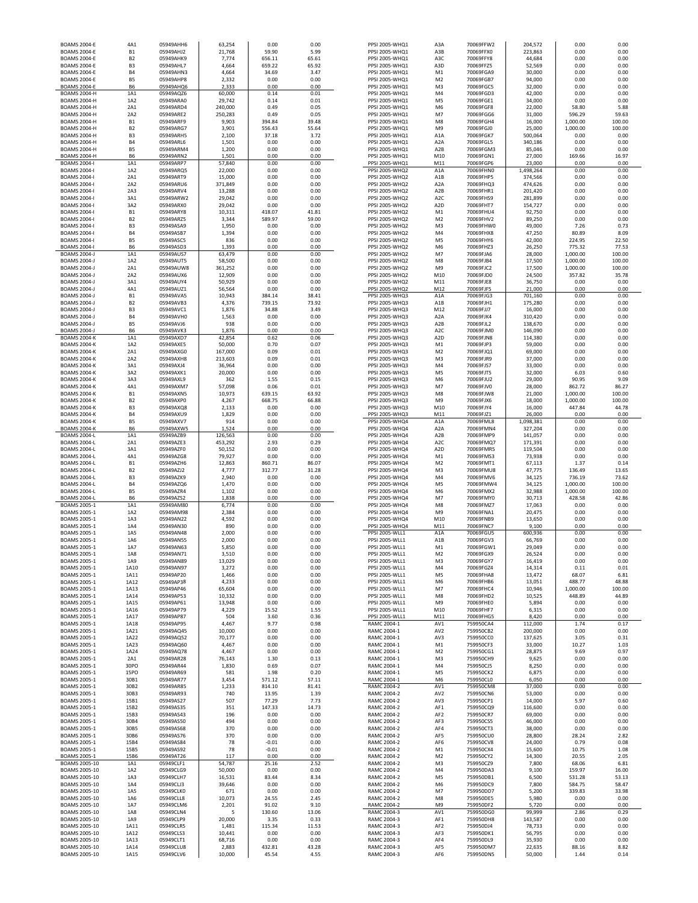| | | | | | |
|---|---|---|---|---|---|
| BOAMS 2004-E | 4A1 | 05949AHH6 | 63,254 | 0.00 | 0.00 |
| BOAMS 2004-E | B1 | 05949AHJ2 | 21,768 | 59.90 | 5.99 |
| BOAMS 2004-E | B2 | 05949AHK9 | 7,774 | 656.11 | 65.61 |
| BOAMS 2004-E | B3 | 05949AHL7 | 4,664 | 659.22 | 65.92 |
| BOAMS 2004-E | B4 | 05949AHN3 | 4,664 | 34.69 | 3.47 |
| BOAMS 2004-E | B5 | 05949AHP8 | 2,332 | 0.00 | 0.00 |
| BOAMS 2004-E | B6 | 05949AHQ6 | 2,333 | 0.00 | 0.00 |
| BOAMS 2004-H | 1A1 | 05949AQZ6 | 60,000 | 0.14 | 0.01 |
| BOAMS 2004-H | 1A2 | 05949ARA0 | 29,742 | 0.14 | 0.01 |
| BOAMS 2004-H | 2A1 | 05949ARD4 | 240,000 | 0.49 | 0.05 |
| BOAMS 2004-H | 2A2 | 05949ARE2 | 250,283 | 0.49 | 0.05 |
| BOAMS 2004-H | B1 | 05949ARF9 | 9,903 | 394.84 | 39.48 |
| BOAMS 2004-H | B2 | 05949ARG7 | 3,901 | 556.43 | 55.64 |
| BOAMS 2004-H | B3 | 05949ARH5 | 2,100 | 37.18 | 3.72 |
| BOAMS 2004-H | B4 | 05949ARL6 | 1,501 | 0.00 | 0.00 |
| BOAMS 2004-H | B5 | 05949ARM4 | 1,200 | 0.00 | 0.00 |
| BOAMS 2004-H | B6 | 05949ARN2 | 1,501 | 0.00 | 0.00 |
| BOAMS 2004-I | 1A1 | 05949ARP7 | 57,840 | 0.00 | 0.00 |
| BOAMS 2004-I | 1A2 | 05949ARQ5 | 22,000 | 0.00 | 0.00 |
| BOAMS 2004-I | 2A1 | 05949ART9 | 15,000 | 0.00 | 0.00 |
| BOAMS 2004-I | 2A2 | 05949ARU6 | 371,849 | 0.00 | 0.00 |
| BOAMS 2004-I | 2A3 | 05949ARV4 | 13,288 | 0.00 | 0.00 |
| BOAMS 2004-I | 3A1 | 05949ARW2 | 29,042 | 0.00 | 0.00 |
| BOAMS 2004-I | 3A2 | 05949ARX0 | 29,042 | 0.00 | 0.00 |
| BOAMS 2004-I | B1 | 05949ARY8 | 10,311 | 418.07 | 41.81 |
| BOAMS 2004-I | B2 | 05949ARZ5 | 3,344 | 589.97 | 59.00 |
| BOAMS 2004-I | B3 | 05949ASA9 | 1,950 | 0.00 | 0.00 |
| BOAMS 2004-I | B4 | 05949ASB7 | 1,394 | 0.00 | 0.00 |
| BOAMS 2004-I | B5 | 05949ASC5 | 836 | 0.00 | 0.00 |
| BOAMS 2004-I | B6 | 05949ASD3 | 1,393 | 0.00 | 0.00 |
| BOAMS 2004-J | 1A1 | 05949AUS7 | 63,479 | 0.00 | 0.00 |
| BOAMS 2004-J | 1A2 | 05949AUT5 | 58,500 | 0.00 | 0.00 |
| BOAMS 2004-J | 2A1 | 05949AUW8 | 361,252 | 0.00 | 0.00 |
| BOAMS 2004-J | 2A2 | 05949AUX6 | 12,909 | 0.00 | 0.00 |
| BOAMS 2004-J | 3A1 | 05949AUY4 | 50,929 | 0.00 | 0.00 |
| BOAMS 2004-J | 4A1 | 05949AUZ1 | 56,564 | 0.00 | 0.00 |
| BOAMS 2004-J | B1 | 05949AVA5 | 10,943 | 384.14 | 38.41 |
| BOAMS 2004-J | B2 | 05949AVB3 | 4,376 | 739.15 | 73.92 |
| BOAMS 2004-J | B3 | 05949AVC1 | 1,876 | 34.88 | 3.49 |
| BOAMS 2004-J | B4 | 05949AVH0 | 1,563 | 0.00 | 0.00 |
| BOAMS 2004-J | B5 | 05949AVJ6 | 938 | 0.00 | 0.00 |
| BOAMS 2004-J | B6 | 05949AVK3 | 1,876 | 0.00 | 0.00 |
| BOAMS 2004-K | 1A1 | 05949AXD7 | 42,854 | 0.62 | 0.06 |
| BOAMS 2004-K | 1A2 | 05949AXE5 | 50,000 | 0.70 | 0.07 |
| BOAMS 2004-K | 2A1 | 05949AXG0 | 167,000 | 0.09 | 0.01 |
| BOAMS 2004-K | 2A2 | 05949AXH8 | 213,603 | 0.09 | 0.01 |
| BOAMS 2004-K | 3A1 | 05949AXJ4 | 36,964 | 0.00 | 0.00 |
| BOAMS 2004-K | 3A2 | 05949AXK1 | 20,000 | 0.00 | 0.00 |
| BOAMS 2004-K | 3A3 | 05949AXL9 | 362 | 1.55 | 0.15 |
| BOAMS 2004-K | 4A1 | 05949AXM7 | 57,098 | 0.06 | 0.01 |
| BOAMS 2004-K | B1 | 05949AXN5 | 10,973 | 639.15 | 63.92 |
| BOAMS 2004-K | B2 | 05949AXP0 | 4,267 | 668.75 | 66.88 |
| BOAMS 2004-K | B3 | 05949AXQ8 | 2,133 | 0.00 | 0.00 |
| BOAMS 2004-K | B4 | 05949AXU9 | 1,829 | 0.00 | 0.00 |
| BOAMS 2004-K | B5 | 05949AXV7 | 914 | 0.00 | 0.00 |
| BOAMS 2004-K | B6 | 05949AXW5 | 1,524 | 0.00 | 0.00 |
| BOAMS 2004-L | 1A1 | 05949AZB9 | 126,563 | 0.00 | 0.00 |
| BOAMS 2004-L | 2A1 | 05949AZE3 | 453,292 | 2.93 | 0.29 |
| BOAMS 2004-L | 3A1 | 05949AZF0 | 50,152 | 0.00 | 0.00 |
| BOAMS 2004-L | 4A1 | 05949AZG8 | 79,927 | 0.00 | 0.00 |
| BOAMS 2004-L | B1 | 05949AZH6 | 12,863 | 860.71 | 86.07 |
| BOAMS 2004-L | B2 | 05949AZJ2 | 4,777 | 312.77 | 31.28 |
| BOAMS 2004-L | B3 | 05949AZK9 | 2,940 | 0.00 | 0.00 |
| BOAMS 2004-L | B4 | 05949AZQ6 | 1,470 | 0.00 | 0.00 |
| BOAMS 2004-L | B5 | 05949AZR4 | 1,102 | 0.00 | 0.00 |
| BOAMS 2004-L | B6 | 05949AZS2 | 1,838 | 0.00 | 0.00 |
| BOAMS 2005-1 | 1A1 | 05949AM80 | 6,774 | 0.00 | 0.00 |
| BOAMS 2005-1 | 1A2 | 05949AM98 | 2,384 | 0.00 | 0.00 |
| BOAMS 2005-1 | 1A3 | 05949AN22 | 4,592 | 0.00 | 0.00 |
| BOAMS 2005-1 | 1A4 | 05949AN30 | 890 | 0.00 | 0.00 |
| BOAMS 2005-1 | 1A5 | 05949AN48 | 2,000 | 0.00 | 0.00 |
| BOAMS 2005-1 | 1A6 | 05949AN55 | 2,000 | 0.00 | 0.00 |
| BOAMS 2005-1 | 1A7 | 05949AN63 | 5,850 | 0.00 | 0.00 |
| BOAMS 2005-1 | 1A8 | 05949AN71 | 3,510 | 0.00 | 0.00 |
| BOAMS 2005-1 | 1A9 | 05949AN89 | 13,029 | 0.00 | 0.00 |
| BOAMS 2005-1 | 1A10 | 05949AN97 | 3,272 | 0.00 | 0.00 |
| BOAMS 2005-1 | 1A11 | 05949AP20 | 1,466 | 0.00 | 0.00 |
| BOAMS 2005-1 | 1A12 | 05949AP38 | 4,233 | 0.00 | 0.00 |
| BOAMS 2005-1 | 1A13 | 05949AP46 | 65,604 | 0.00 | 0.00 |
| BOAMS 2005-1 | 1A14 | 05949AP53 | 10,332 | 0.00 | 0.00 |
| BOAMS 2005-1 | 1A15 | 05949AP61 | 13,948 | 0.00 | 0.00 |
| BOAMS 2005-1 | 1A16 | 05949AP79 | 4,229 | 15.52 | 1.55 |
| BOAMS 2005-1 | 1A17 | 05949AP87 | 504 | 3.60 | 0.36 |
| BOAMS 2005-1 | 1A18 | 05949AP95 | 4,467 | 9.77 | 0.98 |
| BOAMS 2005-1 | 1A21 | 05949AQ45 | 10,000 | 0.00 | 0.00 |
| BOAMS 2005-1 | 1A22 | 05949AQ52 | 70,177 | 0.00 | 0.00 |
| BOAMS 2005-1 | 1A23 | 05949AQ60 | 4,467 | 0.00 | 0.00 |
| BOAMS 2005-1 | 1A24 | 05949AQ78 | 4,467 | 0.00 | 0.00 |
| BOAMS 2005-1 | 2A1 | 05949AR28 | 76,143 | 1.30 | 0.13 |
| BOAMS 2005-1 | 30PO | 05949AR44 | 1,830 | 0.69 | 0.07 |
| BOAMS 2005-1 | 15PO | 05949AR69 | 581 | 1.98 | 0.20 |
| BOAMS 2005-1 | 30B1 | 05949AR77 | 3,454 | 571.12 | 57.11 |
| BOAMS 2005-1 | 30B2 | 05949AR85 | 1,233 | 814.10 | 81.41 |
| BOAMS 2005-1 | 30B3 | 05949AR93 | 740 | 13.95 | 1.39 |
| BOAMS 2005-1 | 15B1 | 05949AS27 | 507 | 77.29 | 7.73 |
| BOAMS 2005-1 | 15B2 | 05949AS35 | 351 | 147.33 | 14.73 |
| BOAMS 2005-1 | 15B3 | 05949AS43 | 196 | 0.00 | 0.00 |
| BOAMS 2005-1 | 30B4 | 05949AS50 | 494 | 0.00 | 0.00 |
| BOAMS 2005-1 | 30B5 | 05949AS68 | 370 | 0.00 | 0.00 |
| BOAMS 2005-1 | 30B6 | 05949AS76 | 370 | 0.00 | 0.00 |
| BOAMS 2005-1 | 15B4 | 05949AS84 | 78 | -0.01 | 0.00 |
| BOAMS 2005-1 | 15B5 | 05949AS92 | 78 | -0.01 | 0.00 |
| BOAMS 2005-1 | 15B6 | 05949AT26 | 117 | 0.00 | 0.00 |
| BOAMS 2005-10 | 1A1 | 05949CLF1 | 54,787 | 25.16 | 2.52 |
| BOAMS 2005-10 | 1A2 | 05949CLG9 | 50,000 | 0.00 | 0.00 |
| BOAMS 2005-10 | 1A3 | 05949CLH7 | 16,531 | 83.44 | 8.34 |
| BOAMS 2005-10 | 1A4 | 05949CLJ3 | 39,646 | 0.00 | 0.00 |
| BOAMS 2005-10 | 1A5 | 05949CLK0 | 671 | 0.00 | 0.00 |
| BOAMS 2005-10 | 1A6 | 05949CLL8 | 10,073 | 24.55 | 2.45 |
| BOAMS 2005-10 | 1A7 | 05949CLM6 | 2,201 | 91.02 | 9.10 |
| BOAMS 2005-10 | 1A8 | 05949CLN4 | 5 | 130.60 | 13.06 |
| BOAMS 2005-10 | 1A9 | 05949CLP9 | 20,000 | 3.35 | 0.33 |
| BOAMS 2005-10 | 1A11 | 05949CLR5 | 1,481 | 115.34 | 11.53 |
| BOAMS 2005-10 | 1A12 | 05949CLS3 | 10,441 | 0.00 | 0.00 |
| BOAMS 2005-10 | 1A13 | 05949CLT1 | 68,716 | 0.00 | 0.00 |
| BOAMS 2005-10 | 1A14 | 05949CLU8 | 2,883 | 432.81 | 43.28 |
| BOAMS 2005-10 | 1A15 | 05949CLV6 | 10,000 | 45.54 | 4.55 |
| PPSI 2005-WHQ1 | A3A | 70069FFW2 | 204,572 | 0.00 | 0.00 |
| PPSI 2005-WHQ1 | A3B | 70069FFX0 | 223,863 | 0.00 | 0.00 |
| PPSI 2005-WHQ1 | A3C | 70069FFY8 | 44,684 | 0.00 | 0.00 |
| PPSI 2005-WHQ1 | A3D | 70069FFZ5 | 52,569 | 0.00 | 0.00 |
| PPSI 2005-WHQ1 | M1 | 70069FGA9 | 30,000 | 0.00 | 0.00 |
| PPSI 2005-WHQ1 | M2 | 70069FGB7 | 94,000 | 0.00 | 0.00 |
| PPSI 2005-WHQ1 | M3 | 70069FGC5 | 32,000 | 0.00 | 0.00 |
| PPSI 2005-WHQ1 | M4 | 70069FGD3 | 42,000 | 0.00 | 0.00 |
| PPSI 2005-WHQ1 | M5 | 70069FGE1 | 34,000 | 0.00 | 0.00 |
| PPSI 2005-WHQ1 | M6 | 70069FGF8 | 22,000 | 58.80 | 5.88 |
| PPSI 2005-WHQ1 | M7 | 70069FGG6 | 31,000 | 596.29 | 59.63 |
| PPSI 2005-WHQ1 | M8 | 70069FGH4 | 16,000 | 1,000.00 | 100.00 |
| PPSI 2005-WHQ1 | M9 | 70069FGJ0 | 25,000 | 1,000.00 | 100.00 |
| PPSI 2005-WHQ1 | A1A | 70069FGK7 | 500,064 | 0.00 | 0.00 |
| PPSI 2005-WHQ1 | A2A | 70069FGL5 | 340,186 | 0.00 | 0.00 |
| PPSI 2005-WHQ1 | A2B | 70069FGM3 | 85,046 | 0.00 | 0.00 |
| PPSI 2005-WHQ1 | M10 | 70069FGN1 | 27,000 | 169.66 | 16.97 |
| PPSI 2005-WHQ1 | M11 | 70069FGP6 | 23,000 | 0.00 | 0.00 |
| PPSI 2005-WHQ2 | A1A | 70069FHN0 | 1,498,264 | 0.00 | 0.00 |
| PPSI 2005-WHQ2 | A1B | 70069FHP5 | 374,566 | 0.00 | 0.00 |
| PPSI 2005-WHQ2 | A2A | 70069FHQ3 | 474,626 | 0.00 | 0.00 |
| PPSI 2005-WHQ2 | A2B | 70069FHR1 | 201,420 | 0.00 | 0.00 |
| PPSI 2005-WHQ2 | A2C | 70069FHS9 | 281,899 | 0.00 | 0.00 |
| PPSI 2005-WHQ2 | A2D | 70069FHT7 | 154,727 | 0.00 | 0.00 |
| PPSI 2005-WHQ2 | M1 | 70069FHU4 | 92,750 | 0.00 | 0.00 |
| PPSI 2005-WHQ2 | M2 | 70069FHV2 | 89,250 | 0.00 | 0.00 |
| PPSI 2005-WHQ2 | M3 | 70069FHW0 | 49,000 | 7.26 | 0.73 |
| PPSI 2005-WHQ2 | M4 | 70069FHX8 | 47,250 | 80.89 | 8.09 |
| PPSI 2005-WHQ2 | M5 | 70069FHY6 | 42,000 | 224.95 | 22.50 |
| PPSI 2005-WHQ2 | M6 | 70069FHZ3 | 26,250 | 775.32 | 77.53 |
| PPSI 2005-WHQ2 | M7 | 70069FJA6 | 28,000 | 1,000.00 | 100.00 |
| PPSI 2005-WHQ2 | M8 | 70069FJB4 | 17,500 | 1,000.00 | 100.00 |
| PPSI 2005-WHQ2 | M9 | 70069FJC2 | 17,500 | 1,000.00 | 100.00 |
| PPSI 2005-WHQ2 | M10 | 70069FJD0 | 24,500 | 357.82 | 35.78 |
| PPSI 2005-WHQ2 | M11 | 70069FJE8 | 36,750 | 0.00 | 0.00 |
| PPSI 2005-WHQ2 | M12 | 70069FJF5 | 21,000 | 0.00 | 0.00 |
| PPSI 2005-WHQ3 | A1A | 70069FJG3 | 701,160 | 0.00 | 0.00 |
| PPSI 2005-WHQ3 | A1B | 70069FJH1 | 175,280 | 0.00 | 0.00 |
| PPSI 2005-WHQ3 | M12 | 70069FJJ7 | 16,000 | 0.00 | 0.00 |
| PPSI 2005-WHQ3 | A2A | 70069FJK4 | 310,420 | 0.00 | 0.00 |
| PPSI 2005-WHQ3 | A2B | 70069FJL2 | 138,670 | 0.00 | 0.00 |
| PPSI 2005-WHQ3 | A2C | 70069FJM0 | 146,090 | 0.00 | 0.00 |
| PPSI 2005-WHQ3 | A2D | 70069FJN8 | 114,380 | 0.00 | 0.00 |
| PPSI 2005-WHQ3 | M1 | 70069FJP3 | 59,000 | 0.00 | 0.00 |
| PPSI 2005-WHQ3 | M2 | 70069FJQ1 | 69,000 | 0.00 | 0.00 |
| PPSI 2005-WHQ3 | M3 | 70069FJR9 | 37,000 | 0.00 | 0.00 |
| PPSI 2005-WHQ3 | M4 | 70069FJS7 | 33,000 | 0.00 | 0.00 |
| PPSI 2005-WHQ3 | M5 | 70069FJT5 | 32,000 | 6.03 | 0.60 |
| PPSI 2005-WHQ3 | M6 | 70069FJU2 | 29,000 | 90.95 | 9.09 |
| PPSI 2005-WHQ3 | M7 | 70069FJV0 | 28,000 | 862.72 | 86.27 |
| PPSI 2005-WHQ3 | M8 | 70069FJW8 | 21,000 | 1,000.00 | 100.00 |
| PPSI 2005-WHQ3 | M9 | 70069FJX6 | 18,000 | 1,000.00 | 100.00 |
| PPSI 2005-WHQ3 | M10 | 70069FJY4 | 16,000 | 447.84 | 44.78 |
| PPSI 2005-WHQ3 | M11 | 70069FJZ1 | 26,000 | 0.00 | 0.00 |
| PPSI 2005-WHQ4 | A1A | 70069FML8 | 1,098,381 | 0.00 | 0.00 |
| PPSI 2005-WHQ4 | A2A | 70069FMN4 | 327,204 | 0.00 | 0.00 |
| PPSI 2005-WHQ4 | A2B | 70069FMP9 | 141,057 | 0.00 | 0.00 |
| PPSI 2005-WHQ4 | A2C | 70069FMQ7 | 171,391 | 0.00 | 0.00 |
| PPSI 2005-WHQ4 | A2D | 70069FMR5 | 119,504 | 0.00 | 0.00 |
| PPSI 2005-WHQ4 | M1 | 70069FMS3 | 73,938 | 0.00 | 0.00 |
| PPSI 2005-WHQ4 | M2 | 70069FMT1 | 67,113 | 1.37 | 0.14 |
| PPSI 2005-WHQ4 | M3 | 70069FMU8 | 47,775 | 136.49 | 13.65 |
| PPSI 2005-WHQ4 | M4 | 70069FMV6 | 34,125 | 736.19 | 73.62 |
| PPSI 2005-WHQ4 | M5 | 70069FMW4 | 34,125 | 1,000.00 | 100.00 |
| PPSI 2005-WHQ4 | M6 | 70069FMX2 | 32,988 | 1,000.00 | 100.00 |
| PPSI 2005-WHQ4 | M7 | 70069FMY0 | 30,713 | 428.58 | 42.86 |
| PPSI 2005-WHQ4 | M8 | 70069FMZ7 | 17,063 | 0.00 | 0.00 |
| PPSI 2005-WHQ4 | M9 | 70069FNA1 | 20,475 | 0.00 | 0.00 |
| PPSI 2005-WHQ4 | M10 | 70069FNB9 | 13,650 | 0.00 | 0.00 |
| PPSI 2005-WHQ4 | M11 | 70069FNC7 | 9,100 | 0.00 | 0.00 |
| PPSI 2005-WLL1 | A1A | 70069FGU5 | 600,936 | 0.00 | 0.00 |
| PPSI 2005-WLL1 | A1B | 70069FGV3 | 66,769 | 0.00 | 0.00 |
| PPSI 2005-WLL1 | M1 | 70069FGW1 | 29,049 | 0.00 | 0.00 |
| PPSI 2005-WLL1 | M2 | 70069FGX9 | 26,524 | 0.00 | 0.00 |
| PPSI 2005-WLL1 | M3 | 70069FGY7 | 16,419 | 0.00 | 0.00 |
| PPSI 2005-WLL1 | M4 | 70069FGZ4 | 14,314 | 0.11 | 0.01 |
| PPSI 2005-WLL1 | M5 | 70069FHA8 | 13,472 | 68.07 | 6.81 |
| PPSI 2005-WLL1 | M6 | 70069FHB6 | 13,051 | 488.77 | 48.88 |
| PPSI 2005-WLL1 | M7 | 70069FHC4 | 10,946 | 1,000.00 | 100.00 |
| PPSI 2005-WLL1 | M8 | 70069FHD2 | 10,525 | 448.89 | 44.89 |
| PPSI 2005-WLL1 | M9 | 70069FHE0 | 5,894 | 0.00 | 0.00 |
| PPSI 2005-WLL1 | M10 | 70069FHF7 | 6,315 | 0.00 | 0.00 |
| PPSI 2005-WLL1 | M11 | 70069FHG5 | 8,420 | 0.00 | 0.00 |
| RAMC 2004-1 | AV1 | 759950CA4 | 112,000 | 1.74 | 0.17 |
| RAMC 2004-1 | AV2 | 759950CB2 | 200,000 | 0.00 | 0.00 |
| RAMC 2004-1 | AV3 | 759950CC0 | 137,625 | 3.05 | 0.31 |
| RAMC 2004-1 | M1 | 759950CF3 | 33,000 | 10.27 | 1.03 |
| RAMC 2004-1 | M2 | 759950CG1 | 28,875 | 9.69 | 0.97 |
| RAMC 2004-1 | M3 | 759950CH9 | 9,625 | 0.00 | 0.00 |
| RAMC 2004-1 | M4 | 759950CJ5 | 8,250 | 0.00 | 0.00 |
| RAMC 2004-1 | M5 | 759950CK2 | 6,875 | 0.00 | 0.00 |
| RAMC 2004-1 | M6 | 759950CL0 | 6,050 | 0.00 | 0.00 |
| RAMC 2004-2 | AV1 | 759950CM8 | 37,000 | 0.00 | 0.00 |
| RAMC 2004-2 | AV2 | 759950CN6 | 53,000 | 0.00 | 0.00 |
| RAMC 2004-2 | AV3 | 759950CP1 | 14,000 | 5.97 | 0.60 |
| RAMC 2004-2 | AF1 | 759950CQ9 | 116,600 | 0.00 | 0.00 |
| RAMC 2004-2 | AF2 | 759950CR7 | 69,000 | 0.00 | 0.00 |
| RAMC 2004-2 | AF3 | 759950CS5 | 46,000 | 0.00 | 0.00 |
| RAMC 2004-2 | AF4 | 759950CT3 | 38,000 | 0.00 | 0.00 |
| RAMC 2004-2 | AF5 | 759950CU0 | 28,800 | 28.24 | 2.82 |
| RAMC 2004-2 | AF6 | 759950CV8 | 24,000 | 0.79 | 0.08 |
| RAMC 2004-2 | M1 | 759950CX4 | 15,600 | 10.75 | 1.08 |
| RAMC 2004-2 | M2 | 759950CY2 | 14,300 | 20.55 | 2.05 |
| RAMC 2004-2 | M3 | 759950CZ9 | 7,800 | 68.06 | 6.81 |
| RAMC 2004-2 | M4 | 759950DA3 | 9,100 | 159.97 | 16.00 |
| RAMC 2004-2 | M5 | 759950DB1 | 6,500 | 531.28 | 53.13 |
| RAMC 2004-2 | M6 | 759950DC9 | 7,800 | 584.75 | 58.47 |
| RAMC 2004-2 | M7 | 759950DD7 | 5,200 | 339.83 | 33.98 |
| RAMC 2004-2 | M8 | 759950DE5 | 5,980 | 0.00 | 0.00 |
| RAMC 2004-2 | M9 | 759950DF2 | 5,720 | 0.00 | 0.00 |
| RAMC 2004-3 | AV1 | 759950DG0 | 99,999 | 2.86 | 0.29 |
| RAMC 2004-3 | AF1 | 759950DH8 | 143,587 | 0.00 | 0.00 |
| RAMC 2004-3 | AF2 | 759950DJ4 | 78,733 | 0.00 | 0.00 |
| RAMC 2004-3 | AF3 | 759950DK1 | 56,795 | 0.00 | 0.00 |
| RAMC 2004-3 | AF4 | 759950DL9 | 35,930 | 0.00 | 0.00 |
| RAMC 2004-3 | AF5 | 759950DM7 | 22,635 | 88.16 | 8.82 |
| RAMC 2004-3 | AF6 | 759950DN5 | 50,000 | 1.44 | 0.14 |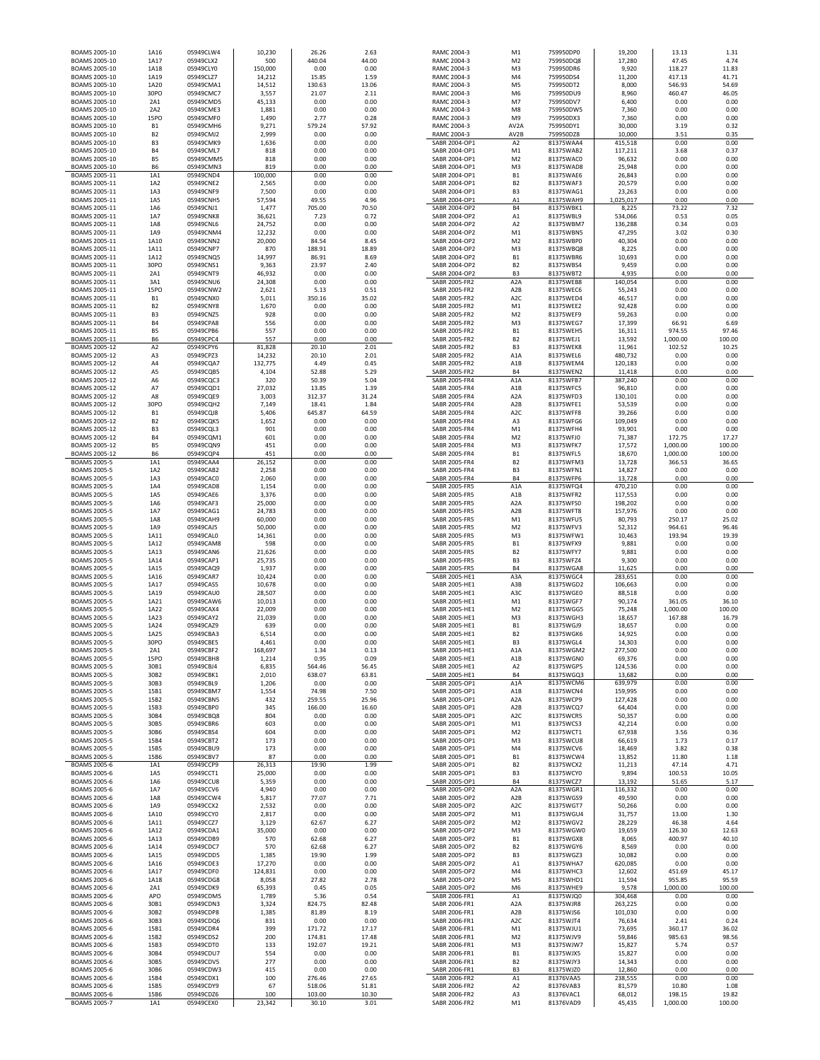| | | | | | |
|---|---|---|---|---|---|
| BOAMS 2005-10 | 1A16 | 05949CLW4 | 10,230 | 26.26 | 2.63 |
| BOAMS 2005-10 | 1A17 | 05949CLX2 | 500 | 440.04 | 44.00 |
| BOAMS 2005-10 | 1A18 | 05949CLY0 | 150,000 | 0.00 | 0.00 |
| BOAMS 2005-10 | 1A19 | 05949CLZ7 | 14,212 | 15.85 | 1.59 |
| BOAMS 2005-10 | 1A20 | 05949CMA1 | 14,512 | 130.63 | 13.06 |
| BOAMS 2005-10 | 30PO | 05949CMC7 | 3,557 | 21.07 | 2.11 |
| BOAMS 2005-10 | 2A1 | 05949CMD5 | 45,133 | 0.00 | 0.00 |
| BOAMS 2005-10 | 2A2 | 05949CME3 | 1,881 | 0.00 | 0.00 |
| BOAMS 2005-10 | 15PO | 05949CMF0 | 1,490 | 2.77 | 0.28 |
| BOAMS 2005-10 | B1 | 05949CMH6 | 9,271 | 579.24 | 57.92 |
| BOAMS 2005-10 | B2 | 05949CMJ2 | 2,999 | 0.00 | 0.00 |
| BOAMS 2005-10 | B3 | 05949CMK9 | 1,636 | 0.00 | 0.00 |
| BOAMS 2005-10 | B4 | 05949CML7 | 818 | 0.00 | 0.00 |
| BOAMS 2005-10 | B5 | 05949CMM5 | 818 | 0.00 | 0.00 |
| BOAMS 2005-10 | B6 | 05949CMN3 | 819 | 0.00 | 0.00 |
| BOAMS 2005-11 | 1A1 | 05949CND4 | 100,000 | 0.00 | 0.00 |
| BOAMS 2005-11 | 1A2 | 05949CNE2 | 2,565 | 0.00 | 0.00 |
| BOAMS 2005-11 | 1A3 | 05949CNF9 | 7,500 | 0.00 | 0.00 |
| BOAMS 2005-11 | 1A5 | 05949CNH5 | 57,594 | 49.55 | 4.96 |
| BOAMS 2005-11 | 1A6 | 05949CNJ1 | 1,477 | 705.00 | 70.50 |
| BOAMS 2005-11 | 1A7 | 05949CNK8 | 36,621 | 7.23 | 0.72 |
| BOAMS 2005-11 | 1A8 | 05949CNL6 | 24,752 | 0.00 | 0.00 |
| BOAMS 2005-11 | 1A9 | 05949CNM4 | 12,232 | 0.00 | 0.00 |
| BOAMS 2005-11 | 1A10 | 05949CNN2 | 20,000 | 84.54 | 8.45 |
| BOAMS 2005-11 | 1A11 | 05949CNP7 | 870 | 188.91 | 18.89 |
| BOAMS 2005-11 | 1A12 | 05949CNQ5 | 14,997 | 86.91 | 8.69 |
| BOAMS 2005-11 | 30PO | 05949CNS1 | 9,363 | 23.97 | 2.40 |
| BOAMS 2005-11 | 2A1 | 05949CNT9 | 46,932 | 0.00 | 0.00 |
| BOAMS 2005-11 | 3A1 | 05949CNU6 | 24,308 | 0.00 | 0.00 |
| BOAMS 2005-11 | 15PO | 05949CNW2 | 2,621 | 5.13 | 0.51 |
| BOAMS 2005-11 | B1 | 05949CNX0 | 5,011 | 350.16 | 35.02 |
| BOAMS 2005-11 | B2 | 05949CNY8 | 1,670 | 0.00 | 0.00 |
| BOAMS 2005-11 | B3 | 05949CNZ5 | 928 | 0.00 | 0.00 |
| BOAMS 2005-11 | B4 | 05949CPA8 | 556 | 0.00 | 0.00 |
| BOAMS 2005-11 | B5 | 05949CPB6 | 557 | 0.00 | 0.00 |
| BOAMS 2005-11 | B6 | 05949CPC4 | 557 | 0.00 | 0.00 |
| BOAMS 2005-12 | A2 | 05949CPY6 | 81,828 | 20.10 | 2.01 |
| BOAMS 2005-12 | A3 | 05949CPZ3 | 14,232 | 20.10 | 2.01 |
| BOAMS 2005-12 | A4 | 05949CQA7 | 132,775 | 4.49 | 0.45 |
| BOAMS 2005-12 | A5 | 05949CQB5 | 4,104 | 52.88 | 5.29 |
| BOAMS 2005-12 | A6 | 05949CQC3 | 320 | 50.39 | 5.04 |
| BOAMS 2005-12 | A7 | 05949CQD1 | 27,032 | 13.85 | 1.39 |
| BOAMS 2005-12 | A8 | 05949CQE9 | 3,003 | 312.37 | 31.24 |
| BOAMS 2005-12 | 30PO | 05949CQH2 | 7,149 | 18.41 | 1.84 |
| BOAMS 2005-12 | B1 | 05949CQJ8 | 5,406 | 645.87 | 64.59 |
| BOAMS 2005-12 | B2 | 05949CQK5 | 1,652 | 0.00 | 0.00 |
| BOAMS 2005-12 | B3 | 05949CQL3 | 901 | 0.00 | 0.00 |
| BOAMS 2005-12 | B4 | 05949CQM1 | 601 | 0.00 | 0.00 |
| BOAMS 2005-12 | B5 | 05949CQN9 | 451 | 0.00 | 0.00 |
| BOAMS 2005-12 | B6 | 05949CQP4 | 451 | 0.00 | 0.00 |
| BOAMS 2005-5 | 1A1 | 05949CAA4 | 26,152 | 0.00 | 0.00 |
| BOAMS 2005-5 | 1A2 | 05949CAB2 | 2,258 | 0.00 | 0.00 |
| BOAMS 2005-5 | 1A3 | 05949CAC0 | 2,060 | 0.00 | 0.00 |
| BOAMS 2005-5 | 1A4 | 05949CAD8 | 1,154 | 0.00 | 0.00 |
| BOAMS 2005-5 | 1A5 | 05949CAE6 | 3,376 | 0.00 | 0.00 |
| BOAMS 2005-5 | 1A6 | 05949CAF3 | 25,000 | 0.00 | 0.00 |
| BOAMS 2005-5 | 1A7 | 05949CAG1 | 24,783 | 0.00 | 0.00 |
| BOAMS 2005-5 | 1A8 | 05949CAH9 | 60,000 | 0.00 | 0.00 |
| BOAMS 2005-5 | 1A9 | 05949CAJ5 | 50,000 | 0.00 | 0.00 |
| BOAMS 2005-5 | 1A11 | 05949CAL0 | 14,361 | 0.00 | 0.00 |
| BOAMS 2005-5 | 1A12 | 05949CAM8 | 598 | 0.00 | 0.00 |
| BOAMS 2005-5 | 1A13 | 05949CAN6 | 21,626 | 0.00 | 0.00 |
| BOAMS 2005-5 | 1A14 | 05949CAP1 | 25,735 | 0.00 | 0.00 |
| BOAMS 2005-5 | 1A15 | 05949CAQ9 | 1,937 | 0.00 | 0.00 |
| BOAMS 2005-5 | 1A16 | 05949CAR7 | 10,424 | 0.00 | 0.00 |
| BOAMS 2005-5 | 1A17 | 05949CAS5 | 10,678 | 0.00 | 0.00 |
| BOAMS 2005-5 | 1A19 | 05949CAU0 | 28,507 | 0.00 | 0.00 |
| BOAMS 2005-5 | 1A21 | 05949CAW6 | 10,013 | 0.00 | 0.00 |
| BOAMS 2005-5 | 1A22 | 05949CAX4 | 22,009 | 0.00 | 0.00 |
| BOAMS 2005-5 | 1A23 | 05949CAY2 | 21,039 | 0.00 | 0.00 |
| BOAMS 2005-5 | 1A24 | 05949CAZ9 | 639 | 0.00 | 0.00 |
| BOAMS 2005-5 | 1A25 | 05949CBA3 | 6,514 | 0.00 | 0.00 |
| BOAMS 2005-5 | 30PO | 05949CBE5 | 4,461 | 0.00 | 0.00 |
| BOAMS 2005-5 | 2A1 | 05949CBF2 | 168,697 | 1.34 | 0.13 |
| BOAMS 2005-5 | 15PO | 05949CBH8 | 1,214 | 0.95 | 0.09 |
| BOAMS 2005-5 | 30B1 | 05949CBJ4 | 6,835 | 564.46 | 56.45 |
| BOAMS 2005-5 | 30B2 | 05949CBK1 | 2,010 | 638.07 | 63.81 |
| BOAMS 2005-5 | 30B3 | 05949CBL9 | 1,206 | 0.00 | 0.00 |
| BOAMS 2005-5 | 15B1 | 05949CBM7 | 1,554 | 74.98 | 7.50 |
| BOAMS 2005-5 | 15B2 | 05949CBN5 | 432 | 259.55 | 25.96 |
| BOAMS 2005-5 | 15B3 | 05949CBP0 | 345 | 166.00 | 16.60 |
| BOAMS 2005-5 | 30B4 | 05949CBQ8 | 804 | 0.00 | 0.00 |
| BOAMS 2005-5 | 30B5 | 05949CBR6 | 603 | 0.00 | 0.00 |
| BOAMS 2005-5 | 30B6 | 05949CBS4 | 604 | 0.00 | 0.00 |
| BOAMS 2005-5 | 15B4 | 05949CBT2 | 173 | 0.00 | 0.00 |
| BOAMS 2005-5 | 15B5 | 05949CBU9 | 173 | 0.00 | 0.00 |
| BOAMS 2005-5 | 15B6 | 05949CBV7 | 87 | 0.00 | 0.00 |
| BOAMS 2005-6 | 1A1 | 05949CCP9 | 26,313 | 19.90 | 1.99 |
| BOAMS 2005-6 | 1A5 | 05949CCT1 | 25,000 | 0.00 | 0.00 |
| BOAMS 2005-6 | 1A6 | 05949CCU8 | 5,359 | 0.00 | 0.00 |
| BOAMS 2005-6 | 1A7 | 05949CCV6 | 4,940 | 0.00 | 0.00 |
| BOAMS 2005-6 | 1A8 | 05949CCW4 | 5,817 | 77.07 | 7.71 |
| BOAMS 2005-6 | 1A9 | 05949CCX2 | 2,532 | 0.00 | 0.00 |
| BOAMS 2005-6 | 1A10 | 05949CCY0 | 2,817 | 0.00 | 0.00 |
| BOAMS 2005-6 | 1A11 | 05949CCZ7 | 3,129 | 62.67 | 6.27 |
| BOAMS 2005-6 | 1A12 | 05949CDA1 | 35,000 | 0.00 | 0.00 |
| BOAMS 2005-6 | 1A13 | 05949CDB9 | 570 | 62.68 | 6.27 |
| BOAMS 2005-6 | 1A14 | 05949CDC7 | 570 | 62.68 | 6.27 |
| BOAMS 2005-6 | 1A15 | 05949CDD5 | 1,385 | 19.90 | 1.99 |
| BOAMS 2005-6 | 1A16 | 05949CDE3 | 17,270 | 0.00 | 0.00 |
| BOAMS 2005-6 | 1A17 | 05949CDF0 | 124,831 | 0.00 | 0.00 |
| BOAMS 2005-6 | 1A18 | 05949CDG8 | 8,058 | 27.82 | 2.78 |
| BOAMS 2005-6 | 2A1 | 05949CDK9 | 65,393 | 0.45 | 0.05 |
| BOAMS 2005-6 | APO | 05949CDM5 | 1,789 | 5.36 | 0.54 |
| BOAMS 2005-6 | 30B1 | 05949CDN3 | 3,324 | 824.75 | 82.48 |
| BOAMS 2005-6 | 30B2 | 05949CDP8 | 1,385 | 81.89 | 8.19 |
| BOAMS 2005-6 | 30B3 | 05949CDQ6 | 831 | 0.00 | 0.00 |
| BOAMS 2005-6 | 15B1 | 05949CDR4 | 399 | 171.72 | 17.17 |
| BOAMS 2005-6 | 15B2 | 05949CDS2 | 200 | 174.81 | 17.48 |
| BOAMS 2005-6 | 15B3 | 05949CDT0 | 133 | 192.07 | 19.21 |
| BOAMS 2005-6 | 30B4 | 05949CDU7 | 554 | 0.00 | 0.00 |
| BOAMS 2005-6 | 30B5 | 05949CDV5 | 277 | 0.00 | 0.00 |
| BOAMS 2005-6 | 30B6 | 05949CDW3 | 415 | 0.00 | 0.00 |
| BOAMS 2005-6 | 15B4 | 05949CDX1 | 100 | 276.46 | 27.65 |
| BOAMS 2005-6 | 15B5 | 05949CDY9 | 67 | 518.06 | 51.81 |
| BOAMS 2005-6 | 15B6 | 05949CDZ6 | 100 | 103.00 | 10.30 |
| BOAMS 2005-7 | 1A1 | 05949CEX0 | 23,342 | 30.10 | 3.01 |
| RAMC 2004-3 | M1 | 759950DP0 | 19,200 | 13.13 | 1.31 |
| RAMC 2004-3 | M2 | 759950DQ8 | 17,280 | 47.45 | 4.74 |
| RAMC 2004-3 | M3 | 759950DR6 | 9,920 | 118.27 | 11.83 |
| RAMC 2004-3 | M4 | 759950DS4 | 11,200 | 417.13 | 41.71 |
| RAMC 2004-3 | M5 | 759950DT2 | 8,000 | 546.93 | 54.69 |
| RAMC 2004-3 | M6 | 759950DU9 | 8,960 | 460.47 | 46.05 |
| RAMC 2004-3 | M7 | 759950DV7 | 6,400 | 0.00 | 0.00 |
| RAMC 2004-3 | M8 | 759950DW5 | 7,360 | 0.00 | 0.00 |
| RAMC 2004-3 | M9 | 759950DX3 | 7,360 | 0.00 | 0.00 |
| RAMC 2004-3 | AV2A | 759950DY1 | 30,000 | 3.19 | 0.32 |
| RAMC 2004-3 | AV2B | 759950DZ8 | 10,000 | 3.51 | 0.35 |
| SABR 2004-OP1 | A2 | 81375WAA4 | 415,518 | 0.00 | 0.00 |
| SABR 2004-OP1 | M1 | 81375WAB2 | 117,211 | 3.68 | 0.37 |
| SABR 2004-OP1 | M2 | 81375WAC0 | 96,632 | 0.00 | 0.00 |
| SABR 2004-OP1 | M3 | 81375WAD8 | 25,948 | 0.00 | 0.00 |
| SABR 2004-OP1 | B1 | 81375WAE6 | 26,843 | 0.00 | 0.00 |
| SABR 2004-OP1 | B2 | 81375WAF3 | 20,579 | 0.00 | 0.00 |
| SABR 2004-OP1 | B3 | 81375WAG1 | 23,263 | 0.00 | 0.00 |
| SABR 2004-OP1 | A1 | 81375WAH9 | 1,025,017 | 0.00 | 0.00 |
| SABR 2004-OP2 | B4 | 81375WBK1 | 8,225 | 73.22 | 7.32 |
| SABR 2004-OP2 | A1 | 81375WBL9 | 534,066 | 0.53 | 0.05 |
| SABR 2004-OP2 | A2 | 81375WBM7 | 136,288 | 0.34 | 0.03 |
| SABR 2004-OP2 | M1 | 81375WBN5 | 47,295 | 3.02 | 0.30 |
| SABR 2004-OP2 | M2 | 81375WBP0 | 40,304 | 0.00 | 0.00 |
| SABR 2004-OP2 | M3 | 81375WBQ8 | 8,225 | 0.00 | 0.00 |
| SABR 2004-OP2 | B1 | 81375WBR6 | 10,693 | 0.00 | 0.00 |
| SABR 2004-OP2 | B2 | 81375WBS4 | 9,459 | 0.00 | 0.00 |
| SABR 2004-OP2 | B3 | 81375WBT2 | 4,935 | 0.00 | 0.00 |
| SABR 2005-FR2 | A2A | 81375WEB8 | 140,054 | 0.00 | 0.00 |
| SABR 2005-FR2 | A2B | 81375WEC6 | 55,243 | 0.00 | 0.00 |
| SABR 2005-FR2 | A2C | 81375WED4 | 46,517 | 0.00 | 0.00 |
| SABR 2005-FR2 | M1 | 81375WEE2 | 92,428 | 0.00 | 0.00 |
| SABR 2005-FR2 | M2 | 81375WEF9 | 59,263 | 0.00 | 0.00 |
| SABR 2005-FR2 | M3 | 81375WEG7 | 17,399 | 66.91 | 6.69 |
| SABR 2005-FR2 | B1 | 81375WEH5 | 16,311 | 974.55 | 97.46 |
| SABR 2005-FR2 | B2 | 81375WEJ1 | 13,592 | 1,000.00 | 100.00 |
| SABR 2005-FR2 | B3 | 81375WEK8 | 11,961 | 102.52 | 10.25 |
| SABR 2005-FR2 | A1A | 81375WEL6 | 480,732 | 0.00 | 0.00 |
| SABR 2005-FR2 | A1B | 81375WEM4 | 120,183 | 0.00 | 0.00 |
| SABR 2005-FR2 | B4 | 81375WEN2 | 11,418 | 0.00 | 0.00 |
| SABR 2005-FR4 | A1A | 81375WFB7 | 387,240 | 0.00 | 0.00 |
| SABR 2005-FR4 | A1B | 81375WFC5 | 96,810 | 0.00 | 0.00 |
| SABR 2005-FR4 | A2A | 81375WFD3 | 130,101 | 0.00 | 0.00 |
| SABR 2005-FR4 | A2B | 81375WFE1 | 53,539 | 0.00 | 0.00 |
| SABR 2005-FR4 | A2C | 81375WFF8 | 39,266 | 0.00 | 0.00 |
| SABR 2005-FR4 | A3 | 81375WFG6 | 109,049 | 0.00 | 0.00 |
| SABR 2005-FR4 | M1 | 81375WFH4 | 93,901 | 0.00 | 0.00 |
| SABR 2005-FR4 | M2 | 81375WFJ0 | 71,387 | 172.75 | 17.27 |
| SABR 2005-FR4 | M3 | 81375WFK7 | 17,572 | 1,000.00 | 100.00 |
| SABR 2005-FR4 | B1 | 81375WFL5 | 18,670 | 1,000.00 | 100.00 |
| SABR 2005-FR4 | B2 | 81375WFM3 | 13,728 | 366.53 | 36.65 |
| SABR 2005-FR4 | B3 | 81375WFN1 | 14,827 | 0.00 | 0.00 |
| SABR 2005-FR4 | B4 | 81375WFP6 | 13,728 | 0.00 | 0.00 |
| SABR 2005-FR5 | A1A | 81375WFQ4 | 470,210 | 0.00 | 0.00 |
| SABR 2005-FR5 | A1B | 81375WFR2 | 117,553 | 0.00 | 0.00 |
| SABR 2005-FR5 | A2A | 81375WFS0 | 198,202 | 0.00 | 0.00 |
| SABR 2005-FR5 | A2B | 81375WFT8 | 157,976 | 0.00 | 0.00 |
| SABR 2005-FR5 | M1 | 81375WFU5 | 80,793 | 250.17 | 25.02 |
| SABR 2005-FR5 | M2 | 81375WFV3 | 52,312 | 964.61 | 96.46 |
| SABR 2005-FR5 | M3 | 81375WFW1 | 10,463 | 193.94 | 19.39 |
| SABR 2005-FR5 | B1 | 81375WFX9 | 9,881 | 0.00 | 0.00 |
| SABR 2005-FR5 | B2 | 81375WFY7 | 9,881 | 0.00 | 0.00 |
| SABR 2005-FR5 | B3 | 81375WFZ4 | 9,300 | 0.00 | 0.00 |
| SABR 2005-FR5 | B4 | 81375WGA8 | 11,625 | 0.00 | 0.00 |
| SABR 2005-HE1 | A3A | 81375WGC4 | 283,651 | 0.00 | 0.00 |
| SABR 2005-HE1 | A3B | 81375WGD2 | 106,663 | 0.00 | 0.00 |
| SABR 2005-HE1 | A3C | 81375WGE0 | 88,518 | 0.00 | 0.00 |
| SABR 2005-HE1 | M1 | 81375WGF7 | 90,174 | 361.05 | 36.10 |
| SABR 2005-HE1 | M2 | 81375WGG5 | 75,248 | 1,000.00 | 100.00 |
| SABR 2005-HE1 | M3 | 81375WGH3 | 18,657 | 167.88 | 16.79 |
| SABR 2005-HE1 | B1 | 81375WGJ9 | 18,657 | 0.00 | 0.00 |
| SABR 2005-HE1 | B2 | 81375WGK6 | 14,925 | 0.00 | 0.00 |
| SABR 2005-HE1 | B3 | 81375WGL4 | 14,303 | 0.00 | 0.00 |
| SABR 2005-HE1 | A1A | 81375WGM2 | 277,500 | 0.00 | 0.00 |
| SABR 2005-HE1 | A1B | 81375WGN0 | 69,376 | 0.00 | 0.00 |
| SABR 2005-HE1 | A2 | 81375WGP5 | 124,536 | 0.00 | 0.00 |
| SABR 2005-HE1 | B4 | 81375WGQ3 | 13,682 | 0.00 | 0.00 |
| SABR 2005-OP1 | A1A | 81375WCM6 | 639,979 | 0.00 | 0.00 |
| SABR 2005-OP1 | A1B | 81375WCN4 | 159,995 | 0.00 | 0.00 |
| SABR 2005-OP1 | A2A | 81375WCP9 | 127,428 | 0.00 | 0.00 |
| SABR 2005-OP1 | A2B | 81375WCQ7 | 64,404 | 0.00 | 0.00 |
| SABR 2005-OP1 | A2C | 81375WCR5 | 50,357 | 0.00 | 0.00 |
| SABR 2005-OP1 | M1 | 81375WCS3 | 42,214 | 0.00 | 0.00 |
| SABR 2005-OP1 | M2 | 81375WCT1 | 67,938 | 3.56 | 0.36 |
| SABR 2005-OP1 | M3 | 81375WCU8 | 66,619 | 1.73 | 0.17 |
| SABR 2005-OP1 | M4 | 81375WCV6 | 18,469 | 3.82 | 0.38 |
| SABR 2005-OP1 | B1 | 81375WCW4 | 13,852 | 11.80 | 1.18 |
| SABR 2005-OP1 | B2 | 81375WCX2 | 11,213 | 47.14 | 4.71 |
| SABR 2005-OP1 | B3 | 81375WCY0 | 9,894 | 100.53 | 10.05 |
| SABR 2005-OP1 | B4 | 81375WCZ7 | 13,192 | 51.65 | 5.17 |
| SABR 2005-OP2 | A2A | 81375WGR1 | 116,332 | 0.00 | 0.00 |
| SABR 2005-OP2 | A2B | 81375WGS9 | 49,590 | 0.00 | 0.00 |
| SABR 2005-OP2 | A2C | 81375WGT7 | 50,266 | 0.00 | 0.00 |
| SABR 2005-OP2 | M1 | 81375WGU4 | 31,757 | 13.00 | 1.30 |
| SABR 2005-OP2 | M2 | 81375WGV2 | 28,229 | 46.38 | 4.64 |
| SABR 2005-OP2 | M3 | 81375WGW0 | 19,659 | 126.30 | 12.63 |
| SABR 2005-OP2 | B1 | 81375WGX8 | 8,065 | 400.97 | 40.10 |
| SABR 2005-OP2 | B2 | 81375WGY6 | 8,569 | 0.00 | 0.00 |
| SABR 2005-OP2 | B3 | 81375WGZ3 | 10,082 | 0.00 | 0.00 |
| SABR 2005-OP2 | A1 | 81375WHA7 | 620,085 | 0.00 | 0.00 |
| SABR 2005-OP2 | M4 | 81375WHC3 | 12,602 | 451.69 | 45.17 |
| SABR 2005-OP2 | M5 | 81375WHD1 | 11,594 | 955.85 | 95.59 |
| SABR 2005-OP2 | M6 | 81375WHE9 | 9,578 | 1,000.00 | 100.00 |
| SABR 2006-FR1 | A1 | 81375WJQ0 | 304,468 | 0.00 | 0.00 |
| SABR 2006-FR1 | A2A | 81375WJR8 | 263,225 | 0.00 | 0.00 |
| SABR 2006-FR1 | A2B | 81375WJS6 | 101,030 | 0.00 | 0.00 |
| SABR 2006-FR1 | A2C | 81375WJT4 | 76,634 | 2.41 | 0.24 |
| SABR 2006-FR1 | M1 | 81375WJU1 | 73,695 | 360.17 | 36.02 |
| SABR 2006-FR1 | M2 | 81375WJV9 | 59,846 | 985.63 | 98.56 |
| SABR 2006-FR1 | M3 | 81375WJW7 | 15,827 | 5.74 | 0.57 |
| SABR 2006-FR1 | B1 | 81375WJX5 | 15,827 | 0.00 | 0.00 |
| SABR 2006-FR1 | B2 | 81375WJY3 | 14,343 | 0.00 | 0.00 |
| SABR 2006-FR1 | B3 | 81375WJZ0 | 12,860 | 0.00 | 0.00 |
| SABR 2006-FR2 | A1 | 81376VAA5 | 238,555 | 0.00 | 0.00 |
| SABR 2006-FR2 | A2 | 81376VAB3 | 81,579 | 10.80 | 1.08 |
| SABR 2006-FR2 | A3 | 81376VAC1 | 68,012 | 198.15 | 19.82 |
| SABR 2006-FR2 | M1 | 81376VAD9 | 45,435 | 1,000.00 | 100.00 |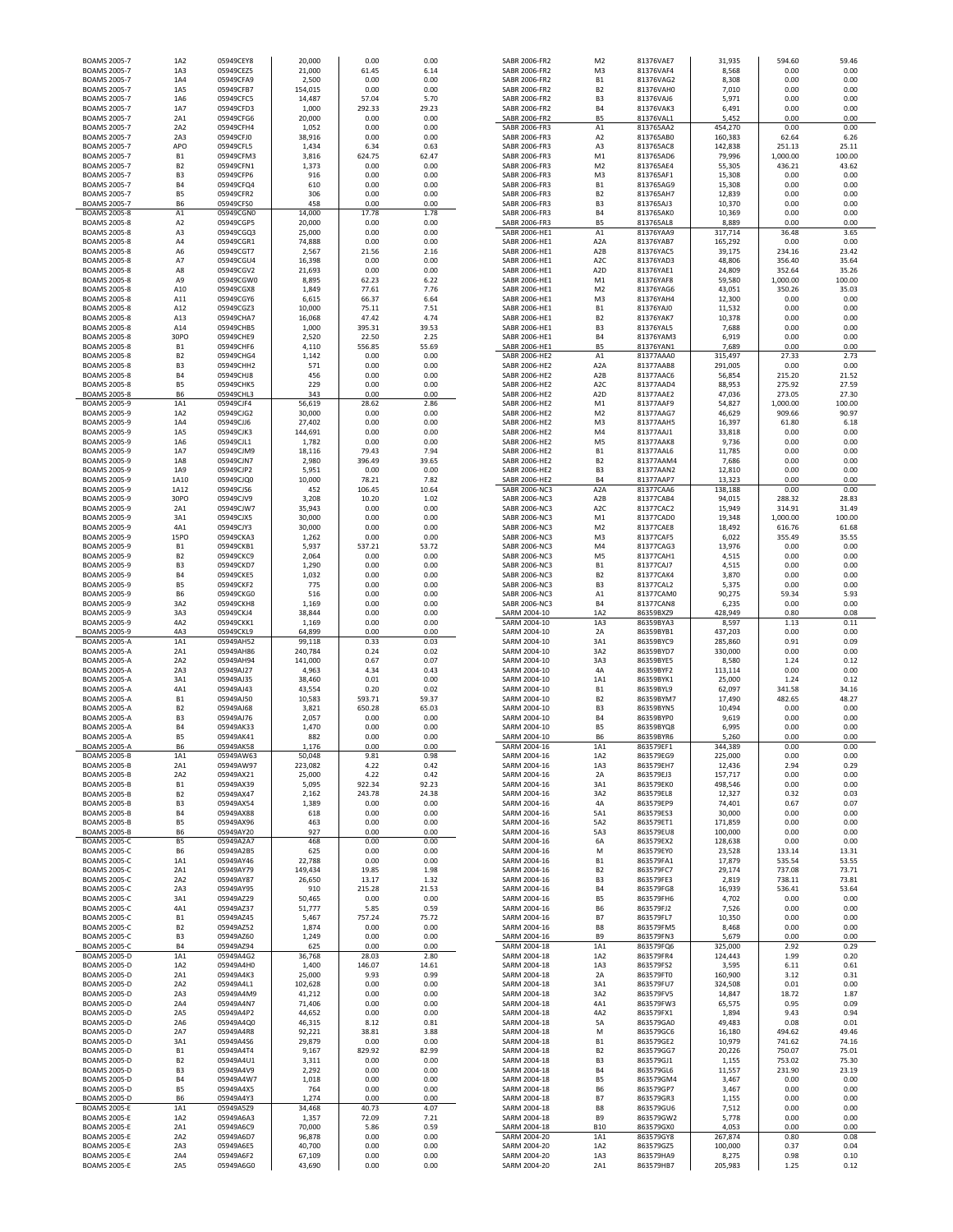| | | | | | |
|---|---|---|---|---|---|
| BOAMS 2005-7 | 1A2 | 05949CEY8 | 20,000 | 0.00 | 0.00 |
| BOAMS 2005-7 | 1A3 | 05949CEZ5 | 21,000 | 61.45 | 6.14 |
| BOAMS 2005-7 | 1A4 | 05949CFA9 | 2,500 | 0.00 | 0.00 |
| BOAMS 2005-7 | 1A5 | 05949CFB7 | 154,015 | 0.00 | 0.00 |
| BOAMS 2005-7 | 1A6 | 05949CFC5 | 14,487 | 57.04 | 5.70 |
| BOAMS 2005-7 | 1A7 | 05949CFD3 | 1,000 | 292.33 | 29.23 |
| BOAMS 2005-7 | 2A1 | 05949CFG6 | 20,000 | 0.00 | 0.00 |
| BOAMS 2005-7 | 2A2 | 05949CFH4 | 1,052 | 0.00 | 0.00 |
| BOAMS 2005-7 | 2A3 | 05949CFJ0 | 38,916 | 0.00 | 0.00 |
| BOAMS 2005-7 | APO | 05949CFL5 | 1,434 | 6.34 | 0.63 |
| BOAMS 2005-7 | B1 | 05949CFM3 | 3,816 | 624.75 | 62.47 |
| BOAMS 2005-7 | B2 | 05949CFN1 | 1,373 | 0.00 | 0.00 |
| BOAMS 2005-7 | B3 | 05949CFP6 | 916 | 0.00 | 0.00 |
| BOAMS 2005-7 | B4 | 05949CFQ4 | 610 | 0.00 | 0.00 |
| BOAMS 2005-7 | B5 | 05949CFR2 | 306 | 0.00 | 0.00 |
| BOAMS 2005-7 | B6 | 05949CFS0 | 458 | 0.00 | 0.00 |
| BOAMS 2005-8 | A1 | 05949CGN0 | 14,000 | 17.78 | 1.78 |
| BOAMS 2005-8 | A2 | 05949CGP5 | 20,000 | 0.00 | 0.00 |
| BOAMS 2005-8 | A3 | 05949CGQ3 | 25,000 | 0.00 | 0.00 |
| BOAMS 2005-8 | A4 | 05949CGR1 | 74,888 | 0.00 | 0.00 |
| BOAMS 2005-8 | A6 | 05949CGT7 | 2,567 | 21.56 | 2.16 |
| BOAMS 2005-8 | A7 | 05949CGU4 | 16,398 | 0.00 | 0.00 |
| BOAMS 2005-8 | A8 | 05949CGV2 | 21,693 | 0.00 | 0.00 |
| BOAMS 2005-8 | A9 | 05949CGW0 | 8,895 | 62.23 | 6.22 |
| BOAMS 2005-8 | A10 | 05949CGX8 | 1,849 | 77.61 | 7.76 |
| BOAMS 2005-8 | A11 | 05949CGY6 | 6,615 | 66.37 | 6.64 |
| BOAMS 2005-8 | A12 | 05949CGZ3 | 10,000 | 75.11 | 7.51 |
| BOAMS 2005-8 | A13 | 05949CHA7 | 16,068 | 47.42 | 4.74 |
| BOAMS 2005-8 | A14 | 05949CHB5 | 1,000 | 395.31 | 39.53 |
| BOAMS 2005-8 | 30PO | 05949CHE9 | 2,520 | 22.50 | 2.25 |
| BOAMS 2005-8 | B1 | 05949CHF6 | 4,110 | 556.85 | 55.69 |
| BOAMS 2005-8 | B2 | 05949CHG4 | 1,142 | 0.00 | 0.00 |
| BOAMS 2005-8 | B3 | 05949CHH2 | 571 | 0.00 | 0.00 |
| BOAMS 2005-8 | B4 | 05949CHJ8 | 456 | 0.00 | 0.00 |
| BOAMS 2005-8 | B5 | 05949CHK5 | 229 | 0.00 | 0.00 |
| BOAMS 2005-8 | B6 | 05949CHL3 | 343 | 0.00 | 0.00 |
| BOAMS 2005-9 | 1A1 | 05949CJF4 | 56,619 | 28.62 | 2.86 |
| BOAMS 2005-9 | 1A2 | 05949CJG2 | 30,000 | 0.00 | 0.00 |
| BOAMS 2005-9 | 1A4 | 05949CJJ6 | 27,402 | 0.00 | 0.00 |
| BOAMS 2005-9 | 1A5 | 05949CJK3 | 144,691 | 0.00 | 0.00 |
| BOAMS 2005-9 | 1A6 | 05949CJL1 | 1,782 | 0.00 | 0.00 |
| BOAMS 2005-9 | 1A7 | 05949CJM9 | 18,116 | 79.43 | 7.94 |
| BOAMS 2005-9 | 1A8 | 05949CJN7 | 2,980 | 396.49 | 39.65 |
| BOAMS 2005-9 | 1A9 | 05949CJP2 | 5,951 | 0.00 | 0.00 |
| BOAMS 2005-9 | 1A10 | 05949CJQ0 | 10,000 | 78.21 | 7.82 |
| BOAMS 2005-9 | 1A12 | 05949CJS6 | 452 | 106.45 | 10.64 |
| BOAMS 2005-9 | 30PO | 05949CJV9 | 3,208 | 10.20 | 1.02 |
| BOAMS 2005-9 | 2A1 | 05949CJW7 | 35,943 | 0.00 | 0.00 |
| BOAMS 2005-9 | 3A1 | 05949CJX5 | 30,000 | 0.00 | 0.00 |
| BOAMS 2005-9 | 4A1 | 05949CJY3 | 30,000 | 0.00 | 0.00 |
| BOAMS 2005-9 | 15PO | 05949CKA3 | 1,262 | 0.00 | 0.00 |
| BOAMS 2005-9 | B1 | 05949CKB1 | 5,937 | 537.21 | 53.72 |
| BOAMS 2005-9 | B2 | 05949CKC9 | 2,064 | 0.00 | 0.00 |
| BOAMS 2005-9 | B3 | 05949CKD7 | 1,290 | 0.00 | 0.00 |
| BOAMS 2005-9 | B4 | 05949CKE5 | 1,032 | 0.00 | 0.00 |
| BOAMS 2005-9 | B5 | 05949CKF2 | 775 | 0.00 | 0.00 |
| BOAMS 2005-9 | B6 | 05949CKG0 | 516 | 0.00 | 0.00 |
| BOAMS 2005-9 | 3A2 | 05949CKH8 | 1,169 | 0.00 | 0.00 |
| BOAMS 2005-9 | 3A3 | 05949CKJ4 | 38,844 | 0.00 | 0.00 |
| BOAMS 2005-9 | 4A2 | 05949CKK1 | 1,169 | 0.00 | 0.00 |
| BOAMS 2005-9 | 4A3 | 05949CKL9 | 64,899 | 0.00 | 0.00 |
| BOAMS 2005-A | 1A1 | 05949AH52 | 99,118 | 0.33 | 0.03 |
| BOAMS 2005-A | 2A1 | 05949AH86 | 240,784 | 0.24 | 0.02 |
| BOAMS 2005-A | 2A2 | 05949AH94 | 141,000 | 0.67 | 0.07 |
| BOAMS 2005-A | 2A3 | 05949AJ27 | 4,963 | 4.34 | 0.43 |
| BOAMS 2005-A | 3A1 | 05949AJ35 | 38,460 | 0.01 | 0.00 |
| BOAMS 2005-A | 4A1 | 05949AJ43 | 43,554 | 0.20 | 0.02 |
| BOAMS 2005-A | B1 | 05949AJ50 | 10,583 | 593.71 | 59.37 |
| BOAMS 2005-A | B2 | 05949AJ68 | 3,821 | 650.28 | 65.03 |
| BOAMS 2005-A | B3 | 05949AJ76 | 2,057 | 0.00 | 0.00 |
| BOAMS 2005-A | B4 | 05949AK33 | 1,470 | 0.00 | 0.00 |
| BOAMS 2005-A | B5 | 05949AK41 | 882 | 0.00 | 0.00 |
| BOAMS 2005-A | B6 | 05949AK58 | 1,176 | 0.00 | 0.00 |
| BOAMS 2005-B | 1A1 | 05949AW63 | 50,048 | 9.81 | 0.98 |
| BOAMS 2005-B | 2A1 | 05949AW97 | 223,082 | 4.22 | 0.42 |
| BOAMS 2005-B | 2A2 | 05949AX21 | 25,000 | 4.22 | 0.42 |
| BOAMS 2005-B | B1 | 05949AX39 | 5,095 | 922.34 | 92.23 |
| BOAMS 2005-B | B2 | 05949AX47 | 2,162 | 243.78 | 24.38 |
| BOAMS 2005-B | B3 | 05949AX54 | 1,389 | 0.00 | 0.00 |
| BOAMS 2005-B | B4 | 05949AX88 | 618 | 0.00 | 0.00 |
| BOAMS 2005-B | B5 | 05949AX96 | 463 | 0.00 | 0.00 |
| BOAMS 2005-B | B6 | 05949AY20 | 927 | 0.00 | 0.00 |
| BOAMS 2005-C | B5 | 05949A2A7 | 468 | 0.00 | 0.00 |
| BOAMS 2005-C | B6 | 05949A2B5 | 625 | 0.00 | 0.00 |
| BOAMS 2005-C | 1A1 | 05949AY46 | 22,788 | 0.00 | 0.00 |
| BOAMS 2005-C | 2A1 | 05949AY79 | 149,434 | 19.85 | 1.98 |
| BOAMS 2005-C | 2A2 | 05949AY87 | 26,650 | 13.17 | 1.32 |
| BOAMS 2005-C | 2A3 | 05949AY95 | 910 | 215.28 | 21.53 |
| BOAMS 2005-C | 3A1 | 05949AZ29 | 50,465 | 0.00 | 0.00 |
| BOAMS 2005-C | 4A1 | 05949AZ37 | 51,777 | 5.85 | 0.59 |
| BOAMS 2005-C | B1 | 05949AZ45 | 5,467 | 757.24 | 75.72 |
| BOAMS 2005-C | B2 | 05949AZ52 | 1,874 | 0.00 | 0.00 |
| BOAMS 2005-C | B3 | 05949AZ60 | 1,249 | 0.00 | 0.00 |
| BOAMS 2005-C | B4 | 05949AZ94 | 625 | 0.00 | 0.00 |
| BOAMS 2005-D | 1A1 | 05949A4G2 | 36,768 | 28.03 | 2.80 |
| BOAMS 2005-D | 1A2 | 05949A4H0 | 1,400 | 146.07 | 14.61 |
| BOAMS 2005-D | 2A1 | 05949A4K3 | 25,000 | 9.93 | 0.99 |
| BOAMS 2005-D | 2A2 | 05949A4L1 | 102,628 | 0.00 | 0.00 |
| BOAMS 2005-D | 2A3 | 05949A4M9 | 41,212 | 0.00 | 0.00 |
| BOAMS 2005-D | 2A4 | 05949A4N7 | 71,406 | 0.00 | 0.00 |
| BOAMS 2005-D | 2A5 | 05949A4P2 | 44,652 | 0.00 | 0.00 |
| BOAMS 2005-D | 2A6 | 05949A4Q0 | 46,315 | 8.12 | 0.81 |
| BOAMS 2005-D | 2A7 | 05949A4R8 | 92,221 | 38.81 | 3.88 |
| BOAMS 2005-D | 3A1 | 05949A4S6 | 29,879 | 0.00 | 0.00 |
| BOAMS 2005-D | B1 | 05949A4T4 | 9,167 | 829.92 | 82.99 |
| BOAMS 2005-D | B2 | 05949A4U1 | 3,311 | 0.00 | 0.00 |
| BOAMS 2005-D | B3 | 05949A4V9 | 2,292 | 0.00 | 0.00 |
| BOAMS 2005-D | B4 | 05949A4W7 | 1,018 | 0.00 | 0.00 |
| BOAMS 2005-D | B5 | 05949A4X5 | 764 | 0.00 | 0.00 |
| BOAMS 2005-D | B6 | 05949A4Y3 | 1,274 | 0.00 | 0.00 |
| BOAMS 2005-E | 1A1 | 05949A5Z9 | 34,468 | 40.73 | 4.07 |
| BOAMS 2005-E | 1A2 | 05949A6A3 | 1,357 | 72.09 | 7.21 |
| BOAMS 2005-E | 2A1 | 05949A6C9 | 70,000 | 5.86 | 0.59 |
| BOAMS 2005-E | 2A2 | 05949A6D7 | 96,878 | 0.00 | 0.00 |
| BOAMS 2005-E | 2A3 | 05949A6E5 | 40,700 | 0.00 | 0.00 |
| BOAMS 2005-E | 2A4 | 05949A6F2 | 67,109 | 0.00 | 0.00 |
| BOAMS 2005-E | 2A5 | 05949A6G0 | 43,690 | 0.00 | 0.00 |
| SABR 2006-FR2 | M2 | 81376VAE7 | 31,935 | 594.60 | 59.46 |
| SABR 2006-FR2 | M3 | 81376VAF4 | 8,568 | 0.00 | 0.00 |
| SABR 2006-FR2 | B1 | 81376VAG2 | 8,308 | 0.00 | 0.00 |
| SABR 2006-FR2 | B2 | 81376VAH0 | 7,010 | 0.00 | 0.00 |
| SABR 2006-FR2 | B3 | 81376VAJ6 | 5,971 | 0.00 | 0.00 |
| SABR 2006-FR2 | B4 | 81376VAK3 | 6,491 | 0.00 | 0.00 |
| SABR 2006-FR2 | B5 | 81376VAL1 | 5,452 | 0.00 | 0.00 |
| SABR 2006-FR3 | A1 | 813765AA2 | 454,270 | 0.00 | 0.00 |
| SABR 2006-FR3 | A2 | 813765AB0 | 160,383 | 62.64 | 6.26 |
| SABR 2006-FR3 | A3 | 813765AC8 | 142,838 | 251.13 | 25.11 |
| SABR 2006-FR3 | M1 | 813765AD6 | 79,996 | 1,000.00 | 100.00 |
| SABR 2006-FR3 | M2 | 813765AE4 | 55,305 | 436.21 | 43.62 |
| SABR 2006-FR3 | M3 | 813765AF1 | 15,308 | 0.00 | 0.00 |
| SABR 2006-FR3 | B1 | 813765AG9 | 15,308 | 0.00 | 0.00 |
| SABR 2006-FR3 | B2 | 813765AH7 | 12,839 | 0.00 | 0.00 |
| SABR 2006-FR3 | B3 | 813765AJ3 | 10,370 | 0.00 | 0.00 |
| SABR 2006-FR3 | B4 | 813765AK0 | 10,369 | 0.00 | 0.00 |
| SABR 2006-FR3 | B5 | 813765AL8 | 8,889 | 0.00 | 0.00 |
| SABR 2006-HE1 | A1 | 81376YAA9 | 317,714 | 36.48 | 3.65 |
| SABR 2006-HE1 | A2A | 81376YAB7 | 165,292 | 0.00 | 0.00 |
| SABR 2006-HE1 | A2B | 81376YAC5 | 39,175 | 234.16 | 23.42 |
| SABR 2006-HE1 | A2C | 81376YAD3 | 48,806 | 356.40 | 35.64 |
| SABR 2006-HE1 | A2D | 81376YAE1 | 24,809 | 352.64 | 35.26 |
| SABR 2006-HE1 | M1 | 81376YAF8 | 59,580 | 1,000.00 | 100.00 |
| SABR 2006-HE1 | M2 | 81376YAG6 | 43,051 | 350.26 | 35.03 |
| SABR 2006-HE1 | M3 | 81376YAH4 | 12,300 | 0.00 | 0.00 |
| SABR 2006-HE1 | B1 | 81376YAJ0 | 11,532 | 0.00 | 0.00 |
| SABR 2006-HE1 | B2 | 81376YAK7 | 10,378 | 0.00 | 0.00 |
| SABR 2006-HE1 | B3 | 81376YAL5 | 7,688 | 0.00 | 0.00 |
| SABR 2006-HE1 | B4 | 81376YAM3 | 6,919 | 0.00 | 0.00 |
| SABR 2006-HE1 | B5 | 81376YAN1 | 7,689 | 0.00 | 0.00 |
| SABR 2006-HE2 | A1 | 81377AAA0 | 315,497 | 27.33 | 2.73 |
| SABR 2006-HE2 | A2A | 81377AAB8 | 291,005 | 0.00 | 0.00 |
| SABR 2006-HE2 | A2B | 81377AAC6 | 56,854 | 215.20 | 21.52 |
| SABR 2006-HE2 | A2C | 81377AAD4 | 88,953 | 275.92 | 27.59 |
| SABR 2006-HE2 | A2D | 81377AAE2 | 47,036 | 273.05 | 27.30 |
| SABR 2006-HE2 | M1 | 81377AAF9 | 54,827 | 1,000.00 | 100.00 |
| SABR 2006-HE2 | M2 | 81377AAG7 | 46,629 | 909.66 | 90.97 |
| SABR 2006-HE2 | M3 | 81377AAH5 | 16,397 | 61.80 | 6.18 |
| SABR 2006-HE2 | M4 | 81377AAJ1 | 33,818 | 0.00 | 0.00 |
| SABR 2006-HE2 | M5 | 81377AAK8 | 9,736 | 0.00 | 0.00 |
| SABR 2006-HE2 | B1 | 81377AAL6 | 11,785 | 0.00 | 0.00 |
| SABR 2006-HE2 | B2 | 81377AAM4 | 7,686 | 0.00 | 0.00 |
| SABR 2006-HE2 | B3 | 81377AAN2 | 12,810 | 0.00 | 0.00 |
| SABR 2006-HE2 | B4 | 81377AAP7 | 13,323 | 0.00 | 0.00 |
| SABR 2006-NC3 | A2A | 81377CAA6 | 138,188 | 0.00 | 0.00 |
| SABR 2006-NC3 | A2B | 81377CAB4 | 94,015 | 288.32 | 28.83 |
| SABR 2006-NC3 | A2C | 81377CAC2 | 15,949 | 314.91 | 31.49 |
| SABR 2006-NC3 | M1 | 81377CAD0 | 19,348 | 1,000.00 | 100.00 |
| SABR 2006-NC3 | M2 | 81377CAE8 | 18,492 | 616.76 | 61.68 |
| SABR 2006-NC3 | M3 | 81377CAF5 | 6,022 | 355.49 | 35.55 |
| SABR 2006-NC3 | M4 | 81377CAG3 | 13,976 | 0.00 | 0.00 |
| SABR 2006-NC3 | M5 | 81377CAH1 | 4,515 | 0.00 | 0.00 |
| SABR 2006-NC3 | B1 | 81377CAJ7 | 4,515 | 0.00 | 0.00 |
| SABR 2006-NC3 | B2 | 81377CAK4 | 3,870 | 0.00 | 0.00 |
| SABR 2006-NC3 | B3 | 81377CAL2 | 5,375 | 0.00 | 0.00 |
| SABR 2006-NC3 | A1 | 81377CAM0 | 90,275 | 59.34 | 5.93 |
| SABR 2006-NC3 | B4 | 81377CAN8 | 6,235 | 0.00 | 0.00 |
| SARM 2004-10 | 1A2 | 86359BXZ9 | 428,949 | 0.80 | 0.08 |
| SARM 2004-10 | 1A3 | 86359BYA3 | 8,597 | 1.13 | 0.11 |
| SARM 2004-10 | 2A | 86359BYB1 | 437,203 | 0.00 | 0.00 |
| SARM 2004-10 | 3A1 | 86359BYC9 | 285,860 | 0.91 | 0.09 |
| SARM 2004-10 | 3A2 | 86359BYD7 | 330,000 | 0.00 | 0.00 |
| SARM 2004-10 | 3A3 | 86359BYE5 | 8,580 | 1.24 | 0.12 |
| SARM 2004-10 | 4A | 86359BYF2 | 113,114 | 0.00 | 0.00 |
| SARM 2004-10 | 1A1 | 86359BYK1 | 25,000 | 1.24 | 0.12 |
| SARM 2004-10 | B1 | 86359BYL9 | 62,097 | 341.58 | 34.16 |
| SARM 2004-10 | B2 | 86359BYM7 | 17,490 | 482.65 | 48.27 |
| SARM 2004-10 | B3 | 86359BYN5 | 10,494 | 0.00 | 0.00 |
| SARM 2004-10 | B4 | 86359BYP0 | 9,619 | 0.00 | 0.00 |
| SARM 2004-10 | B5 | 86359BYQ8 | 6,995 | 0.00 | 0.00 |
| SARM 2004-10 | B6 | 86359BYR6 | 5,260 | 0.00 | 0.00 |
| SARM 2004-16 | 1A1 | 863579EF1 | 344,389 | 0.00 | 0.00 |
| SARM 2004-16 | 1A2 | 863579EG9 | 225,000 | 0.00 | 0.00 |
| SARM 2004-16 | 1A3 | 863579EH7 | 12,436 | 2.94 | 0.29 |
| SARM 2004-16 | 2A | 863579EJ3 | 157,717 | 0.00 | 0.00 |
| SARM 2004-16 | 3A1 | 863579EK0 | 498,546 | 0.00 | 0.00 |
| SARM 2004-16 | 3A2 | 863579EL8 | 12,327 | 0.32 | 0.03 |
| SARM 2004-16 | 4A | 863579EP9 | 74,401 | 0.67 | 0.07 |
| SARM 2004-16 | 5A1 | 863579ES3 | 30,000 | 0.00 | 0.00 |
| SARM 2004-16 | 5A2 | 863579ET1 | 171,859 | 0.00 | 0.00 |
| SARM 2004-16 | 5A3 | 863579EU8 | 100,000 | 0.00 | 0.00 |
| SARM 2004-16 | 6A | 863579EX2 | 128,638 | 0.00 | 0.00 |
| SARM 2004-16 | M | 863579EY0 | 23,528 | 133.14 | 13.31 |
| SARM 2004-16 | B1 | 863579FA1 | 17,879 | 535.54 | 53.55 |
| SARM 2004-16 | B2 | 863579FC7 | 29,174 | 737.08 | 73.71 |
| SARM 2004-16 | B3 | 863579FE3 | 2,819 | 738.11 | 73.81 |
| SARM 2004-16 | B4 | 863579FG8 | 16,939 | 536.41 | 53.64 |
| SARM 2004-16 | B5 | 863579FH6 | 4,702 | 0.00 | 0.00 |
| SARM 2004-16 | B6 | 863579FJ2 | 7,526 | 0.00 | 0.00 |
| SARM 2004-16 | B7 | 863579FL7 | 10,350 | 0.00 | 0.00 |
| SARM 2004-16 | B8 | 863579FM5 | 8,468 | 0.00 | 0.00 |
| SARM 2004-16 | B9 | 863579FN3 | 5,679 | 0.00 | 0.00 |
| SARM 2004-18 | 1A1 | 863579FQ6 | 325,000 | 2.92 | 0.29 |
| SARM 2004-18 | 1A2 | 863579FR4 | 124,443 | 1.99 | 0.20 |
| SARM 2004-18 | 1A3 | 863579FS2 | 3,595 | 6.11 | 0.61 |
| SARM 2004-18 | 2A | 863579FT0 | 160,900 | 3.12 | 0.31 |
| SARM 2004-18 | 3A1 | 863579FU7 | 324,508 | 0.01 | 0.00 |
| SARM 2004-18 | 3A2 | 863579FV5 | 14,847 | 18.72 | 1.87 |
| SARM 2004-18 | 4A1 | 863579FW3 | 65,575 | 0.95 | 0.09 |
| SARM 2004-18 | 4A2 | 863579FX1 | 1,894 | 9.43 | 0.94 |
| SARM 2004-18 | 5A | 863579GA0 | 49,483 | 0.08 | 0.01 |
| SARM 2004-18 | M | 863579GC6 | 16,180 | 494.62 | 49.46 |
| SARM 2004-18 | B1 | 863579GE2 | 10,979 | 741.62 | 74.16 |
| SARM 2004-18 | B2 | 863579GG7 | 20,226 | 750.07 | 75.01 |
| SARM 2004-18 | B3 | 863579GJ1 | 1,155 | 753.02 | 75.30 |
| SARM 2004-18 | B4 | 863579GL6 | 11,557 | 231.90 | 23.19 |
| SARM 2004-18 | B5 | 863579GM4 | 3,467 | 0.00 | 0.00 |
| SARM 2004-18 | B6 | 863579GP7 | 3,467 | 0.00 | 0.00 |
| SARM 2004-18 | B7 | 863579GR3 | 1,155 | 0.00 | 0.00 |
| SARM 2004-18 | B8 | 863579GU6 | 7,512 | 0.00 | 0.00 |
| SARM 2004-18 | B9 | 863579GW2 | 5,778 | 0.00 | 0.00 |
| SARM 2004-18 | B10 | 863579GX0 | 4,053 | 0.00 | 0.00 |
| SARM 2004-20 | 1A1 | 863579GY8 | 267,874 | 0.80 | 0.08 |
| SARM 2004-20 | 1A2 | 863579GZ5 | 100,000 | 0.37 | 0.04 |
| SARM 2004-20 | 1A3 | 863579HA9 | 8,275 | 0.98 | 0.10 |
| SARM 2004-20 | 2A1 | 863579HB7 | 205,983 | 1.25 | 0.12 |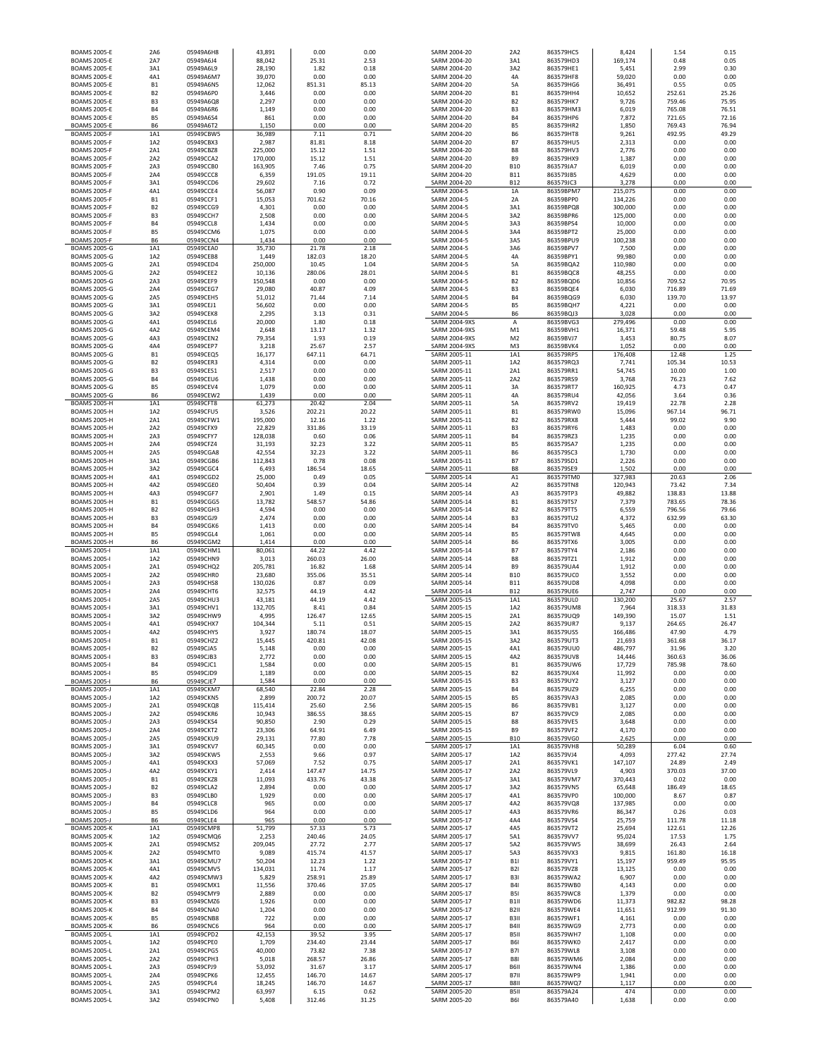| | | | | | |
|---|---|---|---|---|---|
| BOAMS 2005-E | 2A6 | 05949A6H8 | 43,891 | 0.00 | 0.00 |
| BOAMS 2005-E | 2A7 | 05949A6J4 | 88,042 | 25.31 | 2.53 |
| BOAMS 2005-E | 3A1 | 05949A6L9 | 28,190 | 1.82 | 0.18 |
| BOAMS 2005-E | 4A1 | 05949A6M7 | 39,070 | 0.00 | 0.00 |
| BOAMS 2005-E | B1 | 05949A6N5 | 12,062 | 851.31 | 85.13 |
| BOAMS 2005-E | B2 | 05949A6P0 | 3,446 | 0.00 | 0.00 |
| BOAMS 2005-E | B3 | 05949A6Q8 | 2,297 | 0.00 | 0.00 |
| BOAMS 2005-E | B4 | 05949A6R6 | 1,149 | 0.00 | 0.00 |
| BOAMS 2005-E | B5 | 05949A6S4 | 861 | 0.00 | 0.00 |
| BOAMS 2005-E | B6 | 05949A6T2 | 1,150 | 0.00 | 0.00 |
| BOAMS 2005-F | 1A1 | 05949CBW5 | 36,989 | 7.11 | 0.71 |
| BOAMS 2005-F | 1A2 | 05949CBX3 | 2,987 | 81.81 | 8.18 |
| BOAMS 2005-F | 2A1 | 05949CBZ8 | 225,000 | 15.12 | 1.51 |
| BOAMS 2005-F | 2A2 | 05949CCA2 | 170,000 | 15.12 | 1.51 |
| BOAMS 2005-F | 2A3 | 05949CCB0 | 163,905 | 7.46 | 0.75 |
| BOAMS 2005-F | 2A4 | 05949CCC8 | 6,359 | 191.05 | 19.11 |
| BOAMS 2005-F | 3A1 | 05949CCD6 | 29,602 | 7.16 | 0.72 |
| BOAMS 2005-F | 4A1 | 05949CCE4 | 56,087 | 0.90 | 0.09 |
| BOAMS 2005-F | B1 | 05949CCF1 | 15,053 | 701.62 | 70.16 |
| BOAMS 2005-F | B2 | 05949CCG9 | 4,301 | 0.00 | 0.00 |
| BOAMS 2005-F | B3 | 05949CCH7 | 2,508 | 0.00 | 0.00 |
| BOAMS 2005-F | B4 | 05949CCL8 | 1,434 | 0.00 | 0.00 |
| BOAMS 2005-F | B5 | 05949CCM6 | 1,075 | 0.00 | 0.00 |
| BOAMS 2005-F | B6 | 05949CCN4 | 1,434 | 0.00 | 0.00 |
| BOAMS 2005-G | 1A1 | 05949CEA0 | 35,730 | 21.78 | 2.18 |
| BOAMS 2005-G | 1A2 | 05949CEB8 | 1,449 | 182.03 | 18.20 |
| BOAMS 2005-G | 2A1 | 05949CED4 | 250,000 | 10.45 | 1.04 |
| BOAMS 2005-G | 2A2 | 05949CEE2 | 10,136 | 280.06 | 28.01 |
| BOAMS 2005-G | 2A3 | 05949CEF9 | 150,548 | 0.00 | 0.00 |
| BOAMS 2005-G | 2A4 | 05949CEG7 | 29,080 | 40.87 | 4.09 |
| BOAMS 2005-G | 2A5 | 05949CEH5 | 51,012 | 71.44 | 7.14 |
| BOAMS 2005-G | 3A1 | 05949CEJ1 | 56,602 | 0.00 | 0.00 |
| BOAMS 2005-G | 3A2 | 05949CEK8 | 2,295 | 3.13 | 0.31 |
| BOAMS 2005-G | 4A1 | 05949CEL6 | 20,000 | 1.80 | 0.18 |
| BOAMS 2005-G | 4A2 | 05949CEM4 | 2,648 | 13.17 | 1.32 |
| BOAMS 2005-G | 4A3 | 05949CEN2 | 79,354 | 1.93 | 0.19 |
| BOAMS 2005-G | 4A4 | 05949CEP7 | 3,218 | 25.67 | 2.57 |
| BOAMS 2005-G | B1 | 05949CEQ5 | 16,177 | 647.11 | 64.71 |
| BOAMS 2005-G | B2 | 05949CER3 | 4,314 | 0.00 | 0.00 |
| BOAMS 2005-G | B3 | 05949CES1 | 2,517 | 0.00 | 0.00 |
| BOAMS 2005-G | B4 | 05949CEU6 | 1,438 | 0.00 | 0.00 |
| BOAMS 2005-G | B5 | 05949CEV4 | 1,079 | 0.00 | 0.00 |
| BOAMS 2005-G | B6 | 05949CEW2 | 1,439 | 0.00 | 0.00 |
| BOAMS 2005-H | 1A1 | 05949CFT8 | 61,273 | 20.42 | 2.04 |
| BOAMS 2005-H | 1A2 | 05949CFU5 | 3,526 | 202.21 | 20.22 |
| BOAMS 2005-H | 2A1 | 05949CFW1 | 195,000 | 12.16 | 1.22 |
| BOAMS 2005-H | 2A2 | 05949CFX9 | 22,829 | 331.86 | 33.19 |
| BOAMS 2005-H | 2A3 | 05949CFY7 | 128,038 | 0.60 | 0.06 |
| BOAMS 2005-H | 2A4 | 05949CFZ4 | 31,193 | 32.23 | 3.22 |
| BOAMS 2005-H | 2A5 | 05949CGA8 | 42,554 | 32.23 | 3.22 |
| BOAMS 2005-H | 3A1 | 05949CGB6 | 112,843 | 0.78 | 0.08 |
| BOAMS 2005-H | 3A2 | 05949CGC4 | 6,493 | 186.54 | 18.65 |
| BOAMS 2005-H | 4A1 | 05949CGD2 | 25,000 | 0.49 | 0.05 |
| BOAMS 2005-H | 4A2 | 05949CGE0 | 50,404 | 0.39 | 0.04 |
| BOAMS 2005-H | 4A3 | 05949CGF7 | 2,901 | 1.49 | 0.15 |
| BOAMS 2005-H | B1 | 05949CGG5 | 13,782 | 548.57 | 54.86 |
| BOAMS 2005-H | B2 | 05949CGH3 | 4,594 | 0.00 | 0.00 |
| BOAMS 2005-H | B3 | 05949CGJ9 | 2,474 | 0.00 | 0.00 |
| BOAMS 2005-H | B4 | 05949CGK6 | 1,413 | 0.00 | 0.00 |
| BOAMS 2005-H | B5 | 05949CGL4 | 1,061 | 0.00 | 0.00 |
| BOAMS 2005-H | B6 | 05949CGM2 | 1,414 | 0.00 | 0.00 |
| BOAMS 2005-I | 1A1 | 05949CHM1 | 80,061 | 44.22 | 4.42 |
| BOAMS 2005-I | 1A2 | 05949CHN9 | 3,013 | 260.03 | 26.00 |
| BOAMS 2005-I | 2A1 | 05949CHQ2 | 205,781 | 16.82 | 1.68 |
| BOAMS 2005-I | 2A2 | 05949CHR0 | 23,680 | 355.06 | 35.51 |
| BOAMS 2005-I | 2A3 | 05949CHS8 | 130,026 | 0.87 | 0.09 |
| BOAMS 2005-I | 2A4 | 05949CHT6 | 32,575 | 44.19 | 4.42 |
| BOAMS 2005-I | 2A5 | 05949CHU3 | 43,181 | 44.19 | 4.42 |
| BOAMS 2005-I | 3A1 | 05949CHV1 | 132,705 | 8.41 | 0.84 |
| BOAMS 2005-I | 3A2 | 05949CHW9 | 4,995 | 126.47 | 12.65 |
| BOAMS 2005-I | 4A1 | 05949CHX7 | 104,344 | 5.11 | 0.51 |
| BOAMS 2005-I | 4A2 | 05949CHY5 | 3,927 | 180.74 | 18.07 |
| BOAMS 2005-I | B1 | 05949CHZ2 | 15,445 | 420.81 | 42.08 |
| BOAMS 2005-I | B2 | 05949CJA5 | 5,148 | 0.00 | 0.00 |
| BOAMS 2005-I | B3 | 05949CJB3 | 2,772 | 0.00 | 0.00 |
| BOAMS 2005-I | B4 | 05949CJC1 | 1,584 | 0.00 | 0.00 |
| BOAMS 2005-I | B5 | 05949CJD9 | 1,189 | 0.00 | 0.00 |
| BOAMS 2005-I | B6 | 05949CJE7 | 1,584 | 0.00 | 0.00 |
| BOAMS 2005-J | 1A1 | 05949CKM7 | 68,540 | 22.84 | 2.28 |
| BOAMS 2005-J | 1A2 | 05949CKN5 | 2,899 | 200.72 | 20.07 |
| BOAMS 2005-J | 2A1 | 05949CKQ8 | 115,414 | 25.60 | 2.56 |
| BOAMS 2005-J | 2A2 | 05949CKR6 | 10,943 | 386.55 | 38.65 |
| BOAMS 2005-J | 2A3 | 05949CKS4 | 90,850 | 2.90 | 0.29 |
| BOAMS 2005-J | 2A4 | 05949CKT2 | 23,306 | 64.91 | 6.49 |
| BOAMS 2005-J | 2A5 | 05949CKU9 | 29,131 | 77.80 | 7.78 |
| BOAMS 2005-J | 3A1 | 05949CKV7 | 60,345 | 0.00 | 0.00 |
| BOAMS 2005-J | 3A2 | 05949CKW5 | 2,553 | 9.66 | 0.97 |
| BOAMS 2005-J | 4A1 | 05949CKX3 | 57,069 | 7.52 | 0.75 |
| BOAMS 2005-J | 4A2 | 05949CKY1 | 2,414 | 147.47 | 14.75 |
| BOAMS 2005-J | B1 | 05949CKZ8 | 11,093 | 433.76 | 43.38 |
| BOAMS 2005-J | B2 | 05949CLA2 | 2,894 | 0.00 | 0.00 |
| BOAMS 2005-J | B3 | 05949CLB0 | 1,929 | 0.00 | 0.00 |
| BOAMS 2005-J | B4 | 05949CLC8 | 965 | 0.00 | 0.00 |
| BOAMS 2005-J | B5 | 05949CLD6 | 964 | 0.00 | 0.00 |
| BOAMS 2005-J | B6 | 05949CLE4 | 965 | 0.00 | 0.00 |
| BOAMS 2005-K | 1A1 | 05949CMP8 | 51,799 | 57.33 | 5.73 |
| BOAMS 2005-K | 1A2 | 05949CMQ6 | 2,253 | 240.46 | 24.05 |
| BOAMS 2005-K | 2A1 | 05949CMS2 | 209,045 | 27.72 | 2.77 |
| BOAMS 2005-K | 2A2 | 05949CMT0 | 9,089 | 415.74 | 41.57 |
| BOAMS 2005-K | 3A1 | 05949CMU7 | 50,204 | 12.23 | 1.22 |
| BOAMS 2005-K | 4A1 | 05949CMV5 | 134,031 | 11.74 | 1.17 |
| BOAMS 2005-K | 4A2 | 05949CMW3 | 5,829 | 258.91 | 25.89 |
| BOAMS 2005-K | B1 | 05949CMX1 | 11,556 | 370.46 | 37.05 |
| BOAMS 2005-K | B2 | 05949CMY9 | 2,889 | 0.00 | 0.00 |
| BOAMS 2005-K | B3 | 05949CMZ6 | 1,926 | 0.00 | 0.00 |
| BOAMS 2005-K | B4 | 05949CNA0 | 1,204 | 0.00 | 0.00 |
| BOAMS 2005-K | B5 | 05949CNB8 | 722 | 0.00 | 0.00 |
| BOAMS 2005-K | B6 | 05949CNC6 | 964 | 0.00 | 0.00 |
| BOAMS 2005-L | 1A1 | 05949CPD2 | 42,153 | 39.52 | 3.95 |
| BOAMS 2005-L | 1A2 | 05949CPE0 | 1,709 | 234.40 | 23.44 |
| BOAMS 2005-L | 2A1 | 05949CPG5 | 40,000 | 73.82 | 7.38 |
| BOAMS 2005-L | 2A2 | 05949CPH3 | 5,018 | 268.57 | 26.86 |
| BOAMS 2005-L | 2A3 | 05949CPJ9 | 53,092 | 31.67 | 3.17 |
| BOAMS 2005-L | 2A4 | 05949CPK6 | 12,455 | 146.70 | 14.67 |
| BOAMS 2005-L | 2A5 | 05949CPL4 | 18,245 | 146.70 | 14.67 |
| BOAMS 2005-L | 3A1 | 05949CPM2 | 63,997 | 6.15 | 0.62 |
| BOAMS 2005-L | 3A2 | 05949CPN0 | 5,408 | 312.46 | 31.25 |
| SARM 2004-20 | 2A2 | 863579HC5 | 8,424 | 1.54 | 0.15 |
| SARM 2004-20 | 3A1 | 863579HD3 | 169,174 | 0.48 | 0.05 |
| SARM 2004-20 | 3A2 | 863579HE1 | 5,451 | 2.99 | 0.30 |
| SARM 2004-20 | 4A | 863579HF8 | 59,020 | 0.00 | 0.00 |
| SARM 2004-20 | 5A | 863579HG6 | 36,491 | 0.55 | 0.05 |
| SARM 2004-20 | B1 | 863579HH4 | 10,652 | 252.61 | 25.26 |
| SARM 2004-20 | B2 | 863579HK7 | 9,726 | 759.46 | 75.95 |
| SARM 2004-20 | B3 | 863579HM3 | 6,019 | 765.08 | 76.51 |
| SARM 2004-20 | B4 | 863579HP6 | 7,872 | 721.65 | 72.16 |
| SARM 2004-20 | B5 | 863579HR2 | 1,850 | 769.43 | 76.94 |
| SARM 2004-20 | B6 | 863579HT8 | 9,261 | 492.95 | 49.29 |
| SARM 2004-20 | B7 | 863579HU5 | 2,313 | 0.00 | 0.00 |
| SARM 2004-20 | B8 | 863579HV3 | 2,776 | 0.00 | 0.00 |
| SARM 2004-20 | B9 | 863579HX9 | 1,387 | 0.00 | 0.00 |
| SARM 2004-20 | B10 | 863579JA7 | 6,019 | 0.00 | 0.00 |
| SARM 2004-20 | B11 | 863579JB5 | 4,629 | 0.00 | 0.00 |
| SARM 2004-20 | B12 | 863579JC3 | 3,278 | 0.00 | 0.00 |
| SARM 2004-5 | 1A | 86359BPM7 | 215,075 | 0.00 | 0.00 |
| SARM 2004-5 | 2A | 86359BPP0 | 134,226 | 0.00 | 0.00 |
| SARM 2004-5 | 3A1 | 86359BPQ8 | 300,000 | 0.00 | 0.00 |
| SARM 2004-5 | 3A2 | 86359BPR6 | 125,000 | 0.00 | 0.00 |
| SARM 2004-5 | 3A3 | 86359BPS4 | 10,000 | 0.00 | 0.00 |
| SARM 2004-5 | 3A4 | 86359BPT2 | 25,000 | 0.00 | 0.00 |
| SARM 2004-5 | 3A5 | 86359BPU9 | 100,238 | 0.00 | 0.00 |
| SARM 2004-5 | 3A6 | 86359BPV7 | 7,500 | 0.00 | 0.00 |
| SARM 2004-5 | 4A | 86359BPY1 | 99,980 | 0.00 | 0.00 |
| SARM 2004-5 | 5A | 86359BQA2 | 110,980 | 0.00 | 0.00 |
| SARM 2004-5 | B1 | 86359BQC8 | 48,255 | 0.00 | 0.00 |
| SARM 2004-5 | B2 | 86359BQD6 | 10,856 | 709.52 | 70.95 |
| SARM 2004-5 | B3 | 86359BQE4 | 6,030 | 716.89 | 71.69 |
| SARM 2004-5 | B4 | 86359BQG9 | 6,030 | 139.70 | 13.97 |
| SARM 2004-5 | B5 | 86359BQH7 | 4,221 | 0.00 | 0.00 |
| SARM 2004-5 | B6 | 86359BQJ3 | 3,028 | 0.00 | 0.00 |
| SARM 2004-9XS | A | 86359BVG3 | 279,496 | 0.00 | 0.00 |
| SARM 2004-9XS | M1 | 86359BVH1 | 16,371 | 59.48 | 5.95 |
| SARM 2004-9XS | M2 | 86359BVJ7 | 3,453 | 80.75 | 8.07 |
| SARM 2004-9XS | M3 | 86359BVK4 | 1,052 | 0.00 | 0.00 |
| SARM 2005-11 | 1A1 | 863579RP5 | 176,408 | 12.48 | 1.25 |
| SARM 2005-11 | 1A2 | 863579RQ3 | 7,741 | 105.34 | 10.53 |
| SARM 2005-11 | 2A1 | 863579RR1 | 54,745 | 10.00 | 1.00 |
| SARM 2005-11 | 2A2 | 863579RS9 | 3,768 | 76.23 | 7.62 |
| SARM 2005-11 | 3A | 863579RT7 | 160,925 | 4.73 | 0.47 |
| SARM 2005-11 | 4A | 863579RU4 | 42,056 | 3.64 | 0.36 |
| SARM 2005-11 | 5A | 863579RV2 | 19,419 | 22.78 | 2.28 |
| SARM 2005-11 | B1 | 863579RW0 | 15,096 | 967.14 | 96.71 |
| SARM 2005-11 | B2 | 863579RX8 | 5,444 | 99.02 | 9.90 |
| SARM 2005-11 | B3 | 863579RY6 | 1,483 | 0.00 | 0.00 |
| SARM 2005-11 | B4 | 863579RZ3 | 1,235 | 0.00 | 0.00 |
| SARM 2005-11 | B5 | 863579SA7 | 1,235 | 0.00 | 0.00 |
| SARM 2005-11 | B6 | 863579SC3 | 1,730 | 0.00 | 0.00 |
| SARM 2005-11 | B7 | 863579SD1 | 2,226 | 0.00 | 0.00 |
| SARM 2005-11 | B8 | 863579SE9 | 1,502 | 0.00 | 0.00 |
| SARM 2005-14 | A1 | 863579TM0 | 327,983 | 20.63 | 2.06 |
| SARM 2005-14 | A2 | 863579TN8 | 120,943 | 73.42 | 7.34 |
| SARM 2005-14 | A3 | 863579TP3 | 49,882 | 138.83 | 13.88 |
| SARM 2005-14 | B1 | 863579TS7 | 7,379 | 783.65 | 78.36 |
| SARM 2005-14 | B2 | 863579TT5 | 6,559 | 796.56 | 79.66 |
| SARM 2005-14 | B3 | 863579TU2 | 4,372 | 632.99 | 63.30 |
| SARM 2005-14 | B4 | 863579TV0 | 5,465 | 0.00 | 0.00 |
| SARM 2005-14 | B5 | 863579TW8 | 4,645 | 0.00 | 0.00 |
| SARM 2005-14 | B6 | 863579TX6 | 3,005 | 0.00 | 0.00 |
| SARM 2005-14 | B7 | 863579TY4 | 2,186 | 0.00 | 0.00 |
| SARM 2005-14 | B8 | 863579TZ1 | 1,912 | 0.00 | 0.00 |
| SARM 2005-14 | B9 | 863579UA4 | 1,912 | 0.00 | 0.00 |
| SARM 2005-14 | B10 | 863579UC0 | 3,552 | 0.00 | 0.00 |
| SARM 2005-14 | B11 | 863579UD8 | 4,098 | 0.00 | 0.00 |
| SARM 2005-14 | B12 | 863579UE6 | 2,747 | 0.00 | 0.00 |
| SARM 2005-15 | 1A1 | 863579UL0 | 130,200 | 25.67 | 2.57 |
| SARM 2005-15 | 1A2 | 863579UM8 | 7,964 | 318.33 | 31.83 |
| SARM 2005-15 | 2A1 | 863579UQ9 | 149,390 | 15.07 | 1.51 |
| SARM 2005-15 | 2A2 | 863579UR7 | 9,137 | 264.65 | 26.47 |
| SARM 2005-15 | 3A1 | 863579US5 | 166,486 | 47.90 | 4.79 |
| SARM 2005-15 | 3A2 | 863579UT3 | 21,693 | 361.68 | 36.17 |
| SARM 2005-15 | 4A1 | 863579UU0 | 486,797 | 31.96 | 3.20 |
| SARM 2005-15 | 4A2 | 863579UV8 | 14,446 | 360.63 | 36.06 |
| SARM 2005-15 | B1 | 863579UW6 | 17,729 | 785.98 | 78.60 |
| SARM 2005-15 | B2 | 863579UX4 | 11,992 | 0.00 | 0.00 |
| SARM 2005-15 | B3 | 863579UY2 | 3,127 | 0.00 | 0.00 |
| SARM 2005-15 | B4 | 863579UZ9 | 6,255 | 0.00 | 0.00 |
| SARM 2005-15 | B5 | 863579VA3 | 2,085 | 0.00 | 0.00 |
| SARM 2005-15 | B6 | 863579VB1 | 3,127 | 0.00 | 0.00 |
| SARM 2005-15 | B7 | 863579VC9 | 2,085 | 0.00 | 0.00 |
| SARM 2005-15 | B8 | 863579VE5 | 3,648 | 0.00 | 0.00 |
| SARM 2005-15 | B9 | 863579VF2 | 4,170 | 0.00 | 0.00 |
| SARM 2005-15 | B10 | 863579VG0 | 2,625 | 0.00 | 0.00 |
| SARM 2005-17 | 1A1 | 863579VH8 | 50,289 | 6.04 | 0.60 |
| SARM 2005-17 | 1A2 | 863579VJ4 | 4,093 | 277.42 | 27.74 |
| SARM 2005-17 | 2A1 | 863579VK1 | 147,107 | 24.89 | 2.49 |
| SARM 2005-17 | 2A2 | 863579VL9 | 4,903 | 370.03 | 37.00 |
| SARM 2005-17 | 3A1 | 863579VM7 | 370,443 | 0.02 | 0.00 |
| SARM 2005-17 | 3A2 | 863579VN5 | 65,648 | 186.49 | 18.65 |
| SARM 2005-17 | 4A1 | 863579VP0 | 100,000 | 8.67 | 0.87 |
| SARM 2005-17 | 4A2 | 863579VQ8 | 137,985 | 0.00 | 0.00 |
| SARM 2005-17 | 4A3 | 863579VR6 | 86,347 | 0.26 | 0.03 |
| SARM 2005-17 | 4A4 | 863579VS4 | 25,759 | 111.78 | 11.18 |
| SARM 2005-17 | 4A5 | 863579VT2 | 25,694 | 122.61 | 12.26 |
| SARM 2005-17 | 5A1 | 863579VV7 | 95,024 | 17.53 | 1.75 |
| SARM 2005-17 | 5A2 | 863579VW5 | 38,699 | 26.43 | 2.64 |
| SARM 2005-17 | 5A3 | 863579VX3 | 9,815 | 161.80 | 16.18 |
| SARM 2005-17 | B1I | 863579VY1 | 15,197 | 959.49 | 95.95 |
| SARM 2005-17 | B2I | 863579VZ8 | 13,125 | 0.00 | 0.00 |
| SARM 2005-17 | B3I | 863579WA2 | 6,907 | 0.00 | 0.00 |
| SARM 2005-17 | B4I | 863579WB0 | 4,143 | 0.00 | 0.00 |
| SARM 2005-17 | B5I | 863579WC8 | 1,379 | 0.00 | 0.00 |
| SARM 2005-17 | B1II | 863579WD6 | 11,373 | 982.82 | 98.28 |
| SARM 2005-17 | B2II | 863579WE4 | 11,651 | 912.99 | 91.30 |
| SARM 2005-17 | B3II | 863579WF1 | 4,161 | 0.00 | 0.00 |
| SARM 2005-17 | B4II | 863579WG9 | 2,773 | 0.00 | 0.00 |
| SARM 2005-17 | B5II | 863579WH7 | 1,108 | 0.00 | 0.00 |
| SARM 2005-17 | B6I | 863579WK0 | 2,417 | 0.00 | 0.00 |
| SARM 2005-17 | B7I | 863579WL8 | 3,108 | 0.00 | 0.00 |
| SARM 2005-17 | B8I | 863579WM6 | 2,084 | 0.00 | 0.00 |
| SARM 2005-17 | B6II | 863579WN4 | 1,386 | 0.00 | 0.00 |
| SARM 2005-17 | B7II | 863579WP9 | 1,941 | 0.00 | 0.00 |
| SARM 2005-17 | B8II | 863579WQ7 | 1,117 | 0.00 | 0.00 |
| SARM 2005-20 | B5II | 863579A24 | 474 | 0.00 | 0.00 |
| SARM 2005-20 | B6I | 863579A40 | 1,638 | 0.00 | 0.00 |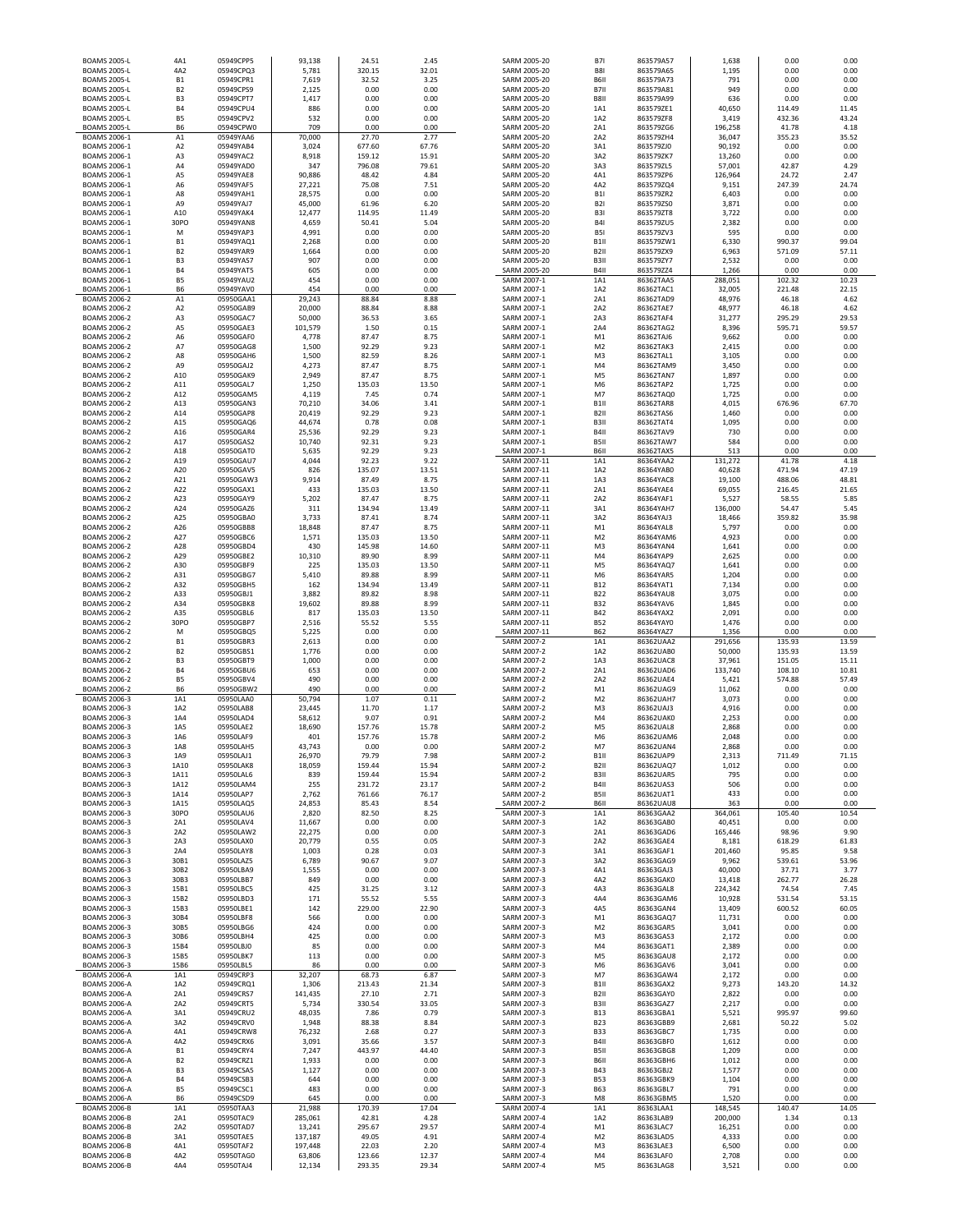| | | | | | |
|---|---|---|---|---|---|
| BOAMS 2005-L | 4A1 | 05949CPP5 | 93,138 | 24.51 | 2.45 |
| BOAMS 2005-L | 4A2 | 05949CPQ3 | 5,781 | 320.15 | 32.01 |
| BOAMS 2005-L | B1 | 05949CPR1 | 7,619 | 32.52 | 3.25 |
| BOAMS 2005-L | B2 | 05949CPS9 | 2,125 | 0.00 | 0.00 |
| BOAMS 2005-L | B3 | 05949CPT7 | 1,417 | 0.00 | 0.00 |
| BOAMS 2005-L | B4 | 05949CPU4 | 886 | 0.00 | 0.00 |
| BOAMS 2005-L | B5 | 05949CPV2 | 532 | 0.00 | 0.00 |
| BOAMS 2005-L | B6 | 05949CPW0 | 709 | 0.00 | 0.00 |
| BOAMS 2006-1 | A1 | 05949YAA6 | 70,000 | 27.70 | 2.77 |
| BOAMS 2006-1 | A2 | 05949YAB4 | 3,024 | 677.60 | 67.76 |
| BOAMS 2006-1 | A3 | 05949YAC2 | 8,918 | 159.12 | 15.91 |
| BOAMS 2006-1 | A4 | 05949YAD0 | 347 | 796.08 | 79.61 |
| BOAMS 2006-1 | A5 | 05949YAE8 | 90,886 | 48.42 | 4.84 |
| BOAMS 2006-1 | A6 | 05949YAF5 | 27,221 | 75.08 | 7.51 |
| BOAMS 2006-1 | A8 | 05949YAH1 | 28,575 | 0.00 | 0.00 |
| BOAMS 2006-1 | A9 | 05949YAJ7 | 45,000 | 61.96 | 6.20 |
| BOAMS 2006-1 | A10 | 05949YAK4 | 12,477 | 114.95 | 11.49 |
| BOAMS 2006-1 | 30PO | 05949YAN8 | 4,659 | 50.41 | 5.04 |
| BOAMS 2006-1 | M | 05949YAP3 | 4,991 | 0.00 | 0.00 |
| BOAMS 2006-1 | B1 | 05949YAQ1 | 2,268 | 0.00 | 0.00 |
| BOAMS 2006-1 | B2 | 05949YAR9 | 1,664 | 0.00 | 0.00 |
| BOAMS 2006-1 | B3 | 05949YAS7 | 907 | 0.00 | 0.00 |
| BOAMS 2006-1 | B4 | 05949YAT5 | 605 | 0.00 | 0.00 |
| BOAMS 2006-1 | B5 | 05949YAU2 | 454 | 0.00 | 0.00 |
| BOAMS 2006-1 | B6 | 05949YAV0 | 454 | 0.00 | 0.00 |
| BOAMS 2006-2 | A1 | 05950GAA1 | 29,243 | 88.84 | 8.88 |
| BOAMS 2006-2 | A2 | 05950GAB9 | 20,000 | 88.84 | 8.88 |
| BOAMS 2006-2 | A3 | 05950GAC7 | 50,000 | 36.53 | 3.65 |
| BOAMS 2006-2 | A5 | 05950GAE3 | 101,579 | 1.50 | 0.15 |
| BOAMS 2006-2 | A6 | 05950GAF0 | 4,778 | 87.47 | 8.75 |
| BOAMS 2006-2 | A7 | 05950GAG8 | 1,500 | 92.29 | 9.23 |
| BOAMS 2006-2 | A8 | 05950GAH6 | 1,500 | 82.59 | 8.26 |
| BOAMS 2006-2 | A9 | 05950GAJ2 | 4,273 | 87.47 | 8.75 |
| BOAMS 2006-2 | A10 | 05950GAK9 | 2,949 | 87.47 | 8.75 |
| BOAMS 2006-2 | A11 | 05950GAL7 | 1,250 | 135.03 | 13.50 |
| BOAMS 2006-2 | A12 | 05950GAM5 | 4,119 | 7.45 | 0.74 |
| BOAMS 2006-2 | A13 | 05950GAN3 | 70,210 | 34.06 | 3.41 |
| BOAMS 2006-2 | A14 | 05950GAP8 | 20,419 | 92.29 | 9.23 |
| BOAMS 2006-2 | A15 | 05950GAQ6 | 44,674 | 0.78 | 0.08 |
| BOAMS 2006-2 | A16 | 05950GAR4 | 25,536 | 92.29 | 9.23 |
| BOAMS 2006-2 | A17 | 05950GAS2 | 10,740 | 92.31 | 9.23 |
| BOAMS 2006-2 | A18 | 05950GAT0 | 5,635 | 92.29 | 9.23 |
| BOAMS 2006-2 | A19 | 05950GAU7 | 4,044 | 92.23 | 9.22 |
| BOAMS 2006-2 | A20 | 05950GAV5 | 826 | 135.07 | 13.51 |
| BOAMS 2006-2 | A21 | 05950GAW3 | 9,914 | 87.49 | 8.75 |
| BOAMS 2006-2 | A22 | 05950GAX1 | 433 | 135.03 | 13.50 |
| BOAMS 2006-2 | A23 | 05950GAY9 | 5,202 | 87.47 | 8.75 |
| BOAMS 2006-2 | A24 | 05950GAZ6 | 311 | 134.94 | 13.49 |
| BOAMS 2006-2 | A25 | 05950GBA0 | 3,733 | 87.41 | 8.74 |
| BOAMS 2006-2 | A26 | 05950GBB8 | 18,848 | 87.47 | 8.75 |
| BOAMS 2006-2 | A27 | 05950GBC6 | 1,571 | 135.03 | 13.50 |
| BOAMS 2006-2 | A28 | 05950GBD4 | 430 | 145.98 | 14.60 |
| BOAMS 2006-2 | A29 | 05950GBE2 | 10,310 | 89.90 | 8.99 |
| BOAMS 2006-2 | A30 | 05950GBF9 | 225 | 135.03 | 13.50 |
| BOAMS 2006-2 | A31 | 05950GBG7 | 5,410 | 89.88 | 8.99 |
| BOAMS 2006-2 | A32 | 05950GBH5 | 162 | 134.94 | 13.49 |
| BOAMS 2006-2 | A33 | 05950GBJ1 | 3,882 | 89.82 | 8.98 |
| BOAMS 2006-2 | A34 | 05950GBK8 | 19,602 | 89.88 | 8.99 |
| BOAMS 2006-2 | A35 | 05950GBL6 | 817 | 135.03 | 13.50 |
| BOAMS 2006-2 | 30PO | 05950GBP7 | 2,516 | 55.52 | 5.55 |
| BOAMS 2006-2 | M | 05950GBQ5 | 5,225 | 0.00 | 0.00 |
| BOAMS 2006-2 | B1 | 05950GBR3 | 2,613 | 0.00 | 0.00 |
| BOAMS 2006-2 | B2 | 05950GBS1 | 1,776 | 0.00 | 0.00 |
| BOAMS 2006-2 | B3 | 05950GBT9 | 1,000 | 0.00 | 0.00 |
| BOAMS 2006-2 | B4 | 05950GBU6 | 653 | 0.00 | 0.00 |
| BOAMS 2006-2 | B5 | 05950GBV4 | 490 | 0.00 | 0.00 |
| BOAMS 2006-2 | B6 | 05950GBW2 | 490 | 0.00 | 0.00 |
| BOAMS 2006-3 | 1A1 | 05950LAA0 | 50,794 | 1.07 | 0.11 |
| BOAMS 2006-3 | 1A2 | 05950LAB8 | 23,445 | 11.70 | 1.17 |
| BOAMS 2006-3 | 1A4 | 05950LAD4 | 58,612 | 9.07 | 0.91 |
| BOAMS 2006-3 | 1A5 | 05950LAE2 | 18,690 | 157.76 | 15.78 |
| BOAMS 2006-3 | 1A6 | 05950LAF9 | 401 | 157.76 | 15.78 |
| BOAMS 2006-3 | 1A8 | 05950LAH5 | 43,743 | 0.00 | 0.00 |
| BOAMS 2006-3 | 1A9 | 05950LAJ1 | 26,970 | 79.79 | 7.98 |
| BOAMS 2006-3 | 1A10 | 05950LAK8 | 18,059 | 159.44 | 15.94 |
| BOAMS 2006-3 | 1A11 | 05950LAL6 | 839 | 159.44 | 15.94 |
| BOAMS 2006-3 | 1A12 | 05950LAM4 | 255 | 231.72 | 23.17 |
| BOAMS 2006-3 | 1A14 | 05950LAP7 | 2,762 | 761.66 | 76.17 |
| BOAMS 2006-3 | 1A15 | 05950LAQ5 | 24,853 | 85.43 | 8.54 |
| BOAMS 2006-3 | 30PO | 05950LAU6 | 2,820 | 82.50 | 8.25 |
| BOAMS 2006-3 | 2A1 | 05950LAV4 | 11,667 | 0.00 | 0.00 |
| BOAMS 2006-3 | 2A2 | 05950LAW2 | 22,275 | 0.00 | 0.00 |
| BOAMS 2006-3 | 2A3 | 05950LAX0 | 20,779 | 0.55 | 0.05 |
| BOAMS 2006-3 | 2A4 | 05950LAY8 | 1,003 | 0.28 | 0.03 |
| BOAMS 2006-3 | 30B1 | 05950LAZ5 | 6,789 | 90.67 | 9.07 |
| BOAMS 2006-3 | 30B2 | 05950LBA9 | 1,555 | 0.00 | 0.00 |
| BOAMS 2006-3 | 30B3 | 05950LBB7 | 849 | 0.00 | 0.00 |
| BOAMS 2006-3 | 15B1 | 05950LBC5 | 425 | 31.25 | 3.12 |
| BOAMS 2006-3 | 15B2 | 05950LBD3 | 171 | 55.52 | 5.55 |
| BOAMS 2006-3 | 15B3 | 05950LBE1 | 142 | 229.00 | 22.90 |
| BOAMS 2006-3 | 30B4 | 05950LBF8 | 566 | 0.00 | 0.00 |
| BOAMS 2006-3 | 30B5 | 05950LBG6 | 424 | 0.00 | 0.00 |
| BOAMS 2006-3 | 30B6 | 05950LBH4 | 425 | 0.00 | 0.00 |
| BOAMS 2006-3 | 15B4 | 05950LBJ0 | 85 | 0.00 | 0.00 |
| BOAMS 2006-3 | 15B5 | 05950LBK7 | 113 | 0.00 | 0.00 |
| BOAMS 2006-3 | 15B6 | 05950LBL5 | 86 | 0.00 | 0.00 |
| BOAMS 2006-A | 1A1 | 05949CRP3 | 32,207 | 68.73 | 6.87 |
| BOAMS 2006-A | 1A2 | 05949CRQ1 | 1,306 | 213.43 | 21.34 |
| BOAMS 2006-A | 2A1 | 05949CRS7 | 141,435 | 27.10 | 2.71 |
| BOAMS 2006-A | 2A2 | 05949CRT5 | 5,734 | 330.54 | 33.05 |
| BOAMS 2006-A | 3A1 | 05949CRU2 | 48,035 | 7.86 | 0.79 |
| BOAMS 2006-A | 3A2 | 05949CRV0 | 1,948 | 88.38 | 8.84 |
| BOAMS 2006-A | 4A1 | 05949CRW8 | 76,232 | 2.68 | 0.27 |
| BOAMS 2006-A | 4A2 | 05949CRX6 | 3,091 | 35.66 | 3.57 |
| BOAMS 2006-A | B1 | 05949CRY4 | 7,247 | 443.97 | 44.40 |
| BOAMS 2006-A | B2 | 05949CRZ1 | 1,933 | 0.00 | 0.00 |
| BOAMS 2006-A | B3 | 05949CSA5 | 1,127 | 0.00 | 0.00 |
| BOAMS 2006-A | B4 | 05949CSB3 | 644 | 0.00 | 0.00 |
| BOAMS 2006-A | B5 | 05949CSC1 | 483 | 0.00 | 0.00 |
| BOAMS 2006-A | B6 | 05949CSD9 | 645 | 0.00 | 0.00 |
| BOAMS 2006-B | 1A1 | 05950TAA3 | 21,988 | 170.39 | 17.04 |
| BOAMS 2006-B | 2A1 | 05950TAC9 | 285,061 | 42.81 | 4.28 |
| BOAMS 2006-B | 2A2 | 05950TAD7 | 13,241 | 295.67 | 29.57 |
| BOAMS 2006-B | 3A1 | 05950TAE5 | 137,187 | 49.05 | 4.91 |
| BOAMS 2006-B | 4A1 | 05950TAF2 | 197,448 | 22.03 | 2.20 |
| BOAMS 2006-B | 4A2 | 05950TAG0 | 63,806 | 123.66 | 12.37 |
| BOAMS 2006-B | 4A4 | 05950TAJ4 | 12,134 | 293.35 | 29.34 |
| SARM 2005-20 | B7I | 863579A57 | 1,638 | 0.00 | 0.00 |
| SARM 2005-20 | B8I | 863579A65 | 1,195 | 0.00 | 0.00 |
| SARM 2005-20 | B6II | 863579A73 | 791 | 0.00 | 0.00 |
| SARM 2005-20 | B7II | 863579A81 | 949 | 0.00 | 0.00 |
| SARM 2005-20 | B8II | 863579A99 | 636 | 0.00 | 0.00 |
| SARM 2005-20 | 1A1 | 863579ZE1 | 40,650 | 114.49 | 11.45 |
| SARM 2005-20 | 1A2 | 863579ZF8 | 3,419 | 432.36 | 43.24 |
| SARM 2005-20 | 2A1 | 863579ZG6 | 196,258 | 41.78 | 4.18 |
| SARM 2005-20 | 2A2 | 863579ZH4 | 36,047 | 355.23 | 35.52 |
| SARM 2005-20 | 3A1 | 863579ZJ0 | 90,192 | 0.00 | 0.00 |
| SARM 2005-20 | 3A2 | 863579ZK7 | 13,260 | 0.00 | 0.00 |
| SARM 2005-20 | 3A3 | 863579ZL5 | 57,001 | 42.87 | 4.29 |
| SARM 2005-20 | 4A1 | 863579ZP6 | 126,964 | 24.72 | 2.47 |
| SARM 2005-20 | 4A2 | 863579ZQ4 | 9,151 | 247.39 | 24.74 |
| SARM 2005-20 | B1I | 863579ZR2 | 6,403 | 0.00 | 0.00 |
| SARM 2005-20 | B2I | 863579ZS0 | 3,871 | 0.00 | 0.00 |
| SARM 2005-20 | B3I | 863579ZT8 | 3,722 | 0.00 | 0.00 |
| SARM 2005-20 | B4I | 863579ZU5 | 2,382 | 0.00 | 0.00 |
| SARM 2005-20 | B5I | 863579ZV3 | 595 | 0.00 | 0.00 |
| SARM 2005-20 | B1II | 863579ZW1 | 6,330 | 990.37 | 99.04 |
| SARM 2005-20 | B2II | 863579ZX9 | 6,963 | 571.09 | 57.11 |
| SARM 2005-20 | B3II | 863579ZY7 | 2,532 | 0.00 | 0.00 |
| SARM 2005-20 | B4II | 863579ZZ4 | 1,266 | 0.00 | 0.00 |
| SARM 2007-1 | 1A1 | 86362TAA5 | 288,051 | 102.32 | 10.23 |
| SARM 2007-1 | 1A2 | 86362TAC1 | 32,005 | 221.48 | 22.15 |
| SARM 2007-1 | 2A1 | 86362TAD9 | 48,976 | 46.18 | 4.62 |
| SARM 2007-1 | 2A2 | 86362TAE7 | 48,977 | 46.18 | 4.62 |
| SARM 2007-1 | 2A3 | 86362TAF4 | 31,277 | 295.29 | 29.53 |
| SARM 2007-1 | 2A4 | 86362TAG2 | 8,396 | 595.71 | 59.57 |
| SARM 2007-1 | M1 | 86362TAJ6 | 9,662 | 0.00 | 0.00 |
| SARM 2007-1 | M2 | 86362TAK3 | 2,415 | 0.00 | 0.00 |
| SARM 2007-1 | M3 | 86362TAL1 | 3,105 | 0.00 | 0.00 |
| SARM 2007-1 | M4 | 86362TAM9 | 3,450 | 0.00 | 0.00 |
| SARM 2007-1 | M5 | 86362TAN7 | 1,897 | 0.00 | 0.00 |
| SARM 2007-1 | M6 | 86362TAP2 | 1,725 | 0.00 | 0.00 |
| SARM 2007-1 | M7 | 86362TAQ0 | 1,725 | 0.00 | 0.00 |
| SARM 2007-1 | B1II | 86362TAR8 | 4,015 | 676.96 | 67.70 |
| SARM 2007-1 | B2II | 86362TAS6 | 1,460 | 0.00 | 0.00 |
| SARM 2007-1 | B3II | 86362TAT4 | 1,095 | 0.00 | 0.00 |
| SARM 2007-1 | B4II | 86362TAV9 | 730 | 0.00 | 0.00 |
| SARM 2007-1 | B5II | 86362TAW7 | 584 | 0.00 | 0.00 |
| SARM 2007-1 | B6II | 86362TAX5 | 513 | 0.00 | 0.00 |
| SARM 2007-11 | 1A1 | 86364YAA2 | 131,272 | 41.78 | 4.18 |
| SARM 2007-11 | 1A2 | 86364YAB0 | 40,628 | 471.94 | 47.19 |
| SARM 2007-11 | 1A3 | 86364YAC8 | 19,100 | 488.06 | 48.81 |
| SARM 2007-11 | 2A1 | 86364YAE4 | 69,055 | 216.45 | 21.65 |
| SARM 2007-11 | 2A2 | 86364YAF1 | 5,527 | 58.55 | 5.85 |
| SARM 2007-11 | 3A1 | 86364YAH7 | 136,000 | 54.47 | 5.45 |
| SARM 2007-11 | 3A2 | 86364YAJ3 | 18,466 | 359.82 | 35.98 |
| SARM 2007-11 | M1 | 86364YAL8 | 5,797 | 0.00 | 0.00 |
| SARM 2007-11 | M2 | 86364YAM6 | 4,923 | 0.00 | 0.00 |
| SARM 2007-11 | M3 | 86364YAN4 | 1,641 | 0.00 | 0.00 |
| SARM 2007-11 | M4 | 86364YAP9 | 2,625 | 0.00 | 0.00 |
| SARM 2007-11 | M5 | 86364YAQ7 | 1,641 | 0.00 | 0.00 |
| SARM 2007-11 | M6 | 86364YAR5 | 1,204 | 0.00 | 0.00 |
| SARM 2007-11 | B12 | 86364YAT1 | 7,134 | 0.00 | 0.00 |
| SARM 2007-11 | B22 | 86364YAU8 | 3,075 | 0.00 | 0.00 |
| SARM 2007-11 | B32 | 86364YAV6 | 1,845 | 0.00 | 0.00 |
| SARM 2007-11 | B42 | 86364YAX2 | 2,091 | 0.00 | 0.00 |
| SARM 2007-11 | B52 | 86364YAY0 | 1,476 | 0.00 | 0.00 |
| SARM 2007-11 | B62 | 86364YAZ7 | 1,356 | 0.00 | 0.00 |
| SARM 2007-2 | 1A1 | 86362UAA2 | 291,656 | 135.93 | 13.59 |
| SARM 2007-2 | 1A2 | 86362UAB0 | 50,000 | 135.93 | 13.59 |
| SARM 2007-2 | 1A3 | 86362UAC8 | 37,961 | 151.05 | 15.11 |
| SARM 2007-2 | 2A1 | 86362UAD6 | 133,740 | 108.10 | 10.81 |
| SARM 2007-2 | 2A2 | 86362UAE4 | 5,421 | 574.88 | 57.49 |
| SARM 2007-2 | M1 | 86362UAG9 | 11,062 | 0.00 | 0.00 |
| SARM 2007-2 | M2 | 86362UAH7 | 3,073 | 0.00 | 0.00 |
| SARM 2007-2 | M3 | 86362UAJ3 | 4,916 | 0.00 | 0.00 |
| SARM 2007-2 | M4 | 86362UAK0 | 2,253 | 0.00 | 0.00 |
| SARM 2007-2 | M5 | 86362UAL8 | 2,868 | 0.00 | 0.00 |
| SARM 2007-2 | M6 | 86362UAM6 | 2,048 | 0.00 | 0.00 |
| SARM 2007-2 | M7 | 86362UAN4 | 2,868 | 0.00 | 0.00 |
| SARM 2007-2 | B1II | 86362UAP9 | 2,313 | 711.49 | 71.15 |
| SARM 2007-2 | B2II | 86362UAQ7 | 1,012 | 0.00 | 0.00 |
| SARM 2007-2 | B3II | 86362UAR5 | 795 | 0.00 | 0.00 |
| SARM 2007-2 | B4II | 86362UAS3 | 506 | 0.00 | 0.00 |
| SARM 2007-2 | B5II | 86362UAT1 | 433 | 0.00 | 0.00 |
| SARM 2007-2 | B6II | 86362UAU8 | 363 | 0.00 | 0.00 |
| SARM 2007-3 | 1A1 | 86363GAA2 | 364,061 | 105.40 | 10.54 |
| SARM 2007-3 | 1A2 | 86363GAB0 | 40,451 | 0.00 | 0.00 |
| SARM 2007-3 | 2A1 | 86363GAD6 | 165,446 | 98.96 | 9.90 |
| SARM 2007-3 | 2A2 | 86363GAE4 | 8,181 | 618.29 | 61.83 |
| SARM 2007-3 | 3A1 | 86363GAF1 | 201,460 | 95.85 | 9.58 |
| SARM 2007-3 | 3A2 | 86363GAG9 | 9,962 | 539.61 | 53.96 |
| SARM 2007-3 | 4A1 | 86363GAJ3 | 40,000 | 37.71 | 3.77 |
| SARM 2007-3 | 4A2 | 86363GAK0 | 13,418 | 262.77 | 26.28 |
| SARM 2007-3 | 4A3 | 86363GAL8 | 224,342 | 74.54 | 7.45 |
| SARM 2007-3 | 4A4 | 86363GAM6 | 10,928 | 531.54 | 53.15 |
| SARM 2007-3 | 4A5 | 86363GAN4 | 13,409 | 600.52 | 60.05 |
| SARM 2007-3 | M1 | 86363GAQ7 | 11,731 | 0.00 | 0.00 |
| SARM 2007-3 | M2 | 86363GAR5 | 3,041 | 0.00 | 0.00 |
| SARM 2007-3 | M3 | 86363GAS3 | 2,172 | 0.00 | 0.00 |
| SARM 2007-3 | M4 | 86363GAT1 | 2,389 | 0.00 | 0.00 |
| SARM 2007-3 | M5 | 86363GAU8 | 2,172 | 0.00 | 0.00 |
| SARM 2007-3 | M6 | 86363GAV6 | 3,041 | 0.00 | 0.00 |
| SARM 2007-3 | M7 | 86363GAW4 | 2,172 | 0.00 | 0.00 |
| SARM 2007-3 | B1II | 86363GAX2 | 9,273 | 143.20 | 14.32 |
| SARM 2007-3 | B2II | 86363GAY0 | 2,822 | 0.00 | 0.00 |
| SARM 2007-3 | B3II | 86363GAZ7 | 2,217 | 0.00 | 0.00 |
| SARM 2007-3 | B13 | 86363GBA1 | 5,521 | 995.97 | 99.60 |
| SARM 2007-3 | B23 | 86363GBB9 | 2,681 | 50.22 | 5.02 |
| SARM 2007-3 | B33 | 86363GBC7 | 1,735 | 0.00 | 0.00 |
| SARM 2007-3 | B4II | 86363GBF0 | 1,612 | 0.00 | 0.00 |
| SARM 2007-3 | B5II | 86363GBG8 | 1,209 | 0.00 | 0.00 |
| SARM 2007-3 | B6II | 86363GBH6 | 1,012 | 0.00 | 0.00 |
| SARM 2007-3 | B43 | 86363GBJ2 | 1,577 | 0.00 | 0.00 |
| SARM 2007-3 | B53 | 86363GBK9 | 1,104 | 0.00 | 0.00 |
| SARM 2007-3 | B63 | 86363GBL7 | 791 | 0.00 | 0.00 |
| SARM 2007-3 | M8 | 86363GBM5 | 1,520 | 0.00 | 0.00 |
| SARM 2007-4 | 1A1 | 86363LAA1 | 148,545 | 140.47 | 14.05 |
| SARM 2007-4 | 1A2 | 86363LAB9 | 200,000 | 1.34 | 0.13 |
| SARM 2007-4 | M1 | 86363LAC7 | 16,251 | 0.00 | 0.00 |
| SARM 2007-4 | M2 | 86363LAD5 | 4,333 | 0.00 | 0.00 |
| SARM 2007-4 | M3 | 86363LAE3 | 6,500 | 0.00 | 0.00 |
| SARM 2007-4 | M4 | 86363LAF0 | 2,708 | 0.00 | 0.00 |
| SARM 2007-4 | M5 | 86363LAG8 | 3,521 | 0.00 | 0.00 |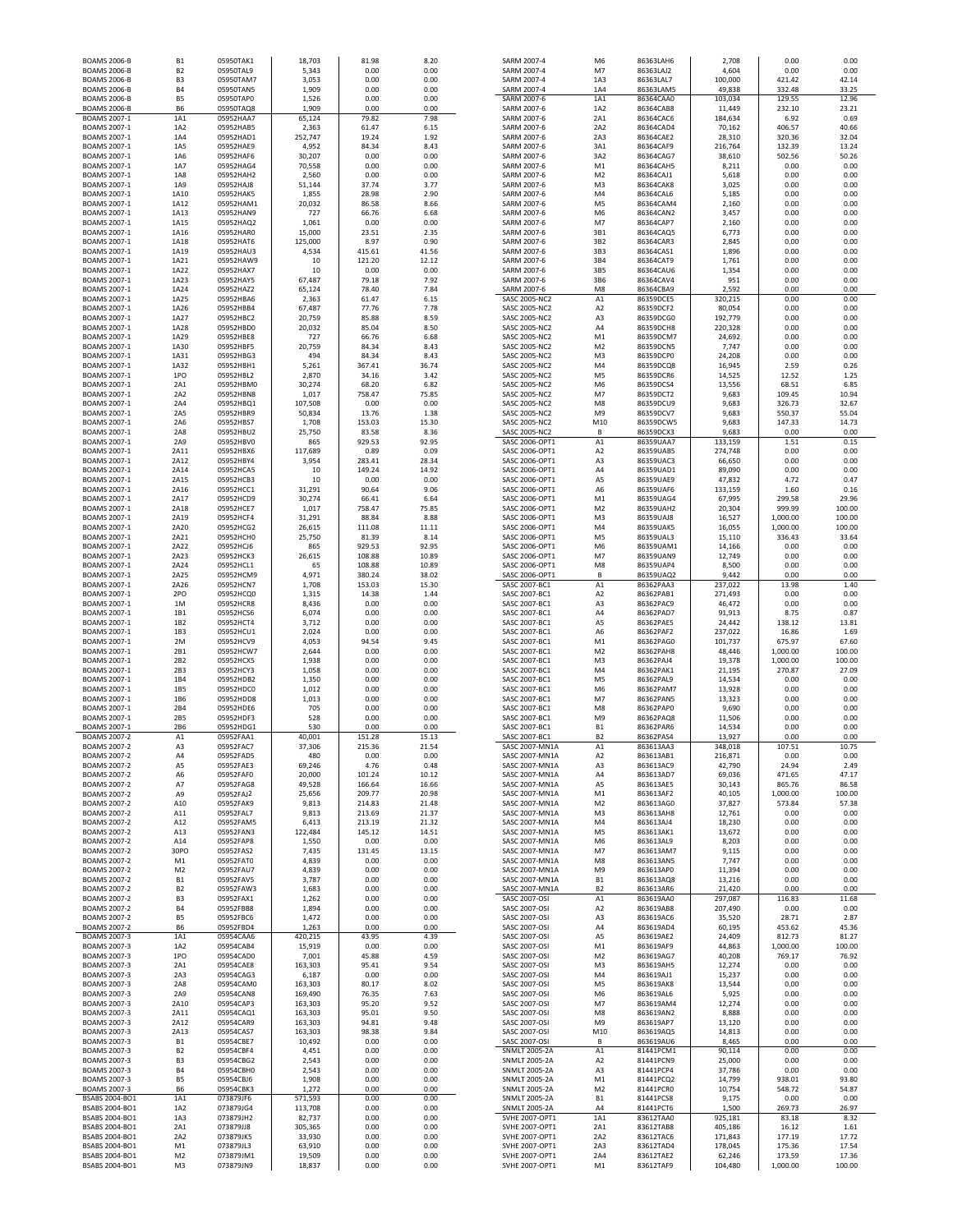| | | | | | |
|---|---|---|---|---|---|
| BOAMS 2006-B | B1 | 05950TAK1 | 18,703 | 81.98 | 8.20 |
| BOAMS 2006-B | B2 | 05950TAL9 | 5,343 | 0.00 | 0.00 |
| BOAMS 2006-B | B3 | 05950TAM7 | 3,053 | 0.00 | 0.00 |
| BOAMS 2006-B | B4 | 05950TAN5 | 1,909 | 0.00 | 0.00 |
| BOAMS 2006-B | B5 | 05950TAP0 | 1,526 | 0.00 | 0.00 |
| BOAMS 2006-B | B6 | 05950TAQ8 | 1,909 | 0.00 | 0.00 |
| BOAMS 2007-1 | 1A1 | 05952HAA7 | 65,124 | 79.82 | 7.98 |
| BOAMS 2007-1 | 1A2 | 05952HAB5 | 2,363 | 61.47 | 6.15 |
| BOAMS 2007-1 | 1A4 | 05952HAD1 | 252,747 | 19.24 | 1.92 |
| BOAMS 2007-1 | 1A5 | 05952HAE9 | 4,952 | 84.34 | 8.43 |
| BOAMS 2007-1 | 1A6 | 05952HAF6 | 30,207 | 0.00 | 0.00 |
| BOAMS 2007-1 | 1A7 | 05952HAG4 | 70,558 | 0.00 | 0.00 |
| BOAMS 2007-1 | 1A8 | 05952HAH2 | 2,560 | 0.00 | 0.00 |
| BOAMS 2007-1 | 1A9 | 05952HAJ8 | 51,144 | 37.74 | 3.77 |
| BOAMS 2007-1 | 1A10 | 05952HAK5 | 1,855 | 28.98 | 2.90 |
| BOAMS 2007-1 | 1A12 | 05952HAM1 | 20,032 | 86.58 | 8.66 |
| BOAMS 2007-1 | 1A13 | 05952HAN9 | 727 | 66.76 | 6.68 |
| BOAMS 2007-1 | 1A15 | 05952HAQ2 | 1,061 | 0.00 | 0.00 |
| BOAMS 2007-1 | 1A16 | 05952HAR0 | 15,000 | 23.51 | 2.35 |
| BOAMS 2007-1 | 1A18 | 05952HAT6 | 125,000 | 8.97 | 0.90 |
| BOAMS 2007-1 | 1A19 | 05952HAU3 | 4,534 | 415.61 | 41.56 |
| BOAMS 2007-1 | 1A21 | 05952HAW9 | 10 | 121.20 | 12.12 |
| BOAMS 2007-1 | 1A22 | 05952HAX7 | 10 | 0.00 | 0.00 |
| BOAMS 2007-1 | 1A23 | 05952HAY5 | 67,487 | 79.18 | 7.92 |
| BOAMS 2007-1 | 1A24 | 05952HAZ2 | 65,124 | 78.40 | 7.84 |
| BOAMS 2007-1 | 1A25 | 05952HBA6 | 2,363 | 61.47 | 6.15 |
| BOAMS 2007-1 | 1A26 | 05952HBB4 | 67,487 | 77.76 | 7.78 |
| BOAMS 2007-1 | 1A27 | 05952HBC2 | 20,759 | 85.88 | 8.59 |
| BOAMS 2007-1 | 1A28 | 05952HBD0 | 20,032 | 85.04 | 8.50 |
| BOAMS 2007-1 | 1A29 | 05952HBE8 | 727 | 66.76 | 6.68 |
| BOAMS 2007-1 | 1A30 | 05952HBF5 | 20,759 | 84.34 | 8.43 |
| BOAMS 2007-1 | 1A31 | 05952HBG3 | 494 | 84.34 | 8.43 |
| BOAMS 2007-1 | 1A32 | 05952HBH1 | 5,261 | 367.41 | 36.74 |
| BOAMS 2007-1 | 1PO | 05952HBL2 | 2,870 | 34.16 | 3.42 |
| BOAMS 2007-1 | 2A1 | 05952HBM0 | 30,274 | 68.20 | 6.82 |
| BOAMS 2007-1 | 2A2 | 05952HBN8 | 1,017 | 758.47 | 75.85 |
| BOAMS 2007-1 | 2A4 | 05952HBQ1 | 107,508 | 0.00 | 0.00 |
| BOAMS 2007-1 | 2A5 | 05952HBR9 | 50,834 | 13.76 | 1.38 |
| BOAMS 2007-1 | 2A6 | 05952HBS7 | 1,708 | 153.03 | 15.30 |
| BOAMS 2007-1 | 2A8 | 05952HBU2 | 25,750 | 83.58 | 8.36 |
| BOAMS 2007-1 | 2A9 | 05952HBV0 | 865 | 929.53 | 92.95 |
| BOAMS 2007-1 | 2A11 | 05952HBX6 | 117,689 | 0.89 | 0.09 |
| BOAMS 2007-1 | 2A12 | 05952HBY4 | 3,954 | 283.41 | 28.34 |
| BOAMS 2007-1 | 2A14 | 05952HCA5 | 10 | 149.24 | 14.92 |
| BOAMS 2007-1 | 2A15 | 05952HCB3 | 10 | 0.00 | 0.00 |
| BOAMS 2007-1 | 2A16 | 05952HCC1 | 31,291 | 90.64 | 9.06 |
| BOAMS 2007-1 | 2A17 | 05952HCD9 | 30,274 | 66.41 | 6.64 |
| BOAMS 2007-1 | 2A18 | 05952HCE7 | 1,017 | 758.47 | 75.85 |
| BOAMS 2007-1 | 2A19 | 05952HCF4 | 31,291 | 88.84 | 8.88 |
| BOAMS 2007-1 | 2A20 | 05952HCG2 | 26,615 | 111.08 | 11.11 |
| BOAMS 2007-1 | 2A21 | 05952HCH0 | 25,750 | 81.39 | 8.14 |
| BOAMS 2007-1 | 2A22 | 05952HCJ6 | 865 | 929.53 | 92.95 |
| BOAMS 2007-1 | 2A23 | 05952HCK3 | 26,615 | 108.88 | 10.89 |
| BOAMS 2007-1 | 2A24 | 05952HCL1 | 65 | 108.88 | 10.89 |
| BOAMS 2007-1 | 2A25 | 05952HCM9 | 4,971 | 380.24 | 38.02 |
| BOAMS 2007-1 | 2A26 | 05952HCN7 | 1,708 | 153.03 | 15.30 |
| BOAMS 2007-1 | 2PO | 05952HCQ0 | 1,315 | 14.38 | 1.44 |
| BOAMS 2007-1 | 1M | 05952HCR8 | 8,436 | 0.00 | 0.00 |
| BOAMS 2007-1 | 1B1 | 05952HCS6 | 6,074 | 0.00 | 0.00 |
| BOAMS 2007-1 | 1B2 | 05952HCT4 | 3,712 | 0.00 | 0.00 |
| BOAMS 2007-1 | 1B3 | 05952HCU1 | 2,024 | 0.00 | 0.00 |
| BOAMS 2007-1 | 2M | 05952HCV9 | 4,053 | 94.54 | 9.45 |
| BOAMS 2007-1 | 2B1 | 05952HCW7 | 2,644 | 0.00 | 0.00 |
| BOAMS 2007-1 | 2B2 | 05952HCX5 | 1,938 | 0.00 | 0.00 |
| BOAMS 2007-1 | 2B3 | 05952HCY3 | 1,058 | 0.00 | 0.00 |
| BOAMS 2007-1 | 1B4 | 05952HDB2 | 1,350 | 0.00 | 0.00 |
| BOAMS 2007-1 | 1B5 | 05952HDC0 | 1,012 | 0.00 | 0.00 |
| BOAMS 2007-1 | 1B6 | 05952HDD8 | 1,013 | 0.00 | 0.00 |
| BOAMS 2007-1 | 2B4 | 05952HDE6 | 705 | 0.00 | 0.00 |
| BOAMS 2007-1 | 2B5 | 05952HDF3 | 528 | 0.00 | 0.00 |
| BOAMS 2007-1 | 2B6 | 05952HDG1 | 530 | 0.00 | 0.00 |
| BOAMS 2007-2 | A1 | 05952FAA1 | 40,001 | 151.28 | 15.13 |
| BOAMS 2007-2 | A3 | 05952FAC7 | 37,306 | 215.36 | 21.54 |
| BOAMS 2007-2 | A4 | 05952FAD5 | 480 | 0.00 | 0.00 |
| BOAMS 2007-2 | A5 | 05952FAE3 | 69,246 | 4.76 | 0.48 |
| BOAMS 2007-2 | A6 | 05952FAF0 | 20,000 | 101.24 | 10.12 |
| BOAMS 2007-2 | A7 | 05952FAG8 | 49,528 | 166.64 | 16.66 |
| BOAMS 2007-2 | A9 | 05952FAJ2 | 25,656 | 209.77 | 20.98 |
| BOAMS 2007-2 | A10 | 05952FAK9 | 9,813 | 214.83 | 21.48 |
| BOAMS 2007-2 | A11 | 05952FAL7 | 9,813 | 213.69 | 21.37 |
| BOAMS 2007-2 | A12 | 05952FAM5 | 6,413 | 213.19 | 21.32 |
| BOAMS 2007-2 | A13 | 05952FAN3 | 122,484 | 145.12 | 14.51 |
| BOAMS 2007-2 | A14 | 05952FAP8 | 1,550 | 0.00 | 0.00 |
| BOAMS 2007-2 | 30PO | 05952FAS2 | 7,435 | 131.45 | 13.15 |
| BOAMS 2007-2 | M1 | 05952FAT0 | 4,839 | 0.00 | 0.00 |
| BOAMS 2007-2 | M2 | 05952FAU7 | 4,839 | 0.00 | 0.00 |
| BOAMS 2007-2 | B1 | 05952FAV5 | 3,787 | 0.00 | 0.00 |
| BOAMS 2007-2 | B2 | 05952FAW3 | 1,683 | 0.00 | 0.00 |
| BOAMS 2007-2 | B3 | 05952FAX1 | 1,262 | 0.00 | 0.00 |
| BOAMS 2007-2 | B4 | 05952FBB8 | 1,894 | 0.00 | 0.00 |
| BOAMS 2007-2 | B5 | 05952FBC6 | 1,472 | 0.00 | 0.00 |
| BOAMS 2007-2 | B6 | 05952FBD4 | 1,263 | 0.00 | 0.00 |
| BOAMS 2007-3 | 1A1 | 05954CAA6 | 420,215 | 43.95 | 4.39 |
| BOAMS 2007-3 | 1A2 | 05954CAB4 | 15,919 | 0.00 | 0.00 |
| BOAMS 2007-3 | 1PO | 05954CAD0 | 7,001 | 45.88 | 4.59 |
| BOAMS 2007-3 | 2A1 | 05954CAE8 | 163,303 | 95.41 | 9.54 |
| BOAMS 2007-3 | 2A3 | 05954CAG3 | 6,187 | 0.00 | 0.00 |
| BOAMS 2007-3 | 2A8 | 05954CAM0 | 163,303 | 80.17 | 8.02 |
| BOAMS 2007-3 | 2A9 | 05954CAN8 | 169,490 | 76.35 | 7.63 |
| BOAMS 2007-3 | 2A10 | 05954CAP3 | 163,303 | 95.20 | 9.52 |
| BOAMS 2007-3 | 2A11 | 05954CAQ1 | 163,303 | 95.01 | 9.50 |
| BOAMS 2007-3 | 2A12 | 05954CAR9 | 163,303 | 94.81 | 9.48 |
| BOAMS 2007-3 | 2A13 | 05954CAS7 | 163,303 | 98.38 | 9.84 |
| BOAMS 2007-3 | B1 | 05954CBE7 | 10,492 | 0.00 | 0.00 |
| BOAMS 2007-3 | B2 | 05954CBF4 | 4,451 | 0.00 | 0.00 |
| BOAMS 2007-3 | B3 | 05954CBG2 | 2,543 | 0.00 | 0.00 |
| BOAMS 2007-3 | B4 | 05954CBH0 | 2,543 | 0.00 | 0.00 |
| BOAMS 2007-3 | B5 | 05954CBJ6 | 1,908 | 0.00 | 0.00 |
| BOAMS 2007-3 | B6 | 05954CBK3 | 1,272 | 0.00 | 0.00 |
| BSABS 2004-BO1 | 1A1 | 073879JF6 | 571,593 | 0.00 | 0.00 |
| BSABS 2004-BO1 | 1A2 | 073879JG4 | 113,708 | 0.00 | 0.00 |
| BSABS 2004-BO1 | 1A3 | 073879JH2 | 82,737 | 0.00 | 0.00 |
| BSABS 2004-BO1 | 2A1 | 073879JJ8 | 305,365 | 0.00 | 0.00 |
| BSABS 2004-BO1 | 2A2 | 073879JK5 | 33,930 | 0.00 | 0.00 |
| BSABS 2004-BO1 | M1 | 073879JL3 | 63,910 | 0.00 | 0.00 |
| BSABS 2004-BO1 | M2 | 073879JM1 | 19,509 | 0.00 | 0.00 |
| BSABS 2004-BO1 | M3 | 073879JN9 | 18,837 | 0.00 | 0.00 |
| SARM 2007-4 | M6 | 86363LAH6 | 2,708 | 0.00 | 0.00 |
| SARM 2007-4 | M7 | 86363LAJ2 | 4,604 | 0.00 | 0.00 |
| SARM 2007-4 | 1A3 | 86363LAL7 | 100,000 | 421.42 | 42.14 |
| SARM 2007-4 | 1A4 | 86363LAM5 | 49,838 | 332.48 | 33.25 |
| SARM 2007-6 | 1A1 | 86364CAA0 | 103,034 | 129.55 | 12.96 |
| SARM 2007-6 | 1A2 | 86364CAB8 | 11,449 | 232.10 | 23.21 |
| SARM 2007-6 | 2A1 | 86364CAC6 | 184,634 | 6.92 | 0.69 |
| SARM 2007-6 | 2A2 | 86364CAD4 | 70,162 | 406.57 | 40.66 |
| SARM 2007-6 | 2A3 | 86364CAE2 | 28,310 | 320.36 | 32.04 |
| SARM 2007-6 | 3A1 | 86364CAF9 | 216,764 | 132.39 | 13.24 |
| SARM 2007-6 | 3A2 | 86364CAG7 | 38,610 | 502.56 | 50.26 |
| SARM 2007-6 | M1 | 86364CAH5 | 8,211 | 0.00 | 0.00 |
| SARM 2007-6 | M2 | 86364CAJ1 | 5,618 | 0.00 | 0.00 |
| SARM 2007-6 | M3 | 86364CAK8 | 3,025 | 0.00 | 0.00 |
| SARM 2007-6 | M4 | 86364CAL6 | 5,185 | 0.00 | 0.00 |
| SARM 2007-6 | M5 | 86364CAM4 | 2,160 | 0.00 | 0.00 |
| SARM 2007-6 | M6 | 86364CAN2 | 3,457 | 0.00 | 0.00 |
| SARM 2007-6 | M7 | 86364CAP7 | 2,160 | 0.00 | 0.00 |
| SARM 2007-6 | 3B1 | 86364CAQ5 | 6,773 | 0.00 | 0.00 |
| SARM 2007-6 | 3B2 | 86364CAR3 | 2,845 | 0.00 | 0.00 |
| SARM 2007-6 | 3B3 | 86364CAS1 | 1,896 | 0.00 | 0.00 |
| SARM 2007-6 | 3B4 | 86364CAT9 | 1,761 | 0.00 | 0.00 |
| SARM 2007-6 | 3B5 | 86364CAU6 | 1,354 | 0.00 | 0.00 |
| SARM 2007-6 | 3B6 | 86364CAV4 | 951 | 0.00 | 0.00 |
| SARM 2007-6 | M8 | 86364CBA9 | 2,592 | 0.00 | 0.00 |
| SASC 2005-NC2 | A1 | 86359DCE5 | 320,215 | 0.00 | 0.00 |
| SASC 2005-NC2 | A2 | 86359DCF2 | 80,054 | 0.00 | 0.00 |
| SASC 2005-NC2 | A3 | 86359DCG0 | 192,779 | 0.00 | 0.00 |
| SASC 2005-NC2 | A4 | 86359DCH8 | 220,328 | 0.00 | 0.00 |
| SASC 2005-NC2 | M1 | 86359DCM7 | 24,692 | 0.00 | 0.00 |
| SASC 2005-NC2 | M2 | 86359DCN5 | 7,747 | 0.00 | 0.00 |
| SASC 2005-NC2 | M3 | 86359DCP0 | 24,208 | 0.00 | 0.00 |
| SASC 2005-NC2 | M4 | 86359DCQ8 | 16,945 | 2.59 | 0.26 |
| SASC 2005-NC2 | M5 | 86359DCR6 | 14,525 | 12.52 | 1.25 |
| SASC 2005-NC2 | M6 | 86359DCS4 | 13,556 | 68.51 | 6.85 |
| SASC 2005-NC2 | M7 | 86359DCT2 | 9,683 | 109.45 | 10.94 |
| SASC 2005-NC2 | M8 | 86359DCU9 | 9,683 | 326.73 | 32.67 |
| SASC 2005-NC2 | M9 | 86359DCV7 | 9,683 | 550.37 | 55.04 |
| SASC 2005-NC2 | M10 | 86359DCW5 | 9,683 | 147.33 | 14.73 |
| SASC 2005-NC2 | B | 86359DCX3 | 9,683 | 0.00 | 0.00 |
| SASC 2006-OPT1 | A1 | 86359UAA7 | 133,159 | 1.51 | 0.15 |
| SASC 2006-OPT1 | A2 | 86359UAB5 | 274,748 | 0.00 | 0.00 |
| SASC 2006-OPT1 | A3 | 86359UAC3 | 66,650 | 0.00 | 0.00 |
| SASC 2006-OPT1 | A4 | 86359UAD1 | 89,090 | 0.00 | 0.00 |
| SASC 2006-OPT1 | A5 | 86359UAE9 | 47,832 | 4.72 | 0.47 |
| SASC 2006-OPT1 | A6 | 86359UAF6 | 133,159 | 1.60 | 0.16 |
| SASC 2006-OPT1 | M1 | 86359UAG4 | 67,995 | 299.58 | 29.96 |
| SASC 2006-OPT1 | M2 | 86359UAH2 | 20,304 | 999.99 | 100.00 |
| SASC 2006-OPT1 | M3 | 86359UAJ8 | 16,527 | 1,000.00 | 100.00 |
| SASC 2006-OPT1 | M4 | 86359UAK5 | 16,055 | 1,000.00 | 100.00 |
| SASC 2006-OPT1 | M5 | 86359UAL3 | 15,110 | 336.43 | 33.64 |
| SASC 2006-OPT1 | M6 | 86359UAM1 | 14,166 | 0.00 | 0.00 |
| SASC 2006-OPT1 | M7 | 86359UAN9 | 12,749 | 0.00 | 0.00 |
| SASC 2006-OPT1 | M8 | 86359UAP4 | 8,500 | 0.00 | 0.00 |
| SASC 2006-OPT1 | B | 86359UAQ2 | 9,442 | 0.00 | 0.00 |
| SASC 2007-BC1 | A1 | 86362PAA3 | 237,022 | 13.98 | 1.40 |
| SASC 2007-BC1 | A2 | 86362PAB1 | 271,493 | 0.00 | 0.00 |
| SASC 2007-BC1 | A3 | 86362PAC9 | 46,472 | 0.00 | 0.00 |
| SASC 2007-BC1 | A4 | 86362PAD7 | 91,913 | 8.75 | 0.87 |
| SASC 2007-BC1 | A5 | 86362PAE5 | 24,442 | 138.12 | 13.81 |
| SASC 2007-BC1 | A6 | 86362PAF2 | 237,022 | 16.86 | 1.69 |
| SASC 2007-BC1 | M1 | 86362PAG0 | 101,737 | 675.97 | 67.60 |
| SASC 2007-BC1 | M2 | 86362PAH8 | 48,446 | 1,000.00 | 100.00 |
| SASC 2007-BC1 | M3 | 86362PAJ4 | 19,378 | 1,000.00 | 100.00 |
| SASC 2007-BC1 | M4 | 86362PAK1 | 21,195 | 270.87 | 27.09 |
| SASC 2007-BC1 | M5 | 86362PAL9 | 14,534 | 0.00 | 0.00 |
| SASC 2007-BC1 | M6 | 86362PAM7 | 13,928 | 0.00 | 0.00 |
| SASC 2007-BC1 | M7 | 86362PAN5 | 13,323 | 0.00 | 0.00 |
| SASC 2007-BC1 | M8 | 86362PAP0 | 9,690 | 0.00 | 0.00 |
| SASC 2007-BC1 | M9 | 86362PAQ8 | 11,506 | 0.00 | 0.00 |
| SASC 2007-BC1 | B1 | 86362PAR6 | 14,534 | 0.00 | 0.00 |
| SASC 2007-BC1 | B2 | 86362PAS4 | 13,927 | 0.00 | 0.00 |
| SASC 2007-MN1A | A1 | 863613AA3 | 348,018 | 107.51 | 10.75 |
| SASC 2007-MN1A | A2 | 863613AB1 | 216,871 | 0.00 | 0.00 |
| SASC 2007-MN1A | A3 | 863613AC9 | 42,790 | 24.94 | 2.49 |
| SASC 2007-MN1A | A4 | 863613AD7 | 69,036 | 471.65 | 47.17 |
| SASC 2007-MN1A | A5 | 863613AE5 | 30,143 | 865.76 | 86.58 |
| SASC 2007-MN1A | M1 | 863613AF2 | 40,105 | 1,000.00 | 100.00 |
| SASC 2007-MN1A | M2 | 863613AG0 | 37,827 | 573.84 | 57.38 |
| SASC 2007-MN1A | M3 | 863613AH8 | 12,761 | 0.00 | 0.00 |
| SASC 2007-MN1A | M4 | 863613AJ4 | 18,230 | 0.00 | 0.00 |
| SASC 2007-MN1A | M5 | 863613AK1 | 13,672 | 0.00 | 0.00 |
| SASC 2007-MN1A | M6 | 863613AL9 | 8,203 | 0.00 | 0.00 |
| SASC 2007-MN1A | M7 | 863613AM7 | 9,115 | 0.00 | 0.00 |
| SASC 2007-MN1A | M8 | 863613AN5 | 7,747 | 0.00 | 0.00 |
| SASC 2007-MN1A | M9 | 863613AP0 | 11,394 | 0.00 | 0.00 |
| SASC 2007-MN1A | B1 | 863613AQ8 | 13,216 | 0.00 | 0.00 |
| SASC 2007-MN1A | B2 | 863613AR6 | 21,420 | 0.00 | 0.00 |
| SASC 2007-OSI | A1 | 863619AA0 | 297,087 | 116.83 | 11.68 |
| SASC 2007-OSI | A2 | 863619AB8 | 207,490 | 0.00 | 0.00 |
| SASC 2007-OSI | A3 | 863619AC6 | 35,520 | 28.71 | 2.87 |
| SASC 2007-OSI | A4 | 863619AD4 | 60,195 | 453.62 | 45.36 |
| SASC 2007-OSI | A5 | 863619AE2 | 24,409 | 812.73 | 81.27 |
| SASC 2007-OSI | M1 | 863619AF9 | 44,863 | 1,000.00 | 100.00 |
| SASC 2007-OSI | M2 | 863619AG7 | 40,208 | 769.17 | 76.92 |
| SASC 2007-OSI | M3 | 863619AH5 | 12,274 | 0.00 | 0.00 |
| SASC 2007-OSI | M4 | 863619AJ1 | 15,237 | 0.00 | 0.00 |
| SASC 2007-OSI | M5 | 863619AK8 | 13,544 | 0.00 | 0.00 |
| SASC 2007-OSI | M6 | 863619AL6 | 5,925 | 0.00 | 0.00 |
| SASC 2007-OSI | M7 | 863619AM4 | 12,274 | 0.00 | 0.00 |
| SASC 2007-OSI | M8 | 863619AN2 | 8,888 | 0.00 | 0.00 |
| SASC 2007-OSI | M9 | 863619AP7 | 13,120 | 0.00 | 0.00 |
| SASC 2007-OSI | M10 | 863619AQ5 | 14,813 | 0.00 | 0.00 |
| SASC 2007-OSI | B | 863619AU6 | 8,465 | 0.00 | 0.00 |
| SNMLT 2005-2A | A1 | 81441PCM1 | 90,114 | 0.00 | 0.00 |
| SNMLT 2005-2A | A2 | 81441PCN9 | 25,000 | 0.00 | 0.00 |
| SNMLT 2005-2A | A3 | 81441PCP4 | 37,786 | 0.00 | 0.00 |
| SNMLT 2005-2A | M1 | 81441PCQ2 | 14,799 | 938.01 | 93.80 |
| SNMLT 2005-2A | M2 | 81441PCR0 | 10,754 | 548.72 | 54.87 |
| SNMLT 2005-2A | B1 | 81441PCS8 | 9,175 | 0.00 | 0.00 |
| SNMLT 2005-2A | A4 | 81441PCT6 | 1,500 | 269.73 | 26.97 |
| SVHE 2007-OPT1 | 1A1 | 83612TAA0 | 925,181 | 83.18 | 8.32 |
| SVHE 2007-OPT1 | 2A1 | 83612TAB8 | 405,186 | 16.12 | 1.61 |
| SVHE 2007-OPT1 | 2A2 | 83612TAC6 | 171,843 | 177.19 | 17.72 |
| SVHE 2007-OPT1 | 2A3 | 83612TAD4 | 178,045 | 175.36 | 17.54 |
| SVHE 2007-OPT1 | 2A4 | 83612TAE2 | 62,246 | 173.59 | 17.36 |
| SVHE 2007-OPT1 | M1 | 83612TAF9 | 104,480 | 1,000.00 | 100.00 |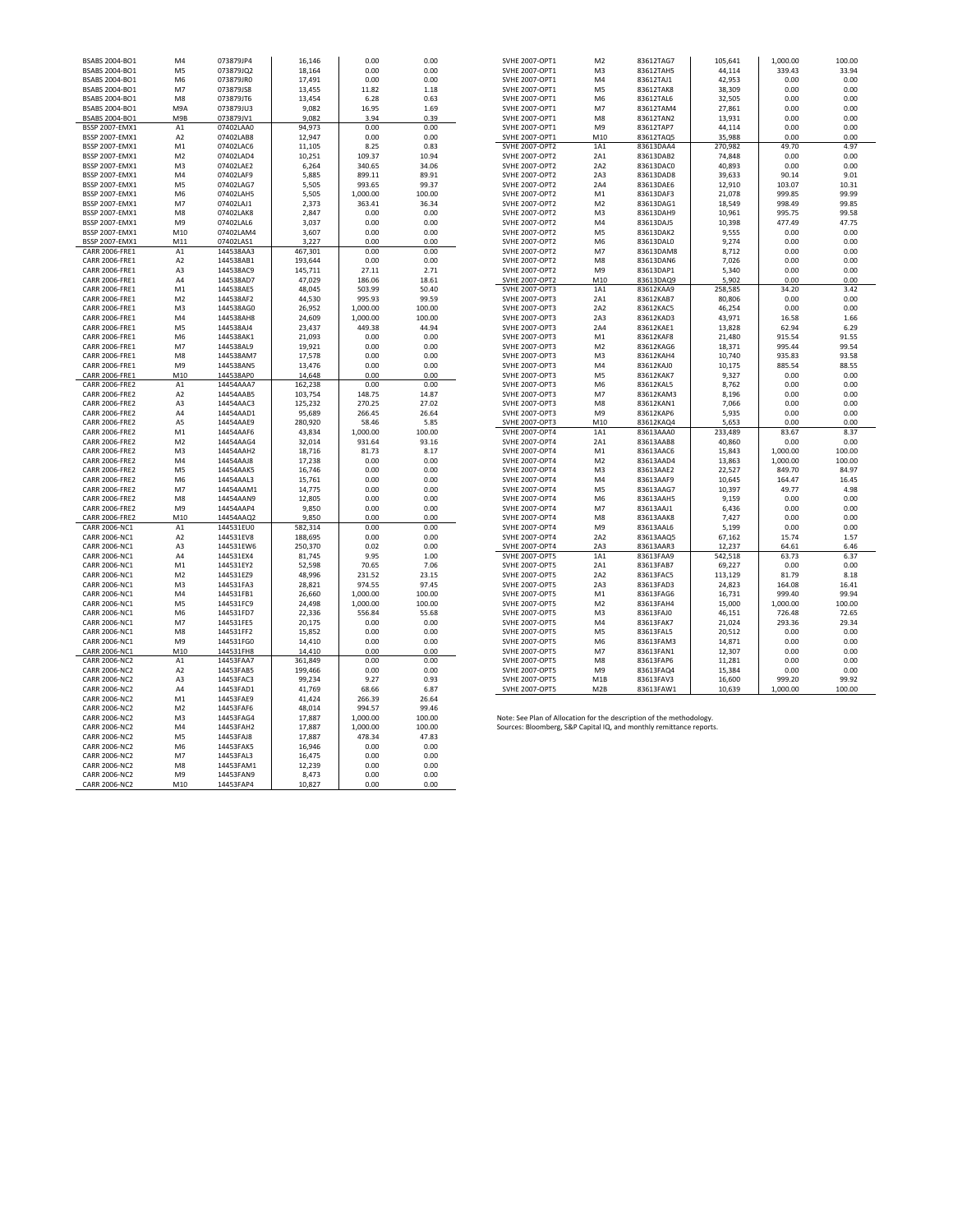| | | | | | |
|---|---|---|---|---|---|
| BSABS 2004-BO1 | M4 | 073879JP4 | 16,146 | 0.00 | 0.00 |
| BSABS 2004-BO1 | M5 | 073879JQ2 | 18,164 | 0.00 | 0.00 |
| BSABS 2004-BO1 | M6 | 073879JR0 | 17,491 | 0.00 | 0.00 |
| BSABS 2004-BO1 | M7 | 073879JS8 | 13,455 | 11.82 | 1.18 |
| BSABS 2004-BO1 | M8 | 073879JT6 | 13,454 | 6.28 | 0.63 |
| BSABS 2004-BO1 | M9A | 073879JU3 | 9,082 | 16.95 | 1.69 |
| BSABS 2004-BO1 | M9B | 073879JV1 | 9,082 | 3.94 | 0.39 |
| BSSP 2007-EMX1 | A1 | 07402LAA0 | 94,973 | 0.00 | 0.00 |
| BSSP 2007-EMX1 | A2 | 07402LAB8 | 12,947 | 0.00 | 0.00 |
| BSSP 2007-EMX1 | M1 | 07402LAC6 | 11,105 | 8.25 | 0.83 |
| BSSP 2007-EMX1 | M2 | 07402LAD4 | 10,251 | 109.37 | 10.94 |
| BSSP 2007-EMX1 | M3 | 07402LAE2 | 6,264 | 340.65 | 34.06 |
| BSSP 2007-EMX1 | M4 | 07402LAF9 | 5,885 | 899.11 | 89.91 |
| BSSP 2007-EMX1 | M5 | 07402LAG7 | 5,505 | 993.65 | 99.37 |
| BSSP 2007-EMX1 | M6 | 07402LAH5 | 5,505 | 1,000.00 | 100.00 |
| BSSP 2007-EMX1 | M7 | 07402LAJ1 | 2,373 | 363.41 | 36.34 |
| BSSP 2007-EMX1 | M8 | 07402LAK8 | 2,847 | 0.00 | 0.00 |
| BSSP 2007-EMX1 | M9 | 07402LAL6 | 3,037 | 0.00 | 0.00 |
| BSSP 2007-EMX1 | M10 | 07402LAM4 | 3,607 | 0.00 | 0.00 |
| BSSP 2007-EMX1 | M11 | 07402LAS1 | 3,227 | 0.00 | 0.00 |
| CARR 2006-FRE1 | A1 | 144538AA3 | 467,301 | 0.00 | 0.00 |
| CARR 2006-FRE1 | A2 | 144538AB1 | 193,644 | 0.00 | 0.00 |
| CARR 2006-FRE1 | A3 | 144538AC9 | 145,711 | 27.11 | 2.71 |
| CARR 2006-FRE1 | A4 | 144538AD7 | 47,029 | 186.06 | 18.61 |
| CARR 2006-FRE1 | M1 | 144538AE5 | 48,045 | 503.99 | 50.40 |
| CARR 2006-FRE1 | M2 | 144538AF2 | 44,530 | 995.93 | 99.59 |
| CARR 2006-FRE1 | M3 | 144538AG0 | 26,952 | 1,000.00 | 100.00 |
| CARR 2006-FRE1 | M4 | 144538AH8 | 24,609 | 1,000.00 | 100.00 |
| CARR 2006-FRE1 | M5 | 144538AJ4 | 23,437 | 449.38 | 44.94 |
| CARR 2006-FRE1 | M6 | 144538AK1 | 21,093 | 0.00 | 0.00 |
| CARR 2006-FRE1 | M7 | 144538AL9 | 19,921 | 0.00 | 0.00 |
| CARR 2006-FRE1 | M8 | 144538AM7 | 17,578 | 0.00 | 0.00 |
| CARR 2006-FRE1 | M9 | 144538AN5 | 13,476 | 0.00 | 0.00 |
| CARR 2006-FRE1 | M10 | 144538AP0 | 14,648 | 0.00 | 0.00 |
| CARR 2006-FRE2 | A1 | 14454AAA7 | 162,238 | 0.00 | 0.00 |
| CARR 2006-FRE2 | A2 | 14454AAB5 | 103,754 | 148.75 | 14.87 |
| CARR 2006-FRE2 | A3 | 14454AAC3 | 125,232 | 270.25 | 27.02 |
| CARR 2006-FRE2 | A4 | 14454AAD1 | 95,689 | 266.45 | 26.64 |
| CARR 2006-FRE2 | A5 | 14454AAE9 | 280,920 | 58.46 | 5.85 |
| CARR 2006-FRE2 | M1 | 14454AAF6 | 43,834 | 1,000.00 | 100.00 |
| CARR 2006-FRE2 | M2 | 14454AAG4 | 32,014 | 931.64 | 93.16 |
| CARR 2006-FRE2 | M3 | 14454AAH2 | 18,716 | 81.73 | 8.17 |
| CARR 2006-FRE2 | M4 | 14454AAJ8 | 17,238 | 0.00 | 0.00 |
| CARR 2006-FRE2 | M5 | 14454AAK5 | 16,746 | 0.00 | 0.00 |
| CARR 2006-FRE2 | M6 | 14454AAL3 | 15,761 | 0.00 | 0.00 |
| CARR 2006-FRE2 | M7 | 14454AAM1 | 14,775 | 0.00 | 0.00 |
| CARR 2006-FRE2 | M8 | 14454AAN9 | 12,805 | 0.00 | 0.00 |
| CARR 2006-FRE2 | M9 | 14454AAP4 | 9,850 | 0.00 | 0.00 |
| CARR 2006-FRE2 | M10 | 14454AAQ2 | 9,850 | 0.00 | 0.00 |
| CARR 2006-NC1 | A1 | 144531EU0 | 582,314 | 0.00 | 0.00 |
| CARR 2006-NC1 | A2 | 144531EV8 | 188,695 | 0.00 | 0.00 |
| CARR 2006-NC1 | A3 | 144531EW6 | 250,370 | 0.02 | 0.00 |
| CARR 2006-NC1 | A4 | 144531EX4 | 81,745 | 9.95 | 1.00 |
| CARR 2006-NC1 | M1 | 144531EY2 | 52,598 | 70.65 | 7.06 |
| CARR 2006-NC1 | M2 | 144531EZ9 | 48,996 | 231.52 | 23.15 |
| CARR 2006-NC1 | M3 | 144531FA3 | 28,821 | 974.55 | 97.45 |
| CARR 2006-NC1 | M4 | 144531FB1 | 26,660 | 1,000.00 | 100.00 |
| CARR 2006-NC1 | M5 | 144531FC9 | 24,498 | 1,000.00 | 100.00 |
| CARR 2006-NC1 | M6 | 144531FD7 | 22,336 | 556.84 | 55.68 |
| CARR 2006-NC1 | M7 | 144531FE5 | 20,175 | 0.00 | 0.00 |
| CARR 2006-NC1 | M8 | 144531FF2 | 15,852 | 0.00 | 0.00 |
| CARR 2006-NC1 | M9 | 144531FG0 | 14,410 | 0.00 | 0.00 |
| CARR 2006-NC1 | M10 | 144531FH8 | 14,410 | 0.00 | 0.00 |
| CARR 2006-NC2 | A1 | 14453FAA7 | 361,849 | 0.00 | 0.00 |
| CARR 2006-NC2 | A2 | 14453FAB5 | 199,466 | 0.00 | 0.00 |
| CARR 2006-NC2 | A3 | 14453FAC3 | 99,234 | 9.27 | 0.93 |
| CARR 2006-NC2 | A4 | 14453FAD1 | 41,769 | 68.66 | 6.87 |
| CARR 2006-NC2 | M1 | 14453FAE9 | 41,424 | 266.39 | 26.64 |
| CARR 2006-NC2 | M2 | 14453FAF6 | 48,014 | 994.57 | 99.46 |
| CARR 2006-NC2 | M3 | 14453FAG4 | 17,887 | 1,000.00 | 100.00 |
| CARR 2006-NC2 | M4 | 14453FAH2 | 17,887 | 1,000.00 | 100.00 |
| CARR 2006-NC2 | M5 | 14453FAJ8 | 17,887 | 478.34 | 47.83 |
| CARR 2006-NC2 | M6 | 14453FAK5 | 16,946 | 0.00 | 0.00 |
| CARR 2006-NC2 | M7 | 14453FAL3 | 16,475 | 0.00 | 0.00 |
| CARR 2006-NC2 | M8 | 14453FAM1 | 12,239 | 0.00 | 0.00 |
| CARR 2006-NC2 | M9 | 14453FAN9 | 8,473 | 0.00 | 0.00 |
| CARR 2006-NC2 | M10 | 14453FAP4 | 10,827 | 0.00 | 0.00 |
| SVHE 2007-OPT1 | M2 | 83612TAG7 | 105,641 | 1,000.00 | 100.00 |
| SVHE 2007-OPT1 | M3 | 83612TAH5 | 44,114 | 339.43 | 33.94 |
| SVHE 2007-OPT1 | M4 | 83612TAJ1 | 42,953 | 0.00 | 0.00 |
| SVHE 2007-OPT1 | M5 | 83612TAK8 | 38,309 | 0.00 | 0.00 |
| SVHE 2007-OPT1 | M6 | 83612TAL6 | 32,505 | 0.00 | 0.00 |
| SVHE 2007-OPT1 | M7 | 83612TAM4 | 27,861 | 0.00 | 0.00 |
| SVHE 2007-OPT1 | M8 | 83612TAN2 | 13,931 | 0.00 | 0.00 |
| SVHE 2007-OPT1 | M9 | 83612TAP7 | 44,114 | 0.00 | 0.00 |
| SVHE 2007-OPT1 | M10 | 83612TAQ5 | 35,988 | 0.00 | 0.00 |
| SVHE 2007-OPT2 | 1A1 | 83613DAA4 | 270,982 | 49.70 | 4.97 |
| SVHE 2007-OPT2 | 2A1 | 83613DAB2 | 74,848 | 0.00 | 0.00 |
| SVHE 2007-OPT2 | 2A2 | 83613DAC0 | 40,893 | 0.00 | 0.00 |
| SVHE 2007-OPT2 | 2A3 | 83613DAD8 | 39,633 | 90.14 | 9.01 |
| SVHE 2007-OPT2 | 2A4 | 83613DAE6 | 12,910 | 103.07 | 10.31 |
| SVHE 2007-OPT2 | M1 | 83613DAF3 | 21,078 | 999.85 | 99.99 |
| SVHE 2007-OPT2 | M2 | 83613DAG1 | 18,549 | 998.49 | 99.85 |
| SVHE 2007-OPT2 | M3 | 83613DAH9 | 10,961 | 995.75 | 99.58 |
| SVHE 2007-OPT2 | M4 | 83613DAJ5 | 10,398 | 477.49 | 47.75 |
| SVHE 2007-OPT2 | M5 | 83613DAK2 | 9,555 | 0.00 | 0.00 |
| SVHE 2007-OPT2 | M6 | 83613DAL0 | 9,274 | 0.00 | 0.00 |
| SVHE 2007-OPT2 | M7 | 83613DAM8 | 8,712 | 0.00 | 0.00 |
| SVHE 2007-OPT2 | M8 | 83613DAN6 | 7,026 | 0.00 | 0.00 |
| SVHE 2007-OPT2 | M9 | 83613DAP1 | 5,340 | 0.00 | 0.00 |
| SVHE 2007-OPT2 | M10 | 83613DAQ9 | 5,902 | 0.00 | 0.00 |
| SVHE 2007-OPT3 | 1A1 | 83612KAA9 | 258,585 | 34.20 | 3.42 |
| SVHE 2007-OPT3 | 2A1 | 83612KAB7 | 80,806 | 0.00 | 0.00 |
| SVHE 2007-OPT3 | 2A2 | 83612KAC5 | 46,254 | 0.00 | 0.00 |
| SVHE 2007-OPT3 | 2A3 | 83612KAD3 | 43,971 | 16.58 | 1.66 |
| SVHE 2007-OPT3 | 2A4 | 83612KAE1 | 13,828 | 62.94 | 6.29 |
| SVHE 2007-OPT3 | M1 | 83612KAF8 | 21,480 | 915.54 | 91.55 |
| SVHE 2007-OPT3 | M2 | 83612KAG6 | 18,371 | 995.44 | 99.54 |
| SVHE 2007-OPT3 | M3 | 83612KAH4 | 10,740 | 935.83 | 93.58 |
| SVHE 2007-OPT3 | M4 | 83612KAJ0 | 10,175 | 885.54 | 88.55 |
| SVHE 2007-OPT3 | M5 | 83612KAK7 | 9,327 | 0.00 | 0.00 |
| SVHE 2007-OPT3 | M6 | 83612KAL5 | 8,762 | 0.00 | 0.00 |
| SVHE 2007-OPT3 | M7 | 83612KAM3 | 8,196 | 0.00 | 0.00 |
| SVHE 2007-OPT3 | M8 | 83612KAN1 | 7,066 | 0.00 | 0.00 |
| SVHE 2007-OPT3 | M9 | 83612KAP6 | 5,935 | 0.00 | 0.00 |
| SVHE 2007-OPT3 | M10 | 83612KAQ4 | 5,653 | 0.00 | 0.00 |
| SVHE 2007-OPT4 | 1A1 | 83613AAA0 | 233,489 | 83.67 | 8.37 |
| SVHE 2007-OPT4 | 2A1 | 83613AAB8 | 40,860 | 0.00 | 0.00 |
| SVHE 2007-OPT4 | M1 | 83613AAC6 | 15,843 | 1,000.00 | 100.00 |
| SVHE 2007-OPT4 | M2 | 83613AAD4 | 13,863 | 1,000.00 | 100.00 |
| SVHE 2007-OPT4 | M3 | 83613AAE2 | 22,527 | 849.70 | 84.97 |
| SVHE 2007-OPT4 | M4 | 83613AAF9 | 10,645 | 164.47 | 16.45 |
| SVHE 2007-OPT4 | M5 | 83613AAG7 | 10,397 | 49.77 | 4.98 |
| SVHE 2007-OPT4 | M6 | 83613AAH5 | 9,159 | 0.00 | 0.00 |
| SVHE 2007-OPT4 | M7 | 83613AAJ1 | 6,436 | 0.00 | 0.00 |
| SVHE 2007-OPT4 | M8 | 83613AAK8 | 7,427 | 0.00 | 0.00 |
| SVHE 2007-OPT4 | M9 | 83613AAL6 | 5,199 | 0.00 | 0.00 |
| SVHE 2007-OPT4 | 2A2 | 83613AAQ5 | 67,162 | 15.74 | 1.57 |
| SVHE 2007-OPT4 | 2A3 | 83613AAR3 | 12,237 | 64.61 | 6.46 |
| SVHE 2007-OPT5 | 1A1 | 83613FAA9 | 542,518 | 63.73 | 6.37 |
| SVHE 2007-OPT5 | 2A1 | 83613FAB7 | 69,227 | 0.00 | 0.00 |
| SVHE 2007-OPT5 | 2A2 | 83613FAC5 | 113,129 | 81.79 | 8.18 |
| SVHE 2007-OPT5 | 2A3 | 83613FAD3 | 24,823 | 164.08 | 16.41 |
| SVHE 2007-OPT5 | M1 | 83613FAG6 | 16,731 | 999.40 | 99.94 |
| SVHE 2007-OPT5 | M2 | 83613FAH4 | 15,000 | 1,000.00 | 100.00 |
| SVHE 2007-OPT5 | M3 | 83613FAJ0 | 46,151 | 726.48 | 72.65 |
| SVHE 2007-OPT5 | M4 | 83613FAK7 | 21,024 | 293.36 | 29.34 |
| SVHE 2007-OPT5 | M5 | 83613FAL5 | 20,512 | 0.00 | 0.00 |
| SVHE 2007-OPT5 | M6 | 83613FAM3 | 14,871 | 0.00 | 0.00 |
| SVHE 2007-OPT5 | M7 | 83613FAN1 | 12,307 | 0.00 | 0.00 |
| SVHE 2007-OPT5 | M8 | 83613FAP6 | 11,281 | 0.00 | 0.00 |
| SVHE 2007-OPT5 | M9 | 83613FAQ4 | 15,384 | 0.00 | 0.00 |
| SVHE 2007-OPT5 | M1B | 83613FAV3 | 16,600 | 999.20 | 99.92 |
| SVHE 2007-OPT5 | M2B | 83613FAW1 | 10,639 | 1,000.00 | 100.00 |

Note: See Plan of Allocation for the description of the methodology.
Sources: Bloomberg, S&P Capital IQ, and monthly remittance reports.